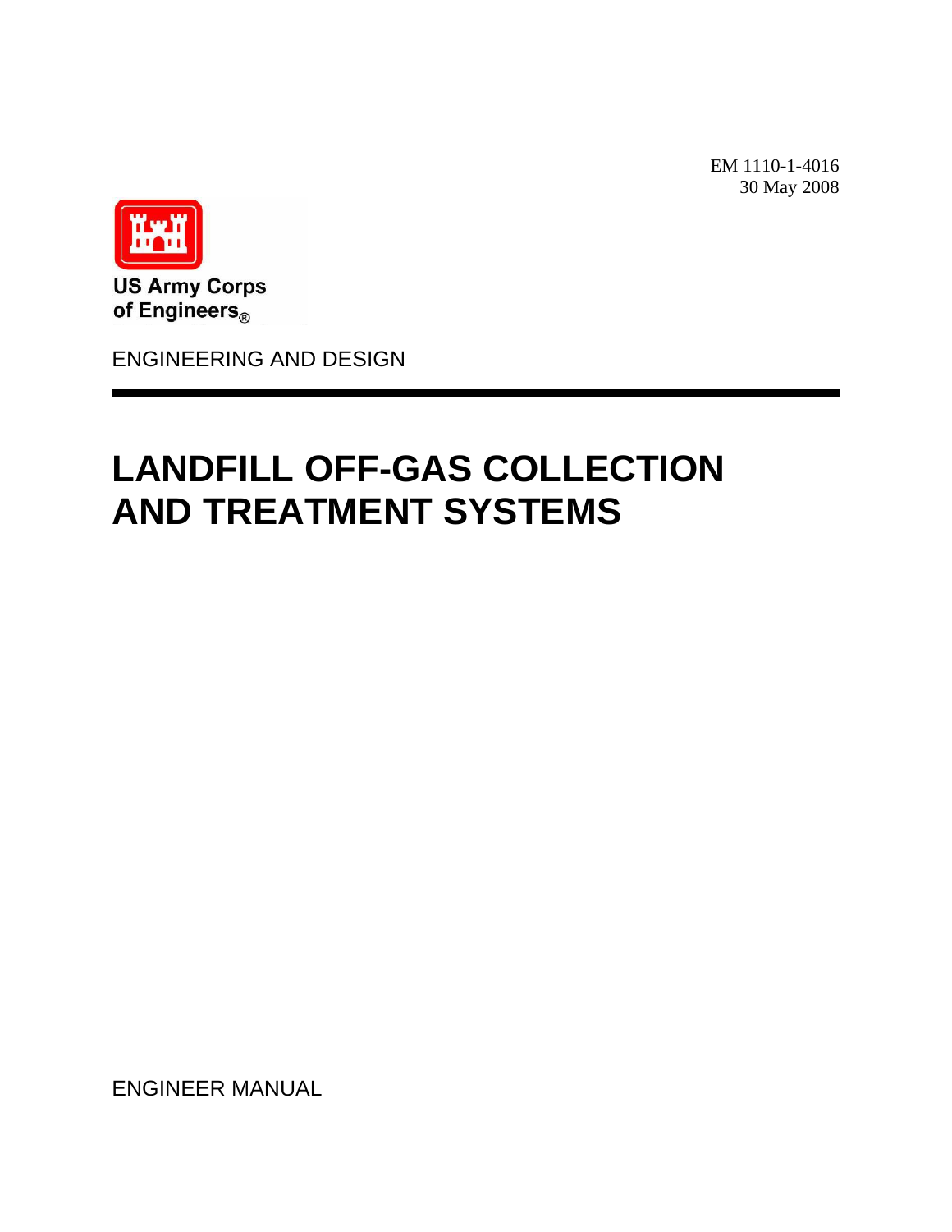EM 1110-1-4016
30 May 2008

US Army Corps
of Engineers®

ENGINEERING AND DESIGN

# LANDFILL OFF-GAS COLLECTION AND TREATMENT SYSTEMS

ENGINEER MANUAL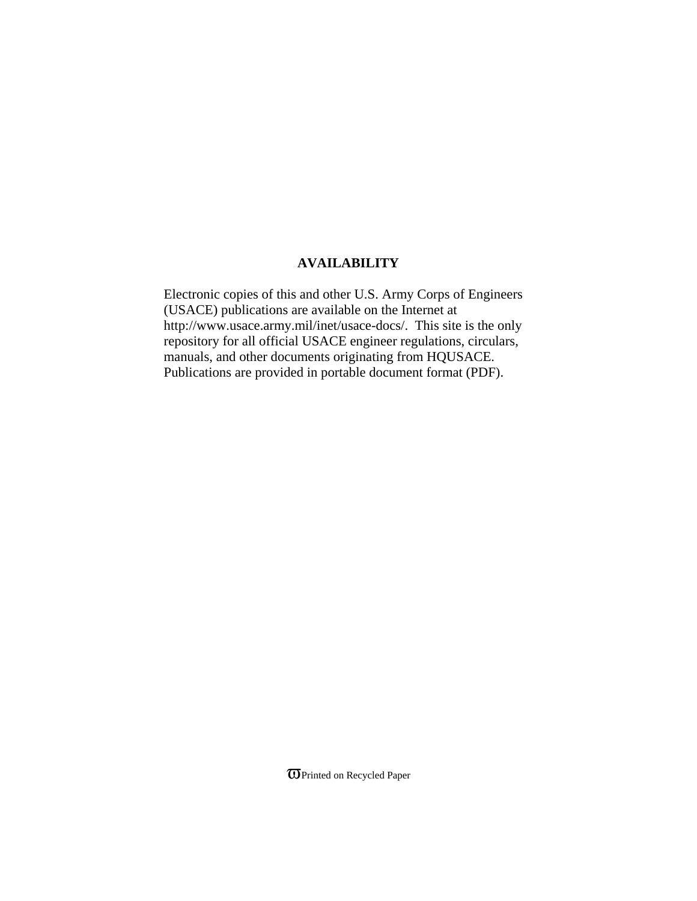## AVAILABILITY

Electronic copies of this and other U.S. Army Corps of Engineers (USACE) publications are available on the Internet at http://www.usace.army.mil/inet/usace-docs/. This site is the only repository for all official USACE engineer regulations, circulars, manuals, and other documents originating from HQUSACE. Publications are provided in portable document format (PDF).

ϖ Printed on Recycled Paper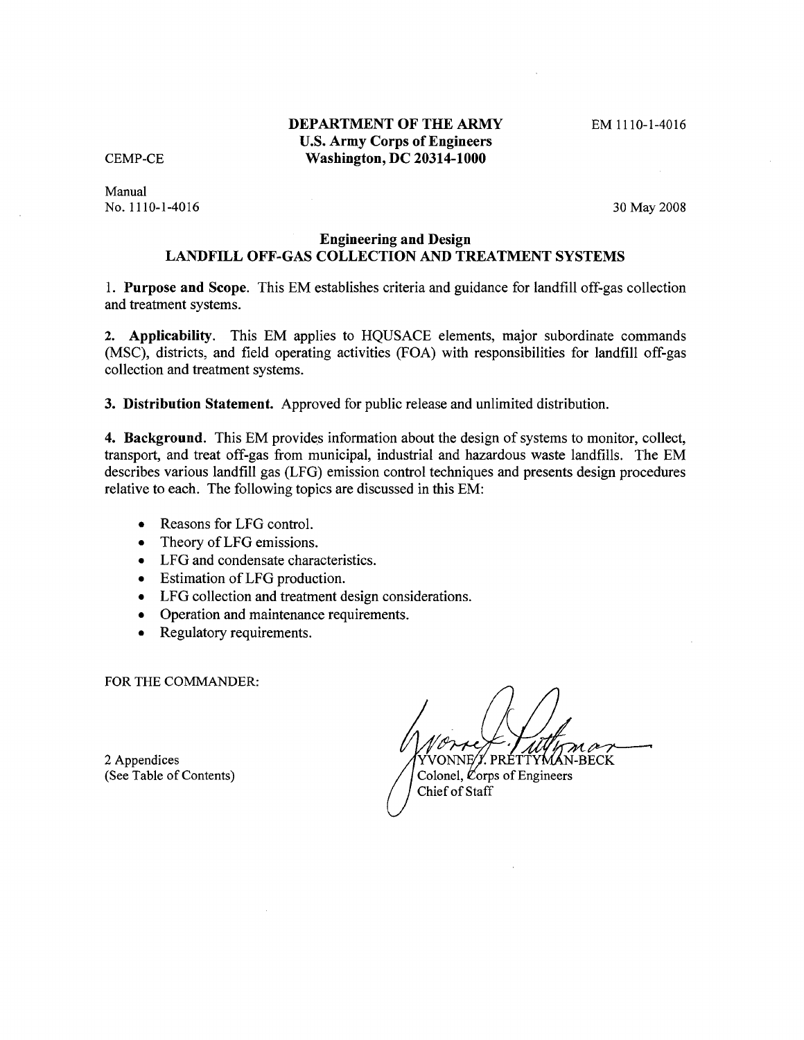**DEPARTMENT OF THE ARMY**
**U.S. Army Corps of Engineers**
**Washington, DC 20314-1000**

EM 1110-1-4016

CEMP-CE

Manual
No. 1110-1-4016

30 May 2008

## Engineering and Design
## LANDFILL OFF-GAS COLLECTION AND TREATMENT SYSTEMS

1. **Purpose and Scope**. This EM establishes criteria and guidance for landfill off-gas collection and treatment systems.

2. **Applicability**. This EM applies to HQUSACE elements, major subordinate commands (MSC), districts, and field operating activities (FOA) with responsibilities for landfill off-gas collection and treatment systems.

3. **Distribution Statement.** Approved for public release and unlimited distribution.

4. **Background.** This EM provides information about the design of systems to monitor, collect, transport, and treat off-gas from municipal, industrial and hazardous waste landfills. The EM describes various landfill gas (LFG) emission control techniques and presents design procedures relative to each. The following topics are discussed in this EM:

- Reasons for LFG control.
- Theory of LFG emissions.
- LFG and condensate characteristics.
- Estimation of LFG production.
- LFG collection and treatment design considerations.
- Operation and maintenance requirements.
- Regulatory requirements.

FOR THE COMMANDER:

2 Appendices
(See Table of Contents)

YVONNE J. PRETTYMAN-BECK
Colonel, Corps of Engineers
Chief of Staff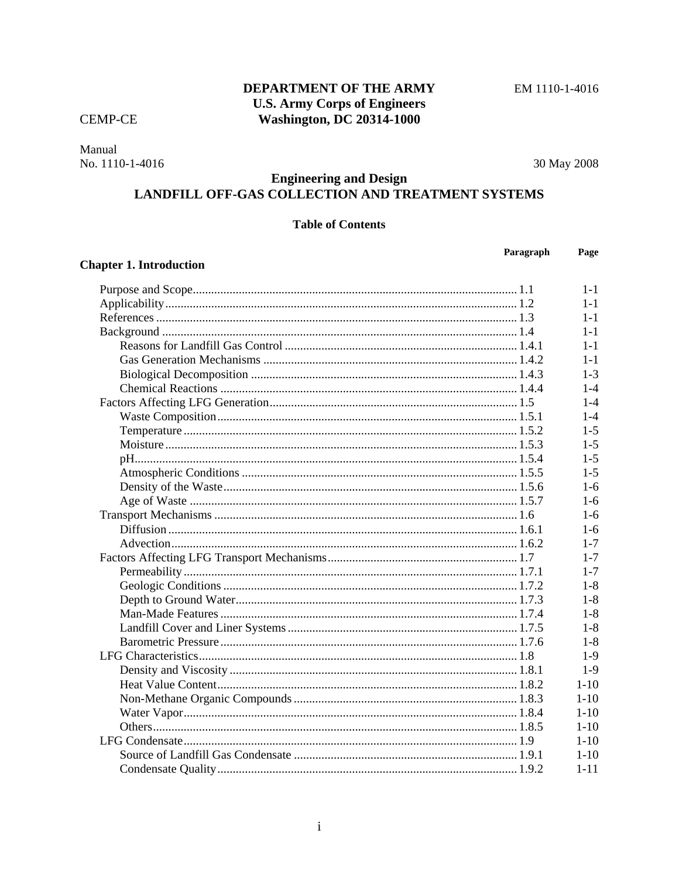DEPARTMENT OF THE ARMY
U.S. Army Corps of Engineers
Washington, DC 20314-1000

EM 1110-1-4016

CEMP-CE

Manual
No. 1110-1-4016

30 May 2008

# Engineering and Design
# LANDFILL OFF-GAS COLLECTION AND TREATMENT SYSTEMS

## Table of Contents

| | Paragraph | Page |
|---|---|---|
| **Chapter 1. Introduction** | | |
| Purpose and Scope | 1.1 | 1-1 |
| Applicability | 1.2 | 1-1 |
| References | 1.3 | 1-1 |
| Background | 1.4 | 1-1 |
| Reasons for Landfill Gas Control | 1.4.1 | 1-1 |
| Gas Generation Mechanisms | 1.4.2 | 1-1 |
| Biological Decomposition | 1.4.3 | 1-3 |
| Chemical Reactions | 1.4.4 | 1-4 |
| Factors Affecting LFG Generation | 1.5 | 1-4 |
| Waste Composition | 1.5.1 | 1-4 |
| Temperature | 1.5.2 | 1-5 |
| Moisture | 1.5.3 | 1-5 |
| pH | 1.5.4 | 1-5 |
| Atmospheric Conditions | 1.5.5 | 1-5 |
| Density of the Waste | 1.5.6 | 1-6 |
| Age of Waste | 1.5.7 | 1-6 |
| Transport Mechanisms | 1.6 | 1-6 |
| Diffusion | 1.6.1 | 1-6 |
| Advection | 1.6.2 | 1-7 |
| Factors Affecting LFG Transport Mechanisms | 1.7 | 1-7 |
| Permeability | 1.7.1 | 1-7 |
| Geologic Conditions | 1.7.2 | 1-8 |
| Depth to Ground Water | 1.7.3 | 1-8 |
| Man-Made Features | 1.7.4 | 1-8 |
| Landfill Cover and Liner Systems | 1.7.5 | 1-8 |
| Barometric Pressure | 1.7.6 | 1-8 |
| LFG Characteristics | 1.8 | 1-9 |
| Density and Viscosity | 1.8.1 | 1-9 |
| Heat Value Content | 1.8.2 | 1-10 |
| Non-Methane Organic Compounds | 1.8.3 | 1-10 |
| Water Vapor | 1.8.4 | 1-10 |
| Others | 1.8.5 | 1-10 |
| LFG Condensate | 1.9 | 1-10 |
| Source of Landfill Gas Condensate | 1.9.1 | 1-10 |
| Condensate Quality | 1.9.2 | 1-11 |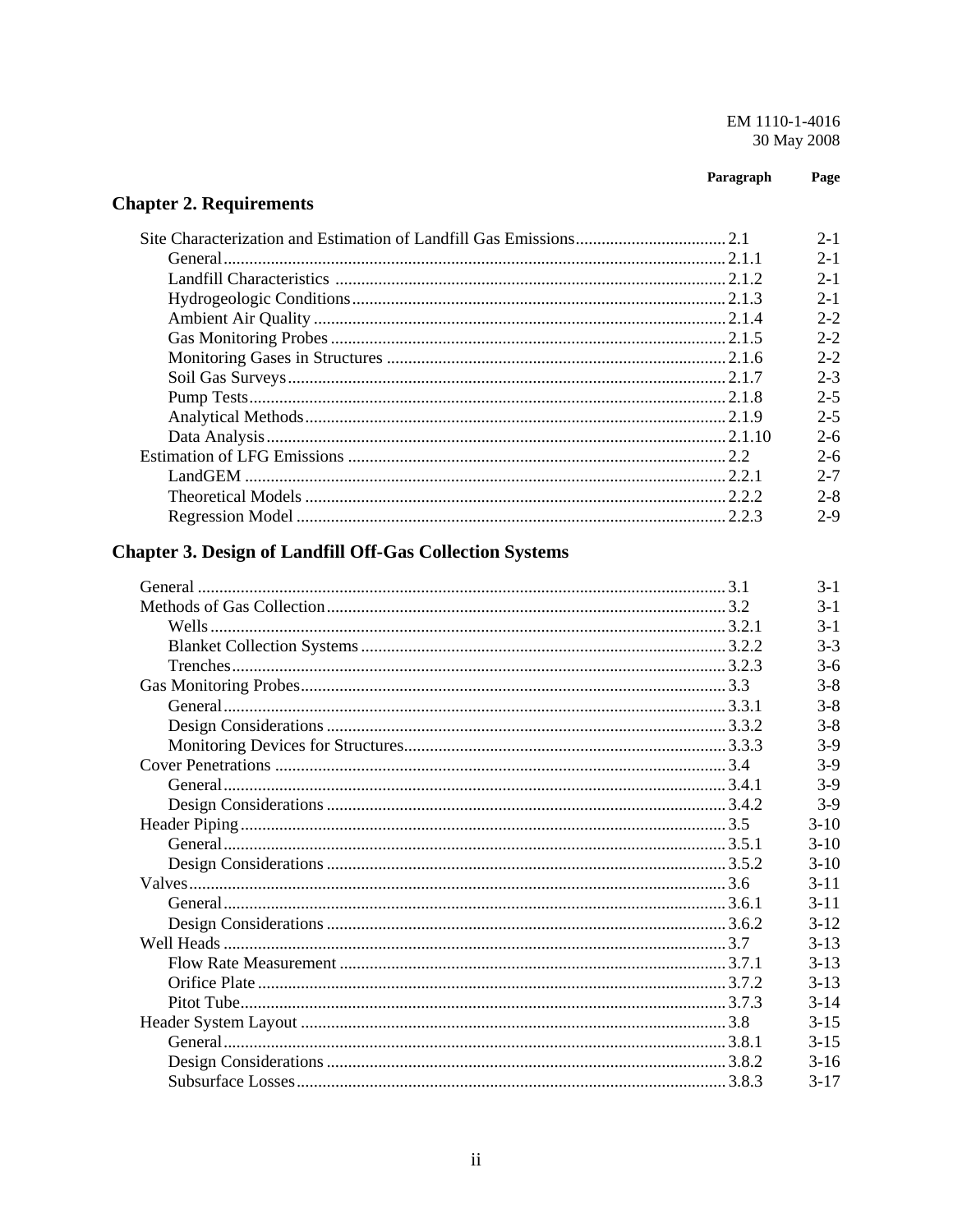| | Paragraph | Page |
|---|---|---|
| **Chapter 2. Requirements** | | |
| Site Characterization and Estimation of Landfill Gas Emissions | 2.1 | 2-1 |
| General | 2.1.1 | 2-1 |
| Landfill Characteristics | 2.1.2 | 2-1 |
| Hydrogeologic Conditions | 2.1.3 | 2-1 |
| Ambient Air Quality | 2.1.4 | 2-2 |
| Gas Monitoring Probes | 2.1.5 | 2-2 |
| Monitoring Gases in Structures | 2.1.6 | 2-2 |
| Soil Gas Surveys | 2.1.7 | 2-3 |
| Pump Tests | 2.1.8 | 2-5 |
| Analytical Methods | 2.1.9 | 2-5 |
| Data Analysis | 2.1.10 | 2-6 |
| Estimation of LFG Emissions | 2.2 | 2-6 |
| LandGEM | 2.2.1 | 2-7 |
| Theoretical Models | 2.2.2 | 2-8 |
| Regression Model | 2.2.3 | 2-9 |
| **Chapter 3. Design of Landfill Off-Gas Collection Systems** | | |
| General | 3.1 | 3-1 |
| Methods of Gas Collection | 3.2 | 3-1 |
| Wells | 3.2.1 | 3-1 |
| Blanket Collection Systems | 3.2.2 | 3-3 |
| Trenches | 3.2.3 | 3-6 |
| Gas Monitoring Probes | 3.3 | 3-8 |
| General | 3.3.1 | 3-8 |
| Design Considerations | 3.3.2 | 3-8 |
| Monitoring Devices for Structures | 3.3.3 | 3-9 |
| Cover Penetrations | 3.4 | 3-9 |
| General | 3.4.1 | 3-9 |
| Design Considerations | 3.4.2 | 3-9 |
| Header Piping | 3.5 | 3-10 |
| General | 3.5.1 | 3-10 |
| Design Considerations | 3.5.2 | 3-10 |
| Valves | 3.6 | 3-11 |
| General | 3.6.1 | 3-11 |
| Design Considerations | 3.6.2 | 3-12 |
| Well Heads | 3.7 | 3-13 |
| Flow Rate Measurement | 3.7.1 | 3-13 |
| Orifice Plate | 3.7.2 | 3-13 |
| Pitot Tube | 3.7.3 | 3-14 |
| Header System Layout | 3.8 | 3-15 |
| General | 3.8.1 | 3-15 |
| Design Considerations | 3.8.2 | 3-16 |
| Subsurface Losses | 3.8.3 | 3-17 |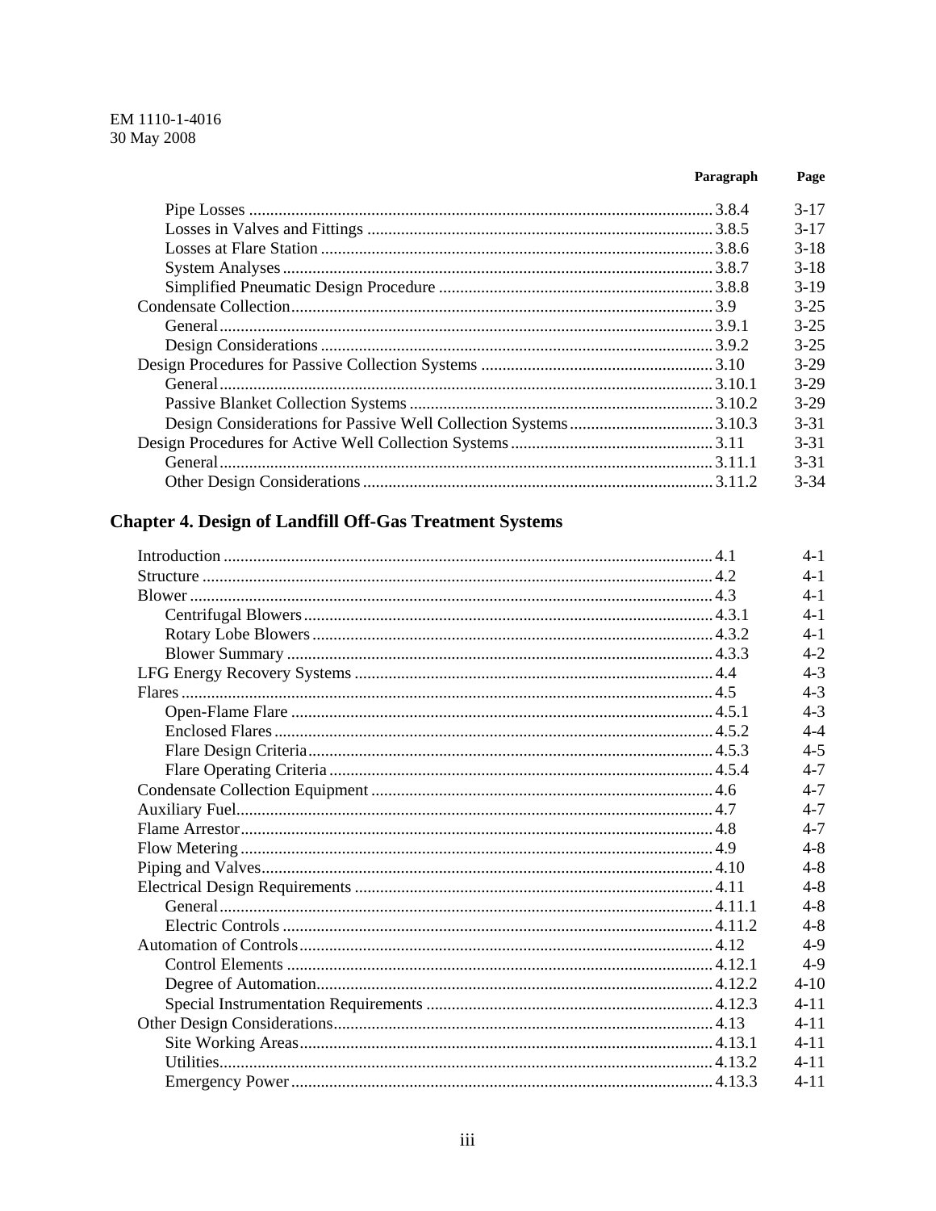| | Paragraph | Page |
|---|---|---|
| Pipe Losses | 3.8.4 | 3-17 |
| Losses in Valves and Fittings | 3.8.5 | 3-17 |
| Losses at Flare Station | 3.8.6 | 3-18 |
| System Analyses | 3.8.7 | 3-18 |
| Simplified Pneumatic Design Procedure | 3.8.8 | 3-19 |
| Condensate Collection | 3.9 | 3-25 |
| General | 3.9.1 | 3-25 |
| Design Considerations | 3.9.2 | 3-25 |
| Design Procedures for Passive Collection Systems | 3.10 | 3-29 |
| General | 3.10.1 | 3-29 |
| Passive Blanket Collection Systems | 3.10.2 | 3-29 |
| Design Considerations for Passive Well Collection Systems | 3.10.3 | 3-31 |
| Design Procedures for Active Well Collection Systems | 3.11 | 3-31 |
| General | 3.11.1 | 3-31 |
| Other Design Considerations | 3.11.2 | 3-34 |

## Chapter 4. Design of Landfill Off-Gas Treatment Systems

| | Paragraph | Page |
|---|---|---|
| Introduction | 4.1 | 4-1 |
| Structure | 4.2 | 4-1 |
| Blower | 4.3 | 4-1 |
| Centrifugal Blowers | 4.3.1 | 4-1 |
| Rotary Lobe Blowers | 4.3.2 | 4-1 |
| Blower Summary | 4.3.3 | 4-2 |
| LFG Energy Recovery Systems | 4.4 | 4-3 |
| Flares | 4.5 | 4-3 |
| Open-Flame Flare | 4.5.1 | 4-3 |
| Enclosed Flares | 4.5.2 | 4-4 |
| Flare Design Criteria | 4.5.3 | 4-5 |
| Flare Operating Criteria | 4.5.4 | 4-7 |
| Condensate Collection Equipment | 4.6 | 4-7 |
| Auxiliary Fuel | 4.7 | 4-7 |
| Flame Arrestor | 4.8 | 4-7 |
| Flow Metering | 4.9 | 4-8 |
| Piping and Valves | 4.10 | 4-8 |
| Electrical Design Requirements | 4.11 | 4-8 |
| General | 4.11.1 | 4-8 |
| Electric Controls | 4.11.2 | 4-8 |
| Automation of Controls | 4.12 | 4-9 |
| Control Elements | 4.12.1 | 4-9 |
| Degree of Automation | 4.12.2 | 4-10 |
| Special Instrumentation Requirements | 4.12.3 | 4-11 |
| Other Design Considerations | 4.13 | 4-11 |
| Site Working Areas | 4.13.1 | 4-11 |
| Utilities | 4.13.2 | 4-11 |
| Emergency Power | 4.13.3 | 4-11 |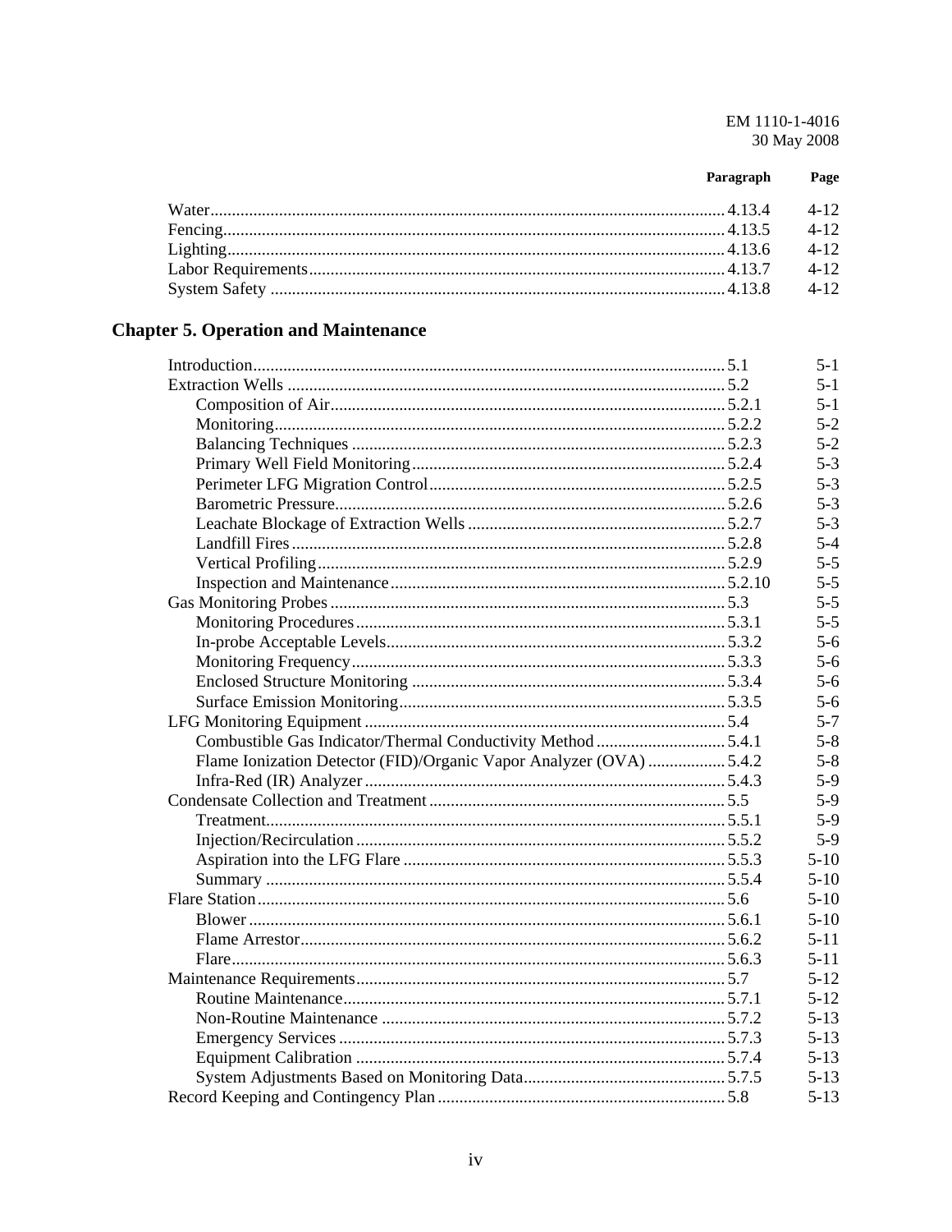| | Paragraph | Page |
|---|---|---|
| Water | 4.13.4 | 4-12 |
| Fencing | 4.13.5 | 4-12 |
| Lighting | 4.13.6 | 4-12 |
| Labor Requirements | 4.13.7 | 4-12 |
| System Safety | 4.13.8 | 4-12 |

## Chapter 5. Operation and Maintenance

| | Paragraph | Page |
|---|---|---|
| Introduction | 5.1 | 5-1 |
| Extraction Wells | 5.2 | 5-1 |
| Composition of Air | 5.2.1 | 5-1 |
| Monitoring | 5.2.2 | 5-2 |
| Balancing Techniques | 5.2.3 | 5-2 |
| Primary Well Field Monitoring | 5.2.4 | 5-3 |
| Perimeter LFG Migration Control | 5.2.5 | 5-3 |
| Barometric Pressure | 5.2.6 | 5-3 |
| Leachate Blockage of Extraction Wells | 5.2.7 | 5-3 |
| Landfill Fires | 5.2.8 | 5-4 |
| Vertical Profiling | 5.2.9 | 5-5 |
| Inspection and Maintenance | 5.2.10 | 5-5 |
| Gas Monitoring Probes | 5.3 | 5-5 |
| Monitoring Procedures | 5.3.1 | 5-5 |
| In-probe Acceptable Levels | 5.3.2 | 5-6 |
| Monitoring Frequency | 5.3.3 | 5-6 |
| Enclosed Structure Monitoring | 5.3.4 | 5-6 |
| Surface Emission Monitoring | 5.3.5 | 5-6 |
| LFG Monitoring Equipment | 5.4 | 5-7 |
| Combustible Gas Indicator/Thermal Conductivity Method | 5.4.1 | 5-8 |
| Flame Ionization Detector (FID)/Organic Vapor Analyzer (OVA) | 5.4.2 | 5-8 |
| Infra-Red (IR) Analyzer | 5.4.3 | 5-9 |
| Condensate Collection and Treatment | 5.5 | 5-9 |
| Treatment | 5.5.1 | 5-9 |
| Injection/Recirculation | 5.5.2 | 5-9 |
| Aspiration into the LFG Flare | 5.5.3 | 5-10 |
| Summary | 5.5.4 | 5-10 |
| Flare Station | 5.6 | 5-10 |
| Blower | 5.6.1 | 5-10 |
| Flame Arrestor | 5.6.2 | 5-11 |
| Flare | 5.6.3 | 5-11 |
| Maintenance Requirements | 5.7 | 5-12 |
| Routine Maintenance | 5.7.1 | 5-12 |
| Non-Routine Maintenance | 5.7.2 | 5-13 |
| Emergency Services | 5.7.3 | 5-13 |
| Equipment Calibration | 5.7.4 | 5-13 |
| System Adjustments Based on Monitoring Data | 5.7.5 | 5-13 |
| Record Keeping and Contingency Plan | 5.8 | 5-13 |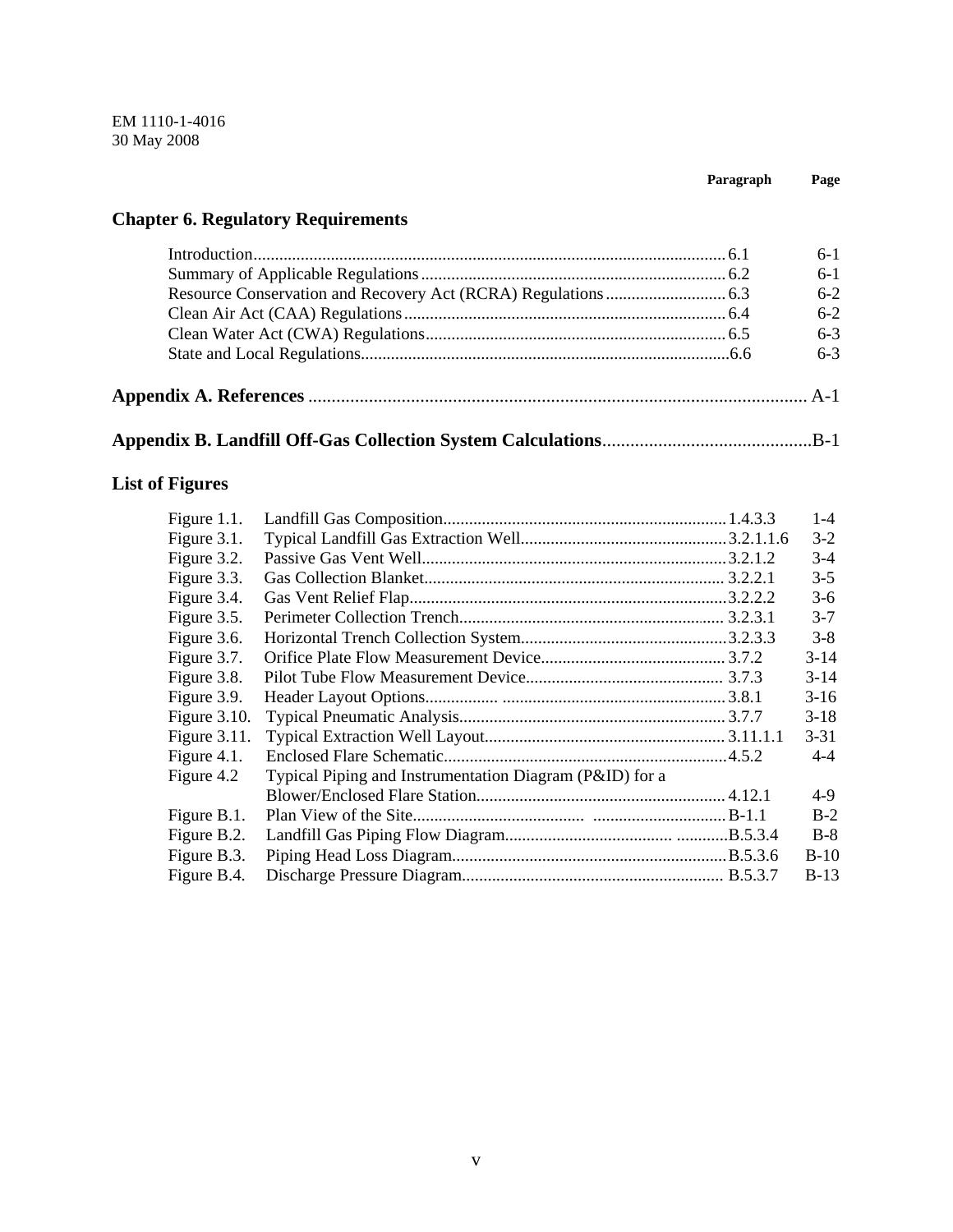| | Paragraph | Page |
|---|---|---|

## Chapter 6. Regulatory Requirements

| | Paragraph | Page |
|---|---|---|
| Introduction | 6.1 | 6-1 |
| Summary of Applicable Regulations | 6.2 | 6-1 |
| Resource Conservation and Recovery Act (RCRA) Regulations | 6.3 | 6-2 |
| Clean Air Act (CAA) Regulations | 6.4 | 6-2 |
| Clean Water Act (CWA) Regulations | 6.5 | 6-3 |
| State and Local Regulations | 6.6 | 6-3 |

**Appendix A. References** ............ A-1

**Appendix B. Landfill Off-Gas Collection System Calculations** ............ B-1

## List of Figures

| Figure | Title | Paragraph | Page |
|---|---|---|---|
| Figure 1.1. | Landfill Gas Composition | 1.4.3.3 | 1-4 |
| Figure 3.1. | Typical Landfill Gas Extraction Well | 3.2.1.1.6 | 3-2 |
| Figure 3.2. | Passive Gas Vent Well | 3.2.1.2 | 3-4 |
| Figure 3.3. | Gas Collection Blanket | 3.2.2.1 | 3-5 |
| Figure 3.4. | Gas Vent Relief Flap | 3.2.2.2 | 3-6 |
| Figure 3.5. | Perimeter Collection Trench | 3.2.3.1 | 3-7 |
| Figure 3.6. | Horizontal Trench Collection System | 3.2.3.3 | 3-8 |
| Figure 3.7. | Orifice Plate Flow Measurement Device | 3.7.2 | 3-14 |
| Figure 3.8. | Pilot Tube Flow Measurement Device | 3.7.3 | 3-14 |
| Figure 3.9. | Header Layout Options | 3.8.1 | 3-16 |
| Figure 3.10. | Typical Pneumatic Analysis | 3.7.7 | 3-18 |
| Figure 3.11. | Typical Extraction Well Layout | 3.11.1.1 | 3-31 |
| Figure 4.1. | Enclosed Flare Schematic | 4.5.2 | 4-4 |
| Figure 4.2 | Typical Piping and Instrumentation Diagram (P&ID) for a Blower/Enclosed Flare Station | 4.12.1 | 4-9 |
| Figure B.1. | Plan View of the Site | B-1.1 | B-2 |
| Figure B.2. | Landfill Gas Piping Flow Diagram | B.5.3.4 | B-8 |
| Figure B.3. | Piping Head Loss Diagram | B.5.3.6 | B-10 |
| Figure B.4. | Discharge Pressure Diagram | B.5.3.7 | B-13 |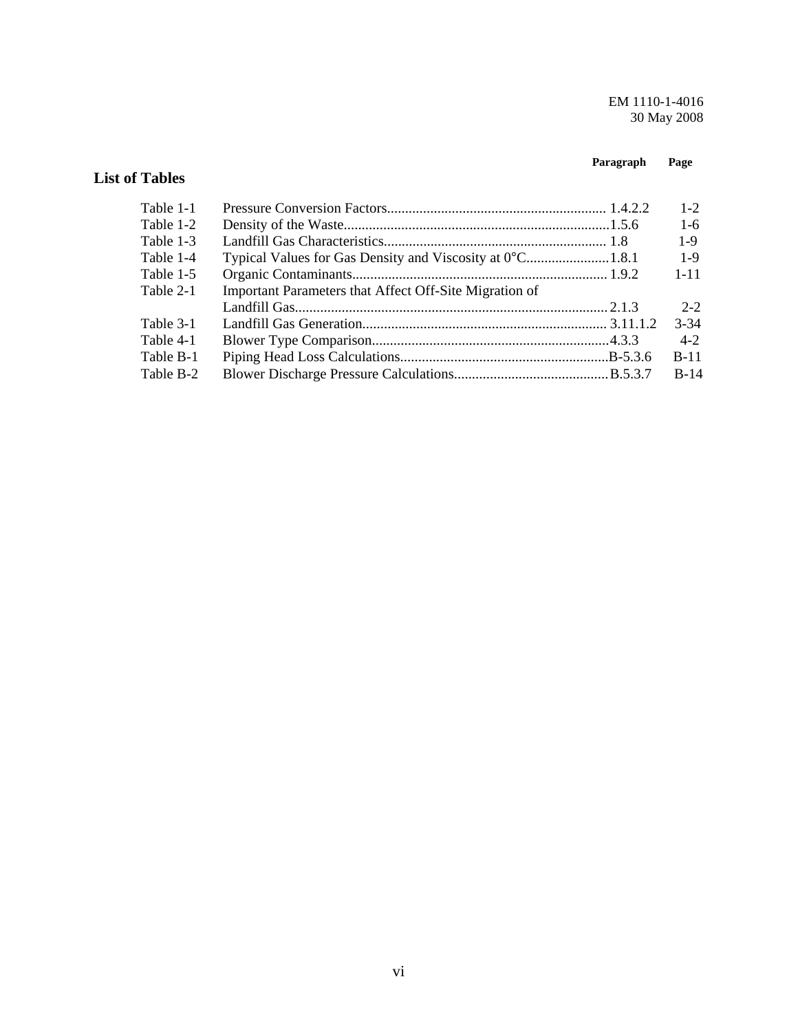## List of Tables

| | | Paragraph | Page |
|---|---|---|---|
| Table 1-1 | Pressure Conversion Factors | 1.4.2.2 | 1-2 |
| Table 1-2 | Density of the Waste | 1.5.6 | 1-6 |
| Table 1-3 | Landfill Gas Characteristics | 1.8 | 1-9 |
| Table 1-4 | Typical Values for Gas Density and Viscosity at 0°C | 1.8.1 | 1-9 |
| Table 1-5 | Organic Contaminants | 1.9.2 | 1-11 |
| Table 2-1 | Important Parameters that Affect Off-Site Migration of Landfill Gas | 2.1.3 | 2-2 |
| Table 3-1 | Landfill Gas Generation | 3.11.1.2 | 3-34 |
| Table 4-1 | Blower Type Comparison | 4.3.3 | 4-2 |
| Table B-1 | Piping Head Loss Calculations | B-5.3.6 | B-11 |
| Table B-2 | Blower Discharge Pressure Calculations | B.5.3.7 | B-14 |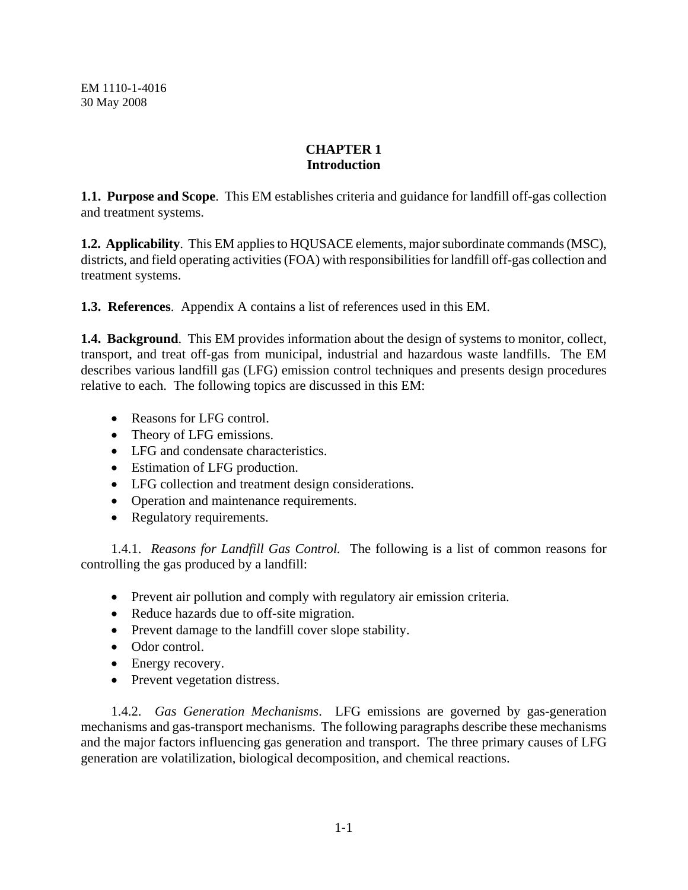# CHAPTER 1
# Introduction

**1.1. Purpose and Scope**. This EM establishes criteria and guidance for landfill off-gas collection and treatment systems.

**1.2. Applicability**. This EM applies to HQUSACE elements, major subordinate commands (MSC), districts, and field operating activities (FOA) with responsibilities for landfill off-gas collection and treatment systems.

**1.3. References**. Appendix A contains a list of references used in this EM.

**1.4. Background**. This EM provides information about the design of systems to monitor, collect, transport, and treat off-gas from municipal, industrial and hazardous waste landfills. The EM describes various landfill gas (LFG) emission control techniques and presents design procedures relative to each. The following topics are discussed in this EM:

- Reasons for LFG control.
- Theory of LFG emissions.
- LFG and condensate characteristics.
- Estimation of LFG production.
- LFG collection and treatment design considerations.
- Operation and maintenance requirements.
- Regulatory requirements.

1.4.1. *Reasons for Landfill Gas Control.* The following is a list of common reasons for controlling the gas produced by a landfill:

- Prevent air pollution and comply with regulatory air emission criteria.
- Reduce hazards due to off-site migration.
- Prevent damage to the landfill cover slope stability.
- Odor control.
- Energy recovery.
- Prevent vegetation distress.

1.4.2. *Gas Generation Mechanisms*. LFG emissions are governed by gas-generation mechanisms and gas-transport mechanisms. The following paragraphs describe these mechanisms and the major factors influencing gas generation and transport. The three primary causes of LFG generation are volatilization, biological decomposition, and chemical reactions.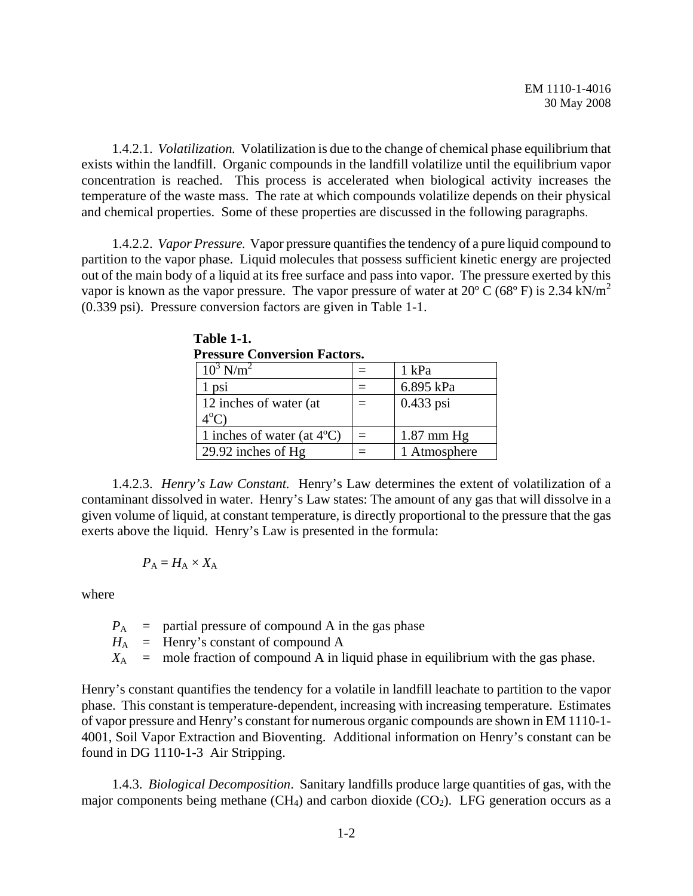1.4.2.1. *Volatilization.* Volatilization is due to the change of chemical phase equilibrium that exists within the landfill. Organic compounds in the landfill volatilize until the equilibrium vapor concentration is reached. This process is accelerated when biological activity increases the temperature of the waste mass. The rate at which compounds volatilize depends on their physical and chemical properties. Some of these properties are discussed in the following paragraphs.

1.4.2.2. *Vapor Pressure.* Vapor pressure quantifies the tendency of a pure liquid compound to partition to the vapor phase. Liquid molecules that possess sufficient kinetic energy are projected out of the main body of a liquid at its free surface and pass into vapor. The pressure exerted by this vapor is known as the vapor pressure. The vapor pressure of water at 20º C (68º F) is 2.34 kN/$m^2$ (0.339 psi). Pressure conversion factors are given in Table 1-1.

**Table 1-1.**
**Pressure Conversion Factors.**

| | | |
|---|---|---|
| $10^3$ N/$m^2$ | = | 1 kPa |
| 1 psi | = | 6.895 kPa |
| 12 inches of water (at 4ºC) | = | 0.433 psi |
| 1 inches of water (at 4ºC) | = | 1.87 mm Hg |
| 29.92 inches of Hg | = | 1 Atmosphere |

1.4.2.3. *Henry's Law Constant.* Henry's Law determines the extent of volatilization of a contaminant dissolved in water. Henry's Law states: The amount of any gas that will dissolve in a given volume of liquid, at constant temperature, is directly proportional to the pressure that the gas exerts above the liquid. Henry's Law is presented in the formula:

$$P_A = H_A \times X_A$$

where

$P_A$ = partial pressure of compound A in the gas phase
$H_A$ = Henry's constant of compound A
$X_A$ = mole fraction of compound A in liquid phase in equilibrium with the gas phase.

Henry's constant quantifies the tendency for a volatile in landfill leachate to partition to the vapor phase. This constant is temperature-dependent, increasing with increasing temperature. Estimates of vapor pressure and Henry's constant for numerous organic compounds are shown in EM 1110-1-4001, Soil Vapor Extraction and Bioventing. Additional information on Henry's constant can be found in DG 1110-1-3 Air Stripping.

1.4.3. *Biological Decomposition*. Sanitary landfills produce large quantities of gas, with the major components being methane ($CH_4$) and carbon dioxide ($CO_2$). LFG generation occurs as a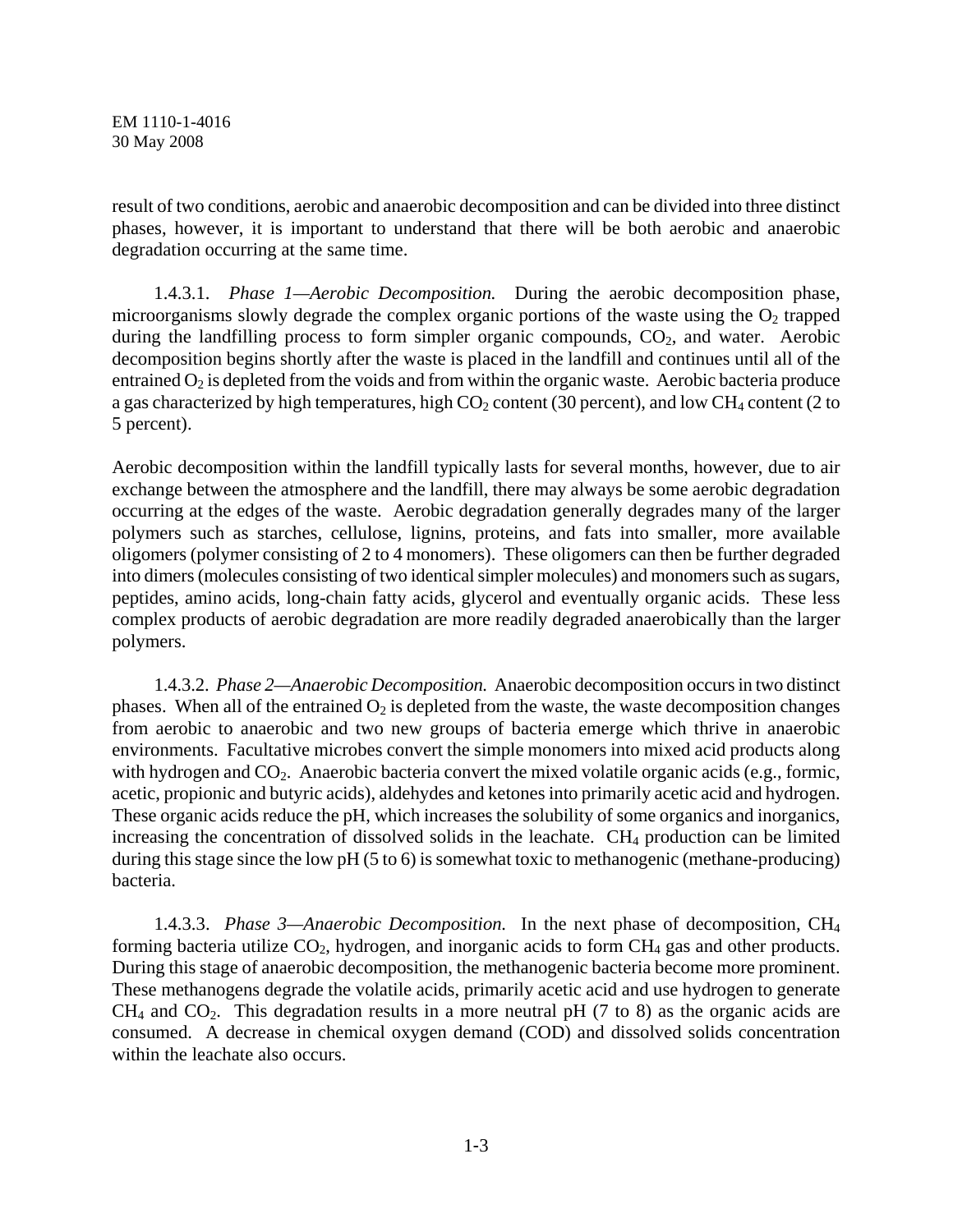result of two conditions, aerobic and anaerobic decomposition and can be divided into three distinct phases, however, it is important to understand that there will be both aerobic and anaerobic degradation occurring at the same time.

1.4.3.1. *Phase 1—Aerobic Decomposition.* During the aerobic decomposition phase, microorganisms slowly degrade the complex organic portions of the waste using the $O_2$ trapped during the landfilling process to form simpler organic compounds, $CO_2$, and water. Aerobic decomposition begins shortly after the waste is placed in the landfill and continues until all of the entrained $O_2$ is depleted from the voids and from within the organic waste. Aerobic bacteria produce a gas characterized by high temperatures, high $CO_2$ content (30 percent), and low $CH_4$ content (2 to 5 percent).

Aerobic decomposition within the landfill typically lasts for several months, however, due to air exchange between the atmosphere and the landfill, there may always be some aerobic degradation occurring at the edges of the waste. Aerobic degradation generally degrades many of the larger polymers such as starches, cellulose, lignins, proteins, and fats into smaller, more available oligomers (polymer consisting of 2 to 4 monomers). These oligomers can then be further degraded into dimers (molecules consisting of two identical simpler molecules) and monomers such as sugars, peptides, amino acids, long-chain fatty acids, glycerol and eventually organic acids. These less complex products of aerobic degradation are more readily degraded anaerobically than the larger polymers.

1.4.3.2. *Phase 2—Anaerobic Decomposition.* Anaerobic decomposition occurs in two distinct phases. When all of the entrained $O_2$ is depleted from the waste, the waste decomposition changes from aerobic to anaerobic and two new groups of bacteria emerge which thrive in anaerobic environments. Facultative microbes convert the simple monomers into mixed acid products along with hydrogen and $CO_2$. Anaerobic bacteria convert the mixed volatile organic acids (e.g., formic, acetic, propionic and butyric acids), aldehydes and ketones into primarily acetic acid and hydrogen. These organic acids reduce the pH, which increases the solubility of some organics and inorganics, increasing the concentration of dissolved solids in the leachate. $CH_4$ production can be limited during this stage since the low pH (5 to 6) is somewhat toxic to methanogenic (methane-producing) bacteria.

1.4.3.3. *Phase 3—Anaerobic Decomposition.* In the next phase of decomposition, $CH_4$ forming bacteria utilize $CO_2$, hydrogen, and inorganic acids to form $CH_4$ gas and other products. During this stage of anaerobic decomposition, the methanogenic bacteria become more prominent. These methanogens degrade the volatile acids, primarily acetic acid and use hydrogen to generate $CH_4$ and $CO_2$. This degradation results in a more neutral pH (7 to 8) as the organic acids are consumed. A decrease in chemical oxygen demand (COD) and dissolved solids concentration within the leachate also occurs.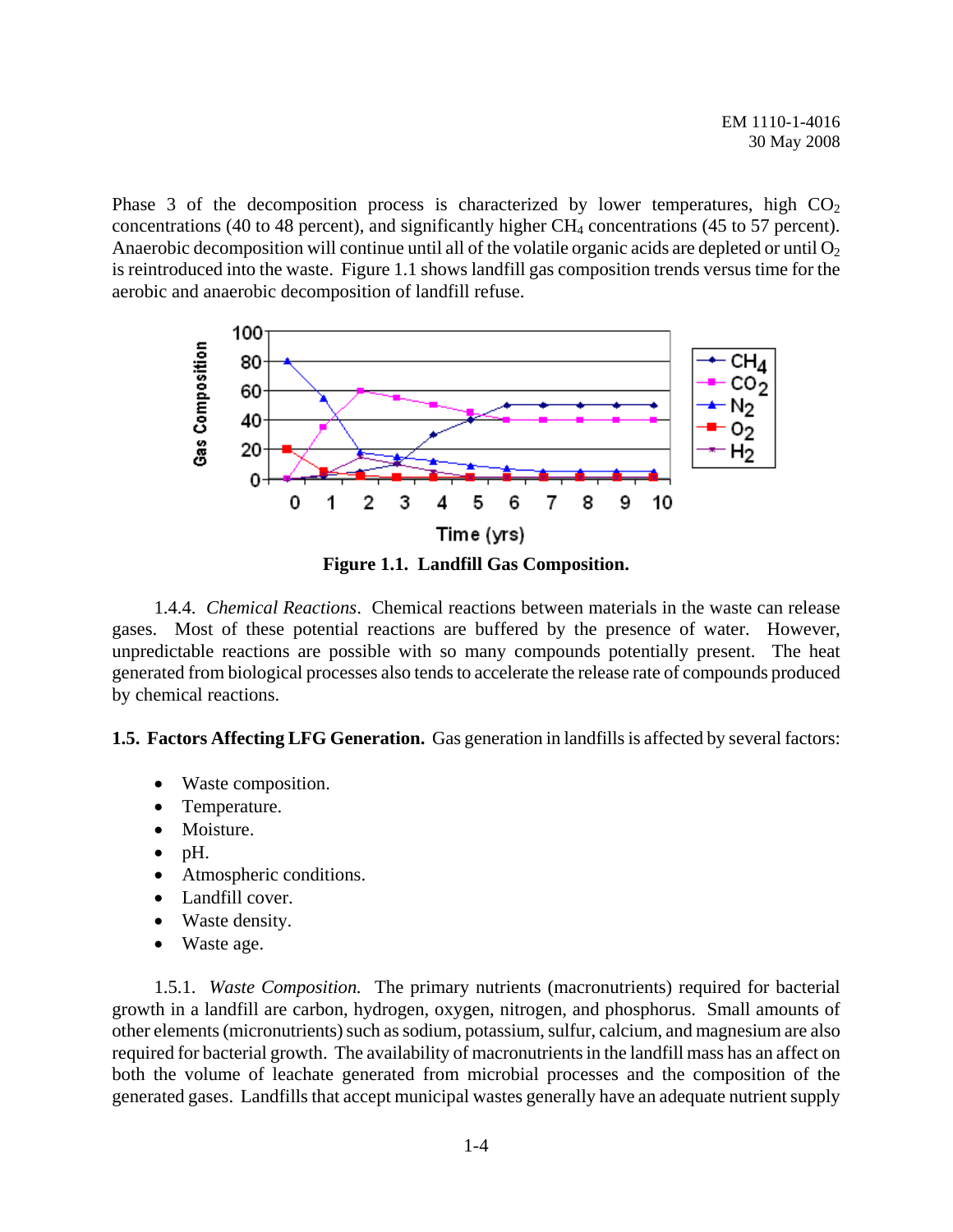Phase 3 of the decomposition process is characterized by lower temperatures, high $CO_2$ concentrations (40 to 48 percent), and significantly higher $CH_4$ concentrations (45 to 57 percent). Anaerobic decomposition will continue until all of the volatile organic acids are depleted or until $O_2$ is reintroduced into the waste. Figure 1.1 shows landfill gas composition trends versus time for the aerobic and anaerobic decomposition of landfill refuse.

**Figure 1.1. Landfill Gas Composition.**

1.4.4. *Chemical Reactions*. Chemical reactions between materials in the waste can release gases. Most of these potential reactions are buffered by the presence of water. However, unpredictable reactions are possible with so many compounds potentially present. The heat generated from biological processes also tends to accelerate the release rate of compounds produced by chemical reactions.

**1.5. Factors Affecting LFG Generation.** Gas generation in landfills is affected by several factors:

- Waste composition.
- Temperature.
- Moisture.
- pH.
- Atmospheric conditions.
- Landfill cover.
- Waste density.
- Waste age.

1.5.1. *Waste Composition.* The primary nutrients (macronutrients) required for bacterial growth in a landfill are carbon, hydrogen, oxygen, nitrogen, and phosphorus. Small amounts of other elements (micronutrients) such as sodium, potassium, sulfur, calcium, and magnesium are also required for bacterial growth. The availability of macronutrients in the landfill mass has an affect on both the volume of leachate generated from microbial processes and the composition of the generated gases. Landfills that accept municipal wastes generally have an adequate nutrient supply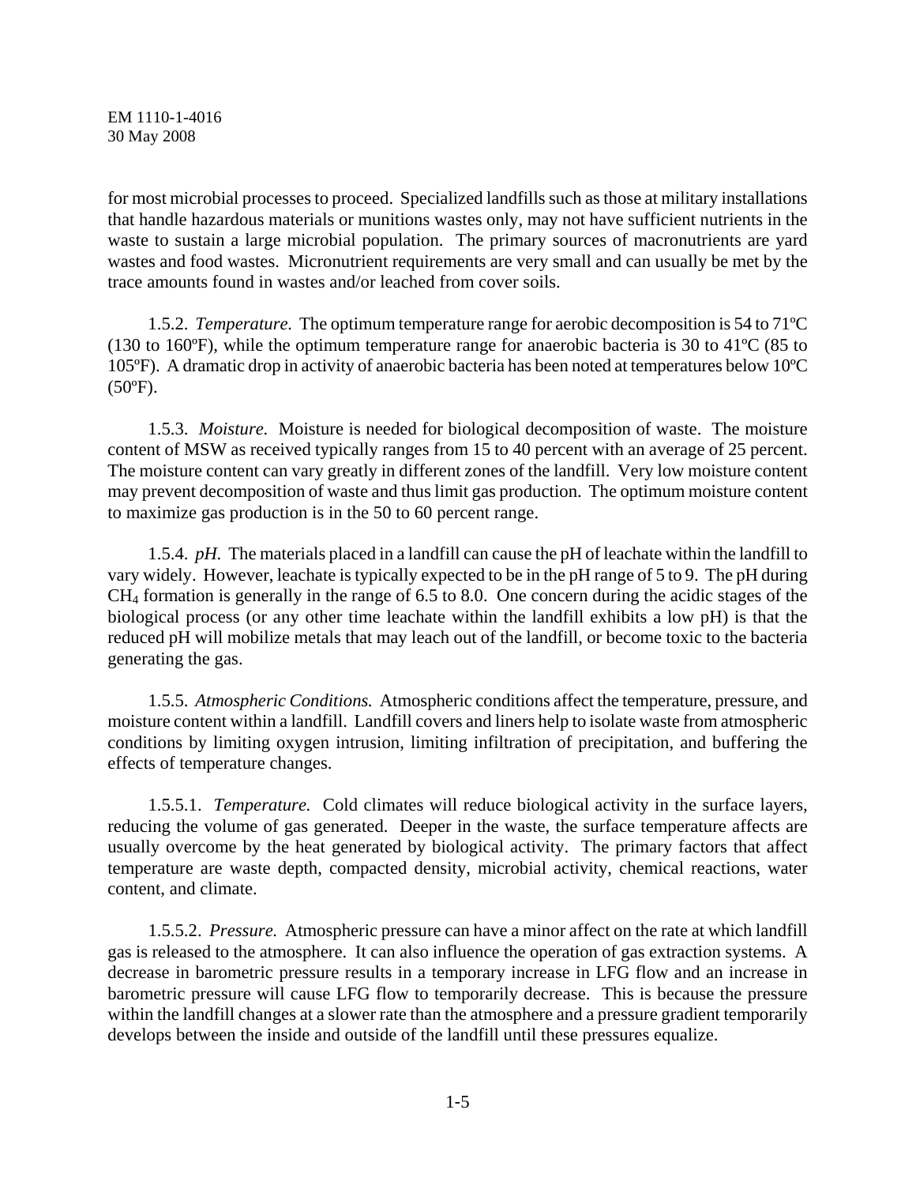for most microbial processes to proceed. Specialized landfills such as those at military installations that handle hazardous materials or munitions wastes only, may not have sufficient nutrients in the waste to sustain a large microbial population. The primary sources of macronutrients are yard wastes and food wastes. Micronutrient requirements are very small and can usually be met by the trace amounts found in wastes and/or leached from cover soils.

1.5.2. *Temperature.* The optimum temperature range for aerobic decomposition is 54 to 71ºC (130 to 160ºF), while the optimum temperature range for anaerobic bacteria is 30 to 41ºC (85 to 105ºF). A dramatic drop in activity of anaerobic bacteria has been noted at temperatures below 10ºC (50ºF).

1.5.3. *Moisture.* Moisture is needed for biological decomposition of waste. The moisture content of MSW as received typically ranges from 15 to 40 percent with an average of 25 percent. The moisture content can vary greatly in different zones of the landfill. Very low moisture content may prevent decomposition of waste and thus limit gas production. The optimum moisture content to maximize gas production is in the 50 to 60 percent range.

1.5.4. *pH.* The materials placed in a landfill can cause the pH of leachate within the landfill to vary widely. However, leachate is typically expected to be in the pH range of 5 to 9. The pH during $CH_4$ formation is generally in the range of 6.5 to 8.0. One concern during the acidic stages of the biological process (or any other time leachate within the landfill exhibits a low pH) is that the reduced pH will mobilize metals that may leach out of the landfill, or become toxic to the bacteria generating the gas.

1.5.5. *Atmospheric Conditions.* Atmospheric conditions affect the temperature, pressure, and moisture content within a landfill. Landfill covers and liners help to isolate waste from atmospheric conditions by limiting oxygen intrusion, limiting infiltration of precipitation, and buffering the effects of temperature changes.

1.5.5.1. *Temperature.* Cold climates will reduce biological activity in the surface layers, reducing the volume of gas generated. Deeper in the waste, the surface temperature affects are usually overcome by the heat generated by biological activity. The primary factors that affect temperature are waste depth, compacted density, microbial activity, chemical reactions, water content, and climate.

1.5.5.2. *Pressure.* Atmospheric pressure can have a minor affect on the rate at which landfill gas is released to the atmosphere. It can also influence the operation of gas extraction systems. A decrease in barometric pressure results in a temporary increase in LFG flow and an increase in barometric pressure will cause LFG flow to temporarily decrease. This is because the pressure within the landfill changes at a slower rate than the atmosphere and a pressure gradient temporarily develops between the inside and outside of the landfill until these pressures equalize.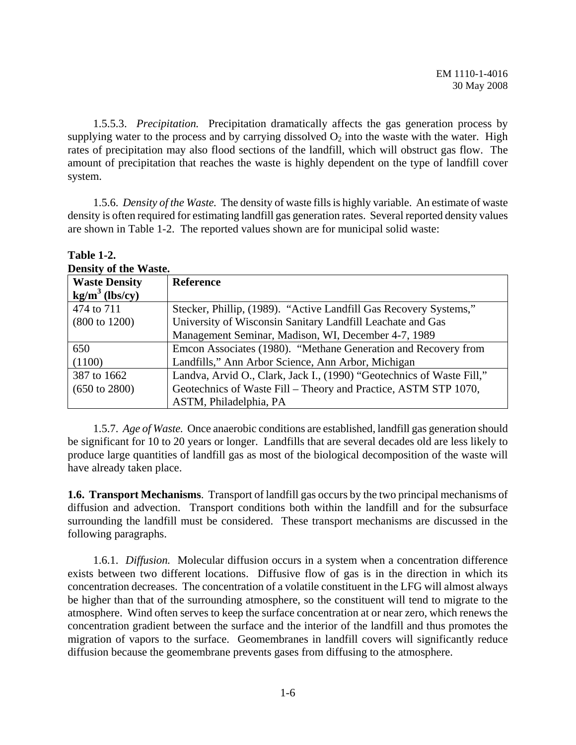1.5.5.3. *Precipitation.* Precipitation dramatically affects the gas generation process by supplying water to the process and by carrying dissolved $O_2$ into the waste with the water. High rates of precipitation may also flood sections of the landfill, which will obstruct gas flow. The amount of precipitation that reaches the waste is highly dependent on the type of landfill cover system.

1.5.6. *Density of the Waste.* The density of waste fills is highly variable. An estimate of waste density is often required for estimating landfill gas generation rates. Several reported density values are shown in Table 1-2. The reported values shown are for municipal solid waste:

**Table 1-2.**
**Density of the Waste.**

| **Waste Density $kg/m^3$ (lbs/cy)** | **Reference** |
|---|---|
| 474 to 711 (800 to 1200) | Stecker, Phillip, (1989). "Active Landfill Gas Recovery Systems," University of Wisconsin Sanitary Landfill Leachate and Gas Management Seminar, Madison, WI, December 4-7, 1989 |
| 650 (1100) | Emcon Associates (1980). "Methane Generation and Recovery from Landfills," Ann Arbor Science, Ann Arbor, Michigan |
| 387 to 1662 (650 to 2800) | Landva, Arvid O., Clark, Jack I., (1990) "Geotechnics of Waste Fill," Geotechnics of Waste Fill – Theory and Practice, ASTM STP 1070, ASTM, Philadelphia, PA |

1.5.7. *Age of Waste.* Once anaerobic conditions are established, landfill gas generation should be significant for 10 to 20 years or longer. Landfills that are several decades old are less likely to produce large quantities of landfill gas as most of the biological decomposition of the waste will have already taken place.

**1.6. Transport Mechanisms**. Transport of landfill gas occurs by the two principal mechanisms of diffusion and advection. Transport conditions both within the landfill and for the subsurface surrounding the landfill must be considered. These transport mechanisms are discussed in the following paragraphs.

1.6.1. *Diffusion.* Molecular diffusion occurs in a system when a concentration difference exists between two different locations. Diffusive flow of gas is in the direction in which its concentration decreases. The concentration of a volatile constituent in the LFG will almost always be higher than that of the surrounding atmosphere, so the constituent will tend to migrate to the atmosphere. Wind often serves to keep the surface concentration at or near zero, which renews the concentration gradient between the surface and the interior of the landfill and thus promotes the migration of vapors to the surface. Geomembranes in landfill covers will significantly reduce diffusion because the geomembrane prevents gases from diffusing to the atmosphere.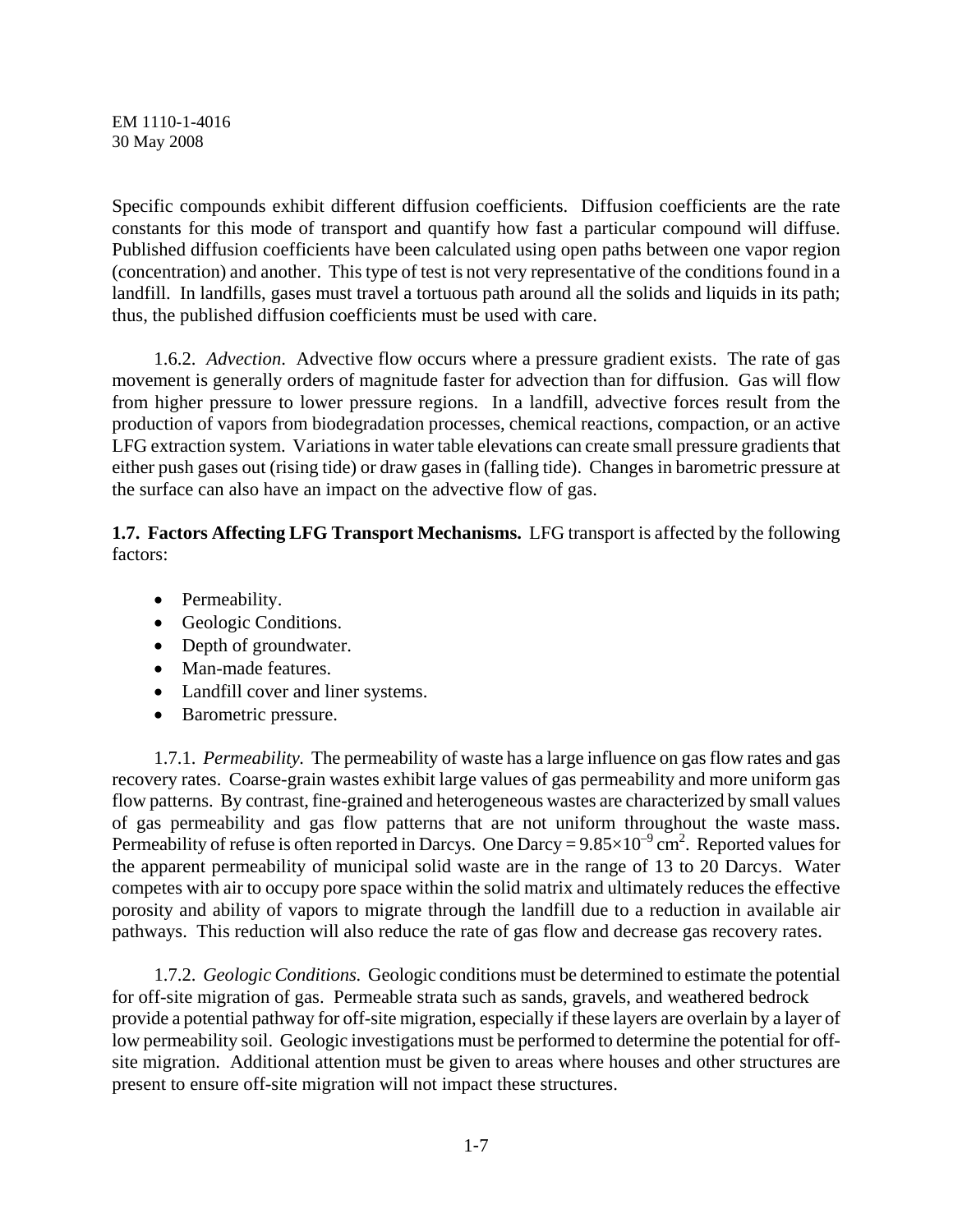Specific compounds exhibit different diffusion coefficients. Diffusion coefficients are the rate constants for this mode of transport and quantify how fast a particular compound will diffuse. Published diffusion coefficients have been calculated using open paths between one vapor region (concentration) and another. This type of test is not very representative of the conditions found in a landfill. In landfills, gases must travel a tortuous path around all the solids and liquids in its path; thus, the published diffusion coefficients must be used with care.

1.6.2. *Advection*. Advective flow occurs where a pressure gradient exists. The rate of gas movement is generally orders of magnitude faster for advection than for diffusion. Gas will flow from higher pressure to lower pressure regions. In a landfill, advective forces result from the production of vapors from biodegradation processes, chemical reactions, compaction, or an active LFG extraction system. Variations in water table elevations can create small pressure gradients that either push gases out (rising tide) or draw gases in (falling tide). Changes in barometric pressure at the surface can also have an impact on the advective flow of gas.

**1.7. Factors Affecting LFG Transport Mechanisms.** LFG transport is affected by the following factors:

- Permeability.
- Geologic Conditions.
- Depth of groundwater.
- Man-made features.
- Landfill cover and liner systems.
- Barometric pressure.

1.7.1. *Permeability.* The permeability of waste has a large influence on gas flow rates and gas recovery rates. Coarse-grain wastes exhibit large values of gas permeability and more uniform gas flow patterns. By contrast, fine-grained and heterogeneous wastes are characterized by small values of gas permeability and gas flow patterns that are not uniform throughout the waste mass. Permeability of refuse is often reported in Darcys. One Darcy = $9.85 \times 10^{-9}$ cm$^2$. Reported values for the apparent permeability of municipal solid waste are in the range of 13 to 20 Darcys. Water competes with air to occupy pore space within the solid matrix and ultimately reduces the effective porosity and ability of vapors to migrate through the landfill due to a reduction in available air pathways. This reduction will also reduce the rate of gas flow and decrease gas recovery rates.

1.7.2. *Geologic Conditions.* Geologic conditions must be determined to estimate the potential for off-site migration of gas. Permeable strata such as sands, gravels, and weathered bedrock provide a potential pathway for off-site migration, especially if these layers are overlain by a layer of low permeability soil. Geologic investigations must be performed to determine the potential for off-site migration. Additional attention must be given to areas where houses and other structures are present to ensure off-site migration will not impact these structures.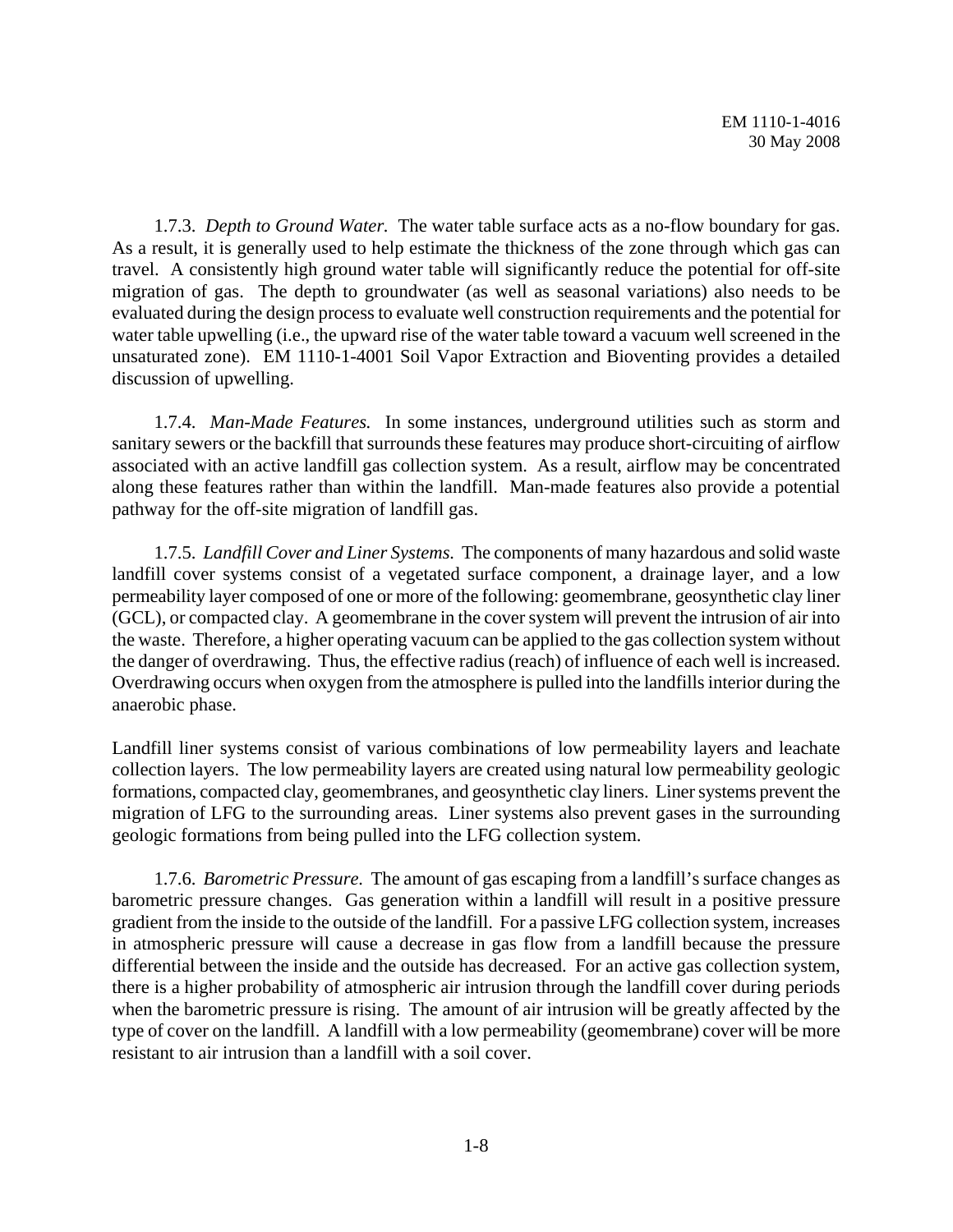1.7.3. *Depth to Ground Water.* The water table surface acts as a no-flow boundary for gas. As a result, it is generally used to help estimate the thickness of the zone through which gas can travel. A consistently high ground water table will significantly reduce the potential for off-site migration of gas. The depth to groundwater (as well as seasonal variations) also needs to be evaluated during the design process to evaluate well construction requirements and the potential for water table upwelling (i.e., the upward rise of the water table toward a vacuum well screened in the unsaturated zone). EM 1110-1-4001 Soil Vapor Extraction and Bioventing provides a detailed discussion of upwelling.

1.7.4. *Man-Made Features.* In some instances, underground utilities such as storm and sanitary sewers or the backfill that surrounds these features may produce short-circuiting of airflow associated with an active landfill gas collection system. As a result, airflow may be concentrated along these features rather than within the landfill. Man-made features also provide a potential pathway for the off-site migration of landfill gas.

1.7.5. *Landfill Cover and Liner Systems.* The components of many hazardous and solid waste landfill cover systems consist of a vegetated surface component, a drainage layer, and a low permeability layer composed of one or more of the following: geomembrane, geosynthetic clay liner (GCL), or compacted clay. A geomembrane in the cover system will prevent the intrusion of air into the waste. Therefore, a higher operating vacuum can be applied to the gas collection system without the danger of overdrawing. Thus, the effective radius (reach) of influence of each well is increased. Overdrawing occurs when oxygen from the atmosphere is pulled into the landfills interior during the anaerobic phase.

Landfill liner systems consist of various combinations of low permeability layers and leachate collection layers. The low permeability layers are created using natural low permeability geologic formations, compacted clay, geomembranes, and geosynthetic clay liners. Liner systems prevent the migration of LFG to the surrounding areas. Liner systems also prevent gases in the surrounding geologic formations from being pulled into the LFG collection system.

1.7.6. *Barometric Pressure.* The amount of gas escaping from a landfill's surface changes as barometric pressure changes. Gas generation within a landfill will result in a positive pressure gradient from the inside to the outside of the landfill. For a passive LFG collection system, increases in atmospheric pressure will cause a decrease in gas flow from a landfill because the pressure differential between the inside and the outside has decreased. For an active gas collection system, there is a higher probability of atmospheric air intrusion through the landfill cover during periods when the barometric pressure is rising. The amount of air intrusion will be greatly affected by the type of cover on the landfill. A landfill with a low permeability (geomembrane) cover will be more resistant to air intrusion than a landfill with a soil cover.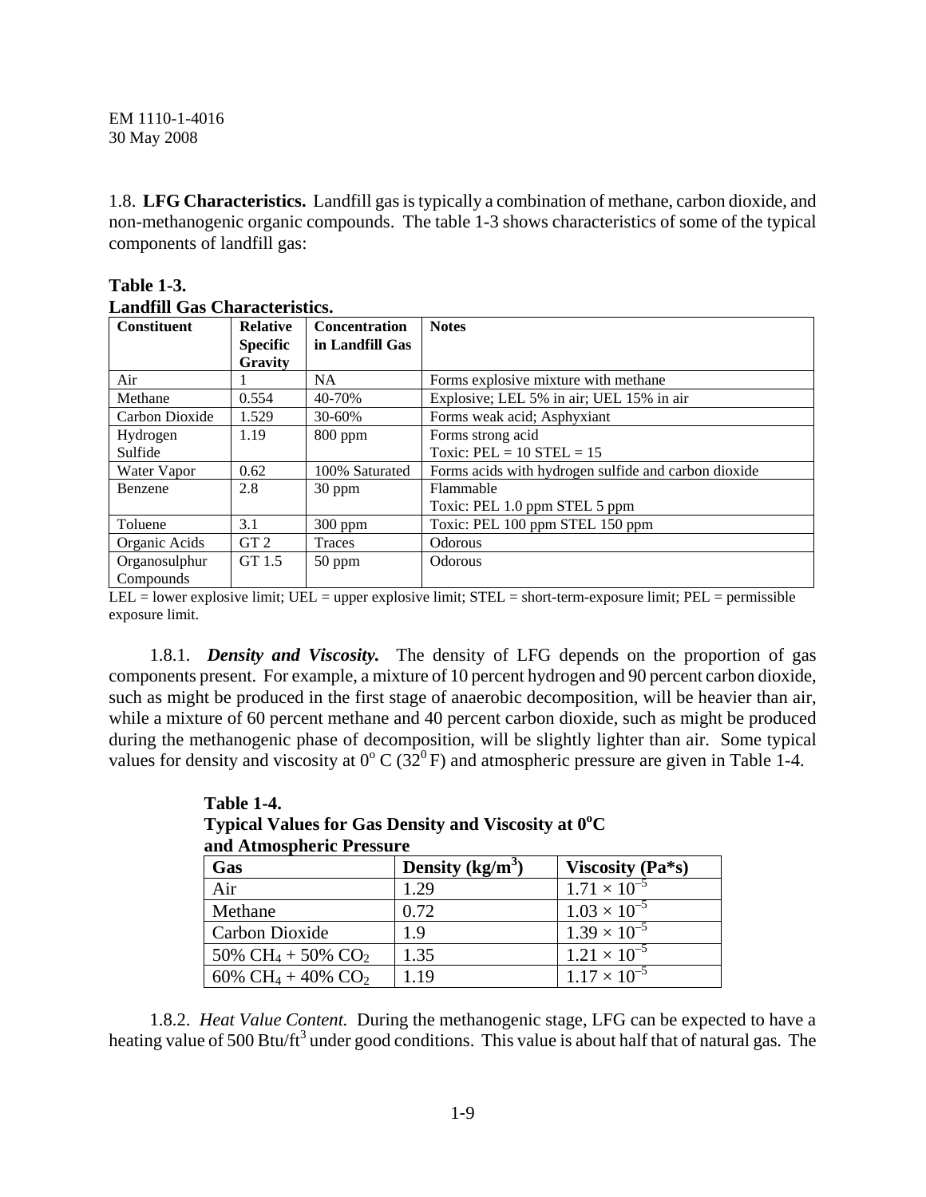1.8. **LFG Characteristics.** Landfill gas is typically a combination of methane, carbon dioxide, and non-methanogenic organic compounds. The table 1-3 shows characteristics of some of the typical components of landfill gas:

**Table 1-3.**
**Landfill Gas Characteristics.**

| Constituent | Relative Specific Gravity | Concentration in Landfill Gas | Notes |
|---|---|---|---|
| Air | 1 | NA | Forms explosive mixture with methane |
| Methane | 0.554 | 40-70% | Explosive; LEL 5% in air; UEL 15% in air |
| Carbon Dioxide | 1.529 | 30-60% | Forms weak acid; Asphyxiant |
| Hydrogen Sulfide | 1.19 | 800 ppm | Forms strong acid<br>Toxic: PEL = 10 STEL = 15 |
| Water Vapor | 0.62 | 100% Saturated | Forms acids with hydrogen sulfide and carbon dioxide |
| Benzene | 2.8 | 30 ppm | Flammable<br>Toxic: PEL 1.0 ppm STEL 5 ppm |
| Toluene | 3.1 | 300 ppm | Toxic: PEL 100 ppm STEL 150 ppm |
| Organic Acids | GT 2 | Traces | Odorous |
| Organosulphur Compounds | GT 1.5 | 50 ppm | Odorous |

LEL = lower explosive limit; UEL = upper explosive limit; STEL = short-term-exposure limit; PEL = permissible exposure limit.

1.8.1. ***Density and Viscosity.*** The density of LFG depends on the proportion of gas components present. For example, a mixture of 10 percent hydrogen and 90 percent carbon dioxide, such as might be produced in the first stage of anaerobic decomposition, will be heavier than air, while a mixture of 60 percent methane and 40 percent carbon dioxide, such as might be produced during the methanogenic phase of decomposition, will be slightly lighter than air. Some typical values for density and viscosity at $0^o$ C ($32^0$ F) and atmospheric pressure are given in Table 1-4.

**Table 1-4.**
**Typical Values for Gas Density and Viscosity at $0^o$C and Atmospheric Pressure**

| Gas | Density ($kg/m^3$) | Viscosity (Pa*s) |
|---|---|---|
| Air | 1.29 | $1.71 \times 10^{-5}$ |
| Methane | 0.72 | $1.03 \times 10^{-5}$ |
| Carbon Dioxide | 1.9 | $1.39 \times 10^{-5}$ |
| 50% $CH_4$ + 50% $CO_2$ | 1.35 | $1.21 \times 10^{-5}$ |
| 60% $CH_4$ + 40% $CO_2$ | 1.19 | $1.17 \times 10^{-5}$ |

1.8.2. *Heat Value Content.* During the methanogenic stage, LFG can be expected to have a heating value of 500 Btu/$ft^3$ under good conditions. This value is about half that of natural gas. The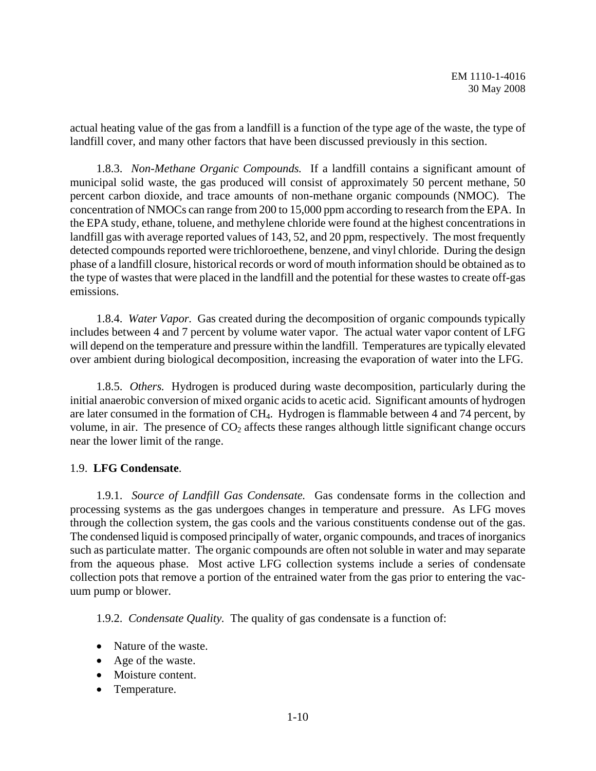actual heating value of the gas from a landfill is a function of the type age of the waste, the type of landfill cover, and many other factors that have been discussed previously in this section.

1.8.3. *Non-Methane Organic Compounds.* If a landfill contains a significant amount of municipal solid waste, the gas produced will consist of approximately 50 percent methane, 50 percent carbon dioxide, and trace amounts of non-methane organic compounds (NMOC). The concentration of NMOCs can range from 200 to 15,000 ppm according to research from the EPA. In the EPA study, ethane, toluene, and methylene chloride were found at the highest concentrations in landfill gas with average reported values of 143, 52, and 20 ppm, respectively. The most frequently detected compounds reported were trichloroethene, benzene, and vinyl chloride. During the design phase of a landfill closure, historical records or word of mouth information should be obtained as to the type of wastes that were placed in the landfill and the potential for these wastes to create off-gas emissions.

1.8.4. *Water Vapor.* Gas created during the decomposition of organic compounds typically includes between 4 and 7 percent by volume water vapor. The actual water vapor content of LFG will depend on the temperature and pressure within the landfill. Temperatures are typically elevated over ambient during biological decomposition, increasing the evaporation of water into the LFG.

1.8.5. *Others.* Hydrogen is produced during waste decomposition, particularly during the initial anaerobic conversion of mixed organic acids to acetic acid. Significant amounts of hydrogen are later consumed in the formation of $CH_4$. Hydrogen is flammable between 4 and 74 percent, by volume, in air. The presence of $CO_2$ affects these ranges although little significant change occurs near the lower limit of the range.

## 1.9. **LFG Condensate**.

1.9.1. *Source of Landfill Gas Condensate.* Gas condensate forms in the collection and processing systems as the gas undergoes changes in temperature and pressure. As LFG moves through the collection system, the gas cools and the various constituents condense out of the gas. The condensed liquid is composed principally of water, organic compounds, and traces of inorganics such as particulate matter. The organic compounds are often not soluble in water and may separate from the aqueous phase. Most active LFG collection systems include a series of condensate collection pots that remove a portion of the entrained water from the gas prior to entering the vacuum pump or blower.

1.9.2. *Condensate Quality.* The quality of gas condensate is a function of:

- Nature of the waste.
- Age of the waste.
- Moisture content.
- Temperature.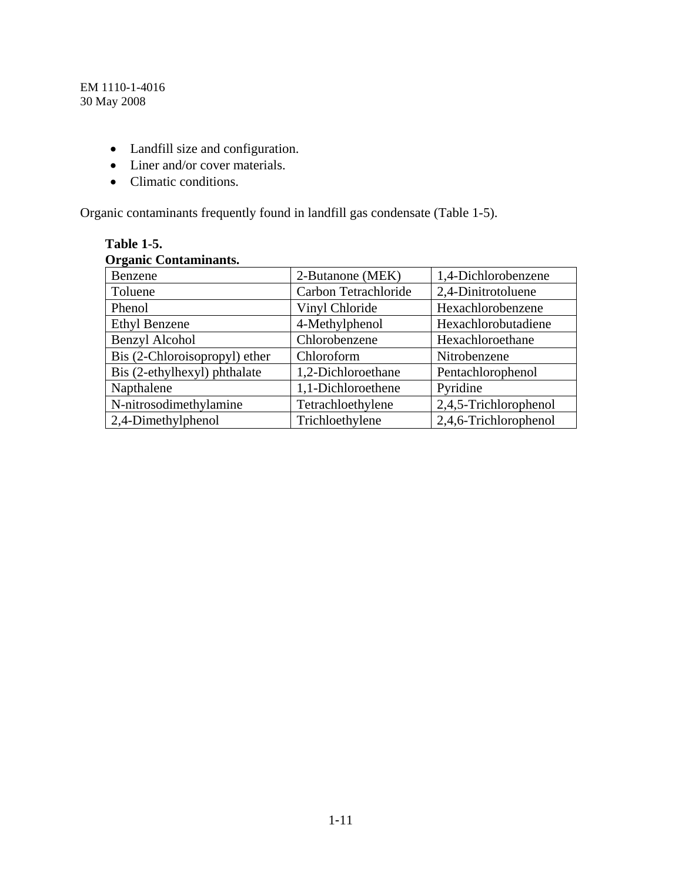- Landfill size and configuration.
- Liner and/or cover materials.
- Climatic conditions.

Organic contaminants frequently found in landfill gas condensate (Table 1-5).

**Table 1-5.**
**Organic Contaminants.**

| | | |
|---|---|---|
| Benzene | 2-Butanone (MEK) | 1,4-Dichlorobenzene |
| Toluene | Carbon Tetrachloride | 2,4-Dinitrotoluene |
| Phenol | Vinyl Chloride | Hexachlorobenzene |
| Ethyl Benzene | 4-Methylphenol | Hexachlorobutadiene |
| Benzyl Alcohol | Chlorobenzene | Hexachloroethane |
| Bis (2-Chloroisopropyl) ether | Chloroform | Nitrobenzene |
| Bis (2-ethylhexyl) phthalate | 1,2-Dichloroethane | Pentachlorophenol |
| Napthalene | 1,1-Dichloroethene | Pyridine |
| N-nitrosodimethylamine | Tetrachloethylene | 2,4,5-Trichlorophenol |
| 2,4-Dimethylphenol | Trichloethylene | 2,4,6-Trichlorophenol |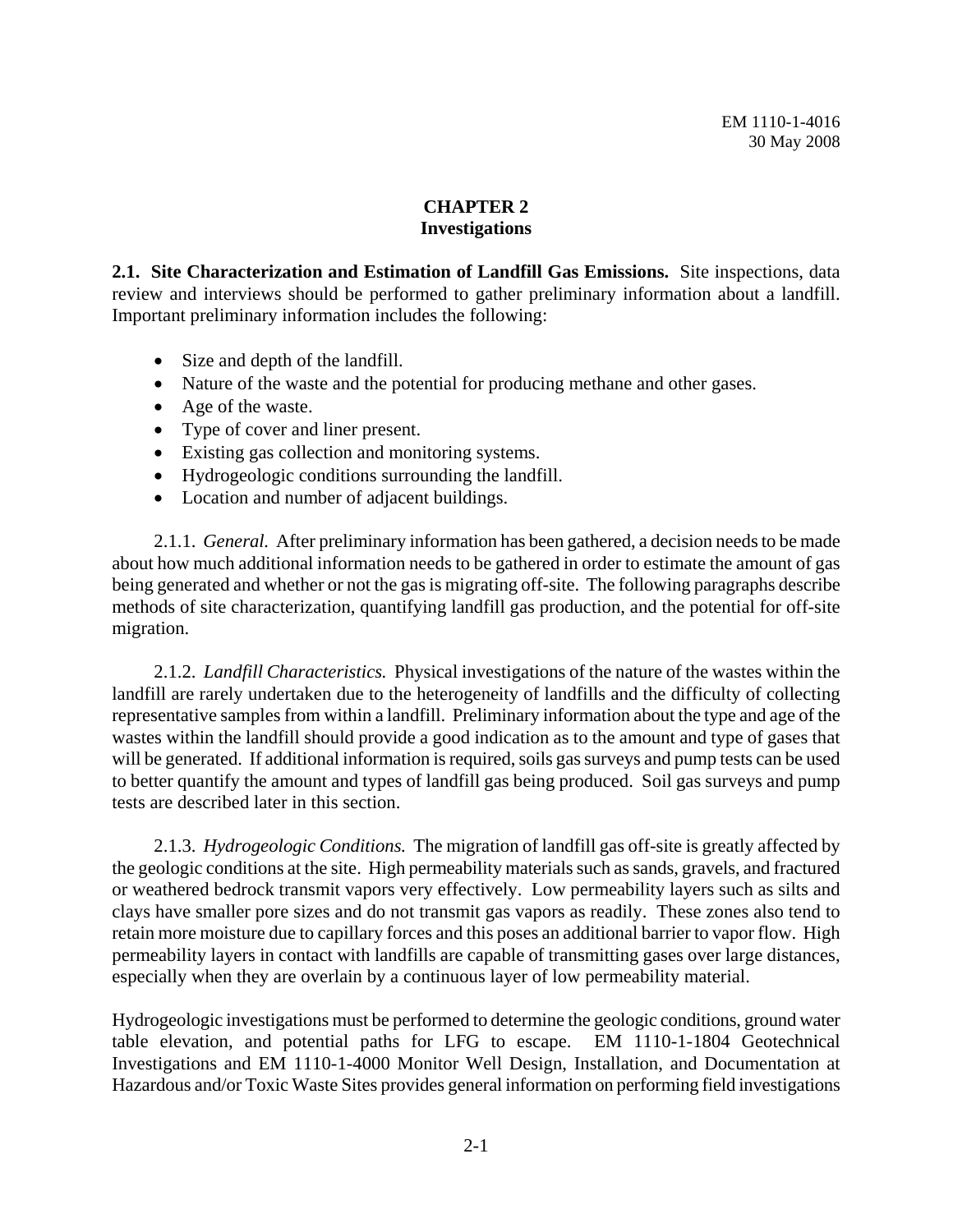# CHAPTER 2
# Investigations

**2.1. Site Characterization and Estimation of Landfill Gas Emissions.** Site inspections, data review and interviews should be performed to gather preliminary information about a landfill. Important preliminary information includes the following:

- Size and depth of the landfill.
- Nature of the waste and the potential for producing methane and other gases.
- Age of the waste.
- Type of cover and liner present.
- Existing gas collection and monitoring systems.
- Hydrogeologic conditions surrounding the landfill.
- Location and number of adjacent buildings.

2.1.1. *General.* After preliminary information has been gathered, a decision needs to be made about how much additional information needs to be gathered in order to estimate the amount of gas being generated and whether or not the gas is migrating off-site. The following paragraphs describe methods of site characterization, quantifying landfill gas production, and the potential for off-site migration.

2.1.2. *Landfill Characteristics.* Physical investigations of the nature of the wastes within the landfill are rarely undertaken due to the heterogeneity of landfills and the difficulty of collecting representative samples from within a landfill. Preliminary information about the type and age of the wastes within the landfill should provide a good indication as to the amount and type of gases that will be generated. If additional information is required, soils gas surveys and pump tests can be used to better quantify the amount and types of landfill gas being produced. Soil gas surveys and pump tests are described later in this section.

2.1.3. *Hydrogeologic Conditions.* The migration of landfill gas off-site is greatly affected by the geologic conditions at the site. High permeability materials such as sands, gravels, and fractured or weathered bedrock transmit vapors very effectively. Low permeability layers such as silts and clays have smaller pore sizes and do not transmit gas vapors as readily. These zones also tend to retain more moisture due to capillary forces and this poses an additional barrier to vapor flow. High permeability layers in contact with landfills are capable of transmitting gases over large distances, especially when they are overlain by a continuous layer of low permeability material.

Hydrogeologic investigations must be performed to determine the geologic conditions, ground water table elevation, and potential paths for LFG to escape. EM 1110-1-1804 Geotechnical Investigations and EM 1110-1-4000 Monitor Well Design, Installation, and Documentation at Hazardous and/or Toxic Waste Sites provides general information on performing field investigations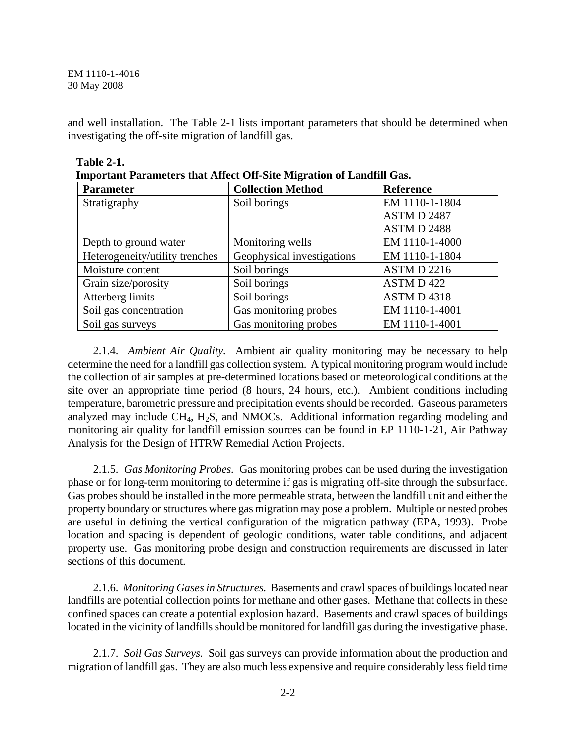and well installation. The Table 2-1 lists important parameters that should be determined when investigating the off-site migration of landfill gas.

**Table 2-1.**
**Important Parameters that Affect Off-Site Migration of Landfill Gas.**

| Parameter | Collection Method | Reference |
|---|---|---|
| Stratigraphy | Soil borings | EM 1110-1-1804<br>ASTM D 2487<br>ASTM D 2488 |
| Depth to ground water | Monitoring wells | EM 1110-1-4000 |
| Heterogeneity/utility trenches | Geophysical investigations | EM 1110-1-1804 |
| Moisture content | Soil borings | ASTM D 2216 |
| Grain size/porosity | Soil borings | ASTM D 422 |
| Atterberg limits | Soil borings | ASTM D 4318 |
| Soil gas concentration | Gas monitoring probes | EM 1110-1-4001 |
| Soil gas surveys | Gas monitoring probes | EM 1110-1-4001 |

2.1.4. *Ambient Air Quality.* Ambient air quality monitoring may be necessary to help determine the need for a landfill gas collection system. A typical monitoring program would include the collection of air samples at pre-determined locations based on meteorological conditions at the site over an appropriate time period (8 hours, 24 hours, etc.). Ambient conditions including temperature, barometric pressure and precipitation events should be recorded. Gaseous parameters analyzed may include $CH_4$, $H_2S$, and NMOCs. Additional information regarding modeling and monitoring air quality for landfill emission sources can be found in EP 1110-1-21, Air Pathway Analysis for the Design of HTRW Remedial Action Projects.

2.1.5. *Gas Monitoring Probes.* Gas monitoring probes can be used during the investigation phase or for long-term monitoring to determine if gas is migrating off-site through the subsurface. Gas probes should be installed in the more permeable strata, between the landfill unit and either the property boundary or structures where gas migration may pose a problem. Multiple or nested probes are useful in defining the vertical configuration of the migration pathway (EPA, 1993). Probe location and spacing is dependent of geologic conditions, water table conditions, and adjacent property use. Gas monitoring probe design and construction requirements are discussed in later sections of this document.

2.1.6. *Monitoring Gases in Structures.* Basements and crawl spaces of buildings located near landfills are potential collection points for methane and other gases. Methane that collects in these confined spaces can create a potential explosion hazard. Basements and crawl spaces of buildings located in the vicinity of landfills should be monitored for landfill gas during the investigative phase.

2.1.7. *Soil Gas Surveys.* Soil gas surveys can provide information about the production and migration of landfill gas. They are also much less expensive and require considerably less field time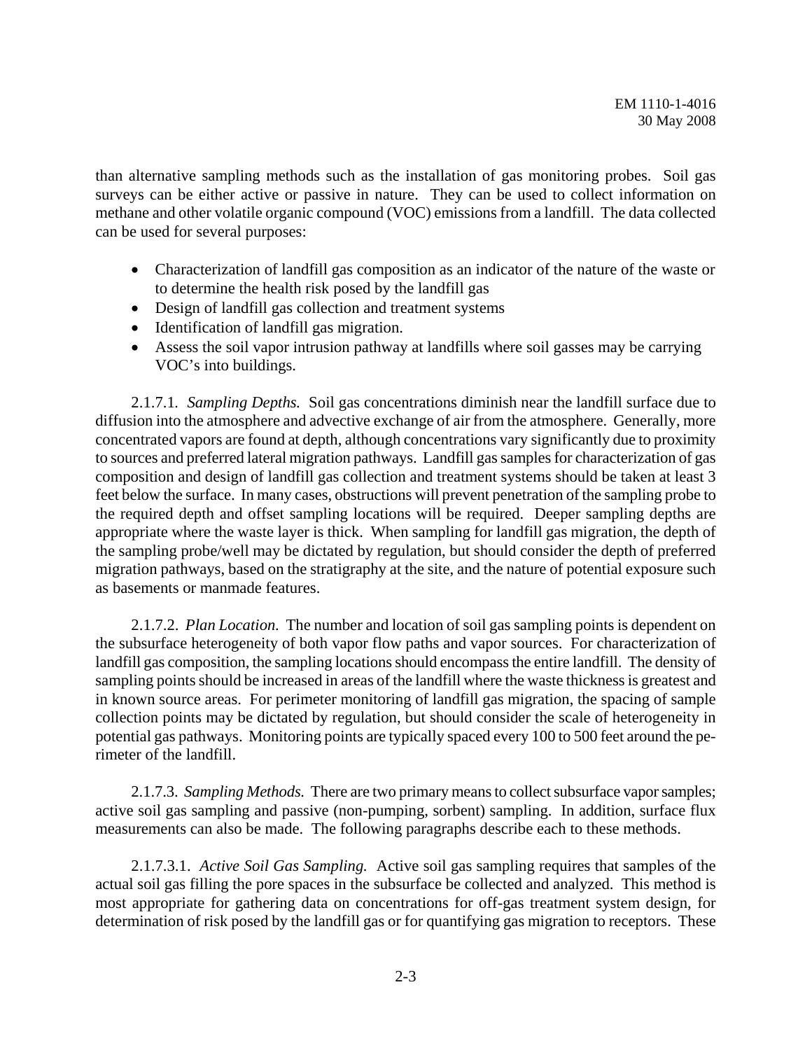than alternative sampling methods such as the installation of gas monitoring probes. Soil gas surveys can be either active or passive in nature. They can be used to collect information on methane and other volatile organic compound (VOC) emissions from a landfill. The data collected can be used for several purposes:

- Characterization of landfill gas composition as an indicator of the nature of the waste or to determine the health risk posed by the landfill gas
- Design of landfill gas collection and treatment systems
- Identification of landfill gas migration.
- Assess the soil vapor intrusion pathway at landfills where soil gasses may be carrying VOC's into buildings.

2.1.7.1. *Sampling Depths.* Soil gas concentrations diminish near the landfill surface due to diffusion into the atmosphere and advective exchange of air from the atmosphere. Generally, more concentrated vapors are found at depth, although concentrations vary significantly due to proximity to sources and preferred lateral migration pathways. Landfill gas samples for characterization of gas composition and design of landfill gas collection and treatment systems should be taken at least 3 feet below the surface. In many cases, obstructions will prevent penetration of the sampling probe to the required depth and offset sampling locations will be required. Deeper sampling depths are appropriate where the waste layer is thick. When sampling for landfill gas migration, the depth of the sampling probe/well may be dictated by regulation, but should consider the depth of preferred migration pathways, based on the stratigraphy at the site, and the nature of potential exposure such as basements or manmade features.

2.1.7.2. *Plan Location.* The number and location of soil gas sampling points is dependent on the subsurface heterogeneity of both vapor flow paths and vapor sources. For characterization of landfill gas composition, the sampling locations should encompass the entire landfill. The density of sampling points should be increased in areas of the landfill where the waste thickness is greatest and in known source areas. For perimeter monitoring of landfill gas migration, the spacing of sample collection points may be dictated by regulation, but should consider the scale of heterogeneity in potential gas pathways. Monitoring points are typically spaced every 100 to 500 feet around the perimeter of the landfill.

2.1.7.3. *Sampling Methods.* There are two primary means to collect subsurface vapor samples; active soil gas sampling and passive (non-pumping, sorbent) sampling. In addition, surface flux measurements can also be made. The following paragraphs describe each to these methods.

2.1.7.3.1. *Active Soil Gas Sampling.* Active soil gas sampling requires that samples of the actual soil gas filling the pore spaces in the subsurface be collected and analyzed. This method is most appropriate for gathering data on concentrations for off-gas treatment system design, for determination of risk posed by the landfill gas or for quantifying gas migration to receptors. These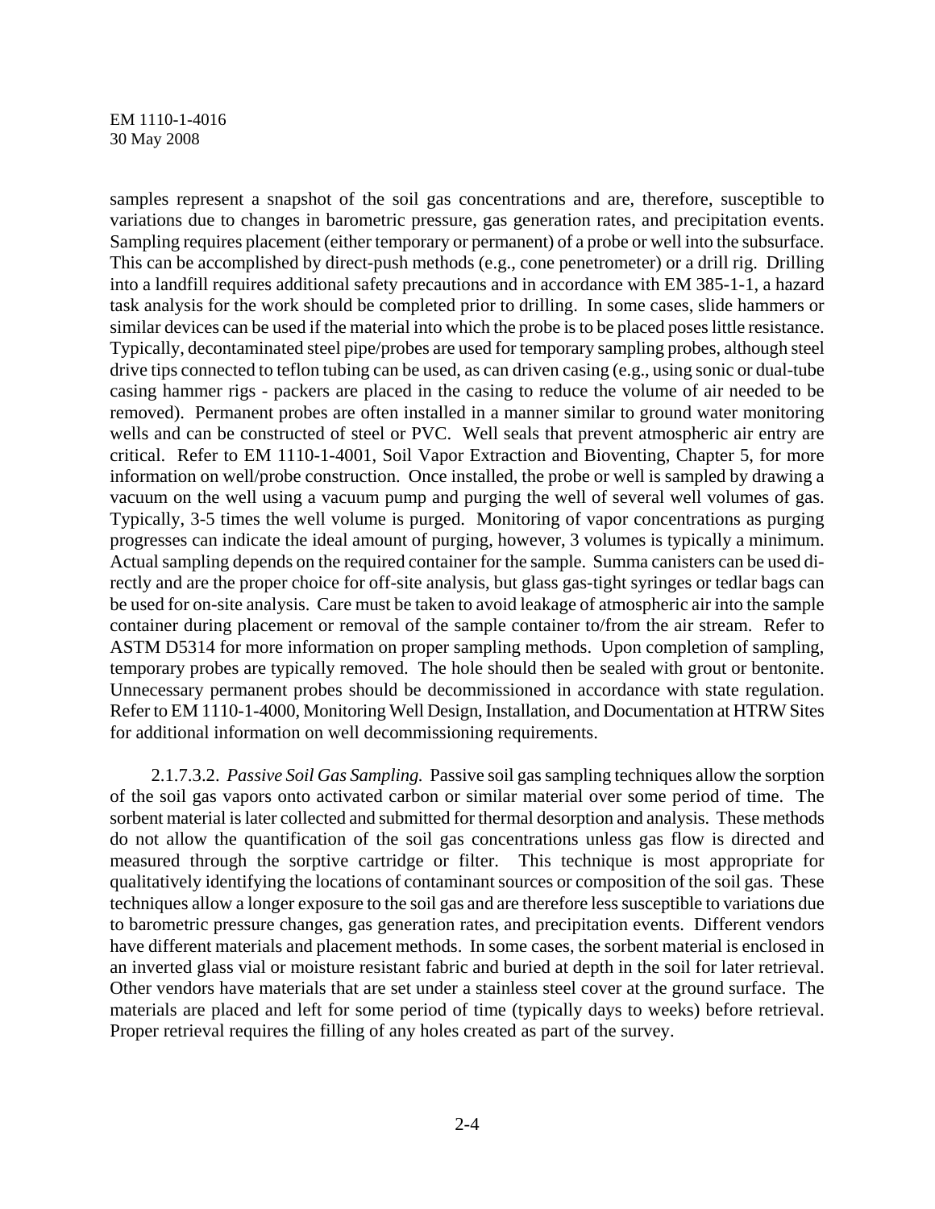samples represent a snapshot of the soil gas concentrations and are, therefore, susceptible to variations due to changes in barometric pressure, gas generation rates, and precipitation events. Sampling requires placement (either temporary or permanent) of a probe or well into the subsurface. This can be accomplished by direct-push methods (e.g., cone penetrometer) or a drill rig. Drilling into a landfill requires additional safety precautions and in accordance with EM 385-1-1, a hazard task analysis for the work should be completed prior to drilling. In some cases, slide hammers or similar devices can be used if the material into which the probe is to be placed poses little resistance. Typically, decontaminated steel pipe/probes are used for temporary sampling probes, although steel drive tips connected to teflon tubing can be used, as can driven casing (e.g., using sonic or dual-tube casing hammer rigs - packers are placed in the casing to reduce the volume of air needed to be removed). Permanent probes are often installed in a manner similar to ground water monitoring wells and can be constructed of steel or PVC. Well seals that prevent atmospheric air entry are critical. Refer to EM 1110-1-4001, Soil Vapor Extraction and Bioventing, Chapter 5, for more information on well/probe construction. Once installed, the probe or well is sampled by drawing a vacuum on the well using a vacuum pump and purging the well of several well volumes of gas. Typically, 3-5 times the well volume is purged. Monitoring of vapor concentrations as purging progresses can indicate the ideal amount of purging, however, 3 volumes is typically a minimum. Actual sampling depends on the required container for the sample. Summa canisters can be used directly and are the proper choice for off-site analysis, but glass gas-tight syringes or tedlar bags can be used for on-site analysis. Care must be taken to avoid leakage of atmospheric air into the sample container during placement or removal of the sample container to/from the air stream. Refer to ASTM D5314 for more information on proper sampling methods. Upon completion of sampling, temporary probes are typically removed. The hole should then be sealed with grout or bentonite. Unnecessary permanent probes should be decommissioned in accordance with state regulation. Refer to EM 1110-1-4000, Monitoring Well Design, Installation, and Documentation at HTRW Sites for additional information on well decommissioning requirements.

2.1.7.3.2. *Passive Soil Gas Sampling.* Passive soil gas sampling techniques allow the sorption of the soil gas vapors onto activated carbon or similar material over some period of time. The sorbent material is later collected and submitted for thermal desorption and analysis. These methods do not allow the quantification of the soil gas concentrations unless gas flow is directed and measured through the sorptive cartridge or filter. This technique is most appropriate for qualitatively identifying the locations of contaminant sources or composition of the soil gas. These techniques allow a longer exposure to the soil gas and are therefore less susceptible to variations due to barometric pressure changes, gas generation rates, and precipitation events. Different vendors have different materials and placement methods. In some cases, the sorbent material is enclosed in an inverted glass vial or moisture resistant fabric and buried at depth in the soil for later retrieval. Other vendors have materials that are set under a stainless steel cover at the ground surface. The materials are placed and left for some period of time (typically days to weeks) before retrieval. Proper retrieval requires the filling of any holes created as part of the survey.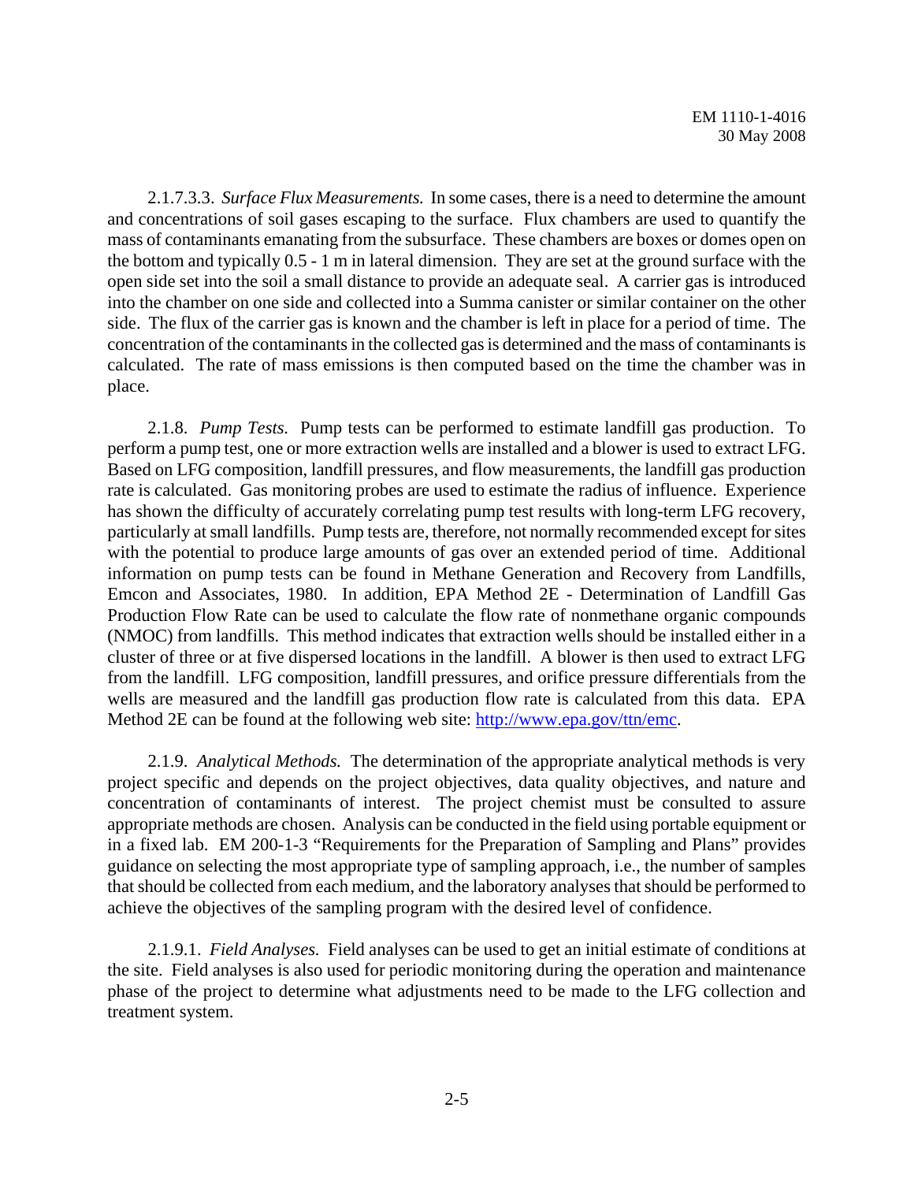2.1.7.3.3. *Surface Flux Measurements.* In some cases, there is a need to determine the amount and concentrations of soil gases escaping to the surface. Flux chambers are used to quantify the mass of contaminants emanating from the subsurface. These chambers are boxes or domes open on the bottom and typically 0.5 - 1 m in lateral dimension. They are set at the ground surface with the open side set into the soil a small distance to provide an adequate seal. A carrier gas is introduced into the chamber on one side and collected into a Summa canister or similar container on the other side. The flux of the carrier gas is known and the chamber is left in place for a period of time. The concentration of the contaminants in the collected gas is determined and the mass of contaminants is calculated. The rate of mass emissions is then computed based on the time the chamber was in place.

2.1.8. *Pump Tests.* Pump tests can be performed to estimate landfill gas production. To perform a pump test, one or more extraction wells are installed and a blower is used to extract LFG. Based on LFG composition, landfill pressures, and flow measurements, the landfill gas production rate is calculated. Gas monitoring probes are used to estimate the radius of influence. Experience has shown the difficulty of accurately correlating pump test results with long-term LFG recovery, particularly at small landfills. Pump tests are, therefore, not normally recommended except for sites with the potential to produce large amounts of gas over an extended period of time. Additional information on pump tests can be found in Methane Generation and Recovery from Landfills, Emcon and Associates, 1980. In addition, EPA Method 2E - Determination of Landfill Gas Production Flow Rate can be used to calculate the flow rate of nonmethane organic compounds (NMOC) from landfills. This method indicates that extraction wells should be installed either in a cluster of three or at five dispersed locations in the landfill. A blower is then used to extract LFG from the landfill. LFG composition, landfill pressures, and orifice pressure differentials from the wells are measured and the landfill gas production flow rate is calculated from this data. EPA Method 2E can be found at the following web site: [http://www.epa.gov/ttn/emc](http://www.epa.gov/ttn/emc).

2.1.9. *Analytical Methods.* The determination of the appropriate analytical methods is very project specific and depends on the project objectives, data quality objectives, and nature and concentration of contaminants of interest. The project chemist must be consulted to assure appropriate methods are chosen. Analysis can be conducted in the field using portable equipment or in a fixed lab. EM 200-1-3 "Requirements for the Preparation of Sampling and Plans" provides guidance on selecting the most appropriate type of sampling approach, i.e., the number of samples that should be collected from each medium, and the laboratory analyses that should be performed to achieve the objectives of the sampling program with the desired level of confidence.

2.1.9.1. *Field Analyses.* Field analyses can be used to get an initial estimate of conditions at the site. Field analyses is also used for periodic monitoring during the operation and maintenance phase of the project to determine what adjustments need to be made to the LFG collection and treatment system.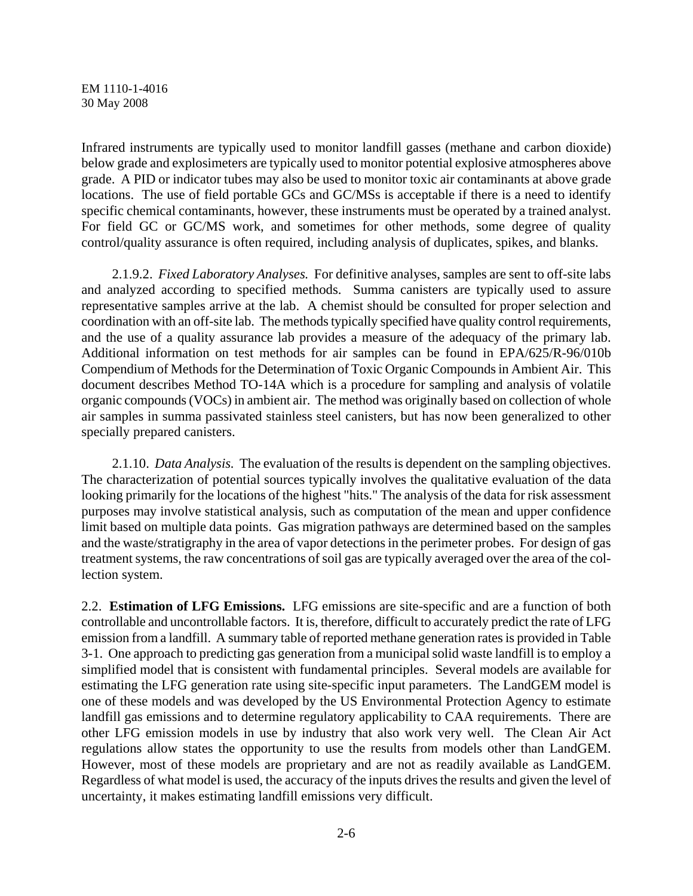Infrared instruments are typically used to monitor landfill gasses (methane and carbon dioxide) below grade and explosimeters are typically used to monitor potential explosive atmospheres above grade. A PID or indicator tubes may also be used to monitor toxic air contaminants at above grade locations. The use of field portable GCs and GC/MSs is acceptable if there is a need to identify specific chemical contaminants, however, these instruments must be operated by a trained analyst. For field GC or GC/MS work, and sometimes for other methods, some degree of quality control/quality assurance is often required, including analysis of duplicates, spikes, and blanks.

2.1.9.2. *Fixed Laboratory Analyses.* For definitive analyses, samples are sent to off-site labs and analyzed according to specified methods. Summa canisters are typically used to assure representative samples arrive at the lab. A chemist should be consulted for proper selection and coordination with an off-site lab. The methods typically specified have quality control requirements, and the use of a quality assurance lab provides a measure of the adequacy of the primary lab. Additional information on test methods for air samples can be found in EPA/625/R-96/010b Compendium of Methods for the Determination of Toxic Organic Compounds in Ambient Air. This document describes Method TO-14A which is a procedure for sampling and analysis of volatile organic compounds (VOCs) in ambient air. The method was originally based on collection of whole air samples in summa passivated stainless steel canisters, but has now been generalized to other specially prepared canisters.

2.1.10. *Data Analysis.* The evaluation of the results is dependent on the sampling objectives. The characterization of potential sources typically involves the qualitative evaluation of the data looking primarily for the locations of the highest "hits." The analysis of the data for risk assessment purposes may involve statistical analysis, such as computation of the mean and upper confidence limit based on multiple data points. Gas migration pathways are determined based on the samples and the waste/stratigraphy in the area of vapor detections in the perimeter probes. For design of gas treatment systems, the raw concentrations of soil gas are typically averaged over the area of the collection system.

2.2. **Estimation of LFG Emissions.** LFG emissions are site-specific and are a function of both controllable and uncontrollable factors. It is, therefore, difficult to accurately predict the rate of LFG emission from a landfill. A summary table of reported methane generation rates is provided in Table 3-1. One approach to predicting gas generation from a municipal solid waste landfill is to employ a simplified model that is consistent with fundamental principles. Several models are available for estimating the LFG generation rate using site-specific input parameters. The LandGEM model is one of these models and was developed by the US Environmental Protection Agency to estimate landfill gas emissions and to determine regulatory applicability to CAA requirements. There are other LFG emission models in use by industry that also work very well. The Clean Air Act regulations allow states the opportunity to use the results from models other than LandGEM. However, most of these models are proprietary and are not as readily available as LandGEM. Regardless of what model is used, the accuracy of the inputs drives the results and given the level of uncertainty, it makes estimating landfill emissions very difficult.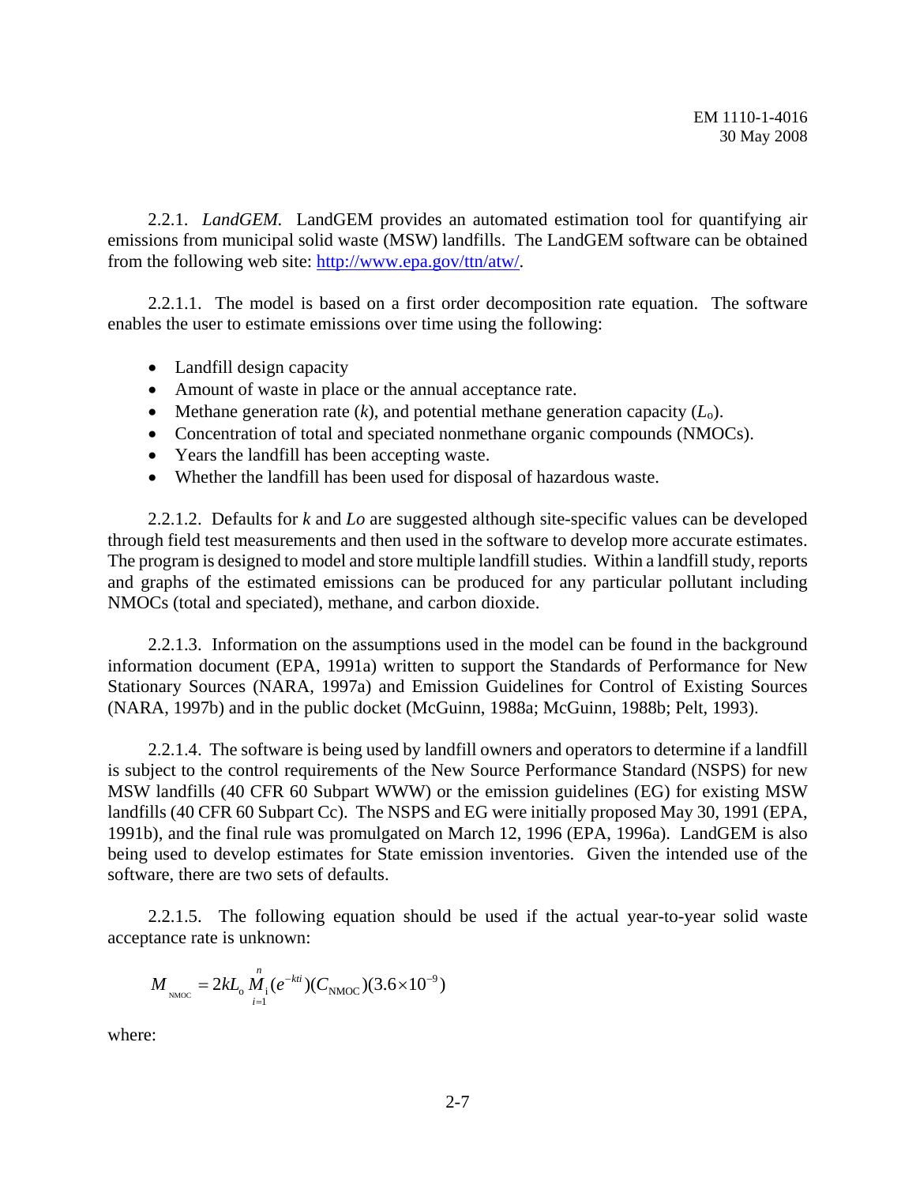2.2.1. *LandGEM.* LandGEM provides an automated estimation tool for quantifying air emissions from municipal solid waste (MSW) landfills. The LandGEM software can be obtained from the following web site: http://www.epa.gov/ttn/atw/.

2.2.1.1. The model is based on a first order decomposition rate equation. The software enables the user to estimate emissions over time using the following:

- Landfill design capacity
- Amount of waste in place or the annual acceptance rate.
- Methane generation rate ($k$), and potential methane generation capacity ($L_o$).
- Concentration of total and speciated nonmethane organic compounds (NMOCs).
- Years the landfill has been accepting waste.
- Whether the landfill has been used for disposal of hazardous waste.

2.2.1.2. Defaults for $k$ and $Lo$ are suggested although site-specific values can be developed through field test measurements and then used in the software to develop more accurate estimates. The program is designed to model and store multiple landfill studies. Within a landfill study, reports and graphs of the estimated emissions can be produced for any particular pollutant including NMOCs (total and speciated), methane, and carbon dioxide.

2.2.1.3. Information on the assumptions used in the model can be found in the background information document (EPA, 1991a) written to support the Standards of Performance for New Stationary Sources (NARA, 1997a) and Emission Guidelines for Control of Existing Sources (NARA, 1997b) and in the public docket (McGuinn, 1988a; McGuinn, 1988b; Pelt, 1993).

2.2.1.4. The software is being used by landfill owners and operators to determine if a landfill is subject to the control requirements of the New Source Performance Standard (NSPS) for new MSW landfills (40 CFR 60 Subpart WWW) or the emission guidelines (EG) for existing MSW landfills (40 CFR 60 Subpart Cc). The NSPS and EG were initially proposed May 30, 1991 (EPA, 1991b), and the final rule was promulgated on March 12, 1996 (EPA, 1996a). LandGEM is also being used to develop estimates for State emission inventories. Given the intended use of the software, there are two sets of defaults.

2.2.1.5. The following equation should be used if the actual year-to-year solid waste acceptance rate is unknown:

$$M_{\text{NMOC}} = 2kL_o \overset{n}{\underset{i=1}{M_i}} (e^{-kti})(C_{\text{NMOC}})(3.6 \times 10^{-9})$$

where: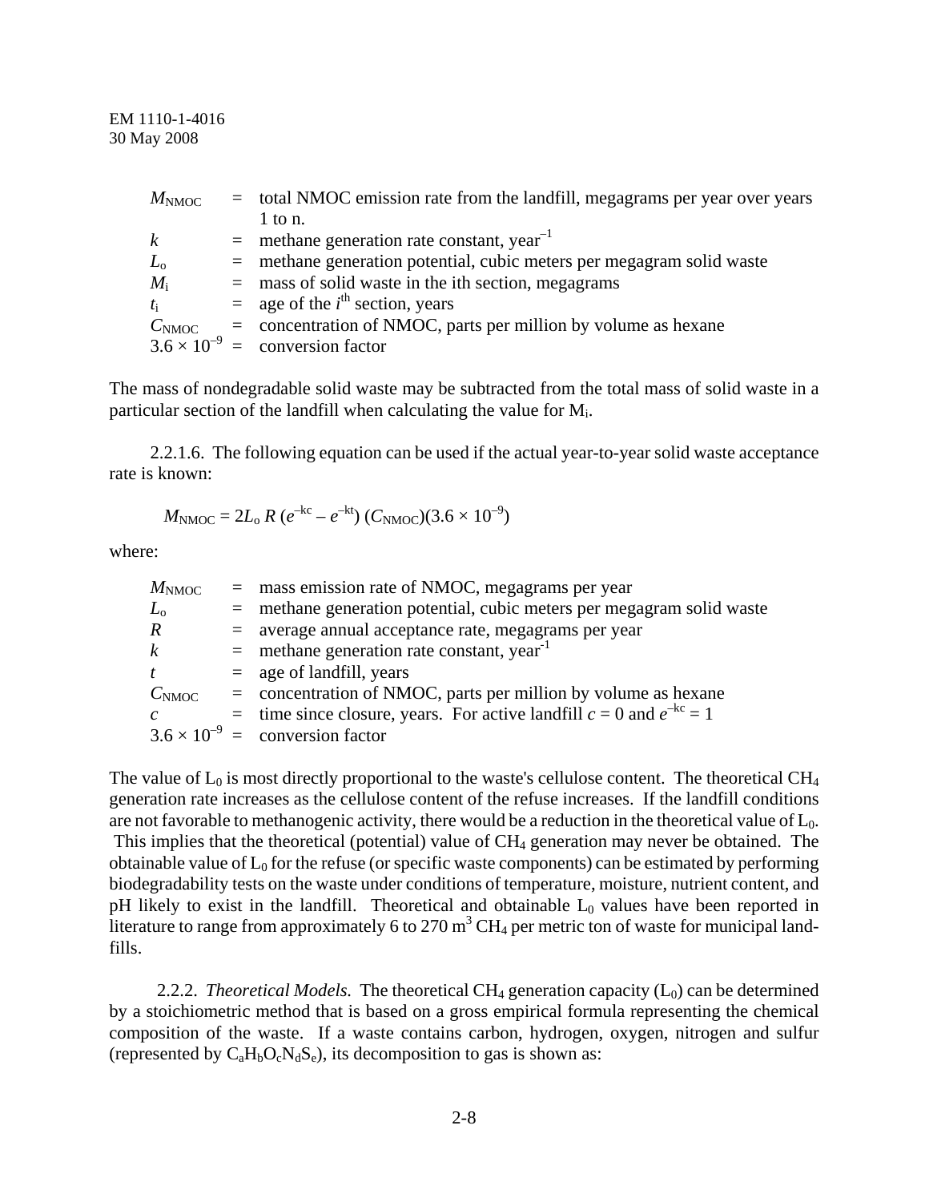$M_{NMOC}$ = total NMOC emission rate from the landfill, megagrams per year over years 1 to n.
$k$ = methane generation rate constant, $year^{-1}$
$L_o$ = methane generation potential, cubic meters per megagram solid waste
$M_i$ = mass of solid waste in the ith section, megagrams
$t_i$ = age of the $i^{th}$ section, years
$C_{NMOC}$ = concentration of NMOC, parts per million by volume as hexane
$3.6 \times 10^{-9}$ = conversion factor

The mass of nondegradable solid waste may be subtracted from the total mass of solid waste in a particular section of the landfill when calculating the value for $M_i$.

2.2.1.6. The following equation can be used if the actual year-to-year solid waste acceptance rate is known:

$$M_{NMOC} = 2L_o\, R\, (e^{-kc} - e^{-kt})\, (C_{NMOC})(3.6 \times 10^{-9})$$

where:

$M_{NMOC}$ = mass emission rate of NMOC, megagrams per year
$L_o$ = methane generation potential, cubic meters per megagram solid waste
$R$ = average annual acceptance rate, megagrams per year
$k$ = methane generation rate constant, $year^{-1}$
$t$ = age of landfill, years
$C_{NMOC}$ = concentration of NMOC, parts per million by volume as hexane
$c$ = time since closure, years. For active landfill $c = 0$ and $e^{-kc} = 1$
$3.6 \times 10^{-9}$ = conversion factor

The value of $L_0$ is most directly proportional to the waste's cellulose content. The theoretical $CH_4$ generation rate increases as the cellulose content of the refuse increases. If the landfill conditions are not favorable to methanogenic activity, there would be a reduction in the theoretical value of $L_0$. This implies that the theoretical (potential) value of $CH_4$ generation may never be obtained. The obtainable value of $L_0$ for the refuse (or specific waste components) can be estimated by performing biodegradability tests on the waste under conditions of temperature, moisture, nutrient content, and pH likely to exist in the landfill. Theoretical and obtainable $L_0$ values have been reported in literature to range from approximately 6 to 270 $m^3$ $CH_4$ per metric ton of waste for municipal landfills.

2.2.2. *Theoretical Models.* The theoretical $CH_4$ generation capacity ($L_0$) can be determined by a stoichiometric method that is based on a gross empirical formula representing the chemical composition of the waste. If a waste contains carbon, hydrogen, oxygen, nitrogen and sulfur (represented by $C_aH_bO_cN_dS_e$), its decomposition to gas is shown as: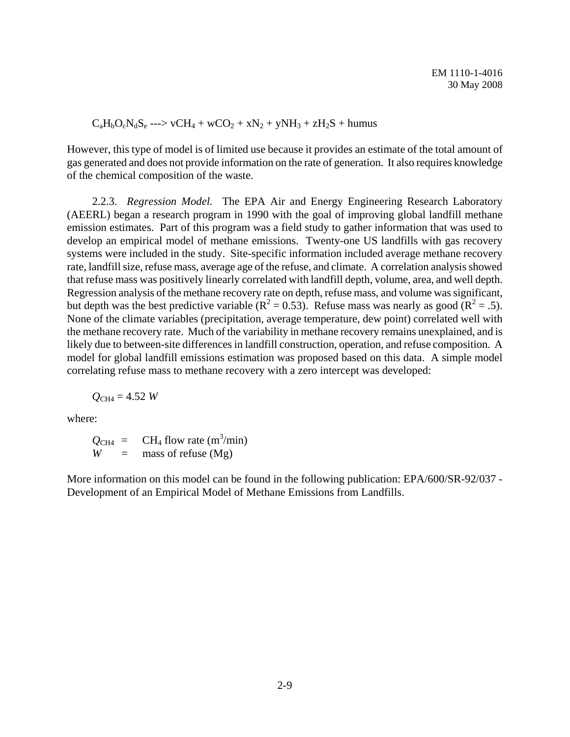$$C_aH_bO_cN_dS_e \dashrightarrow vCH_4 + wCO_2 + xN_2 + yNH_3 + zH_2S + \text{humus}$$

However, this type of model is of limited use because it provides an estimate of the total amount of gas generated and does not provide information on the rate of generation. It also requires knowledge of the chemical composition of the waste.

2.2.3. *Regression Model.* The EPA Air and Energy Engineering Research Laboratory (AEERL) began a research program in 1990 with the goal of improving global landfill methane emission estimates. Part of this program was a field study to gather information that was used to develop an empirical model of methane emissions. Twenty-one US landfills with gas recovery systems were included in the study. Site-specific information included average methane recovery rate, landfill size, refuse mass, average age of the refuse, and climate. A correlation analysis showed that refuse mass was positively linearly correlated with landfill depth, volume, area, and well depth. Regression analysis of the methane recovery rate on depth, refuse mass, and volume was significant, but depth was the best predictive variable ($R^2 = 0.53$). Refuse mass was nearly as good ($R^2 = .5$). None of the climate variables (precipitation, average temperature, dew point) correlated well with the methane recovery rate. Much of the variability in methane recovery remains unexplained, and is likely due to between-site differences in landfill construction, operation, and refuse composition. A model for global landfill emissions estimation was proposed based on this data. A simple model correlating refuse mass to methane recovery with a zero intercept was developed:

$$Q_{CH4} = 4.52\ W$$

where:

$Q_{CH4}$ = $CH_4$ flow rate ($m^3$/min)
$W$ = mass of refuse (Mg)

More information on this model can be found in the following publication: EPA/600/SR-92/037 - Development of an Empirical Model of Methane Emissions from Landfills.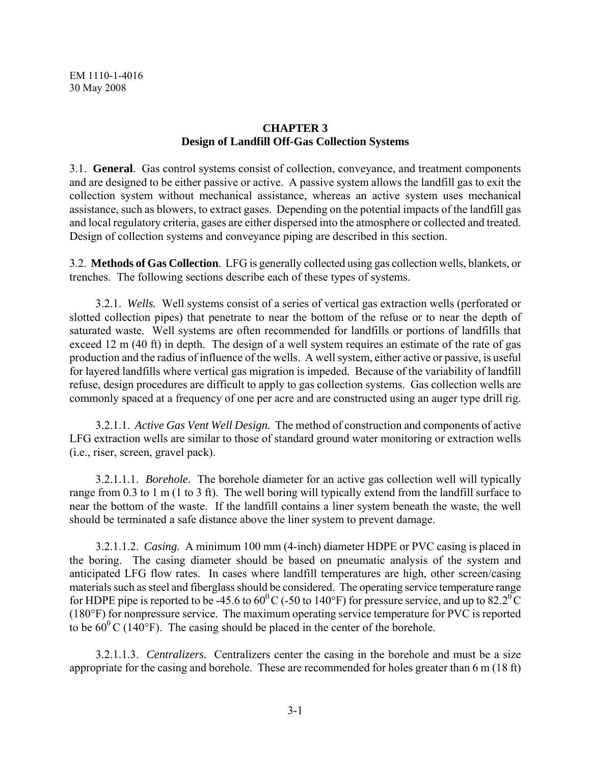# CHAPTER 3
## Design of Landfill Off-Gas Collection Systems

3.1. **General**. Gas control systems consist of collection, conveyance, and treatment components and are designed to be either passive or active. A passive system allows the landfill gas to exit the collection system without mechanical assistance, whereas an active system uses mechanical assistance, such as blowers, to extract gases. Depending on the potential impacts of the landfill gas and local regulatory criteria, gases are either dispersed into the atmosphere or collected and treated. Design of collection systems and conveyance piping are described in this section.

3.2. **Methods of Gas Collection**. LFG is generally collected using gas collection wells, blankets, or trenches. The following sections describe each of these types of systems.

3.2.1. *Wells.* Well systems consist of a series of vertical gas extraction wells (perforated or slotted collection pipes) that penetrate to near the bottom of the refuse or to near the depth of saturated waste. Well systems are often recommended for landfills or portions of landfills that exceed 12 m (40 ft) in depth. The design of a well system requires an estimate of the rate of gas production and the radius of influence of the wells. A well system, either active or passive, is useful for layered landfills where vertical gas migration is impeded. Because of the variability of landfill refuse, design procedures are difficult to apply to gas collection systems. Gas collection wells are commonly spaced at a frequency of one per acre and are constructed using an auger type drill rig.

3.2.1.1. *Active Gas Vent Well Design.* The method of construction and components of active LFG extraction wells are similar to those of standard ground water monitoring or extraction wells (i.e., riser, screen, gravel pack).

3.2.1.1.1. *Borehole.* The borehole diameter for an active gas collection well will typically range from 0.3 to 1 m (1 to 3 ft). The well boring will typically extend from the landfill surface to near the bottom of the waste. If the landfill contains a liner system beneath the waste, the well should be terminated a safe distance above the liner system to prevent damage.

3.2.1.1.2. *Casing.* A minimum 100 mm (4-inch) diameter HDPE or PVC casing is placed in the boring. The casing diameter should be based on pneumatic analysis of the system and anticipated LFG flow rates. In cases where landfill temperatures are high, other screen/casing materials such as steel and fiberglass should be considered. The operating service temperature range for HDPE pipe is reported to be -45.6 to $60^0$ C (-50 to 140°F) for pressure service, and up to $82.2^0$ C (180°F) for nonpressure service. The maximum operating service temperature for PVC is reported to be $60^0$ C (140°F). The casing should be placed in the center of the borehole.

3.2.1.1.3. *Centralizers.* Centralizers center the casing in the borehole and must be a size appropriate for the casing and borehole. These are recommended for holes greater than 6 m (18 ft)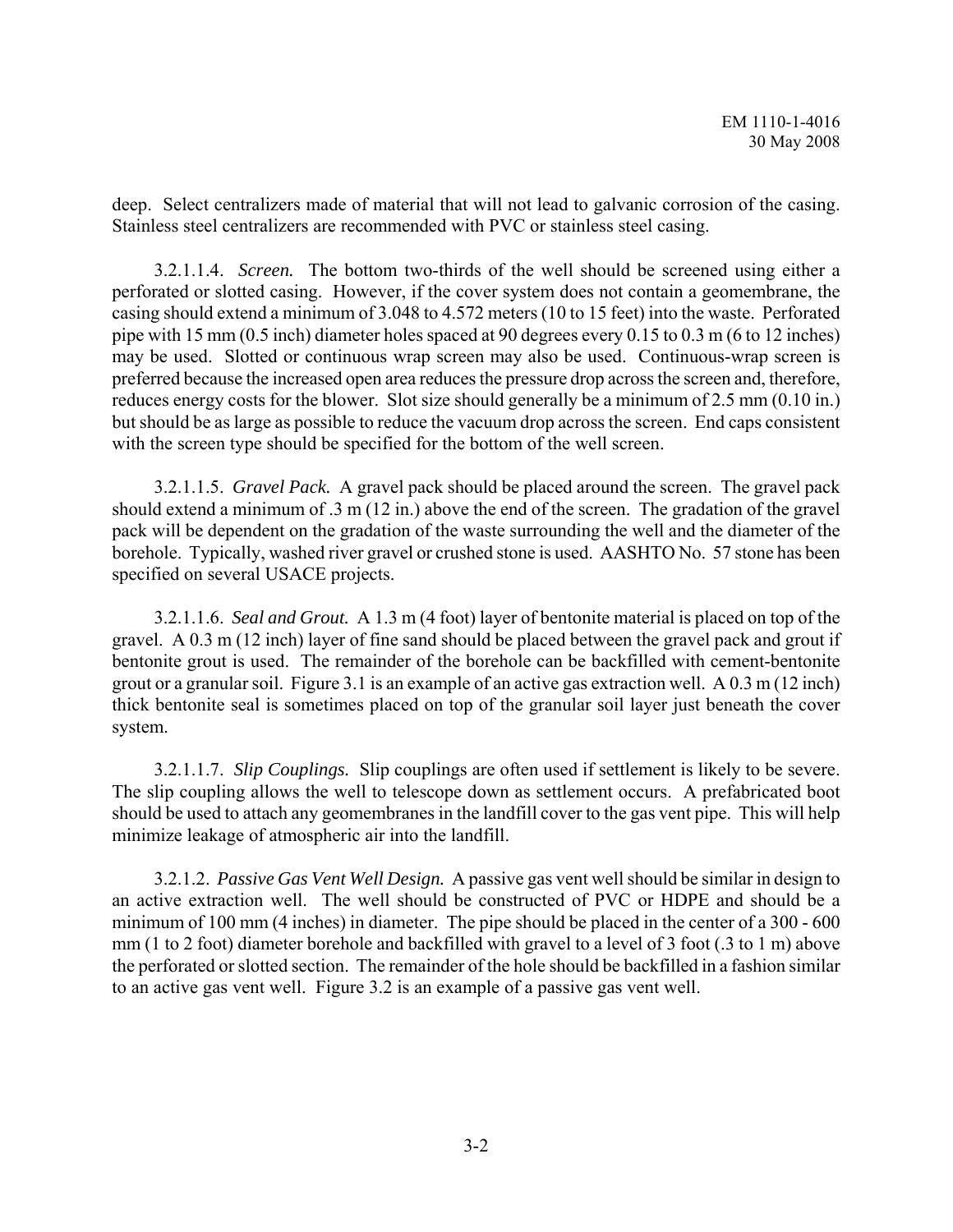deep. Select centralizers made of material that will not lead to galvanic corrosion of the casing. Stainless steel centralizers are recommended with PVC or stainless steel casing.

3.2.1.1.4. *Screen.* The bottom two-thirds of the well should be screened using either a perforated or slotted casing. However, if the cover system does not contain a geomembrane, the casing should extend a minimum of 3.048 to 4.572 meters (10 to 15 feet) into the waste. Perforated pipe with 15 mm (0.5 inch) diameter holes spaced at 90 degrees every 0.15 to 0.3 m (6 to 12 inches) may be used. Slotted or continuous wrap screen may also be used. Continuous-wrap screen is preferred because the increased open area reduces the pressure drop across the screen and, therefore, reduces energy costs for the blower. Slot size should generally be a minimum of 2.5 mm (0.10 in.) but should be as large as possible to reduce the vacuum drop across the screen. End caps consistent with the screen type should be specified for the bottom of the well screen.

3.2.1.1.5. *Gravel Pack.* A gravel pack should be placed around the screen. The gravel pack should extend a minimum of .3 m (12 in.) above the end of the screen. The gradation of the gravel pack will be dependent on the gradation of the waste surrounding the well and the diameter of the borehole. Typically, washed river gravel or crushed stone is used. AASHTO No. 57 stone has been specified on several USACE projects.

3.2.1.1.6. *Seal and Grout.* A 1.3 m (4 foot) layer of bentonite material is placed on top of the gravel. A 0.3 m (12 inch) layer of fine sand should be placed between the gravel pack and grout if bentonite grout is used. The remainder of the borehole can be backfilled with cement-bentonite grout or a granular soil. Figure 3.1 is an example of an active gas extraction well. A 0.3 m (12 inch) thick bentonite seal is sometimes placed on top of the granular soil layer just beneath the cover system.

3.2.1.1.7. *Slip Couplings.* Slip couplings are often used if settlement is likely to be severe. The slip coupling allows the well to telescope down as settlement occurs. A prefabricated boot should be used to attach any geomembranes in the landfill cover to the gas vent pipe. This will help minimize leakage of atmospheric air into the landfill.

3.2.1.2. *Passive Gas Vent Well Design.* A passive gas vent well should be similar in design to an active extraction well. The well should be constructed of PVC or HDPE and should be a minimum of 100 mm (4 inches) in diameter. The pipe should be placed in the center of a 300 - 600 mm (1 to 2 foot) diameter borehole and backfilled with gravel to a level of 3 foot (.3 to 1 m) above the perforated or slotted section. The remainder of the hole should be backfilled in a fashion similar to an active gas vent well. Figure 3.2 is an example of a passive gas vent well.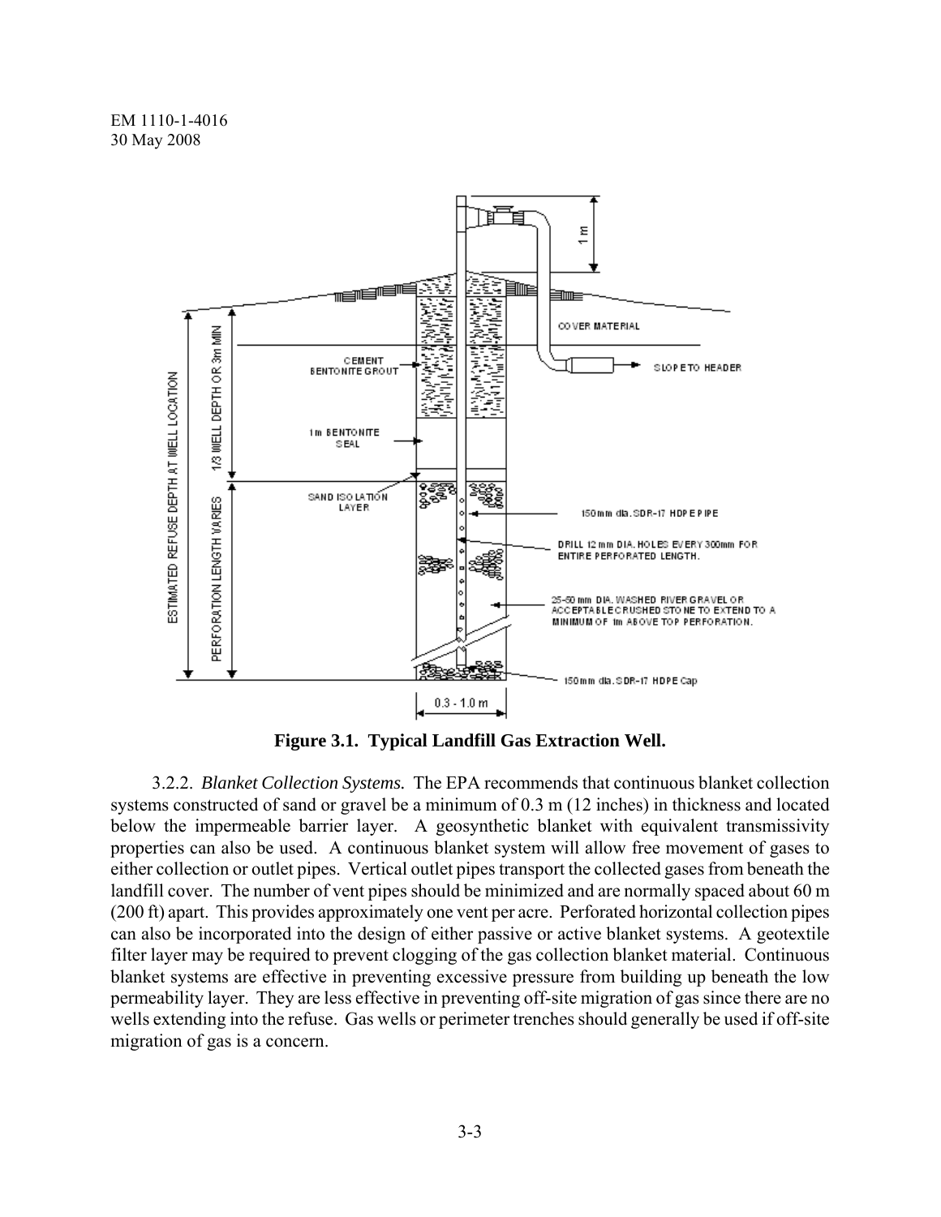**Figure 3.1. Typical Landfill Gas Extraction Well.**

3.2.2. *Blanket Collection Systems.* The EPA recommends that continuous blanket collection systems constructed of sand or gravel be a minimum of 0.3 m (12 inches) in thickness and located below the impermeable barrier layer. A geosynthetic blanket with equivalent transmissivity properties can also be used. A continuous blanket system will allow free movement of gases to either collection or outlet pipes. Vertical outlet pipes transport the collected gases from beneath the landfill cover. The number of vent pipes should be minimized and are normally spaced about 60 m (200 ft) apart. This provides approximately one vent per acre. Perforated horizontal collection pipes can also be incorporated into the design of either passive or active blanket systems. A geotextile filter layer may be required to prevent clogging of the gas collection blanket material. Continuous blanket systems are effective in preventing excessive pressure from building up beneath the low permeability layer. They are less effective in preventing off-site migration of gas since there are no wells extending into the refuse. Gas wells or perimeter trenches should generally be used if off-site migration of gas is a concern.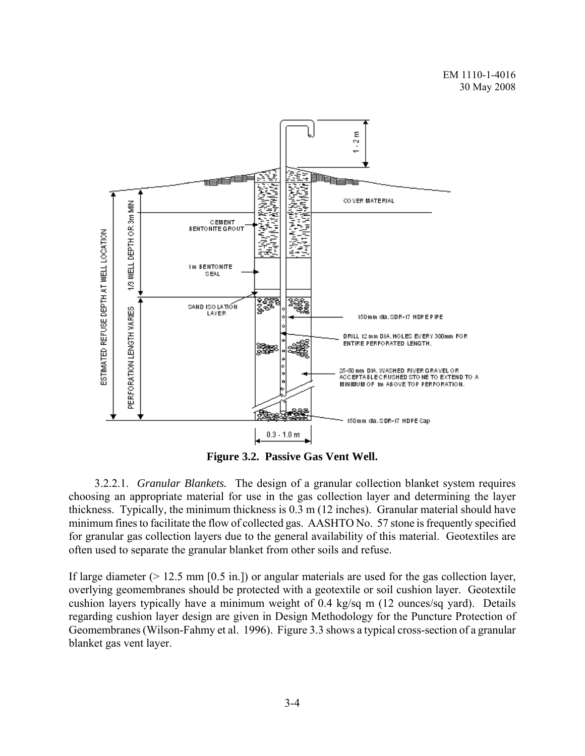**Figure 3.2. Passive Gas Vent Well.**

3.2.2.1. *Granular Blankets.* The design of a granular collection blanket system requires choosing an appropriate material for use in the gas collection layer and determining the layer thickness. Typically, the minimum thickness is 0.3 m (12 inches). Granular material should have minimum fines to facilitate the flow of collected gas. AASHTO No. 57 stone is frequently specified for granular gas collection layers due to the general availability of this material. Geotextiles are often used to separate the granular blanket from other soils and refuse.

If large diameter (> 12.5 mm [0.5 in.]) or angular materials are used for the gas collection layer, overlying geomembranes should be protected with a geotextile or soil cushion layer. Geotextile cushion layers typically have a minimum weight of 0.4 kg/sq m (12 ounces/sq yard). Details regarding cushion layer design are given in Design Methodology for the Puncture Protection of Geomembranes (Wilson-Fahmy et al. 1996). Figure 3.3 shows a typical cross-section of a granular blanket gas vent layer.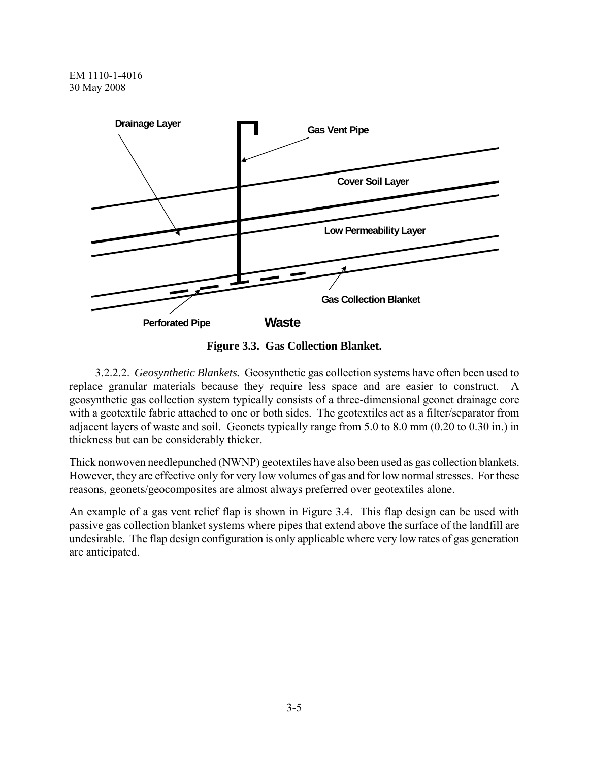Drainage Layer

Gas Vent Pipe

Cover Soil Layer

Low Permeability Layer

Gas Collection Blanket

Perforated Pipe

Waste

**Figure 3.3. Gas Collection Blanket.**

3.2.2.2. *Geosynthetic Blankets.* Geosynthetic gas collection systems have often been used to replace granular materials because they require less space and are easier to construct. A geosynthetic gas collection system typically consists of a three-dimensional geonet drainage core with a geotextile fabric attached to one or both sides. The geotextiles act as a filter/separator from adjacent layers of waste and soil. Geonets typically range from 5.0 to 8.0 mm (0.20 to 0.30 in.) in thickness but can be considerably thicker.

Thick nonwoven needlepunched (NWNP) geotextiles have also been used as gas collection blankets. However, they are effective only for very low volumes of gas and for low normal stresses. For these reasons, geonets/geocomposites are almost always preferred over geotextiles alone.

An example of a gas vent relief flap is shown in Figure 3.4. This flap design can be used with passive gas collection blanket systems where pipes that extend above the surface of the landfill are undesirable. The flap design configuration is only applicable where very low rates of gas generation are anticipated.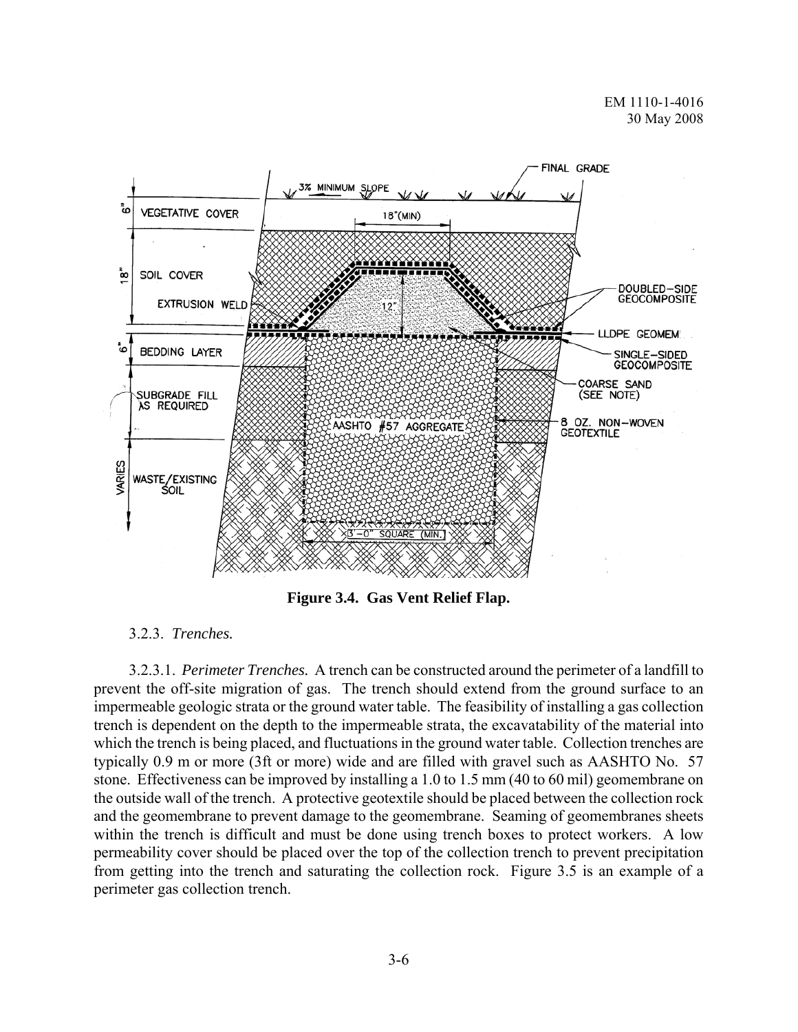**Figure 3.4. Gas Vent Relief Flap.**

3.2.3. *Trenches.*

3.2.3.1. *Perimeter Trenches.* A trench can be constructed around the perimeter of a landfill to prevent the off-site migration of gas. The trench should extend from the ground surface to an impermeable geologic strata or the ground water table. The feasibility of installing a gas collection trench is dependent on the depth to the impermeable strata, the excavatability of the material into which the trench is being placed, and fluctuations in the ground water table. Collection trenches are typically 0.9 m or more (3ft or more) wide and are filled with gravel such as AASHTO No. 57 stone. Effectiveness can be improved by installing a 1.0 to 1.5 mm (40 to 60 mil) geomembrane on the outside wall of the trench. A protective geotextile should be placed between the collection rock and the geomembrane to prevent damage to the geomembrane. Seaming of geomembranes sheets within the trench is difficult and must be done using trench boxes to protect workers. A low permeability cover should be placed over the top of the collection trench to prevent precipitation from getting into the trench and saturating the collection rock. Figure 3.5 is an example of a perimeter gas collection trench.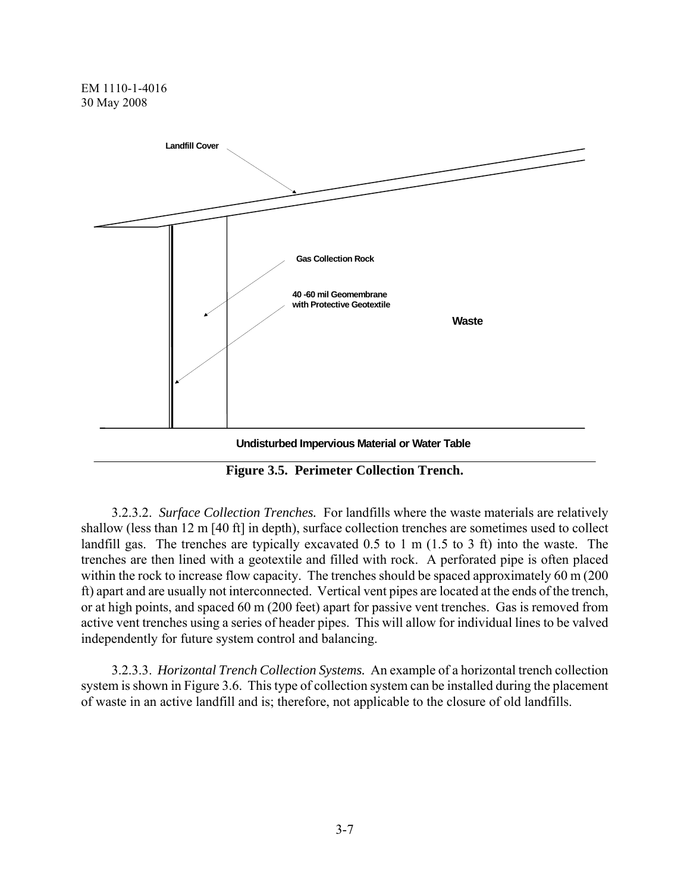Landfill Cover

Gas Collection Rock

40 -60 mil Geomembrane with Protective Geotextile

Waste

Undisturbed Impervious Material or Water Table

**Figure 3.5. Perimeter Collection Trench.**

3.2.3.2. *Surface Collection Trenches.* For landfills where the waste materials are relatively shallow (less than 12 m [40 ft] in depth), surface collection trenches are sometimes used to collect landfill gas. The trenches are typically excavated 0.5 to 1 m (1.5 to 3 ft) into the waste. The trenches are then lined with a geotextile and filled with rock. A perforated pipe is often placed within the rock to increase flow capacity. The trenches should be spaced approximately 60 m (200 ft) apart and are usually not interconnected. Vertical vent pipes are located at the ends of the trench, or at high points, and spaced 60 m (200 feet) apart for passive vent trenches. Gas is removed from active vent trenches using a series of header pipes. This will allow for individual lines to be valved independently for future system control and balancing.

3.2.3.3. *Horizontal Trench Collection Systems.* An example of a horizontal trench collection system is shown in Figure 3.6. This type of collection system can be installed during the placement of waste in an active landfill and is; therefore, not applicable to the closure of old landfills.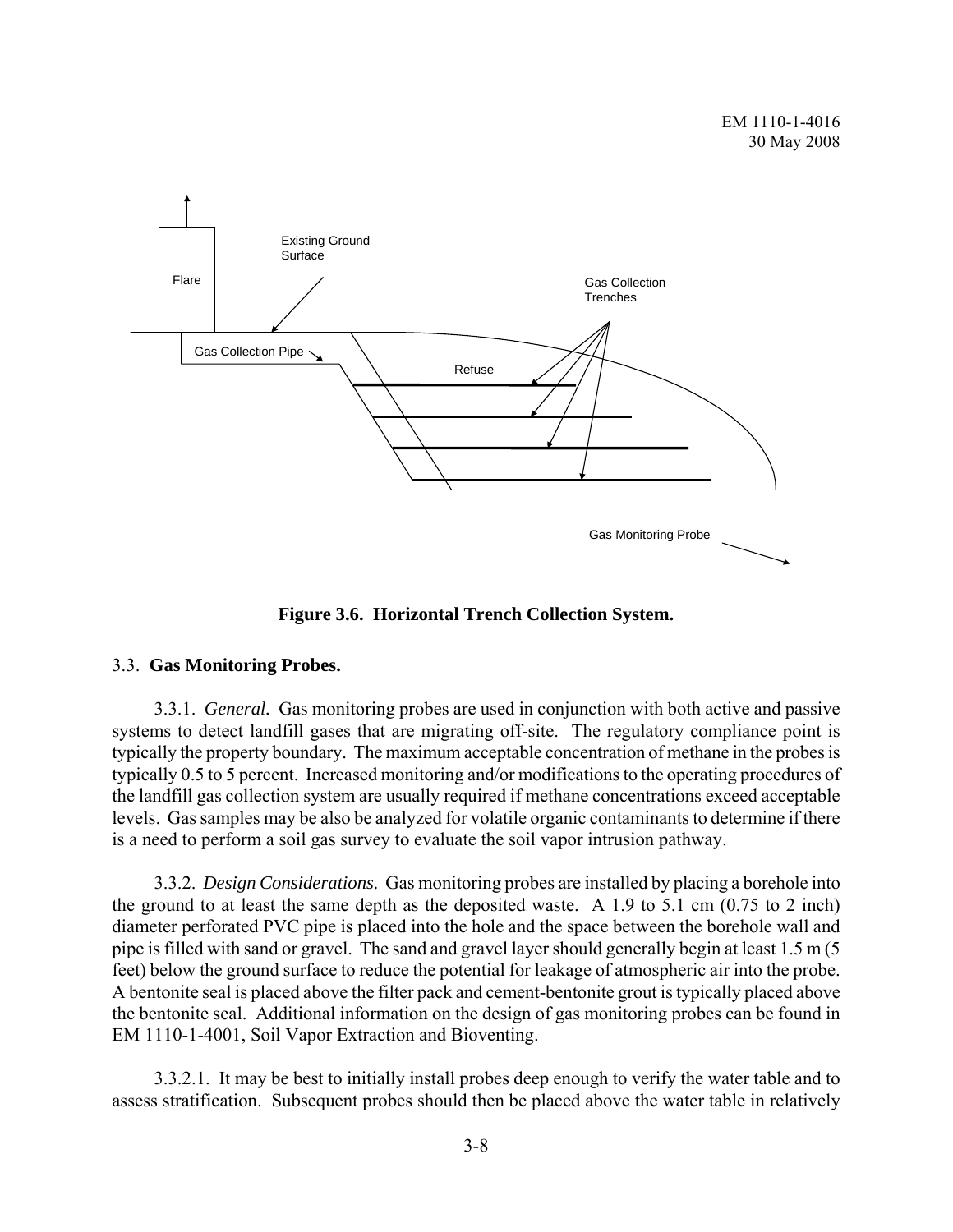**Figure 3.6. Horizontal Trench Collection System.**

## 3.3. **Gas Monitoring Probes.**

3.3.1. *General.* Gas monitoring probes are used in conjunction with both active and passive systems to detect landfill gases that are migrating off-site. The regulatory compliance point is typically the property boundary. The maximum acceptable concentration of methane in the probes is typically 0.5 to 5 percent. Increased monitoring and/or modifications to the operating procedures of the landfill gas collection system are usually required if methane concentrations exceed acceptable levels. Gas samples may be also be analyzed for volatile organic contaminants to determine if there is a need to perform a soil gas survey to evaluate the soil vapor intrusion pathway.

3.3.2. *Design Considerations.* Gas monitoring probes are installed by placing a borehole into the ground to at least the same depth as the deposited waste. A 1.9 to 5.1 cm (0.75 to 2 inch) diameter perforated PVC pipe is placed into the hole and the space between the borehole wall and pipe is filled with sand or gravel. The sand and gravel layer should generally begin at least 1.5 m (5 feet) below the ground surface to reduce the potential for leakage of atmospheric air into the probe. A bentonite seal is placed above the filter pack and cement-bentonite grout is typically placed above the bentonite seal. Additional information on the design of gas monitoring probes can be found in EM 1110-1-4001, Soil Vapor Extraction and Bioventing.

3.3.2.1. It may be best to initially install probes deep enough to verify the water table and to assess stratification. Subsequent probes should then be placed above the water table in relatively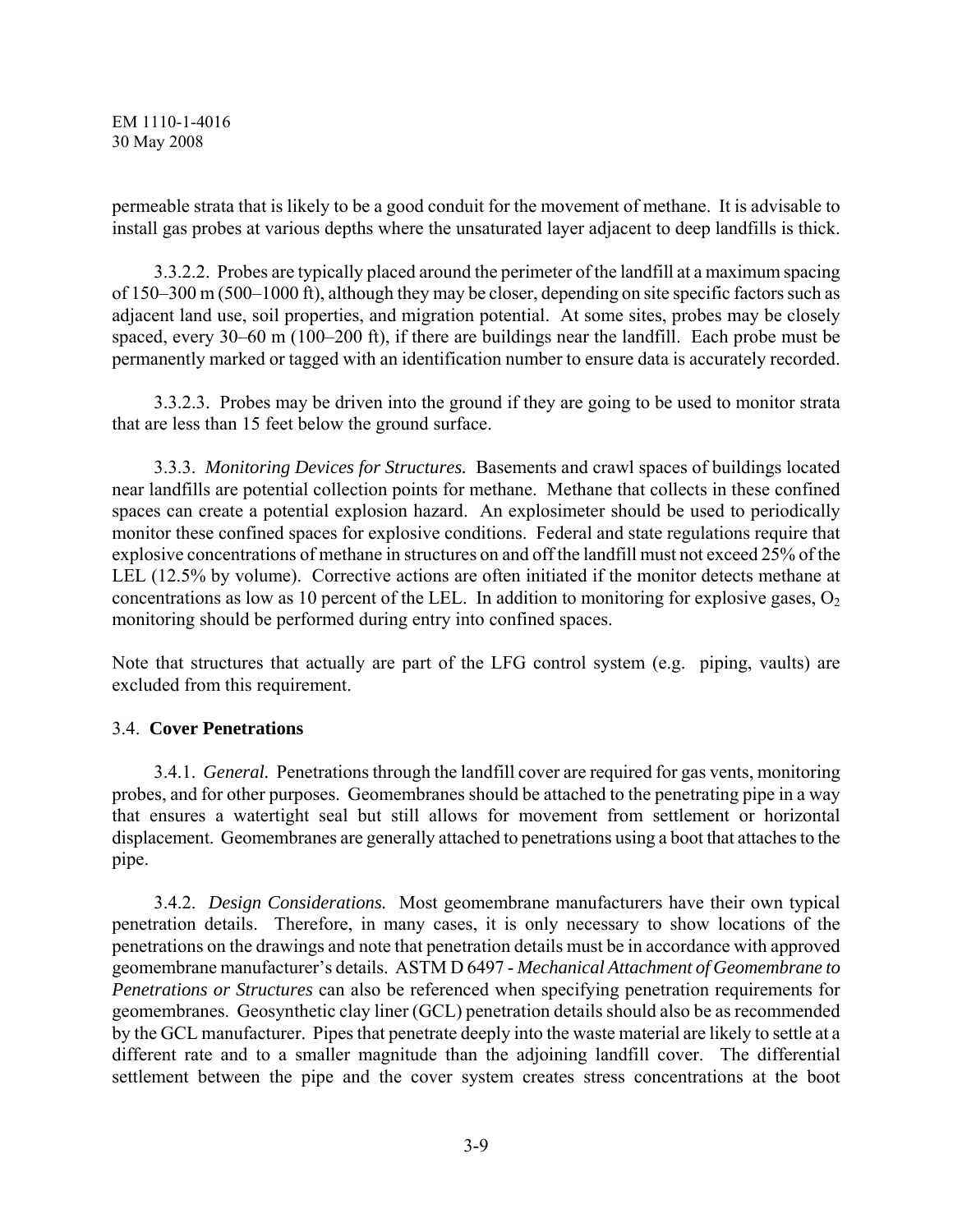permeable strata that is likely to be a good conduit for the movement of methane. It is advisable to install gas probes at various depths where the unsaturated layer adjacent to deep landfills is thick.

3.3.2.2. Probes are typically placed around the perimeter of the landfill at a maximum spacing of 150–300 m (500–1000 ft), although they may be closer, depending on site specific factors such as adjacent land use, soil properties, and migration potential. At some sites, probes may be closely spaced, every 30–60 m (100–200 ft), if there are buildings near the landfill. Each probe must be permanently marked or tagged with an identification number to ensure data is accurately recorded.

3.3.2.3. Probes may be driven into the ground if they are going to be used to monitor strata that are less than 15 feet below the ground surface.

3.3.3. *Monitoring Devices for Structures.* Basements and crawl spaces of buildings located near landfills are potential collection points for methane. Methane that collects in these confined spaces can create a potential explosion hazard. An explosimeter should be used to periodically monitor these confined spaces for explosive conditions. Federal and state regulations require that explosive concentrations of methane in structures on and off the landfill must not exceed 25% of the LEL (12.5% by volume). Corrective actions are often initiated if the monitor detects methane at concentrations as low as 10 percent of the LEL. In addition to monitoring for explosive gases, $O_2$ monitoring should be performed during entry into confined spaces.

Note that structures that actually are part of the LFG control system (e.g. piping, vaults) are excluded from this requirement.

### 3.4. **Cover Penetrations**

3.4.1. *General.* Penetrations through the landfill cover are required for gas vents, monitoring probes, and for other purposes. Geomembranes should be attached to the penetrating pipe in a way that ensures a watertight seal but still allows for movement from settlement or horizontal displacement. Geomembranes are generally attached to penetrations using a boot that attaches to the pipe.

3.4.2. *Design Considerations.* Most geomembrane manufacturers have their own typical penetration details. Therefore, in many cases, it is only necessary to show locations of the penetrations on the drawings and note that penetration details must be in accordance with approved geomembrane manufacturer's details. ASTM D 6497 - *Mechanical Attachment of Geomembrane to Penetrations or Structures* can also be referenced when specifying penetration requirements for geomembranes. Geosynthetic clay liner (GCL) penetration details should also be as recommended by the GCL manufacturer. Pipes that penetrate deeply into the waste material are likely to settle at a different rate and to a smaller magnitude than the adjoining landfill cover. The differential settlement between the pipe and the cover system creates stress concentrations at the boot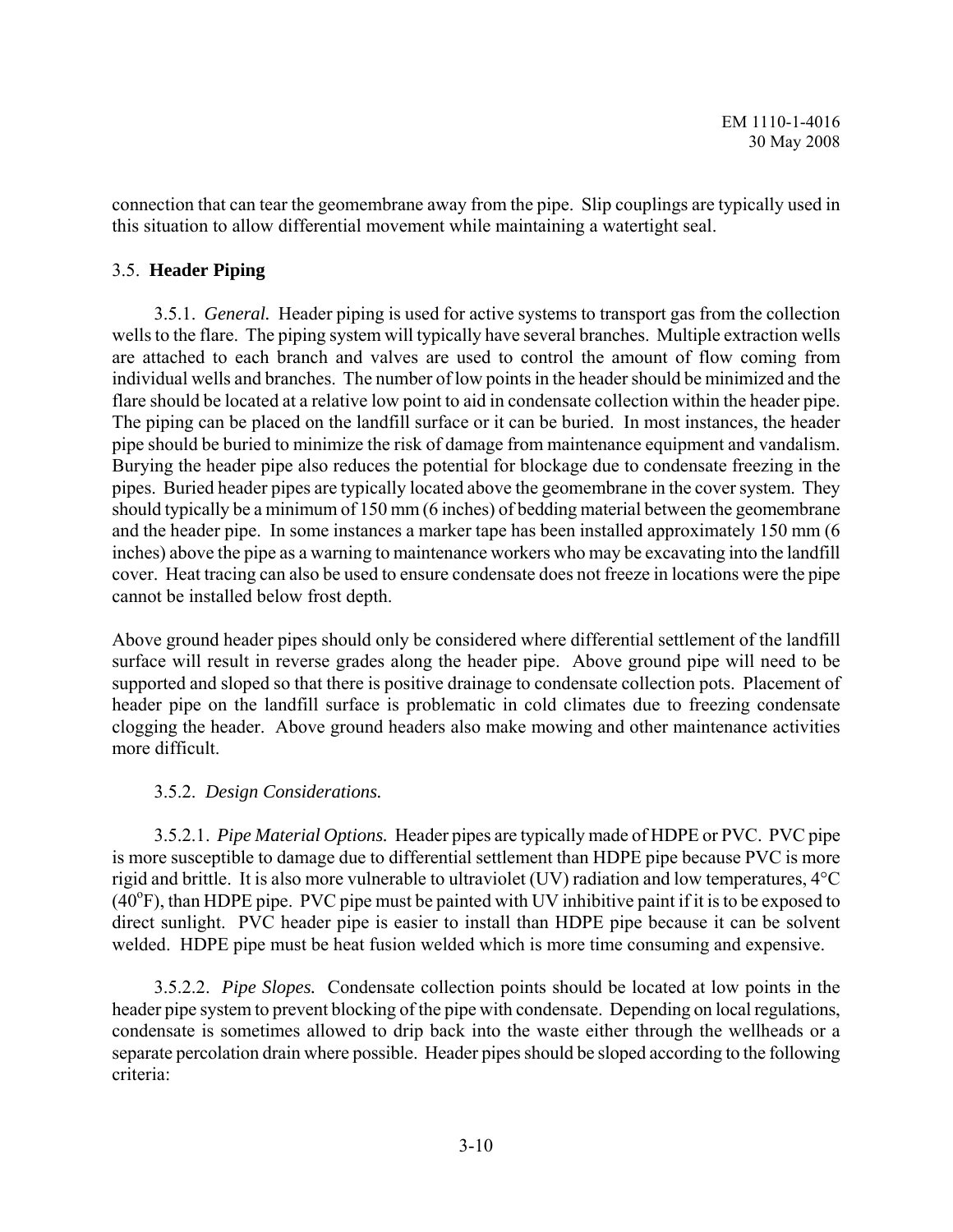connection that can tear the geomembrane away from the pipe. Slip couplings are typically used in this situation to allow differential movement while maintaining a watertight seal.

## 3.5. **Header Piping**

3.5.1. *General.* Header piping is used for active systems to transport gas from the collection wells to the flare. The piping system will typically have several branches. Multiple extraction wells are attached to each branch and valves are used to control the amount of flow coming from individual wells and branches. The number of low points in the header should be minimized and the flare should be located at a relative low point to aid in condensate collection within the header pipe. The piping can be placed on the landfill surface or it can be buried. In most instances, the header pipe should be buried to minimize the risk of damage from maintenance equipment and vandalism. Burying the header pipe also reduces the potential for blockage due to condensate freezing in the pipes. Buried header pipes are typically located above the geomembrane in the cover system. They should typically be a minimum of 150 mm (6 inches) of bedding material between the geomembrane and the header pipe. In some instances a marker tape has been installed approximately 150 mm (6 inches) above the pipe as a warning to maintenance workers who may be excavating into the landfill cover. Heat tracing can also be used to ensure condensate does not freeze in locations were the pipe cannot be installed below frost depth.

Above ground header pipes should only be considered where differential settlement of the landfill surface will result in reverse grades along the header pipe. Above ground pipe will need to be supported and sloped so that there is positive drainage to condensate collection pots. Placement of header pipe on the landfill surface is problematic in cold climates due to freezing condensate clogging the header. Above ground headers also make mowing and other maintenance activities more difficult.

3.5.2. *Design Considerations.*

3.5.2.1. *Pipe Material Options.* Header pipes are typically made of HDPE or PVC. PVC pipe is more susceptible to damage due to differential settlement than HDPE pipe because PVC is more rigid and brittle. It is also more vulnerable to ultraviolet (UV) radiation and low temperatures, 4°C (40°F), than HDPE pipe. PVC pipe must be painted with UV inhibitive paint if it is to be exposed to direct sunlight. PVC header pipe is easier to install than HDPE pipe because it can be solvent welded. HDPE pipe must be heat fusion welded which is more time consuming and expensive.

3.5.2.2. *Pipe Slopes.* Condensate collection points should be located at low points in the header pipe system to prevent blocking of the pipe with condensate. Depending on local regulations, condensate is sometimes allowed to drip back into the waste either through the wellheads or a separate percolation drain where possible. Header pipes should be sloped according to the following criteria: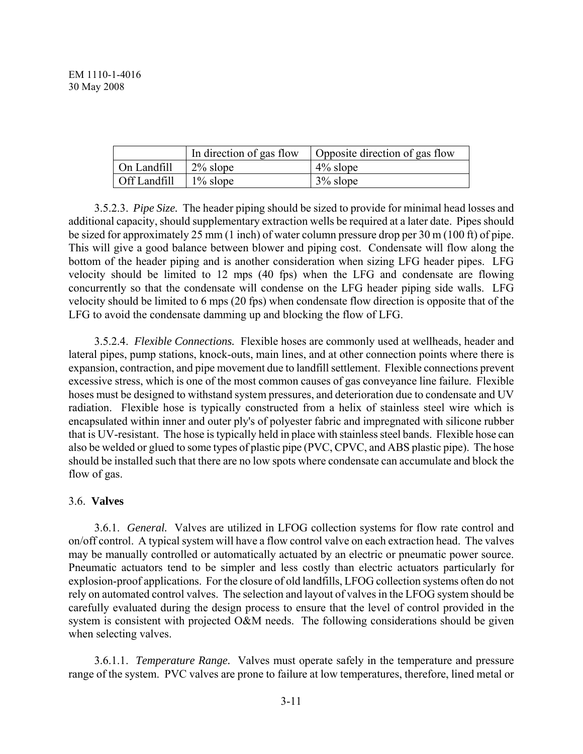| | In direction of gas flow | Opposite direction of gas flow |
|---|---|---|
| On Landfill | 2% slope | 4% slope |
| Off Landfill | 1% slope | 3% slope |

3.5.2.3. *Pipe Size.* The header piping should be sized to provide for minimal head losses and additional capacity, should supplementary extraction wells be required at a later date. Pipes should be sized for approximately 25 mm (1 inch) of water column pressure drop per 30 m (100 ft) of pipe. This will give a good balance between blower and piping cost. Condensate will flow along the bottom of the header piping and is another consideration when sizing LFG header pipes. LFG velocity should be limited to 12 mps (40 fps) when the LFG and condensate are flowing concurrently so that the condensate will condense on the LFG header piping side walls. LFG velocity should be limited to 6 mps (20 fps) when condensate flow direction is opposite that of the LFG to avoid the condensate damming up and blocking the flow of LFG.

3.5.2.4. *Flexible Connections.* Flexible hoses are commonly used at wellheads, header and lateral pipes, pump stations, knock-outs, main lines, and at other connection points where there is expansion, contraction, and pipe movement due to landfill settlement. Flexible connections prevent excessive stress, which is one of the most common causes of gas conveyance line failure. Flexible hoses must be designed to withstand system pressures, and deterioration due to condensate and UV radiation. Flexible hose is typically constructed from a helix of stainless steel wire which is encapsulated within inner and outer ply's of polyester fabric and impregnated with silicone rubber that is UV-resistant. The hose is typically held in place with stainless steel bands. Flexible hose can also be welded or glued to some types of plastic pipe (PVC, CPVC, and ABS plastic pipe). The hose should be installed such that there are no low spots where condensate can accumulate and block the flow of gas.

## 3.6. **Valves**

3.6.1. *General.* Valves are utilized in LFOG collection systems for flow rate control and on/off control. A typical system will have a flow control valve on each extraction head. The valves may be manually controlled or automatically actuated by an electric or pneumatic power source. Pneumatic actuators tend to be simpler and less costly than electric actuators particularly for explosion-proof applications. For the closure of old landfills, LFOG collection systems often do not rely on automated control valves. The selection and layout of valves in the LFOG system should be carefully evaluated during the design process to ensure that the level of control provided in the system is consistent with projected O&M needs. The following considerations should be given when selecting valves.

3.6.1.1. *Temperature Range.* Valves must operate safely in the temperature and pressure range of the system. PVC valves are prone to failure at low temperatures, therefore, lined metal or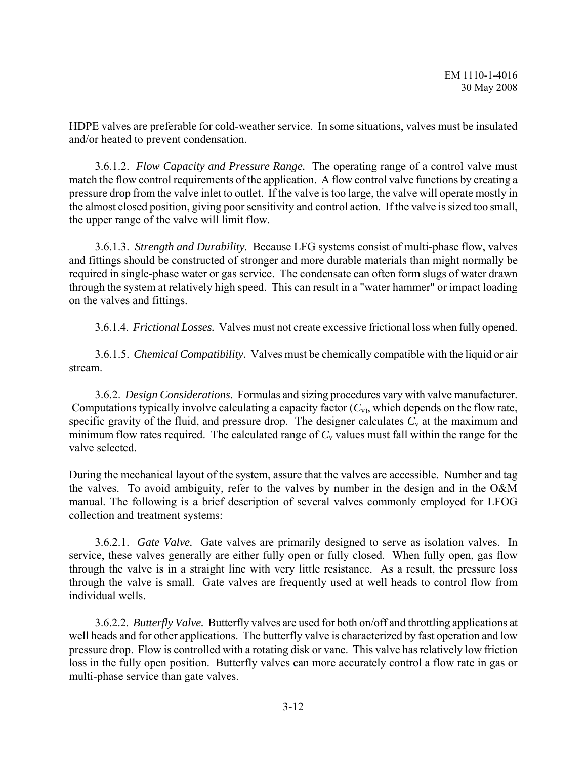HDPE valves are preferable for cold-weather service. In some situations, valves must be insulated and/or heated to prevent condensation.

3.6.1.2. *Flow Capacity and Pressure Range.* The operating range of a control valve must match the flow control requirements of the application. A flow control valve functions by creating a pressure drop from the valve inlet to outlet. If the valve is too large, the valve will operate mostly in the almost closed position, giving poor sensitivity and control action. If the valve is sized too small, the upper range of the valve will limit flow.

3.6.1.3. *Strength and Durability.* Because LFG systems consist of multi-phase flow, valves and fittings should be constructed of stronger and more durable materials than might normally be required in single-phase water or gas service. The condensate can often form slugs of water drawn through the system at relatively high speed. This can result in a "water hammer" or impact loading on the valves and fittings.

3.6.1.4. *Frictional Losses.* Valves must not create excessive frictional loss when fully opened.

3.6.1.5. *Chemical Compatibility.* Valves must be chemically compatible with the liquid or air stream.

3.6.2. *Design Considerations.* Formulas and sizing procedures vary with valve manufacturer. Computations typically involve calculating a capacity factor ($C_v$), which depends on the flow rate, specific gravity of the fluid, and pressure drop. The designer calculates $C_v$ at the maximum and minimum flow rates required. The calculated range of $C_v$ values must fall within the range for the valve selected.

During the mechanical layout of the system, assure that the valves are accessible. Number and tag the valves. To avoid ambiguity, refer to the valves by number in the design and in the O&M manual. The following is a brief description of several valves commonly employed for LFOG collection and treatment systems:

3.6.2.1. *Gate Valve.* Gate valves are primarily designed to serve as isolation valves. In service, these valves generally are either fully open or fully closed. When fully open, gas flow through the valve is in a straight line with very little resistance. As a result, the pressure loss through the valve is small. Gate valves are frequently used at well heads to control flow from individual wells.

3.6.2.2. *Butterfly Valve.* Butterfly valves are used for both on/off and throttling applications at well heads and for other applications. The butterfly valve is characterized by fast operation and low pressure drop. Flow is controlled with a rotating disk or vane. This valve has relatively low friction loss in the fully open position. Butterfly valves can more accurately control a flow rate in gas or multi-phase service than gate valves.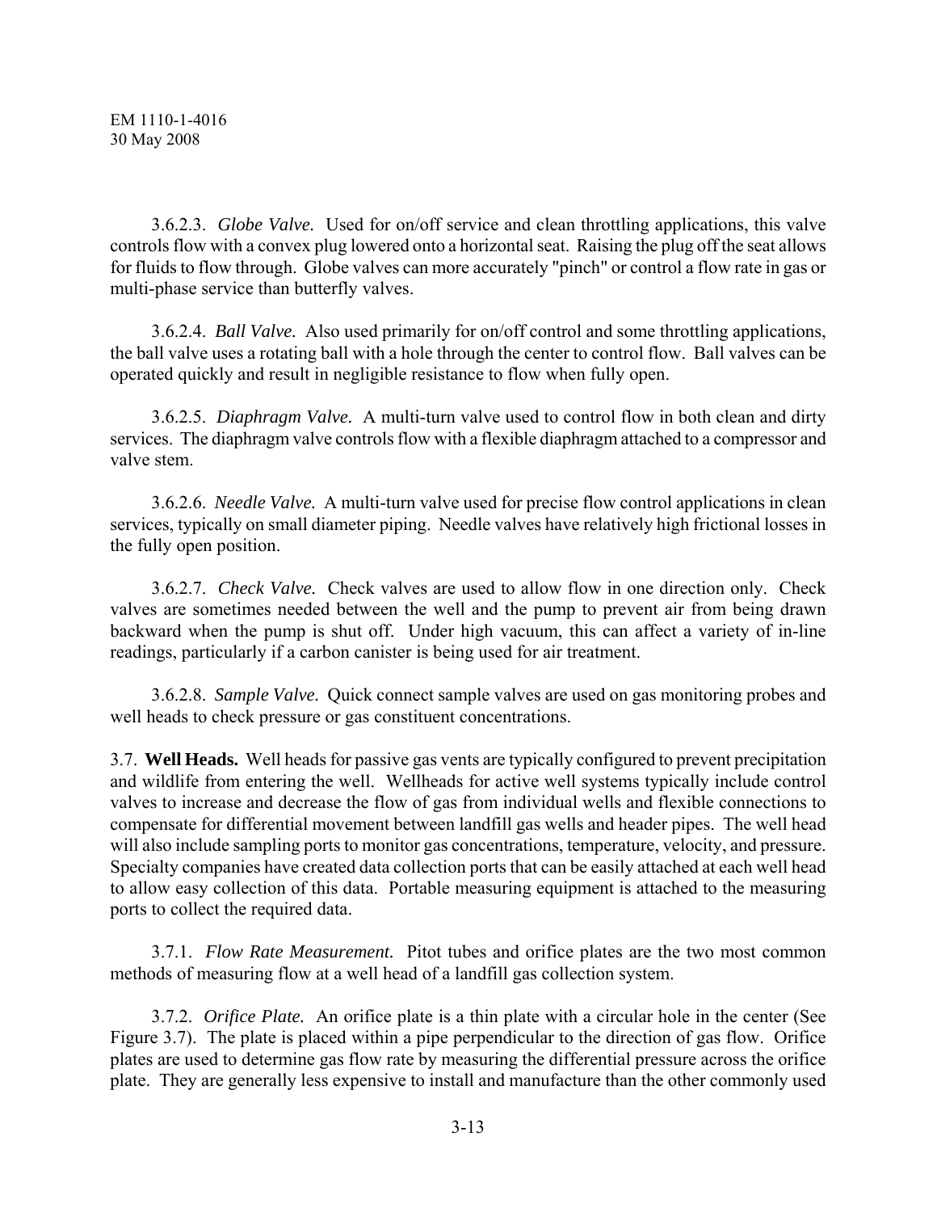3.6.2.3. *Globe Valve.* Used for on/off service and clean throttling applications, this valve controls flow with a convex plug lowered onto a horizontal seat. Raising the plug off the seat allows for fluids to flow through. Globe valves can more accurately "pinch" or control a flow rate in gas or multi-phase service than butterfly valves.

3.6.2.4. *Ball Valve.* Also used primarily for on/off control and some throttling applications, the ball valve uses a rotating ball with a hole through the center to control flow. Ball valves can be operated quickly and result in negligible resistance to flow when fully open.

3.6.2.5. *Diaphragm Valve.* A multi-turn valve used to control flow in both clean and dirty services. The diaphragm valve controls flow with a flexible diaphragm attached to a compressor and valve stem.

3.6.2.6. *Needle Valve.* A multi-turn valve used for precise flow control applications in clean services, typically on small diameter piping. Needle valves have relatively high frictional losses in the fully open position.

3.6.2.7. *Check Valve.* Check valves are used to allow flow in one direction only. Check valves are sometimes needed between the well and the pump to prevent air from being drawn backward when the pump is shut off. Under high vacuum, this can affect a variety of in-line readings, particularly if a carbon canister is being used for air treatment.

3.6.2.8. *Sample Valve.* Quick connect sample valves are used on gas monitoring probes and well heads to check pressure or gas constituent concentrations.

3.7. **Well Heads.** Well heads for passive gas vents are typically configured to prevent precipitation and wildlife from entering the well. Wellheads for active well systems typically include control valves to increase and decrease the flow of gas from individual wells and flexible connections to compensate for differential movement between landfill gas wells and header pipes. The well head will also include sampling ports to monitor gas concentrations, temperature, velocity, and pressure. Specialty companies have created data collection ports that can be easily attached at each well head to allow easy collection of this data. Portable measuring equipment is attached to the measuring ports to collect the required data.

3.7.1. *Flow Rate Measurement.* Pitot tubes and orifice plates are the two most common methods of measuring flow at a well head of a landfill gas collection system.

3.7.2. *Orifice Plate.* An orifice plate is a thin plate with a circular hole in the center (See Figure 3.7). The plate is placed within a pipe perpendicular to the direction of gas flow. Orifice plates are used to determine gas flow rate by measuring the differential pressure across the orifice plate. They are generally less expensive to install and manufacture than the other commonly used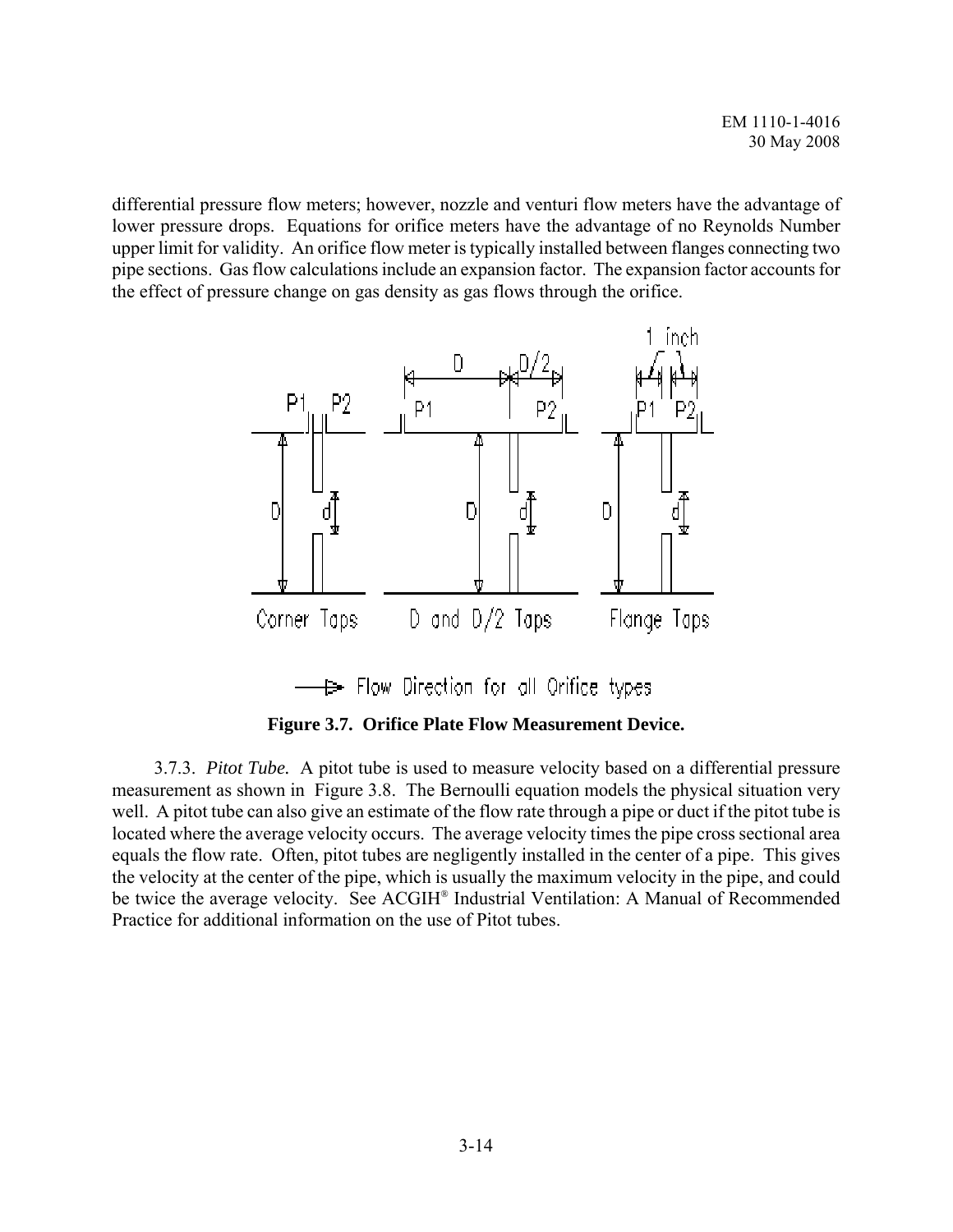differential pressure flow meters; however, nozzle and venturi flow meters have the advantage of lower pressure drops. Equations for orifice meters have the advantage of no Reynolds Number upper limit for validity. An orifice flow meter is typically installed between flanges connecting two pipe sections. Gas flow calculations include an expansion factor. The expansion factor accounts for the effect of pressure change on gas density as gas flows through the orifice.

**Figure 3.7. Orifice Plate Flow Measurement Device.**

3.7.3. *Pitot Tube.* A pitot tube is used to measure velocity based on a differential pressure measurement as shown in Figure 3.8. The Bernoulli equation models the physical situation very well. A pitot tube can also give an estimate of the flow rate through a pipe or duct if the pitot tube is located where the average velocity occurs. The average velocity times the pipe cross sectional area equals the flow rate. Often, pitot tubes are negligently installed in the center of a pipe. This gives the velocity at the center of the pipe, which is usually the maximum velocity in the pipe, and could be twice the average velocity. See ACGIH® Industrial Ventilation: A Manual of Recommended Practice for additional information on the use of Pitot tubes.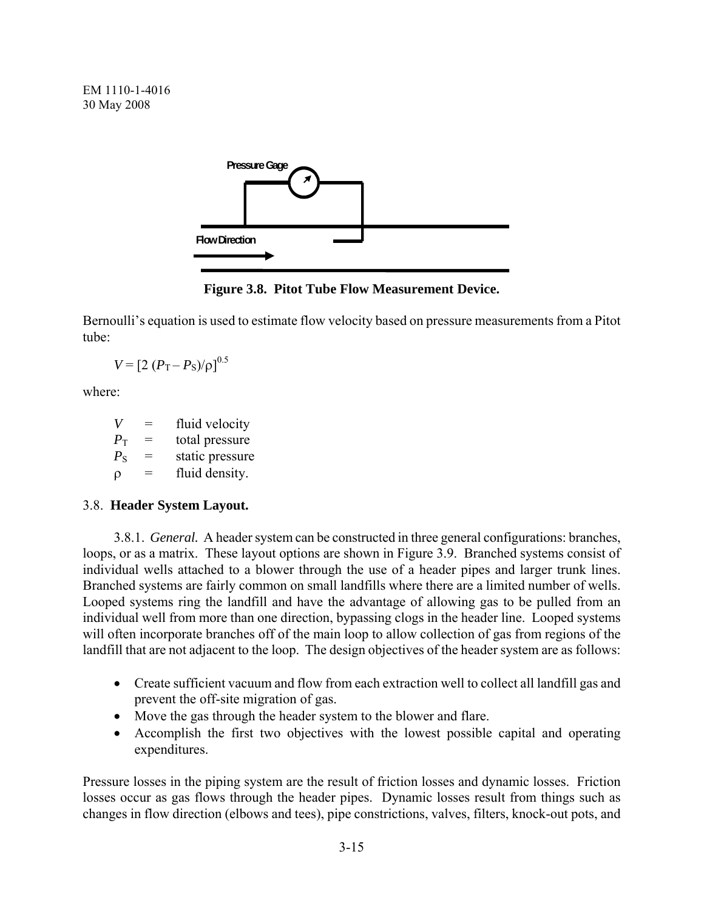Pressure Gage

Flow Direction

**Figure 3.8. Pitot Tube Flow Measurement Device.**

Bernoulli's equation is used to estimate flow velocity based on pressure measurements from a Pitot tube:

$$V = [2\ (P_T - P_S)/\rho]^{0.5}$$

where:

$V$ = fluid velocity
$P_T$ = total pressure
$P_S$ = static pressure
$\rho$ = fluid density.

### 3.8. **Header System Layout.**

3.8.1. *General.* A header system can be constructed in three general configurations: branches, loops, or as a matrix. These layout options are shown in Figure 3.9. Branched systems consist of individual wells attached to a blower through the use of a header pipes and larger trunk lines. Branched systems are fairly common on small landfills where there are a limited number of wells. Looped systems ring the landfill and have the advantage of allowing gas to be pulled from an individual well from more than one direction, bypassing clogs in the header line. Looped systems will often incorporate branches off of the main loop to allow collection of gas from regions of the landfill that are not adjacent to the loop. The design objectives of the header system are as follows:

- Create sufficient vacuum and flow from each extraction well to collect all landfill gas and prevent the off-site migration of gas.
- Move the gas through the header system to the blower and flare.
- Accomplish the first two objectives with the lowest possible capital and operating expenditures.

Pressure losses in the piping system are the result of friction losses and dynamic losses. Friction losses occur as gas flows through the header pipes. Dynamic losses result from things such as changes in flow direction (elbows and tees), pipe constrictions, valves, filters, knock-out pots, and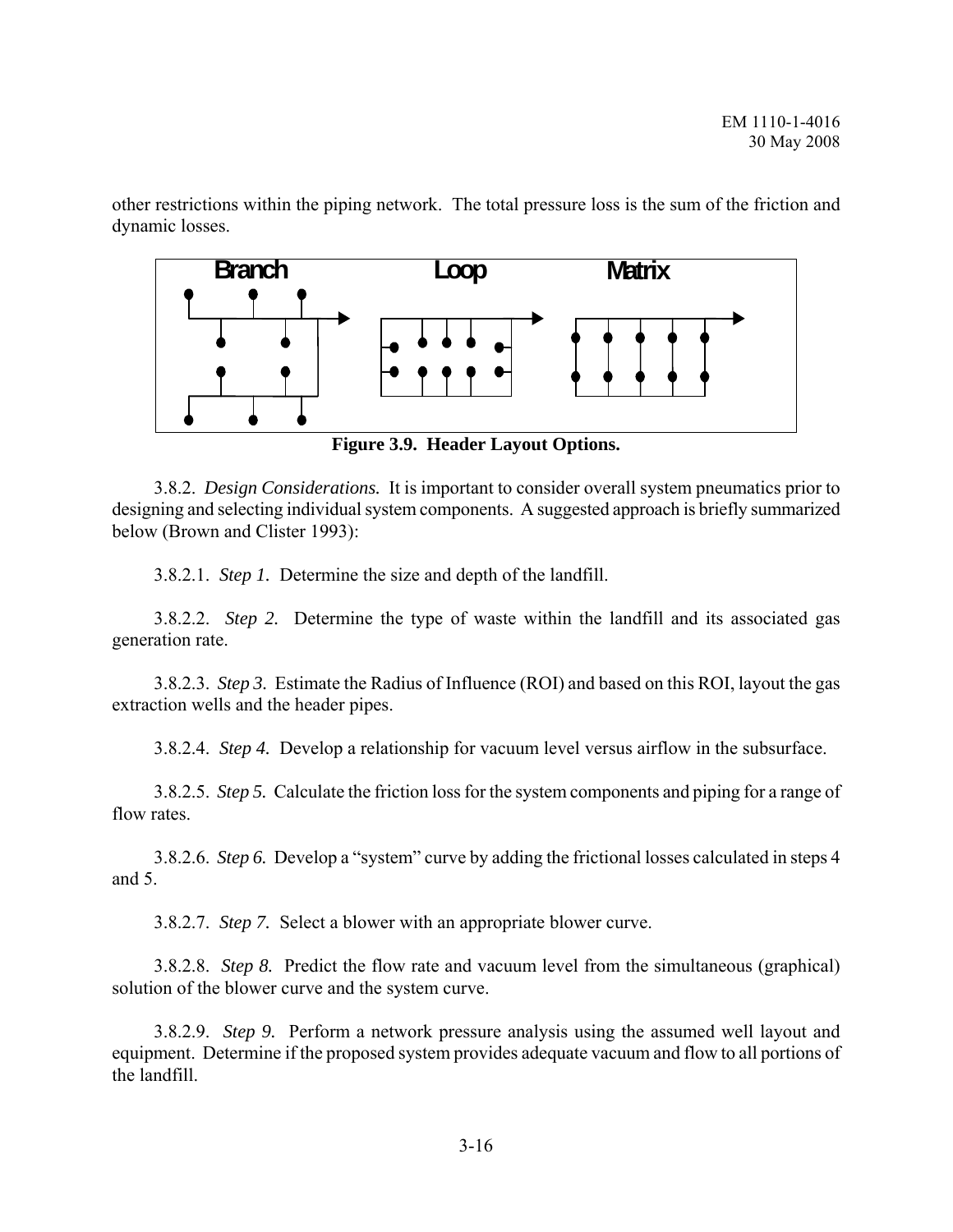other restrictions within the piping network. The total pressure loss is the sum of the friction and dynamic losses.

Branch Loop Matrix

**Figure 3.9. Header Layout Options.**

3.8.2. *Design Considerations.* It is important to consider overall system pneumatics prior to designing and selecting individual system components. A suggested approach is briefly summarized below (Brown and Clister 1993):

3.8.2.1. *Step 1.* Determine the size and depth of the landfill.

3.8.2.2. *Step 2.* Determine the type of waste within the landfill and its associated gas generation rate.

3.8.2.3. *Step 3.* Estimate the Radius of Influence (ROI) and based on this ROI, layout the gas extraction wells and the header pipes.

3.8.2.4. *Step 4.* Develop a relationship for vacuum level versus airflow in the subsurface.

3.8.2.5. *Step 5.* Calculate the friction loss for the system components and piping for a range of flow rates.

3.8.2.6. *Step 6.* Develop a "system" curve by adding the frictional losses calculated in steps 4 and 5.

3.8.2.7. *Step 7.* Select a blower with an appropriate blower curve.

3.8.2.8. *Step 8.* Predict the flow rate and vacuum level from the simultaneous (graphical) solution of the blower curve and the system curve.

3.8.2.9. *Step 9.* Perform a network pressure analysis using the assumed well layout and equipment. Determine if the proposed system provides adequate vacuum and flow to all portions of the landfill.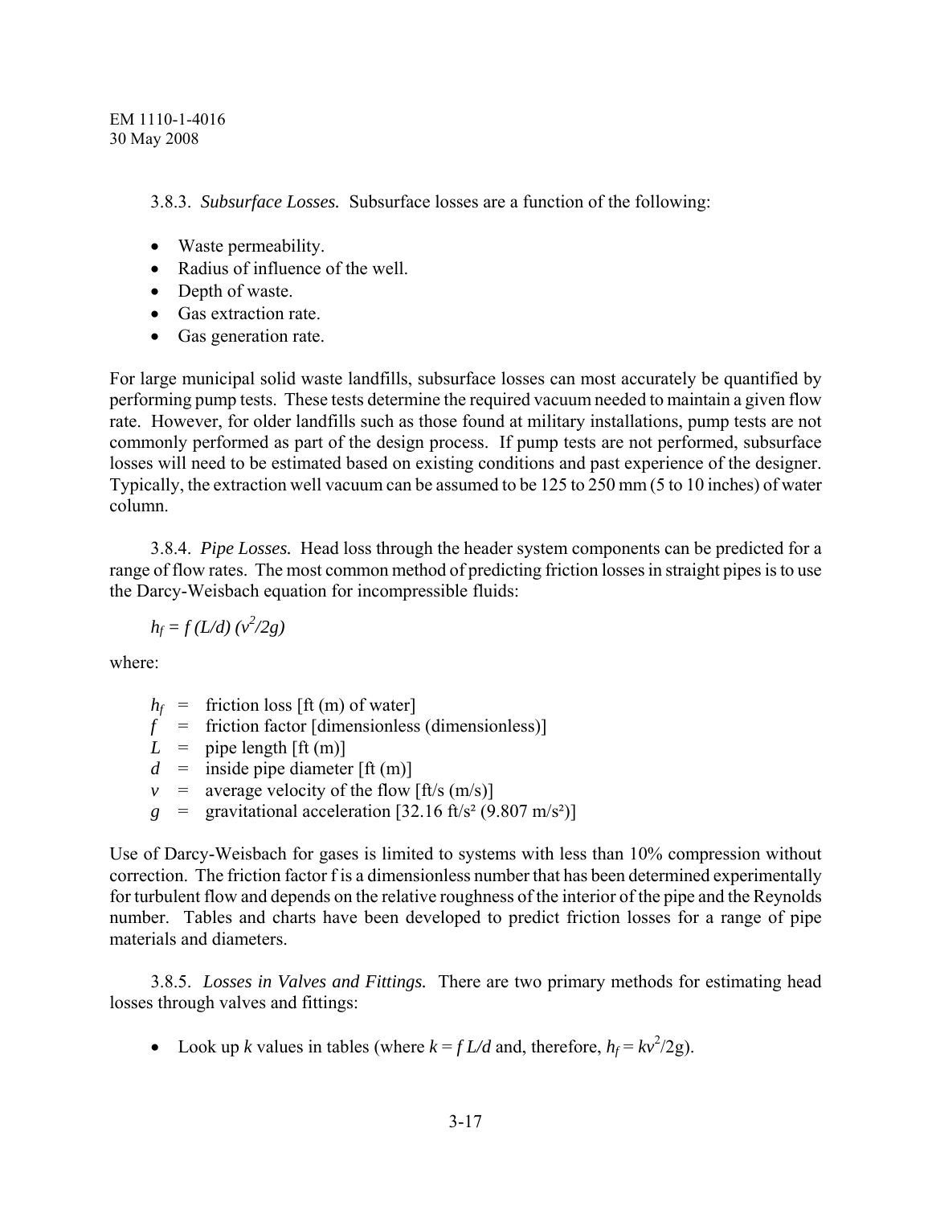3.8.3. *Subsurface Losses.* Subsurface losses are a function of the following:

- Waste permeability.
- Radius of influence of the well.
- Depth of waste.
- Gas extraction rate.
- Gas generation rate.

For large municipal solid waste landfills, subsurface losses can most accurately be quantified by performing pump tests. These tests determine the required vacuum needed to maintain a given flow rate. However, for older landfills such as those found at military installations, pump tests are not commonly performed as part of the design process. If pump tests are not performed, subsurface losses will need to be estimated based on existing conditions and past experience of the designer. Typically, the extraction well vacuum can be assumed to be 125 to 250 mm (5 to 10 inches) of water column.

3.8.4. *Pipe Losses.* Head loss through the header system components can be predicted for a range of flow rates. The most common method of predicting friction losses in straight pipes is to use the Darcy-Weisbach equation for incompressible fluids:

$$h_f = f\,(L/d)\,(v^2/2g)$$

where:

$h_f$ = friction loss [ft (m) of water]
$f$ = friction factor [dimensionless (dimensionless)]
$L$ = pipe length [ft (m)]
$d$ = inside pipe diameter [ft (m)]
$v$ = average velocity of the flow [ft/s (m/s)]
$g$ = gravitational acceleration [32.16 ft/s² (9.807 m/s²)]

Use of Darcy-Weisbach for gases is limited to systems with less than 10% compression without correction. The friction factor f is a dimensionless number that has been determined experimentally for turbulent flow and depends on the relative roughness of the interior of the pipe and the Reynolds number. Tables and charts have been developed to predict friction losses for a range of pipe materials and diameters.

3.8.5. *Losses in Valves and Fittings.* There are two primary methods for estimating head losses through valves and fittings:

- Look up $k$ values in tables (where $k = f\,L/d$ and, therefore, $h_f = kv^2/2g$).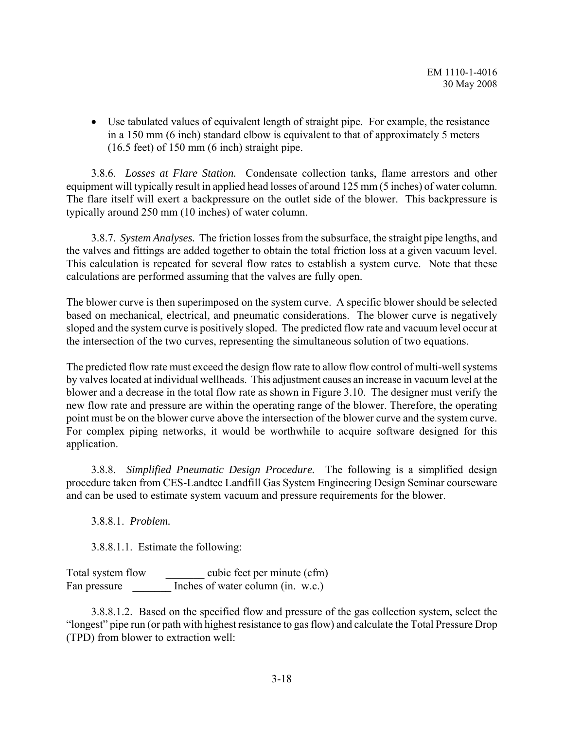- Use tabulated values of equivalent length of straight pipe. For example, the resistance in a 150 mm (6 inch) standard elbow is equivalent to that of approximately 5 meters (16.5 feet) of 150 mm (6 inch) straight pipe.

3.8.6. *Losses at Flare Station.* Condensate collection tanks, flame arrestors and other equipment will typically result in applied head losses of around 125 mm (5 inches) of water column. The flare itself will exert a backpressure on the outlet side of the blower. This backpressure is typically around 250 mm (10 inches) of water column.

3.8.7. *System Analyses.* The friction losses from the subsurface, the straight pipe lengths, and the valves and fittings are added together to obtain the total friction loss at a given vacuum level. This calculation is repeated for several flow rates to establish a system curve. Note that these calculations are performed assuming that the valves are fully open.

The blower curve is then superimposed on the system curve. A specific blower should be selected based on mechanical, electrical, and pneumatic considerations. The blower curve is negatively sloped and the system curve is positively sloped. The predicted flow rate and vacuum level occur at the intersection of the two curves, representing the simultaneous solution of two equations.

The predicted flow rate must exceed the design flow rate to allow flow control of multi-well systems by valves located at individual wellheads. This adjustment causes an increase in vacuum level at the blower and a decrease in the total flow rate as shown in Figure 3.10. The designer must verify the new flow rate and pressure are within the operating range of the blower. Therefore, the operating point must be on the blower curve above the intersection of the blower curve and the system curve. For complex piping networks, it would be worthwhile to acquire software designed for this application.

3.8.8. *Simplified Pneumatic Design Procedure.* The following is a simplified design procedure taken from CES-Landtec Landfill Gas System Engineering Design Seminar courseware and can be used to estimate system vacuum and pressure requirements for the blower.

3.8.8.1. *Problem.*

3.8.8.1.1. Estimate the following:

Total system flow _______ cubic feet per minute (cfm)
Fan pressure _______ Inches of water column (in. w.c.)

3.8.8.1.2. Based on the specified flow and pressure of the gas collection system, select the "longest" pipe run (or path with highest resistance to gas flow) and calculate the Total Pressure Drop (TPD) from blower to extraction well: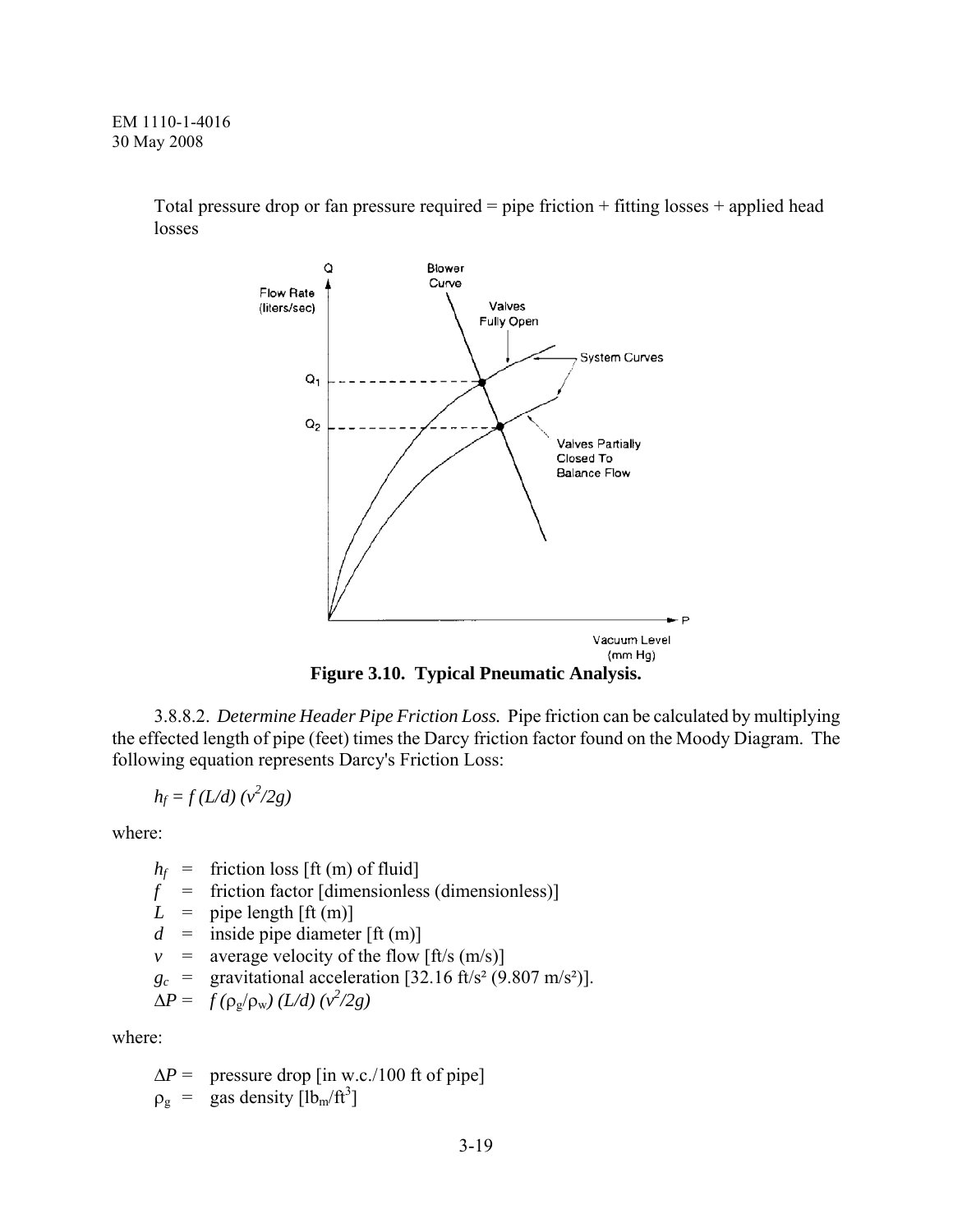Total pressure drop or fan pressure required = pipe friction + fitting losses + applied head losses

**Figure 3.10. Typical Pneumatic Analysis.**

3.8.8.2. *Determine Header Pipe Friction Loss.* Pipe friction can be calculated by multiplying the effected length of pipe (feet) times the Darcy friction factor found on the Moody Diagram. The following equation represents Darcy's Friction Loss:

$$h_f = f\,(L/d)\,(v^2/2g)$$

where:

- $h_f$ = friction loss [ft (m) of fluid]
- $f$ = friction factor [dimensionless (dimensionless)]
- $L$ = pipe length [ft (m)]
- $d$ = inside pipe diameter [ft (m)]
- $v$ = average velocity of the flow [ft/s (m/s)]
- $g_c$ = gravitational acceleration [32.16 ft/s² (9.807 m/s²)].
- $\Delta P$ = $f\,(\rho_g/\rho_w)\,(L/d)\,(v^2/2g)$

where:

- $\Delta P$ = pressure drop [in w.c./100 ft of pipe]
- $\rho_g$ = gas density [$lb_m/ft^3$]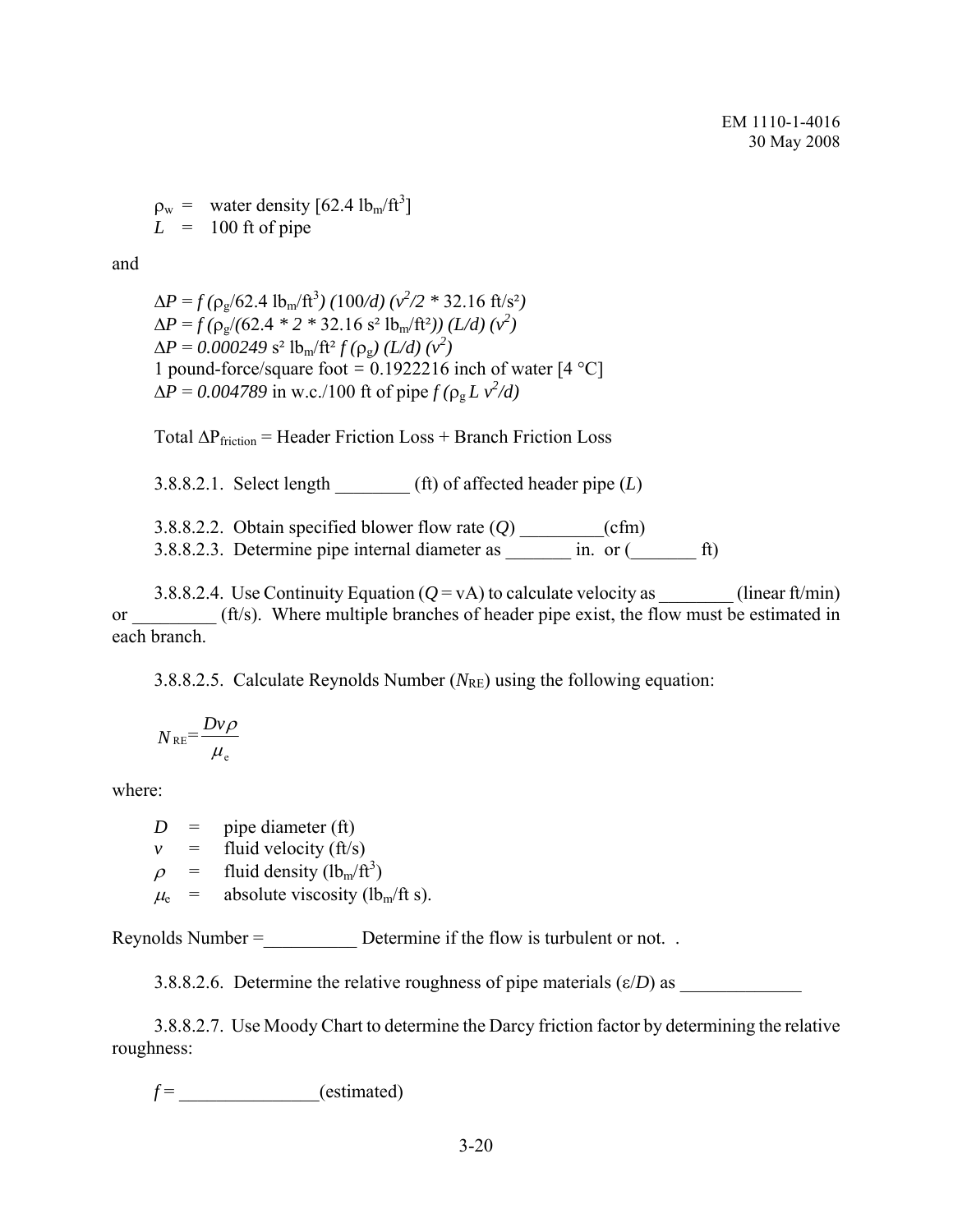$\rho_w$ = water density [62.4 $lb_m/ft^3$]
$L$ = 100 ft of pipe

and

$\Delta P = f\,(\rho_g/62.4\ lb_m/ft^3)\,(100/d)\,(v^2/2 * 32.16\ ft/s^2)$
$\Delta P = f\,(\rho_g/(62.4 * 2 * 32.16\ s^2\ lb_m/ft^2))\,(L/d)\,(v^2)$
$\Delta P = 0.000249\ s^2\ lb_m/ft^2\ f\,(\rho_g)\,(L/d)\,(v^2)$
1 pound-force/square foot = 0.1922216 inch of water [4 °C]
$\Delta P = 0.004789$ in w.c./100 ft of pipe $f\,(\rho_g\,L\,v^2/d)$

Total $\Delta P_{friction}$ = Header Friction Loss + Branch Friction Loss

3.8.8.2.1. Select length ________ (ft) of affected header pipe ($L$)

3.8.8.2.2. Obtain specified blower flow rate ($Q$) _________(cfm)
3.8.8.2.3. Determine pipe internal diameter as _______ in. or (_______ ft)

3.8.8.2.4. Use Continuity Equation ($Q = vA$) to calculate velocity as ________ (linear ft/min) or _________ (ft/s). Where multiple branches of header pipe exist, the flow must be estimated in each branch.

3.8.8.2.5. Calculate Reynolds Number ($N_{RE}$) using the following equation:

$$N_{RE} = \frac{Dv\rho}{\mu_e}$$

where:

$D$ = pipe diameter (ft)
$v$ = fluid velocity (ft/s)
$\rho$ = fluid density ($lb_m/ft^3$)
$\mu_e$ = absolute viscosity ($lb_m$/ft s).

Reynolds Number =__________ Determine if the flow is turbulent or not. .

3.8.8.2.6. Determine the relative roughness of pipe materials ($\varepsilon/D$) as _____________

3.8.8.2.7. Use Moody Chart to determine the Darcy friction factor by determining the relative roughness:

$f$ = ______________(estimated)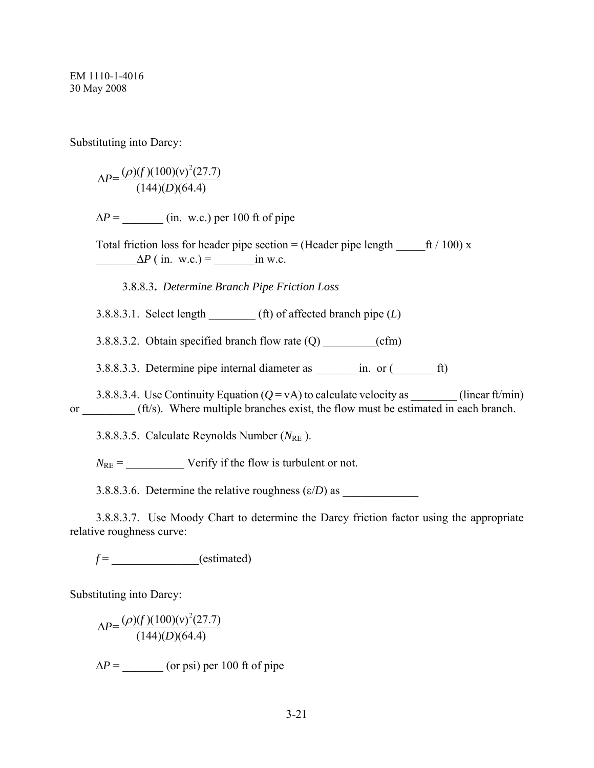Substituting into Darcy:

$$\Delta P = \frac{(\rho)(f)(100)(v)^2(27.7)}{(144)(D)(64.4)}$$

$\Delta P$ = _______ (in. w.c.) per 100 ft of pipe

Total friction loss for header pipe section = (Header pipe length _____ft / 100) x _______$\Delta P$ ( in. w.c.) = _______in w.c.

3.8.8.3**.** *Determine Branch Pipe Friction Loss*

3.8.8.3.1. Select length ________ (ft) of affected branch pipe ($L$)

3.8.8.3.2. Obtain specified branch flow rate (Q) _________(cfm)

3.8.8.3.3. Determine pipe internal diameter as _______ in. or (_______ ft)

3.8.8.3.4. Use Continuity Equation ($Q = vA$) to calculate velocity as ________ (linear ft/min) or _________ (ft/s). Where multiple branches exist, the flow must be estimated in each branch.

3.8.8.3.5. Calculate Reynolds Number ($N_{RE}$ ).

$N_{RE}$ = __________ Verify if the flow is turbulent or not.

3.8.8.3.6. Determine the relative roughness ($\varepsilon/D$) as _____________

3.8.8.3.7. Use Moody Chart to determine the Darcy friction factor using the appropriate relative roughness curve:

$f$ = _______________(estimated)

Substituting into Darcy:

$$\Delta P = \frac{(\rho)(f)(100)(v)^2(27.7)}{(144)(D)(64.4)}$$

$\Delta P$ = _______ (or psi) per 100 ft of pipe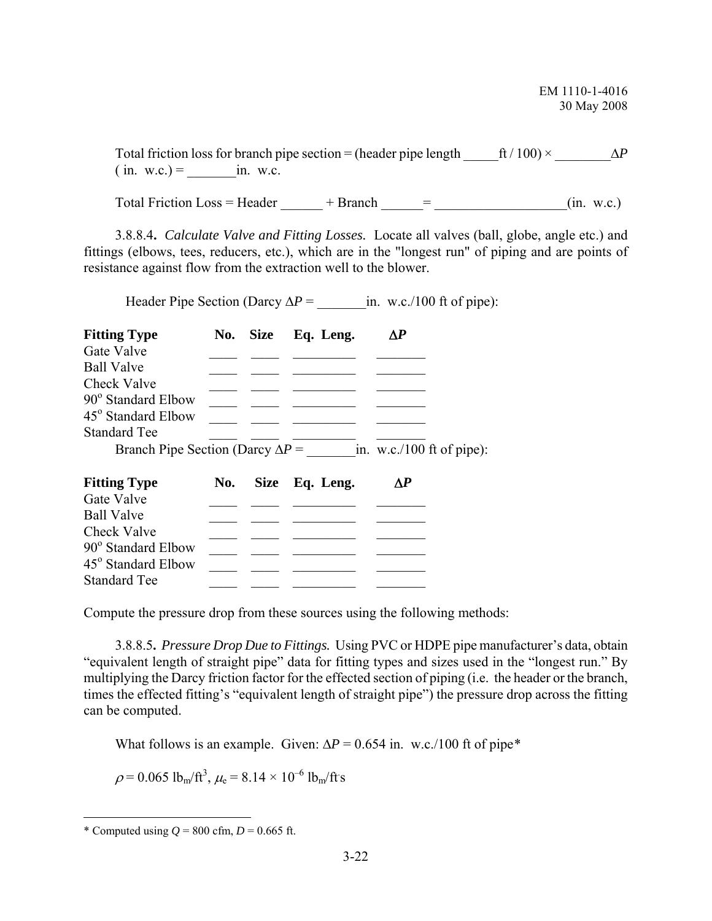Total friction loss for branch pipe section = (header pipe length _____ft / 100) × ________ $\Delta P$ ( in. w.c.) = _______in. w.c.

Total Friction Loss = Header ______ + Branch ______= __________________(in. w.c.)

3.8.8.4**.** *Calculate Valve and Fitting Losses.* Locate all valves (ball, globe, angle etc.) and fittings (elbows, tees, reducers, etc.), which are in the "longest run" of piping and are points of resistance against flow from the extraction well to the blower.

Header Pipe Section (Darcy $\Delta P$ = _______in. w.c./100 ft of pipe):

| **Fitting Type** | **No.** | **Size** | **Eq. Leng.** | $\Delta P$ |
|---|---|---|---|---|
| Gate Valve | ____ | ____ | _________ | _______ |
| Ball Valve | ____ | ____ | _________ | _______ |
| Check Valve | ____ | ____ | _________ | _______ |
| 90° Standard Elbow | ____ | ____ | _________ | _______ |
| 45° Standard Elbow | ____ | ____ | _________ | _______ |
| Standard Tee | ____ | ____ | _________ | _______ |

Branch Pipe Section (Darcy $\Delta P$ = _______in. w.c./100 ft of pipe):

| **Fitting Type** | **No.** | **Size** | **Eq. Leng.** | $\Delta P$ |
|---|---|---|---|---|
| Gate Valve | ____ | ____ | _________ | _______ |
| Ball Valve | ____ | ____ | _________ | _______ |
| Check Valve | ____ | ____ | _________ | _______ |
| 90° Standard Elbow | ____ | ____ | _________ | _______ |
| 45° Standard Elbow | ____ | ____ | _________ | _______ |
| Standard Tee | ____ | ____ | _________ | _______ |

Compute the pressure drop from these sources using the following methods:

3.8.8.5**.** *Pressure Drop Due to Fittings.* Using PVC or HDPE pipe manufacturer's data, obtain "equivalent length of straight pipe" data for fitting types and sizes used in the "longest run." By multiplying the Darcy friction factor for the effected section of piping (i.e. the header or the branch, times the effected fitting's "equivalent length of straight pipe") the pressure drop across the fitting can be computed.

What follows is an example. Given: $\Delta P = 0.654$ in. w.c./100 ft of pipe*

$\rho = 0.065$ lb$_m$/ft$^3$, $\mu_e = 8.14 \times 10^{-6}$ lb$_m$/ft·s

---

* Computed using $Q = 800$ cfm, $D = 0.665$ ft.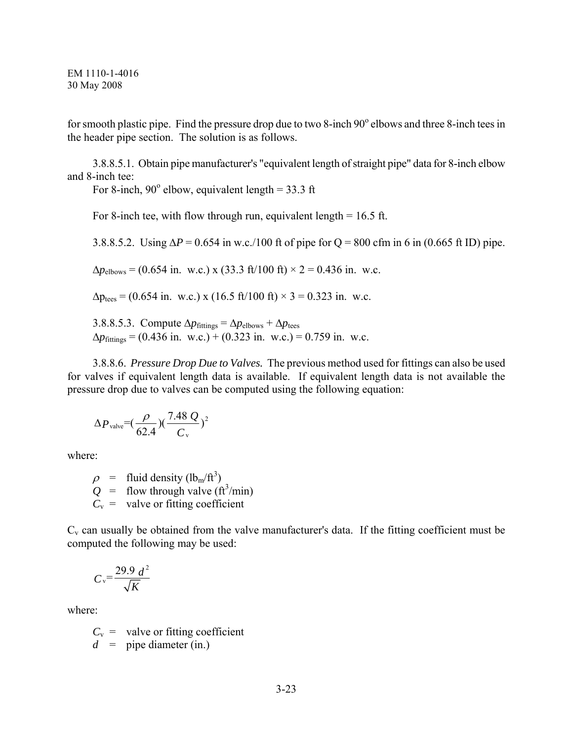for smooth plastic pipe. Find the pressure drop due to two 8-inch 90° elbows and three 8-inch tees in the header pipe section. The solution is as follows.

3.8.8.5.1. Obtain pipe manufacturer's "equivalent length of straight pipe" data for 8-inch elbow and 8-inch tee:

For 8-inch, 90° elbow, equivalent length = 33.3 ft

For 8-inch tee, with flow through run, equivalent length = 16.5 ft.

3.8.8.5.2. Using $\Delta P$ = 0.654 in w.c./100 ft of pipe for Q = 800 cfm in 6 in (0.665 ft ID) pipe.

$\Delta p_{elbows}$ = (0.654 in. w.c.) x (33.3 ft/100 ft) × 2 = 0.436 in. w.c.

$\Delta p_{tees}$ = (0.654 in. w.c.) x (16.5 ft/100 ft) × 3 = 0.323 in. w.c.

3.8.8.5.3. Compute $\Delta p_{fittings} = \Delta p_{elbows} + \Delta p_{tees}$

$\Delta p_{fittings}$ = (0.436 in. w.c.) + (0.323 in. w.c.) = 0.759 in. w.c.

3.8.8.6. *Pressure Drop Due to Valves.* The previous method used for fittings can also be used for valves if equivalent length data is available. If equivalent length data is not available the pressure drop due to valves can be computed using the following equation:

$$\Delta P_{valve} = \left(\frac{\rho}{62.4}\right)\left(\frac{7.48\, Q}{C_v}\right)^2$$

where:

$\rho$ = fluid density ($lb_m/ft^3$)
$Q$ = flow through valve ($ft^3$/min)
$C_v$ = valve or fitting coefficient

$C_v$ can usually be obtained from the valve manufacturer's data. If the fitting coefficient must be computed the following may be used:

$$C_v = \frac{29.9\, d^2}{\sqrt{K}}$$

where:

$C_v$ = valve or fitting coefficient
$d$ = pipe diameter (in.)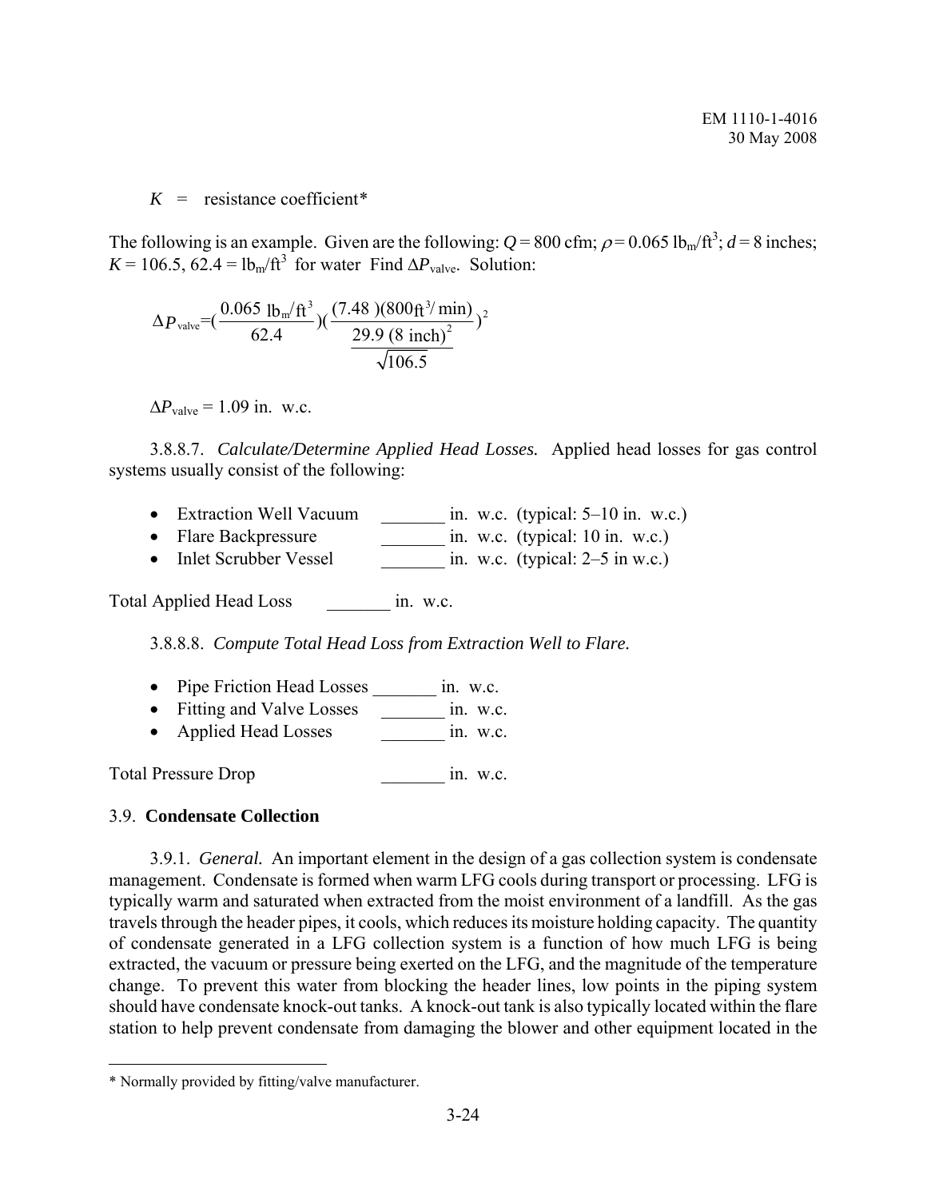$K$ = resistance coefficient*

The following is an example. Given are the following: $Q = 800$ cfm; $\rho = 0.065$ $lb_m/ft^3$; $d = 8$ inches; $K = 106.5$, $62.4 = lb_m/ft^3$ for water Find $\Delta P_{valve}$. Solution:

$$\Delta P_{valve} = \left(\frac{0.065\ lb_m/ft^3}{62.4}\right)\left(\frac{(7.48)(800ft^3/min)}{\frac{29.9\ (8\ inch)^2}{\sqrt{106.5}}}\right)^2$$

$\Delta P_{valve} = 1.09$ in. w.c.

3.8.8.7. *Calculate/Determine Applied Head Losses.* Applied head losses for gas control systems usually consist of the following:

- Extraction Well Vacuum _______ in. w.c. (typical: 5–10 in. w.c.)
- Flare Backpressure _______ in. w.c. (typical: 10 in. w.c.)
- Inlet Scrubber Vessel _______ in. w.c. (typical: 2–5 in w.c.)

Total Applied Head Loss _______ in. w.c.

3.8.8.8. *Compute Total Head Loss from Extraction Well to Flare.*

- Pipe Friction Head Losses _______ in. w.c.
- Fitting and Valve Losses _______ in. w.c.
- Applied Head Losses _______ in. w.c.

Total Pressure Drop _______ in. w.c.

## 3.9. **Condensate Collection**

3.9.1. *General.* An important element in the design of a gas collection system is condensate management. Condensate is formed when warm LFG cools during transport or processing. LFG is typically warm and saturated when extracted from the moist environment of a landfill. As the gas travels through the header pipes, it cools, which reduces its moisture holding capacity. The quantity of condensate generated in a LFG collection system is a function of how much LFG is being extracted, the vacuum or pressure being exerted on the LFG, and the magnitude of the temperature change. To prevent this water from blocking the header lines, low points in the piping system should have condensate knock-out tanks. A knock-out tank is also typically located within the flare station to help prevent condensate from damaging the blower and other equipment located in the

* Normally provided by fitting/valve manufacturer.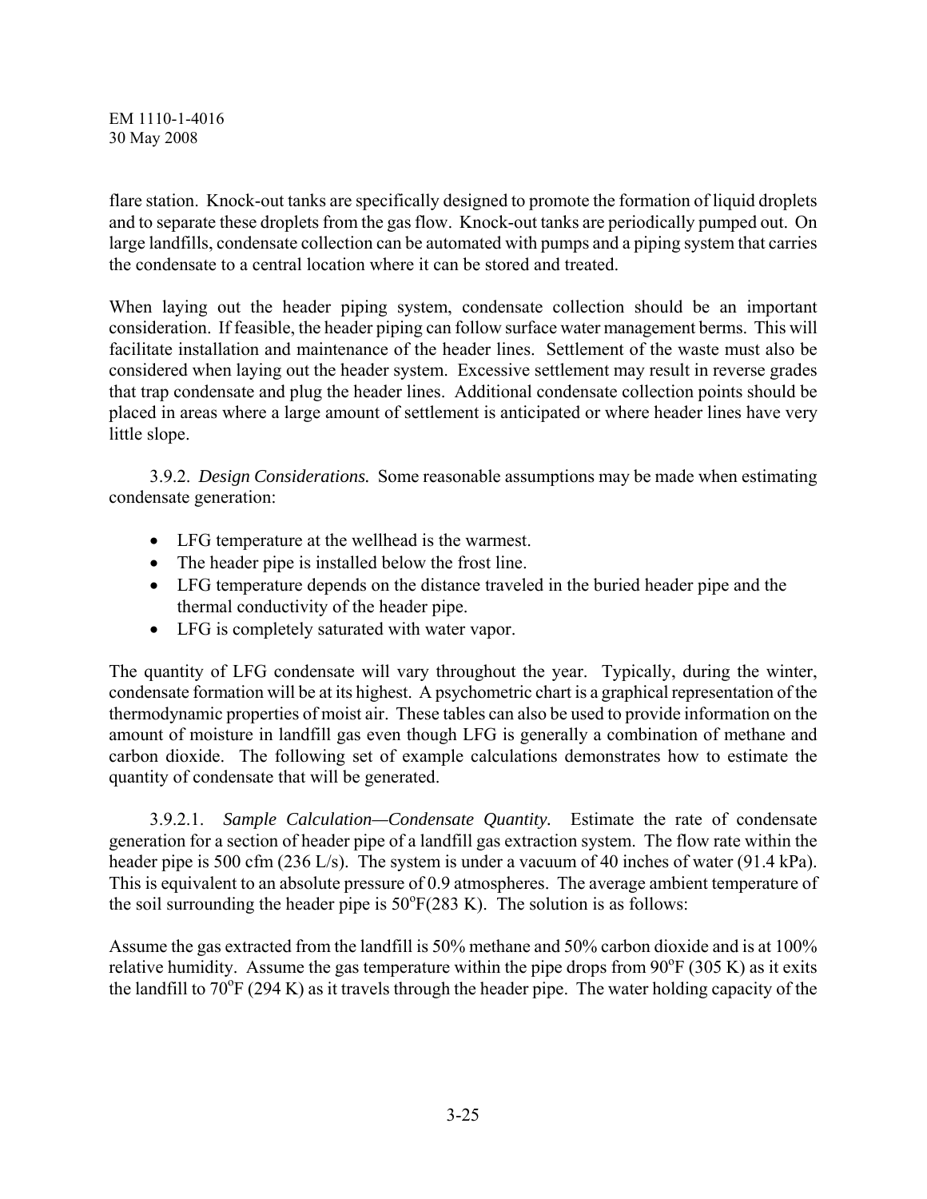flare station. Knock-out tanks are specifically designed to promote the formation of liquid droplets and to separate these droplets from the gas flow. Knock-out tanks are periodically pumped out. On large landfills, condensate collection can be automated with pumps and a piping system that carries the condensate to a central location where it can be stored and treated.

When laying out the header piping system, condensate collection should be an important consideration. If feasible, the header piping can follow surface water management berms. This will facilitate installation and maintenance of the header lines. Settlement of the waste must also be considered when laying out the header system. Excessive settlement may result in reverse grades that trap condensate and plug the header lines. Additional condensate collection points should be placed in areas where a large amount of settlement is anticipated or where header lines have very little slope.

3.9.2. *Design Considerations.* Some reasonable assumptions may be made when estimating condensate generation:

- LFG temperature at the wellhead is the warmest.
- The header pipe is installed below the frost line.
- LFG temperature depends on the distance traveled in the buried header pipe and the thermal conductivity of the header pipe.
- LFG is completely saturated with water vapor.

The quantity of LFG condensate will vary throughout the year. Typically, during the winter, condensate formation will be at its highest. A psychometric chart is a graphical representation of the thermodynamic properties of moist air. These tables can also be used to provide information on the amount of moisture in landfill gas even though LFG is generally a combination of methane and carbon dioxide. The following set of example calculations demonstrates how to estimate the quantity of condensate that will be generated.

3.9.2.1. *Sample Calculation—Condensate Quantity.* Estimate the rate of condensate generation for a section of header pipe of a landfill gas extraction system. The flow rate within the header pipe is 500 cfm (236 L/s). The system is under a vacuum of 40 inches of water (91.4 kPa). This is equivalent to an absolute pressure of 0.9 atmospheres. The average ambient temperature of the soil surrounding the header pipe is $50^{o}$F(283 K). The solution is as follows:

Assume the gas extracted from the landfill is 50% methane and 50% carbon dioxide and is at 100% relative humidity. Assume the gas temperature within the pipe drops from $90^{o}$F (305 K) as it exits the landfill to $70^{o}$F (294 K) as it travels through the header pipe. The water holding capacity of the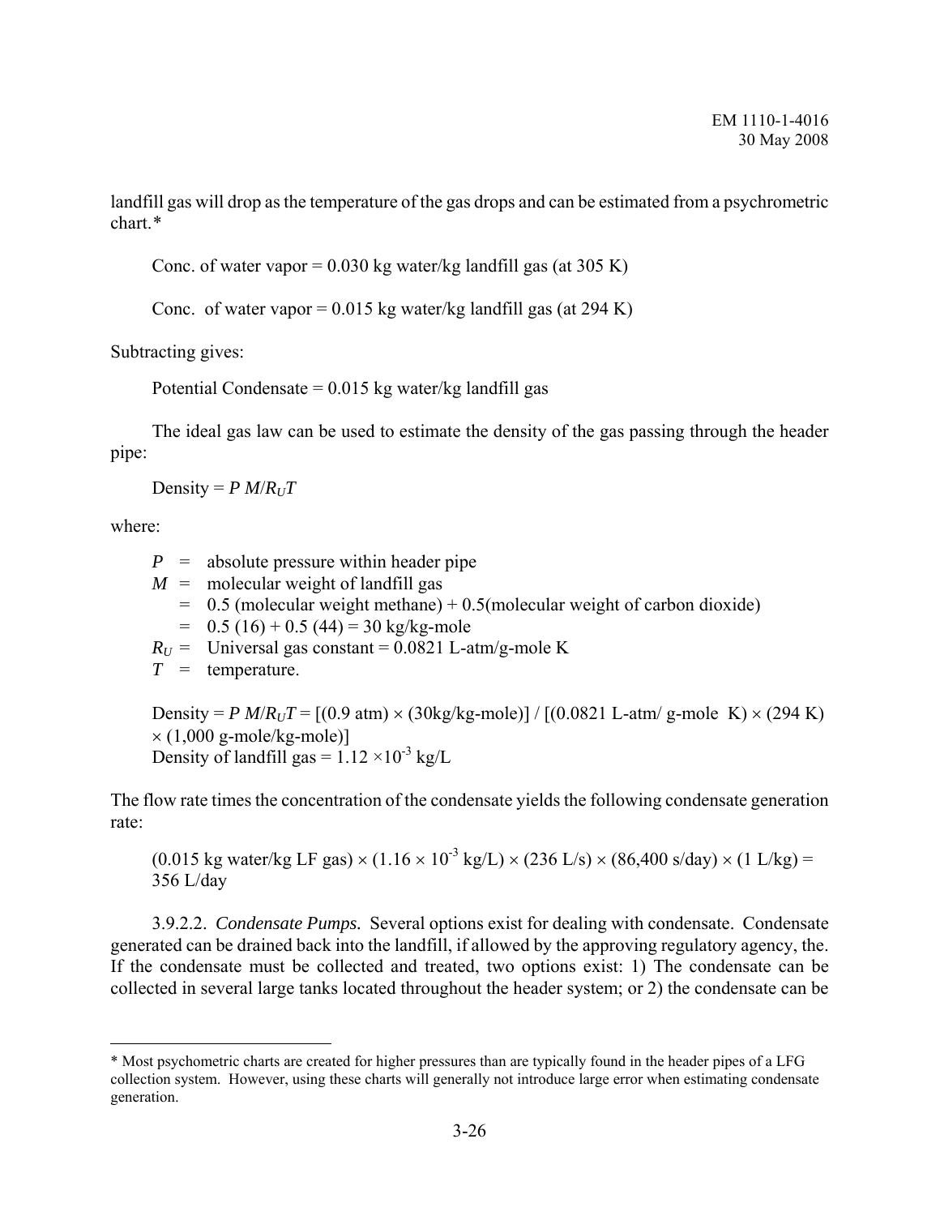landfill gas will drop as the temperature of the gas drops and can be estimated from a psychrometric chart.*

Conc. of water vapor = 0.030 kg water/kg landfill gas (at 305 K)

Conc. of water vapor = 0.015 kg water/kg landfill gas (at 294 K)

Subtracting gives:

Potential Condensate = 0.015 kg water/kg landfill gas

The ideal gas law can be used to estimate the density of the gas passing through the header pipe:

Density = $P\ M/R_U T$

where:

$P$ = absolute pressure within header pipe
$M$ = molecular weight of landfill gas
= 0.5 (molecular weight methane) + 0.5(molecular weight of carbon dioxide)
= 0.5 (16) + 0.5 (44) = 30 kg/kg-mole
$R_U$ = Universal gas constant = 0.0821 L-atm/g-mole K
$T$ = temperature.

Density = $P\ M/R_U T$ = [(0.9 atm) × (30kg/kg-mole)] / [(0.0821 L-atm/ g-mole K) × (294 K) × (1,000 g-mole/kg-mole)]
Density of landfill gas = $1.12 \times 10^{-3}$ kg/L

The flow rate times the concentration of the condensate yields the following condensate generation rate:

(0.015 kg water/kg LF gas) × ($1.16 \times 10^{-3}$ kg/L) × (236 L/s) × (86,400 s/day) × (1 L/kg) = 356 L/day

3.9.2.2. *Condensate Pumps.* Several options exist for dealing with condensate. Condensate generated can be drained back into the landfill, if allowed by the approving regulatory agency, the. If the condensate must be collected and treated, two options exist: 1) The condensate can be collected in several large tanks located throughout the header system; or 2) the condensate can be

* Most psychometric charts are created for higher pressures than are typically found in the header pipes of a LFG collection system. However, using these charts will generally not introduce large error when estimating condensate generation.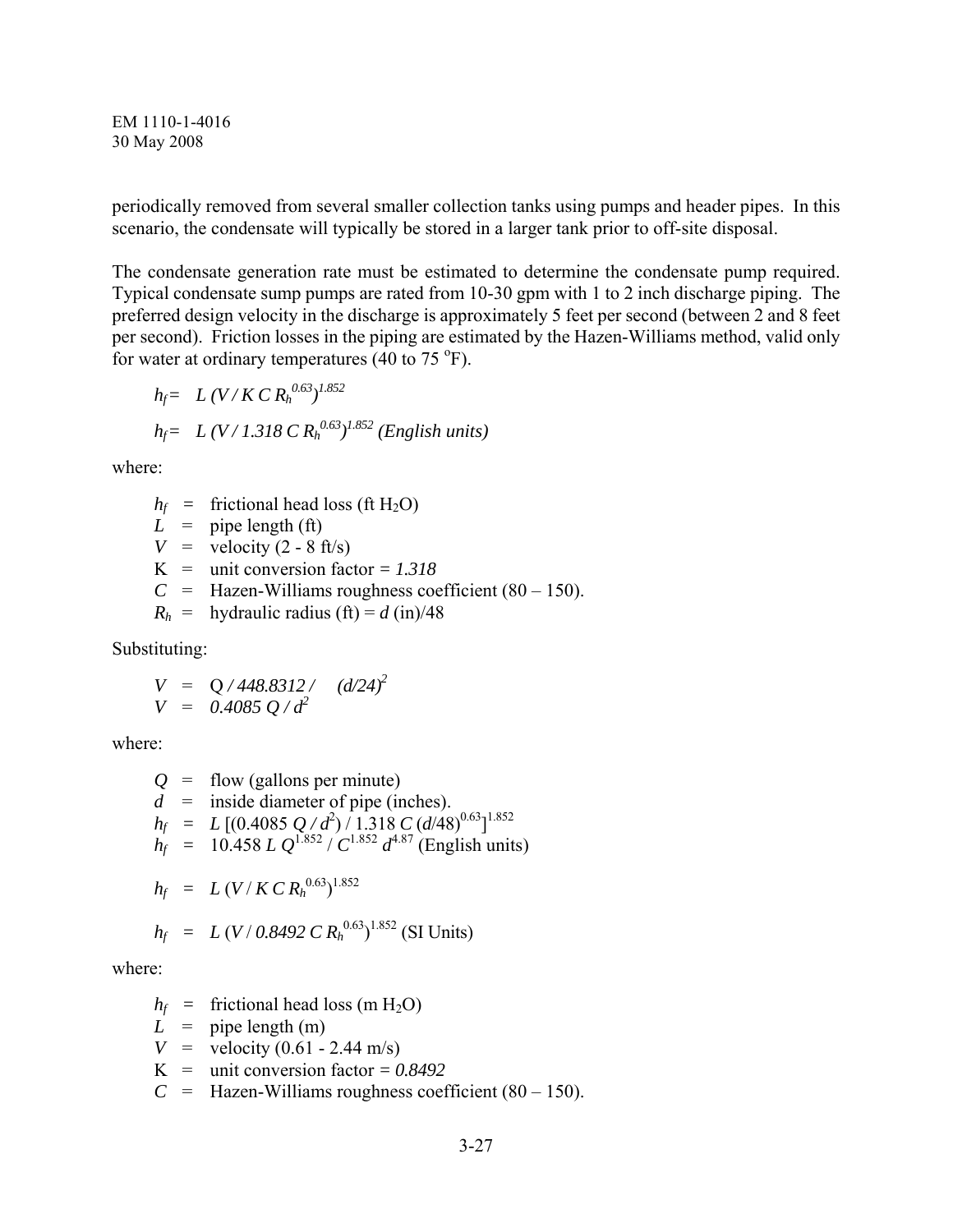periodically removed from several smaller collection tanks using pumps and header pipes. In this scenario, the condensate will typically be stored in a larger tank prior to off-site disposal.

The condensate generation rate must be estimated to determine the condensate pump required. Typical condensate sump pumps are rated from 10-30 gpm with 1 to 2 inch discharge piping. The preferred design velocity in the discharge is approximately 5 feet per second (between 2 and 8 feet per second). Friction losses in the piping are estimated by the Hazen-Williams method, valid only for water at ordinary temperatures (40 to 75 $^oF$).

$$h_f = L\,(V / K\,C\,R_h^{0.63})^{1.852}$$

$$h_f = L\,(V / 1.318\,C\,R_h^{0.63})^{1.852} \text{ (English units)}$$

where:

- $h_f$ = frictional head loss (ft $H_2O$)
- $L$ = pipe length (ft)
- $V$ = velocity (2 - 8 ft/s)
- K = unit conversion factor = *1.318*
- $C$ = Hazen-Williams roughness coefficient (80 – 150).
- $R_h$ = hydraulic radius (ft) = $d$ (in)/48

Substituting:

$$V = Q / 448.8312 / \quad (d/24)^2$$
$$V = 0.4085\,Q / d^2$$

where:

- $Q$ = flow (gallons per minute)
- $d$ = inside diameter of pipe (inches).
- $h_f = L\,[(0.4085\,Q / d^2) / 1.318\,C\,(d/48)^{0.63}]^{1.852}$
- $h_f = 10.458\,L\,Q^{1.852} / C^{1.852}\,d^{4.87}$ (English units)

$$h_f = L\,(V / K\,C\,R_h^{0.63})^{1.852}$$

$$h_f = L\,(V / 0.8492\,C\,R_h^{0.63})^{1.852} \text{ (SI Units)}$$

where:

- $h_f$ = frictional head loss (m $H_2O$)
- $L$ = pipe length (m)
- $V$ = velocity (0.61 - 2.44 m/s)
- K = unit conversion factor = *0.8492*
- $C$ = Hazen-Williams roughness coefficient (80 – 150).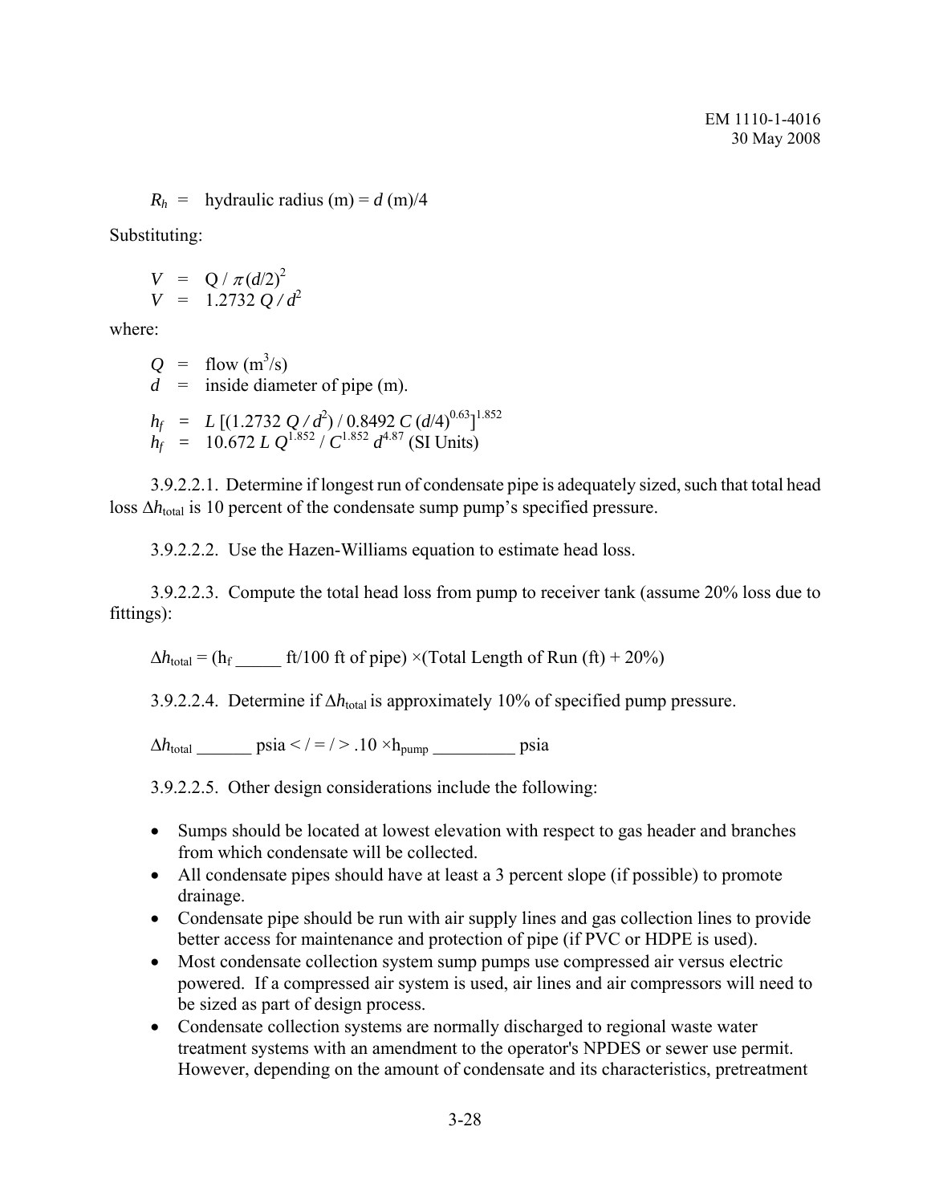$R_h$ = hydraulic radius (m) = $d$ (m)/4

Substituting:

$$V = Q / \pi (d/2)^2$$
$$V = 1.2732\, Q / d^2$$

where:

$Q$ = flow ($m^3$/s)
$d$ = inside diameter of pipe (m).

$$h_f = L\,[(1.2732\, Q / d^2) / 0.8492\, C\, (d/4)^{0.63}]^{1.852}$$
$$h_f = 10.672\, L\, Q^{1.852} / C^{1.852}\, d^{4.87} \text{ (SI Units)}$$

3.9.2.2.1. Determine if longest run of condensate pipe is adequately sized, such that total head loss $\Delta h_{total}$ is 10 percent of the condensate sump pump's specified pressure.

3.9.2.2.2. Use the Hazen-Williams equation to estimate head loss.

3.9.2.2.3. Compute the total head loss from pump to receiver tank (assume 20% loss due to fittings):

$\Delta h_{total}$ = ($h_f$ _____ ft/100 ft of pipe) ×(Total Length of Run (ft) + 20%)

3.9.2.2.4. Determine if $\Delta h_{total}$ is approximately 10% of specified pump pressure.

$\Delta h_{total}$ ______ psia < / = / > .10 ×$h_{pump}$ _________ psia

3.9.2.2.5. Other design considerations include the following:

- Sumps should be located at lowest elevation with respect to gas header and branches from which condensate will be collected.
- All condensate pipes should have at least a 3 percent slope (if possible) to promote drainage.
- Condensate pipe should be run with air supply lines and gas collection lines to provide better access for maintenance and protection of pipe (if PVC or HDPE is used).
- Most condensate collection system sump pumps use compressed air versus electric powered. If a compressed air system is used, air lines and air compressors will need to be sized as part of design process.
- Condensate collection systems are normally discharged to regional waste water treatment systems with an amendment to the operator's NPDES or sewer use permit. However, depending on the amount of condensate and its characteristics, pretreatment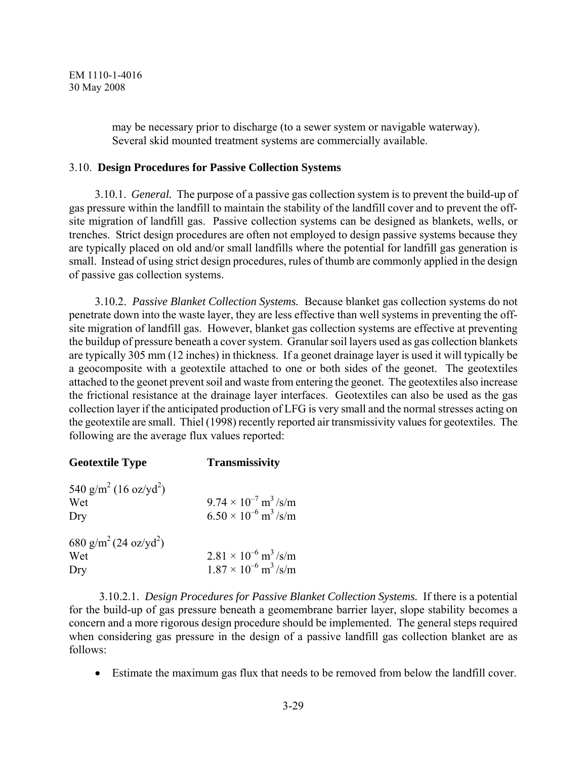may be necessary prior to discharge (to a sewer system or navigable waterway). Several skid mounted treatment systems are commercially available.

### 3.10. **Design Procedures for Passive Collection Systems**

3.10.1. *General.* The purpose of a passive gas collection system is to prevent the build-up of gas pressure within the landfill to maintain the stability of the landfill cover and to prevent the off-site migration of landfill gas. Passive collection systems can be designed as blankets, wells, or trenches. Strict design procedures are often not employed to design passive systems because they are typically placed on old and/or small landfills where the potential for landfill gas generation is small. Instead of using strict design procedures, rules of thumb are commonly applied in the design of passive gas collection systems.

3.10.2. *Passive Blanket Collection Systems.* Because blanket gas collection systems do not penetrate down into the waste layer, they are less effective than well systems in preventing the off-site migration of landfill gas. However, blanket gas collection systems are effective at preventing the buildup of pressure beneath a cover system. Granular soil layers used as gas collection blankets are typically 305 mm (12 inches) in thickness. If a geonet drainage layer is used it will typically be a geocomposite with a geotextile attached to one or both sides of the geonet. The geotextiles attached to the geonet prevent soil and waste from entering the geonet. The geotextiles also increase the frictional resistance at the drainage layer interfaces. Geotextiles can also be used as the gas collection layer if the anticipated production of LFG is very small and the normal stresses acting on the geotextile are small. Thiel (1998) recently reported air transmissivity values for geotextiles. The following are the average flux values reported:

| **Geotextile Type** | **Transmissivity** |
|---|---|
| 540 g/m$^2$ (16 oz/yd$^2$) | |
| Wet | $9.74 \times 10^{-7}$ m$^3$/s/m |
| Dry | $6.50 \times 10^{-6}$ m$^3$/s/m |
| 680 g/m$^2$ (24 oz/yd$^2$) | |
| Wet | $2.81 \times 10^{-6}$ m$^3$/s/m |
| Dry | $1.87 \times 10^{-6}$ m$^3$/s/m |

3.10.2.1. *Design Procedures for Passive Blanket Collection Systems.* If there is a potential for the build-up of gas pressure beneath a geomembrane barrier layer, slope stability becomes a concern and a more rigorous design procedure should be implemented. The general steps required when considering gas pressure in the design of a passive landfill gas collection blanket are as follows:

- Estimate the maximum gas flux that needs to be removed from below the landfill cover.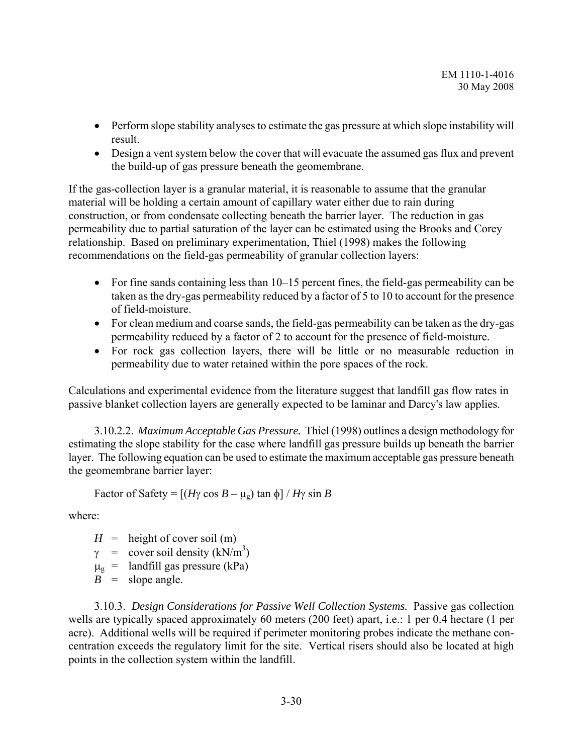- Perform slope stability analyses to estimate the gas pressure at which slope instability will result.
- Design a vent system below the cover that will evacuate the assumed gas flux and prevent the build-up of gas pressure beneath the geomembrane.

If the gas-collection layer is a granular material, it is reasonable to assume that the granular material will be holding a certain amount of capillary water either due to rain during construction, or from condensate collecting beneath the barrier layer. The reduction in gas permeability due to partial saturation of the layer can be estimated using the Brooks and Corey relationship. Based on preliminary experimentation, Thiel (1998) makes the following recommendations on the field-gas permeability of granular collection layers:

- For fine sands containing less than 10–15 percent fines, the field-gas permeability can be taken as the dry-gas permeability reduced by a factor of 5 to 10 to account for the presence of field-moisture.
- For clean medium and coarse sands, the field-gas permeability can be taken as the dry-gas permeability reduced by a factor of 2 to account for the presence of field-moisture.
- For rock gas collection layers, there will be little or no measurable reduction in permeability due to water retained within the pore spaces of the rock.

Calculations and experimental evidence from the literature suggest that landfill gas flow rates in passive blanket collection layers are generally expected to be laminar and Darcy's law applies.

3.10.2.2. *Maximum Acceptable Gas Pressure.* Thiel (1998) outlines a design methodology for estimating the slope stability for the case where landfill gas pressure builds up beneath the barrier layer. The following equation can be used to estimate the maximum acceptable gas pressure beneath the geomembrane barrier layer:

$$\text{Factor of Safety} = [(H\gamma \cos B - \mu_g) \tan \phi] / H\gamma \sin B$$

where:

$H$ = height of cover soil (m)
$\gamma$ = cover soil density ($kN/m^3$)
$\mu_g$ = landfill gas pressure (kPa)
$B$ = slope angle.

3.10.3. *Design Considerations for Passive Well Collection Systems.* Passive gas collection wells are typically spaced approximately 60 meters (200 feet) apart, i.e.: 1 per 0.4 hectare (1 per acre). Additional wells will be required if perimeter monitoring probes indicate the methane concentration exceeds the regulatory limit for the site. Vertical risers should also be located at high points in the collection system within the landfill.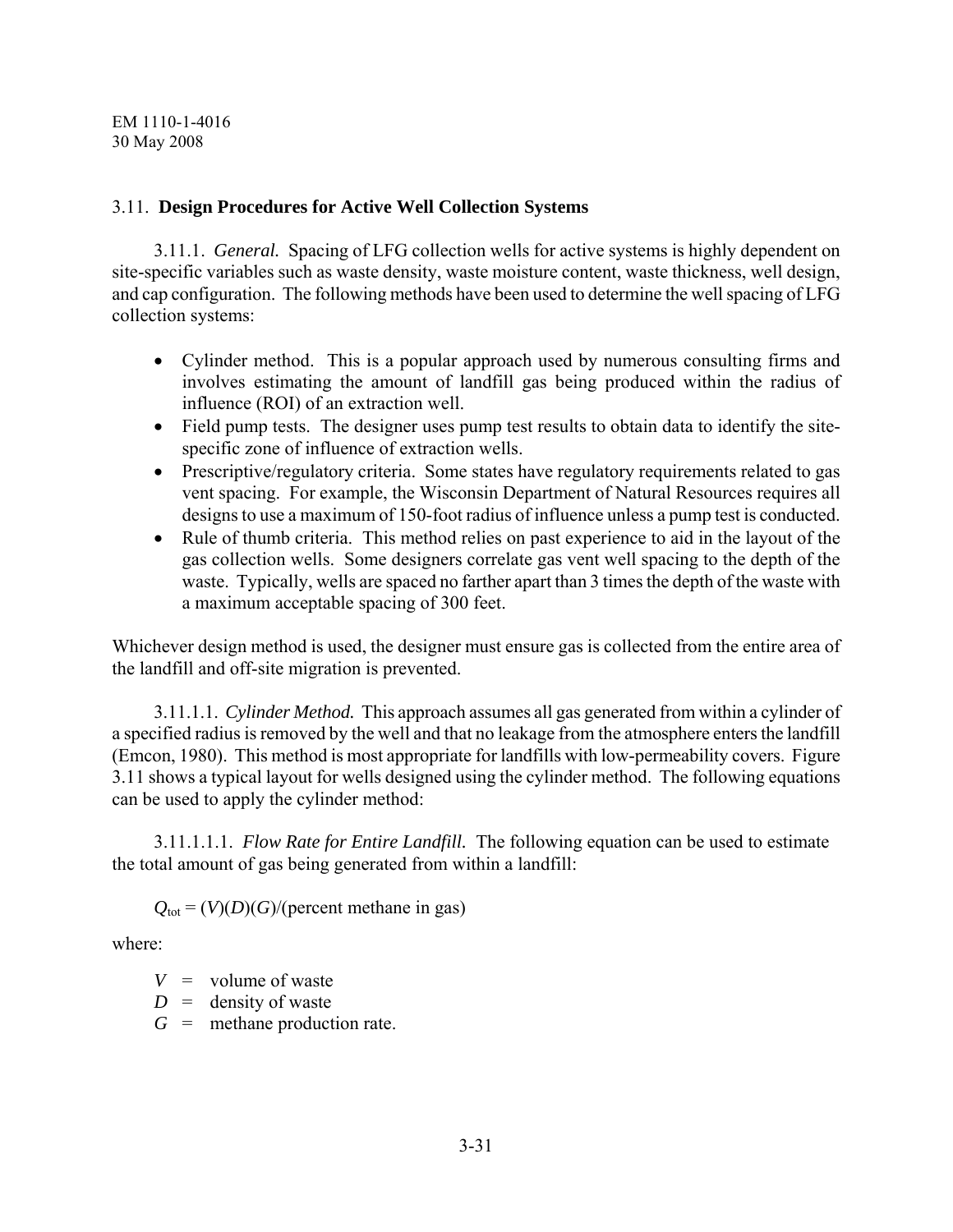## 3.11. **Design Procedures for Active Well Collection Systems**

3.11.1. *General.* Spacing of LFG collection wells for active systems is highly dependent on site-specific variables such as waste density, waste moisture content, waste thickness, well design, and cap configuration. The following methods have been used to determine the well spacing of LFG collection systems:

- Cylinder method. This is a popular approach used by numerous consulting firms and involves estimating the amount of landfill gas being produced within the radius of influence (ROI) of an extraction well.
- Field pump tests. The designer uses pump test results to obtain data to identify the site-specific zone of influence of extraction wells.
- Prescriptive/regulatory criteria. Some states have regulatory requirements related to gas vent spacing. For example, the Wisconsin Department of Natural Resources requires all designs to use a maximum of 150-foot radius of influence unless a pump test is conducted.
- Rule of thumb criteria. This method relies on past experience to aid in the layout of the gas collection wells. Some designers correlate gas vent well spacing to the depth of the waste. Typically, wells are spaced no farther apart than 3 times the depth of the waste with a maximum acceptable spacing of 300 feet.

Whichever design method is used, the designer must ensure gas is collected from the entire area of the landfill and off-site migration is prevented.

3.11.1.1. *Cylinder Method.* This approach assumes all gas generated from within a cylinder of a specified radius is removed by the well and that no leakage from the atmosphere enters the landfill (Emcon, 1980). This method is most appropriate for landfills with low-permeability covers. Figure 3.11 shows a typical layout for wells designed using the cylinder method. The following equations can be used to apply the cylinder method:

3.11.1.1.1. *Flow Rate for Entire Landfill.* The following equation can be used to estimate the total amount of gas being generated from within a landfill:

$$Q_{tot} = (V)(D)(G)/(\text{percent methane in gas})$$

where:

$V$ = volume of waste
$D$ = density of waste
$G$ = methane production rate.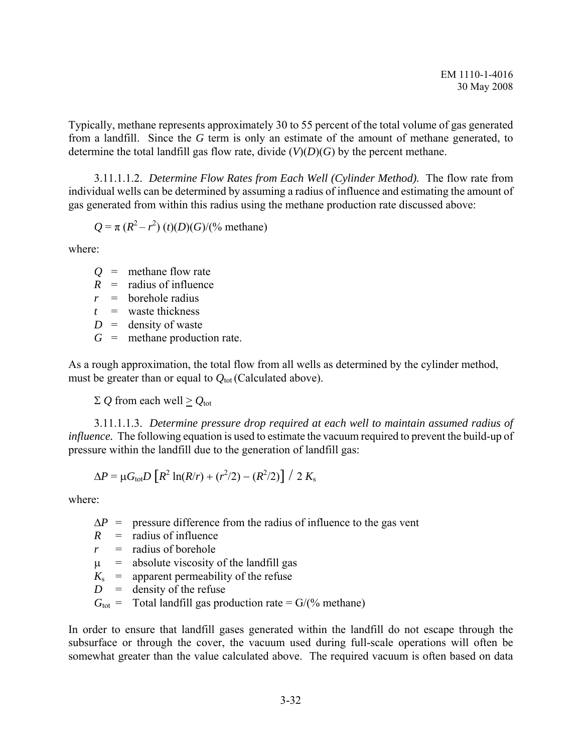Typically, methane represents approximately 30 to 55 percent of the total volume of gas generated from a landfill. Since the $G$ term is only an estimate of the amount of methane generated, to determine the total landfill gas flow rate, divide $(V)(D)(G)$ by the percent methane.

3.11.1.1.2. *Determine Flow Rates from Each Well (Cylinder Method).* The flow rate from individual wells can be determined by assuming a radius of influence and estimating the amount of gas generated from within this radius using the methane production rate discussed above:

$$Q = \pi\,(R^2 - r^2)\,(t)(D)(G)/(\%\text{ methane})$$

where:

- $Q$ = methane flow rate
- $R$ = radius of influence
- $r$ = borehole radius
- $t$ = waste thickness
- $D$ = density of waste
- $G$ = methane production rate.

As a rough approximation, the total flow from all wells as determined by the cylinder method, must be greater than or equal to $Q_{tot}$ (Calculated above).

$$\Sigma\, Q \text{ from each well} \geq Q_{tot}$$

3.11.1.1.3. *Determine pressure drop required at each well to maintain assumed radius of influence.* The following equation is used to estimate the vacuum required to prevent the build-up of pressure within the landfill due to the generation of landfill gas:

$$\Delta P = \mu G_{tot} D \left[R^2 \ln(R/r) + (r^2/2) - (R^2/2)\right] / \; 2\, K_s$$

where:

- $\Delta P$ = pressure difference from the radius of influence to the gas vent
- $R$ = radius of influence
- $r$ = radius of borehole
- $\mu$ = absolute viscosity of the landfill gas
- $K_s$ = apparent permeability of the refuse
- $D$ = density of the refuse
- $G_{tot}$ = Total landfill gas production rate = $G/(\%\text{ methane})$

In order to ensure that landfill gases generated within the landfill do not escape through the subsurface or through the cover, the vacuum used during full-scale operations will often be somewhat greater than the value calculated above. The required vacuum is often based on data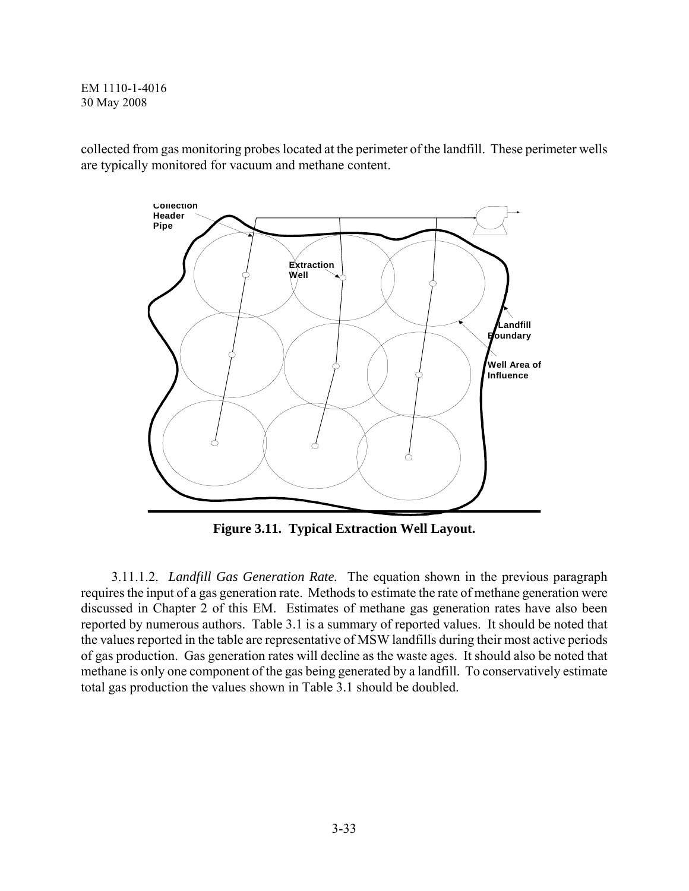collected from gas monitoring probes located at the perimeter of the landfill. These perimeter wells are typically monitored for vacuum and methane content.

**Figure 3.11. Typical Extraction Well Layout.**

3.11.1.2. *Landfill Gas Generation Rate.* The equation shown in the previous paragraph requires the input of a gas generation rate. Methods to estimate the rate of methane generation were discussed in Chapter 2 of this EM. Estimates of methane gas generation rates have also been reported by numerous authors. Table 3.1 is a summary of reported values. It should be noted that the values reported in the table are representative of MSW landfills during their most active periods of gas production. Gas generation rates will decline as the waste ages. It should also be noted that methane is only one component of the gas being generated by a landfill. To conservatively estimate total gas production the values shown in Table 3.1 should be doubled.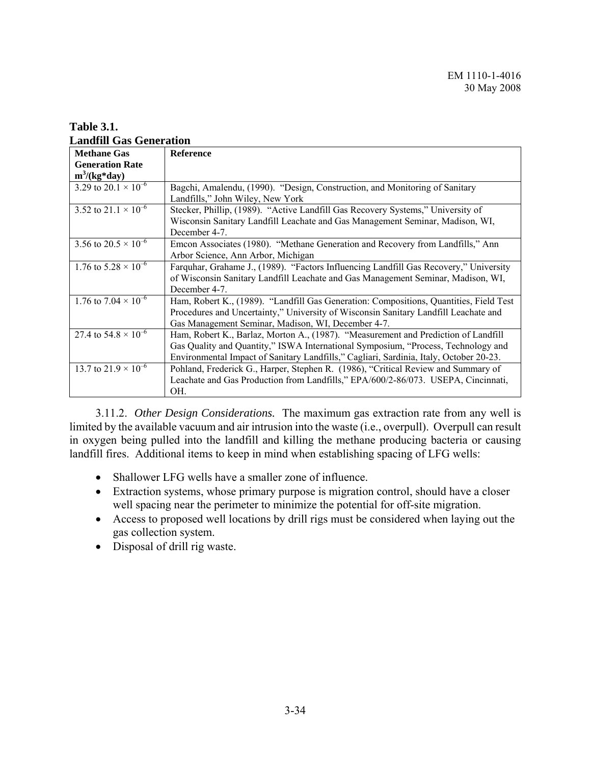**Table 3.1.**
**Landfill Gas Generation**

| Methane Gas Generation Rate $m^3/(kg*day)$ | Reference |
|---|---|
| 3.29 to 20.1 × $10^{-6}$ | Bagchi, Amalendu, (1990). "Design, Construction, and Monitoring of Sanitary Landfills," John Wiley, New York |
| 3.52 to 21.1 × $10^{-6}$ | Stecker, Phillip, (1989). "Active Landfill Gas Recovery Systems," University of Wisconsin Sanitary Landfill Leachate and Gas Management Seminar, Madison, WI, December 4-7. |
| 3.56 to 20.5 × $10^{-6}$ | Emcon Associates (1980). "Methane Generation and Recovery from Landfills," Ann Arbor Science, Ann Arbor, Michigan |
| 1.76 to 5.28 × $10^{-6}$ | Farquhar, Grahame J., (1989). "Factors Influencing Landfill Gas Recovery," University of Wisconsin Sanitary Landfill Leachate and Gas Management Seminar, Madison, WI, December 4-7. |
| 1.76 to 7.04 × $10^{-6}$ | Ham, Robert K., (1989). "Landfill Gas Generation: Compositions, Quantities, Field Test Procedures and Uncertainty," University of Wisconsin Sanitary Landfill Leachate and Gas Management Seminar, Madison, WI, December 4-7. |
| 27.4 to 54.8 × $10^{-6}$ | Ham, Robert K., Barlaz, Morton A., (1987). "Measurement and Prediction of Landfill Gas Quality and Quantity," ISWA International Symposium, "Process, Technology and Environmental Impact of Sanitary Landfills," Cagliari, Sardinia, Italy, October 20-23. |
| 13.7 to 21.9 × $10^{-6}$ | Pohland, Frederick G., Harper, Stephen R. (1986), "Critical Review and Summary of Leachate and Gas Production from Landfills," EPA/600/2-86/073. USEPA, Cincinnati, OH. |

3.11.2. *Other Design Considerations.* The maximum gas extraction rate from any well is limited by the available vacuum and air intrusion into the waste (i.e., overpull). Overpull can result in oxygen being pulled into the landfill and killing the methane producing bacteria or causing landfill fires. Additional items to keep in mind when establishing spacing of LFG wells:

- Shallower LFG wells have a smaller zone of influence.
- Extraction systems, whose primary purpose is migration control, should have a closer well spacing near the perimeter to minimize the potential for off-site migration.
- Access to proposed well locations by drill rigs must be considered when laying out the gas collection system.
- Disposal of drill rig waste.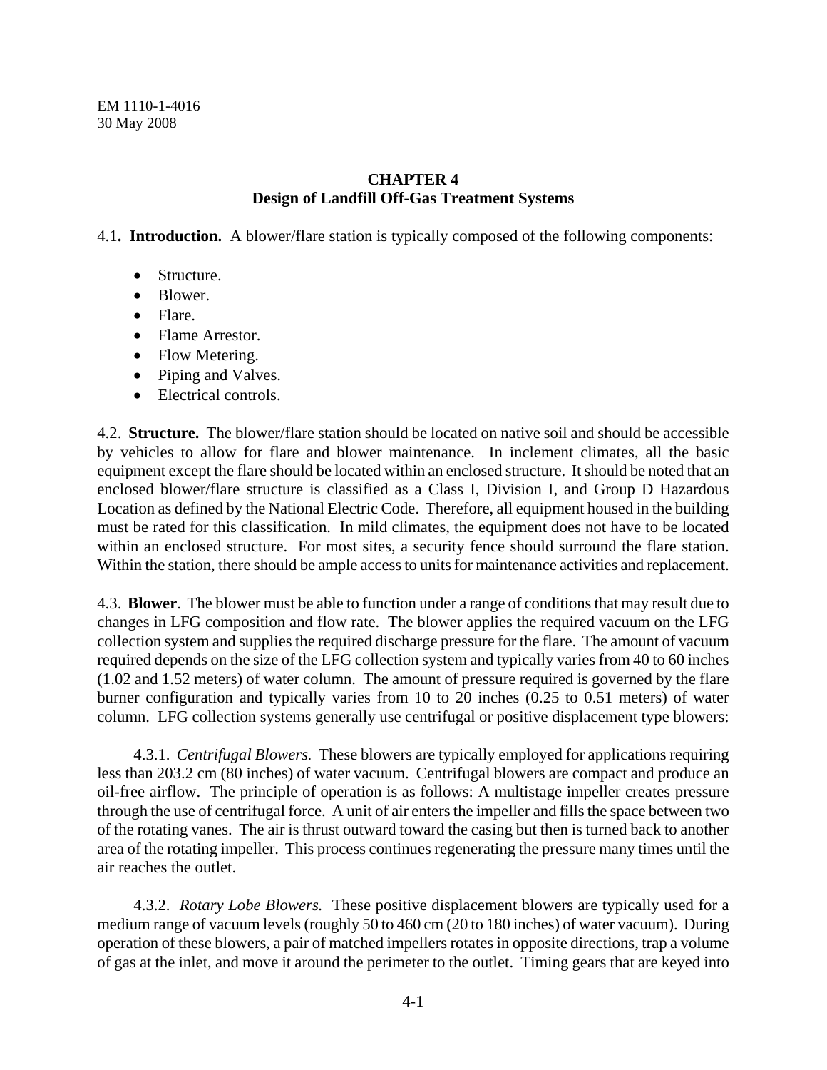# CHAPTER 4
## Design of Landfill Off-Gas Treatment Systems

4.1**. Introduction.** A blower/flare station is typically composed of the following components:

- Structure.
- Blower.
- Flare.
- Flame Arrestor.
- Flow Metering.
- Piping and Valves.
- Electrical controls.

4.2. **Structure.** The blower/flare station should be located on native soil and should be accessible by vehicles to allow for flare and blower maintenance. In inclement climates, all the basic equipment except the flare should be located within an enclosed structure. It should be noted that an enclosed blower/flare structure is classified as a Class I, Division I, and Group D Hazardous Location as defined by the National Electric Code. Therefore, all equipment housed in the building must be rated for this classification. In mild climates, the equipment does not have to be located within an enclosed structure. For most sites, a security fence should surround the flare station. Within the station, there should be ample access to units for maintenance activities and replacement.

4.3. **Blower**. The blower must be able to function under a range of conditions that may result due to changes in LFG composition and flow rate. The blower applies the required vacuum on the LFG collection system and supplies the required discharge pressure for the flare. The amount of vacuum required depends on the size of the LFG collection system and typically varies from 40 to 60 inches (1.02 and 1.52 meters) of water column. The amount of pressure required is governed by the flare burner configuration and typically varies from 10 to 20 inches (0.25 to 0.51 meters) of water column. LFG collection systems generally use centrifugal or positive displacement type blowers:

4.3.1. *Centrifugal Blowers.* These blowers are typically employed for applications requiring less than 203.2 cm (80 inches) of water vacuum. Centrifugal blowers are compact and produce an oil-free airflow. The principle of operation is as follows: A multistage impeller creates pressure through the use of centrifugal force. A unit of air enters the impeller and fills the space between two of the rotating vanes. The air is thrust outward toward the casing but then is turned back to another area of the rotating impeller. This process continues regenerating the pressure many times until the air reaches the outlet.

4.3.2. *Rotary Lobe Blowers.* These positive displacement blowers are typically used for a medium range of vacuum levels (roughly 50 to 460 cm (20 to 180 inches) of water vacuum). During operation of these blowers, a pair of matched impellers rotates in opposite directions, trap a volume of gas at the inlet, and move it around the perimeter to the outlet. Timing gears that are keyed into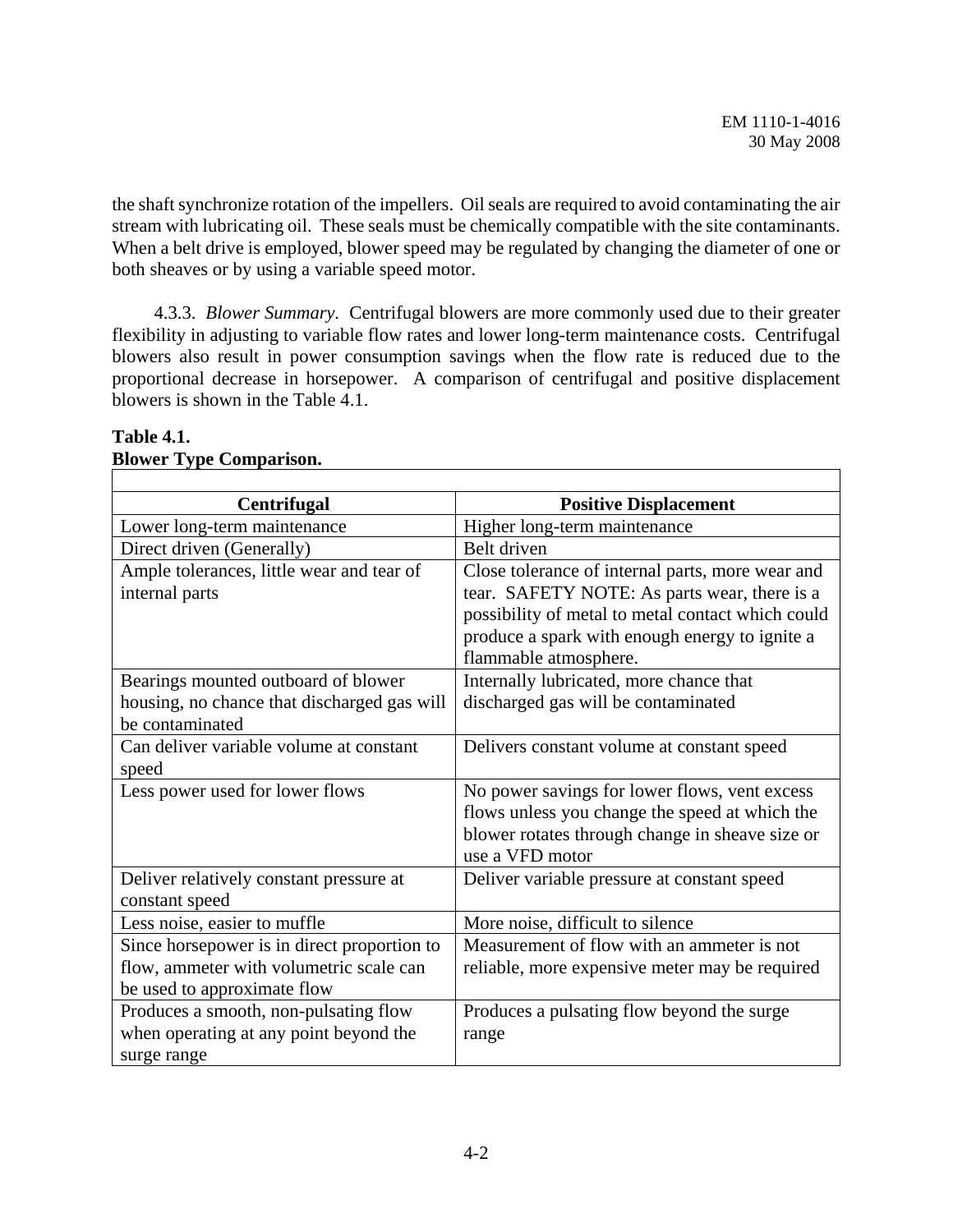the shaft synchronize rotation of the impellers. Oil seals are required to avoid contaminating the air stream with lubricating oil. These seals must be chemically compatible with the site contaminants. When a belt drive is employed, blower speed may be regulated by changing the diameter of one or both sheaves or by using a variable speed motor.

4.3.3. *Blower Summary.* Centrifugal blowers are more commonly used due to their greater flexibility in adjusting to variable flow rates and lower long-term maintenance costs. Centrifugal blowers also result in power consumption savings when the flow rate is reduced due to the proportional decrease in horsepower. A comparison of centrifugal and positive displacement blowers is shown in the Table 4.1.

**Table 4.1.**
**Blower Type Comparison.**

| Centrifugal | Positive Displacement |
|---|---|
| Lower long-term maintenance | Higher long-term maintenance |
| Direct driven (Generally) | Belt driven |
| Ample tolerances, little wear and tear of internal parts | Close tolerance of internal parts, more wear and tear. SAFETY NOTE: As parts wear, there is a possibility of metal to metal contact which could produce a spark with enough energy to ignite a flammable atmosphere. |
| Bearings mounted outboard of blower housing, no chance that discharged gas will be contaminated | Internally lubricated, more chance that discharged gas will be contaminated |
| Can deliver variable volume at constant speed | Delivers constant volume at constant speed |
| Less power used for lower flows | No power savings for lower flows, vent excess flows unless you change the speed at which the blower rotates through change in sheave size or use a VFD motor |
| Deliver relatively constant pressure at constant speed | Deliver variable pressure at constant speed |
| Less noise, easier to muffle | More noise, difficult to silence |
| Since horsepower is in direct proportion to flow, ammeter with volumetric scale can be used to approximate flow | Measurement of flow with an ammeter is not reliable, more expensive meter may be required |
| Produces a smooth, non-pulsating flow when operating at any point beyond the surge range | Produces a pulsating flow beyond the surge range |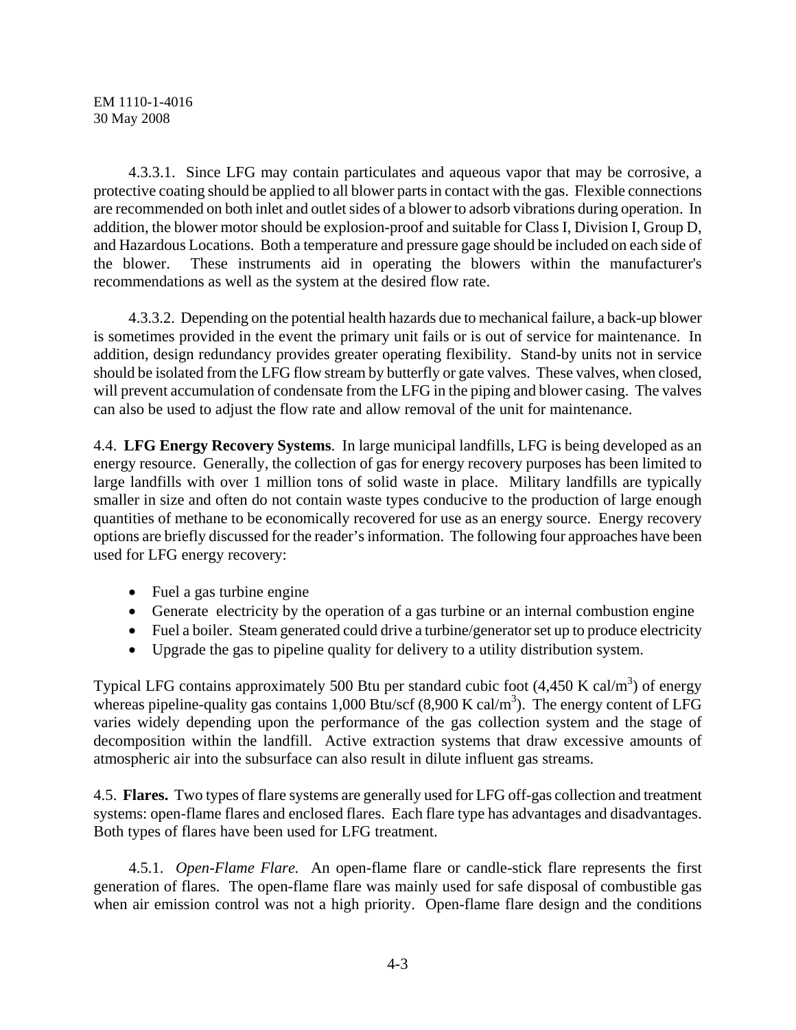4.3.3.1. Since LFG may contain particulates and aqueous vapor that may be corrosive, a protective coating should be applied to all blower parts in contact with the gas. Flexible connections are recommended on both inlet and outlet sides of a blower to adsorb vibrations during operation. In addition, the blower motor should be explosion-proof and suitable for Class I, Division I, Group D, and Hazardous Locations. Both a temperature and pressure gage should be included on each side of the blower. These instruments aid in operating the blowers within the manufacturer's recommendations as well as the system at the desired flow rate.

4.3.3.2. Depending on the potential health hazards due to mechanical failure, a back-up blower is sometimes provided in the event the primary unit fails or is out of service for maintenance. In addition, design redundancy provides greater operating flexibility. Stand-by units not in service should be isolated from the LFG flow stream by butterfly or gate valves. These valves, when closed, will prevent accumulation of condensate from the LFG in the piping and blower casing. The valves can also be used to adjust the flow rate and allow removal of the unit for maintenance.

4.4. **LFG Energy Recovery Systems**. In large municipal landfills, LFG is being developed as an energy resource. Generally, the collection of gas for energy recovery purposes has been limited to large landfills with over 1 million tons of solid waste in place. Military landfills are typically smaller in size and often do not contain waste types conducive to the production of large enough quantities of methane to be economically recovered for use as an energy source. Energy recovery options are briefly discussed for the reader's information. The following four approaches have been used for LFG energy recovery:

- Fuel a gas turbine engine
- Generate electricity by the operation of a gas turbine or an internal combustion engine
- Fuel a boiler. Steam generated could drive a turbine/generator set up to produce electricity
- Upgrade the gas to pipeline quality for delivery to a utility distribution system.

Typical LFG contains approximately 500 Btu per standard cubic foot (4,450 K cal/m$^3$) of energy whereas pipeline-quality gas contains 1,000 Btu/scf (8,900 K cal/m$^3$). The energy content of LFG varies widely depending upon the performance of the gas collection system and the stage of decomposition within the landfill. Active extraction systems that draw excessive amounts of atmospheric air into the subsurface can also result in dilute influent gas streams.

4.5. **Flares.** Two types of flare systems are generally used for LFG off-gas collection and treatment systems: open-flame flares and enclosed flares. Each flare type has advantages and disadvantages. Both types of flares have been used for LFG treatment.

4.5.1. *Open-Flame Flare.* An open-flame flare or candle-stick flare represents the first generation of flares. The open-flame flare was mainly used for safe disposal of combustible gas when air emission control was not a high priority. Open-flame flare design and the conditions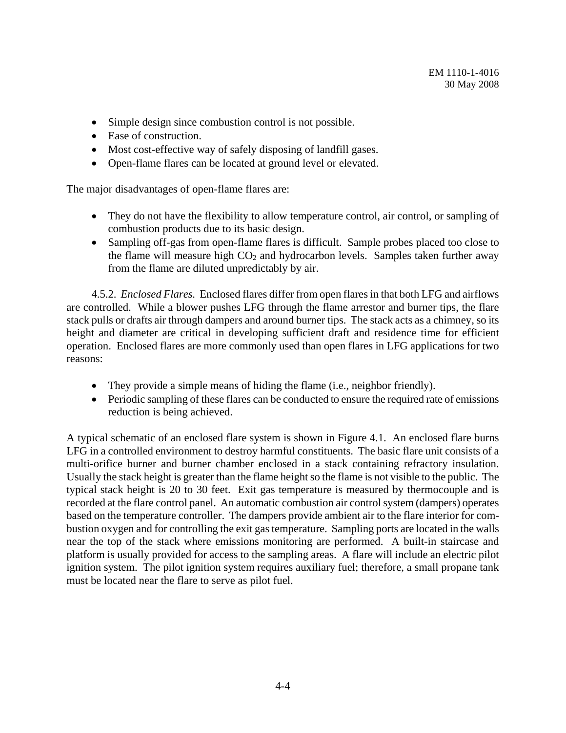- Simple design since combustion control is not possible.
- Ease of construction.
- Most cost-effective way of safely disposing of landfill gases.
- Open-flame flares can be located at ground level or elevated.

The major disadvantages of open-flame flares are:

- They do not have the flexibility to allow temperature control, air control, or sampling of combustion products due to its basic design.
- Sampling off-gas from open-flame flares is difficult. Sample probes placed too close to the flame will measure high $CO_2$ and hydrocarbon levels. Samples taken further away from the flame are diluted unpredictably by air.

4.5.2. *Enclosed Flares.* Enclosed flares differ from open flares in that both LFG and airflows are controlled. While a blower pushes LFG through the flame arrestor and burner tips, the flare stack pulls or drafts air through dampers and around burner tips. The stack acts as a chimney, so its height and diameter are critical in developing sufficient draft and residence time for efficient operation. Enclosed flares are more commonly used than open flares in LFG applications for two reasons:

- They provide a simple means of hiding the flame (i.e., neighbor friendly).
- Periodic sampling of these flares can be conducted to ensure the required rate of emissions reduction is being achieved.

A typical schematic of an enclosed flare system is shown in Figure 4.1. An enclosed flare burns LFG in a controlled environment to destroy harmful constituents. The basic flare unit consists of a multi-orifice burner and burner chamber enclosed in a stack containing refractory insulation. Usually the stack height is greater than the flame height so the flame is not visible to the public. The typical stack height is 20 to 30 feet. Exit gas temperature is measured by thermocouple and is recorded at the flare control panel. An automatic combustion air control system (dampers) operates based on the temperature controller. The dampers provide ambient air to the flare interior for combustion oxygen and for controlling the exit gas temperature. Sampling ports are located in the walls near the top of the stack where emissions monitoring are performed. A built-in staircase and platform is usually provided for access to the sampling areas. A flare will include an electric pilot ignition system. The pilot ignition system requires auxiliary fuel; therefore, a small propane tank must be located near the flare to serve as pilot fuel.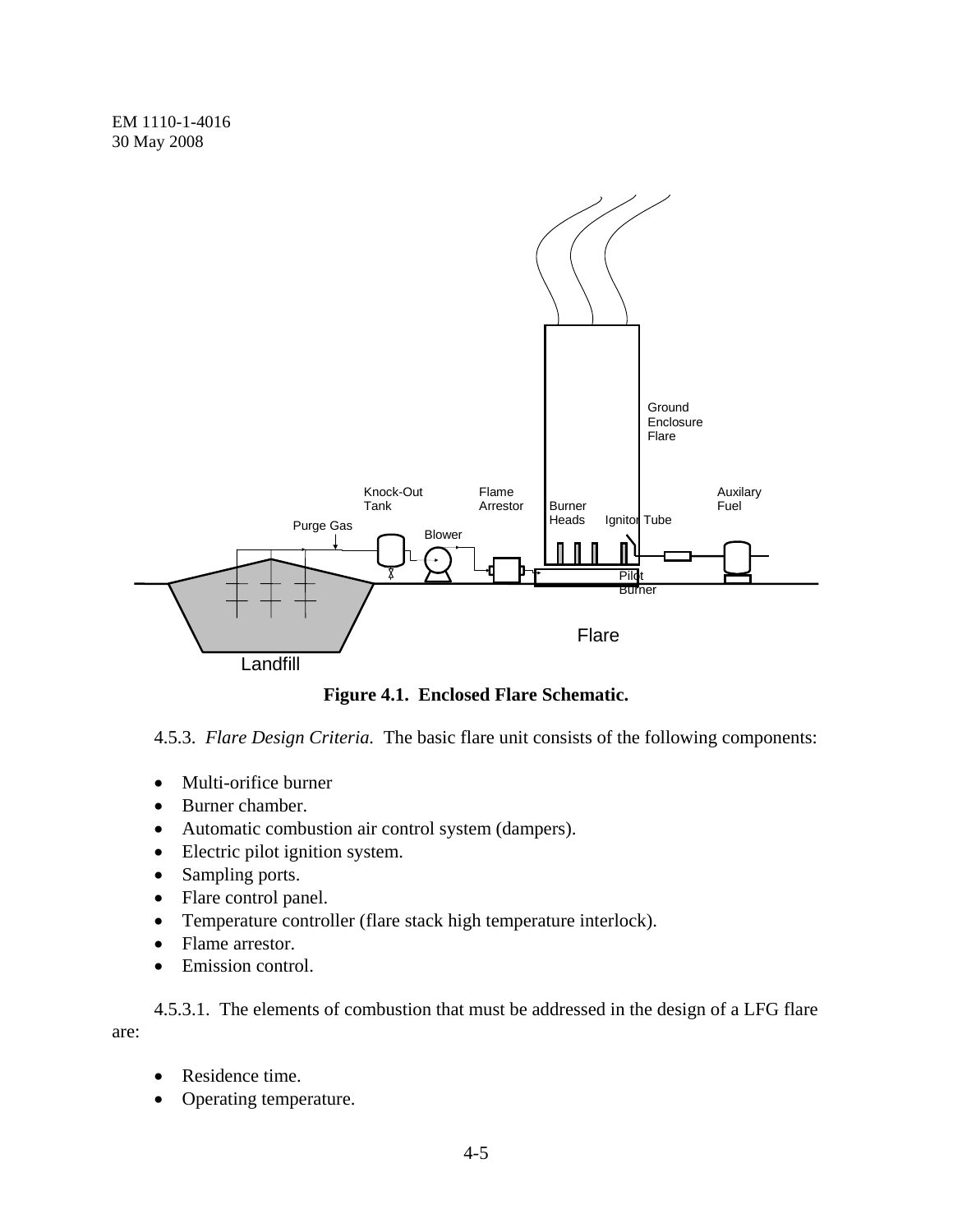**Figure 4.1. Enclosed Flare Schematic.**

4.5.3. *Flare Design Criteria.* The basic flare unit consists of the following components:

- Multi-orifice burner
- Burner chamber.
- Automatic combustion air control system (dampers).
- Electric pilot ignition system.
- Sampling ports.
- Flare control panel.
- Temperature controller (flare stack high temperature interlock).
- Flame arrestor.
- Emission control.

4.5.3.1. The elements of combustion that must be addressed in the design of a LFG flare are:

- Residence time.
- Operating temperature.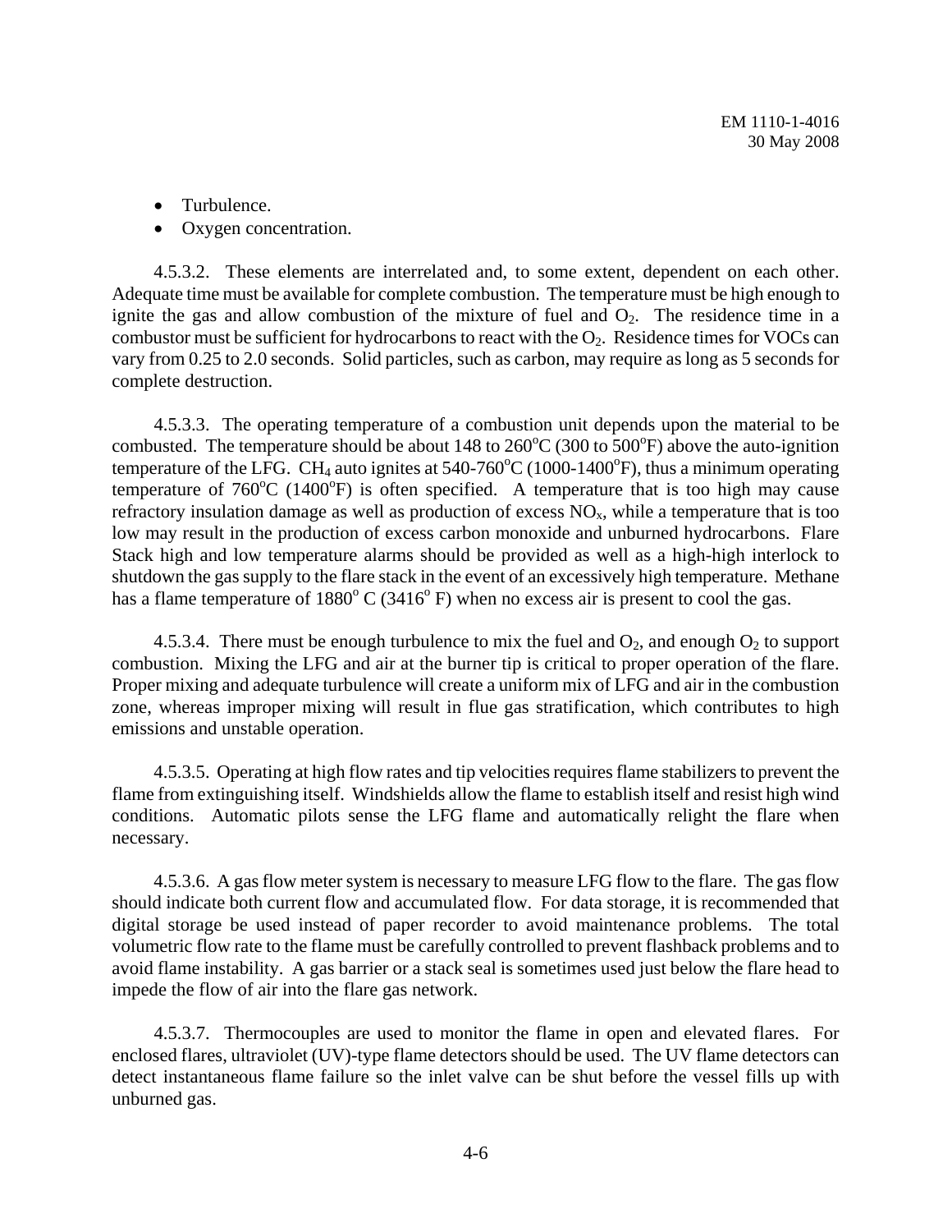- Turbulence.
- Oxygen concentration.

4.5.3.2. These elements are interrelated and, to some extent, dependent on each other. Adequate time must be available for complete combustion. The temperature must be high enough to ignite the gas and allow combustion of the mixture of fuel and $O_2$. The residence time in a combustor must be sufficient for hydrocarbons to react with the $O_2$. Residence times for VOCs can vary from 0.25 to 2.0 seconds. Solid particles, such as carbon, may require as long as 5 seconds for complete destruction.

4.5.3.3. The operating temperature of a combustion unit depends upon the material to be combusted. The temperature should be about 148 to 260$^oC$ (300 to 500$^oF$) above the auto-ignition temperature of the LFG. $CH_4$ auto ignites at 540-760$^oC$ (1000-1400$^oF$), thus a minimum operating temperature of 760$^oC$ (1400$^oF$) is often specified. A temperature that is too high may cause refractory insulation damage as well as production of excess $NO_x$, while a temperature that is too low may result in the production of excess carbon monoxide and unburned hydrocarbons. Flare Stack high and low temperature alarms should be provided as well as a high-high interlock to shutdown the gas supply to the flare stack in the event of an excessively high temperature. Methane has a flame temperature of 1880$^o$ C (3416$^o$ F) when no excess air is present to cool the gas.

4.5.3.4. There must be enough turbulence to mix the fuel and $O_2$, and enough $O_2$ to support combustion. Mixing the LFG and air at the burner tip is critical to proper operation of the flare. Proper mixing and adequate turbulence will create a uniform mix of LFG and air in the combustion zone, whereas improper mixing will result in flue gas stratification, which contributes to high emissions and unstable operation.

4.5.3.5. Operating at high flow rates and tip velocities requires flame stabilizers to prevent the flame from extinguishing itself. Windshields allow the flame to establish itself and resist high wind conditions. Automatic pilots sense the LFG flame and automatically relight the flare when necessary.

4.5.3.6. A gas flow meter system is necessary to measure LFG flow to the flare. The gas flow should indicate both current flow and accumulated flow. For data storage, it is recommended that digital storage be used instead of paper recorder to avoid maintenance problems. The total volumetric flow rate to the flame must be carefully controlled to prevent flashback problems and to avoid flame instability. A gas barrier or a stack seal is sometimes used just below the flare head to impede the flow of air into the flare gas network.

4.5.3.7. Thermocouples are used to monitor the flame in open and elevated flares. For enclosed flares, ultraviolet (UV)-type flame detectors should be used. The UV flame detectors can detect instantaneous flame failure so the inlet valve can be shut before the vessel fills up with unburned gas.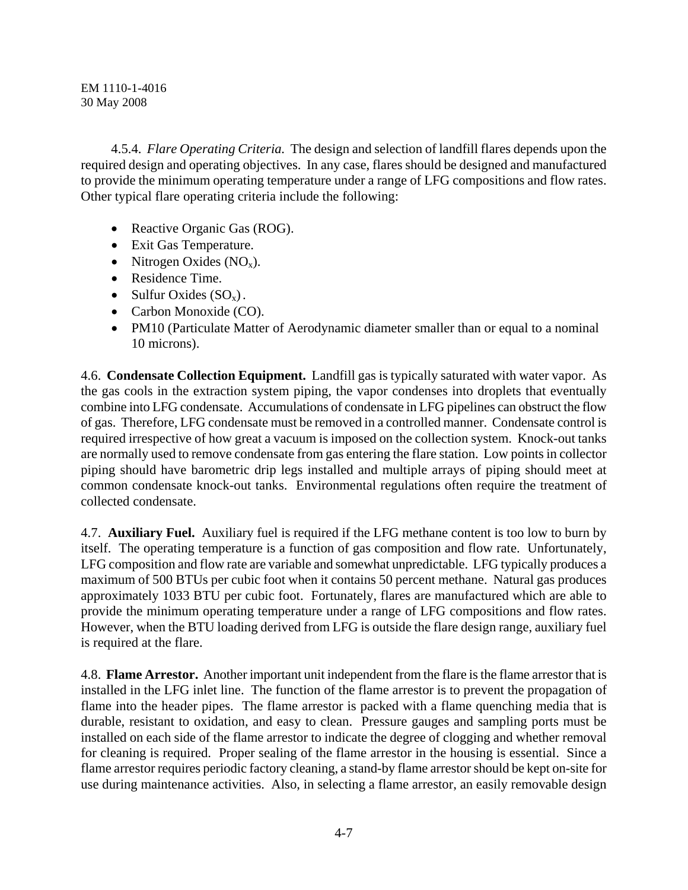4.5.4. *Flare Operating Criteria.* The design and selection of landfill flares depends upon the required design and operating objectives. In any case, flares should be designed and manufactured to provide the minimum operating temperature under a range of LFG compositions and flow rates. Other typical flare operating criteria include the following:

- Reactive Organic Gas (ROG).
- Exit Gas Temperature.
- Nitrogen Oxides ($NO_x$).
- Residence Time.
- Sulfur Oxides ($SO_x$).
- Carbon Monoxide (CO).
- PM10 (Particulate Matter of Aerodynamic diameter smaller than or equal to a nominal 10 microns).

4.6. **Condensate Collection Equipment.** Landfill gas is typically saturated with water vapor. As the gas cools in the extraction system piping, the vapor condenses into droplets that eventually combine into LFG condensate. Accumulations of condensate in LFG pipelines can obstruct the flow of gas. Therefore, LFG condensate must be removed in a controlled manner. Condensate control is required irrespective of how great a vacuum is imposed on the collection system. Knock-out tanks are normally used to remove condensate from gas entering the flare station. Low points in collector piping should have barometric drip legs installed and multiple arrays of piping should meet at common condensate knock-out tanks. Environmental regulations often require the treatment of collected condensate.

4.7. **Auxiliary Fuel.** Auxiliary fuel is required if the LFG methane content is too low to burn by itself. The operating temperature is a function of gas composition and flow rate. Unfortunately, LFG composition and flow rate are variable and somewhat unpredictable. LFG typically produces a maximum of 500 BTUs per cubic foot when it contains 50 percent methane. Natural gas produces approximately 1033 BTU per cubic foot. Fortunately, flares are manufactured which are able to provide the minimum operating temperature under a range of LFG compositions and flow rates. However, when the BTU loading derived from LFG is outside the flare design range, auxiliary fuel is required at the flare.

4.8. **Flame Arrestor.** Another important unit independent from the flare is the flame arrestor that is installed in the LFG inlet line. The function of the flame arrestor is to prevent the propagation of flame into the header pipes. The flame arrestor is packed with a flame quenching media that is durable, resistant to oxidation, and easy to clean. Pressure gauges and sampling ports must be installed on each side of the flame arrestor to indicate the degree of clogging and whether removal for cleaning is required. Proper sealing of the flame arrestor in the housing is essential. Since a flame arrestor requires periodic factory cleaning, a stand-by flame arrestor should be kept on-site for use during maintenance activities. Also, in selecting a flame arrestor, an easily removable design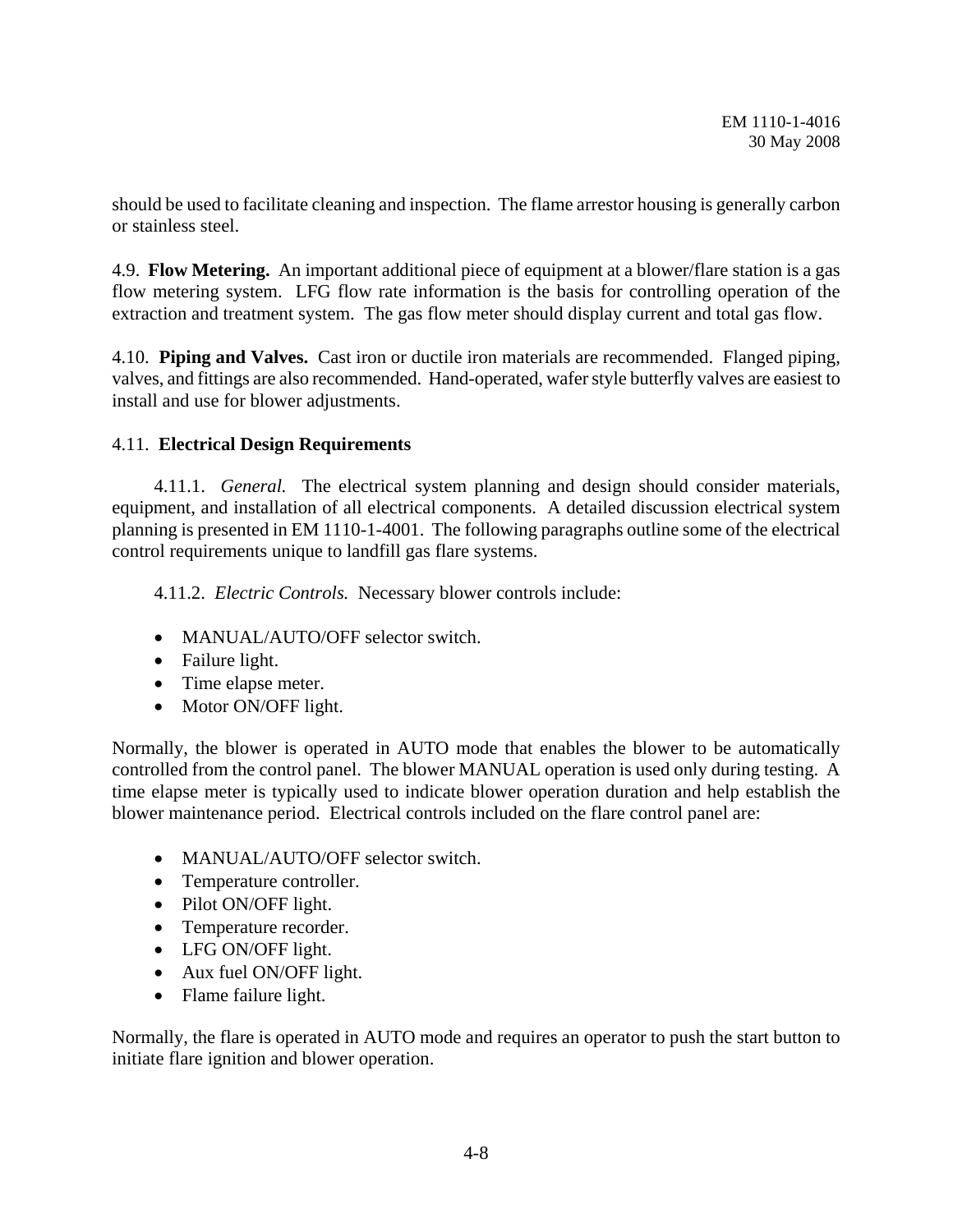should be used to facilitate cleaning and inspection. The flame arrestor housing is generally carbon or stainless steel.

4.9. **Flow Metering.** An important additional piece of equipment at a blower/flare station is a gas flow metering system. LFG flow rate information is the basis for controlling operation of the extraction and treatment system. The gas flow meter should display current and total gas flow.

4.10. **Piping and Valves.** Cast iron or ductile iron materials are recommended. Flanged piping, valves, and fittings are also recommended. Hand-operated, wafer style butterfly valves are easiest to install and use for blower adjustments.

4.11. **Electrical Design Requirements**

4.11.1. *General.* The electrical system planning and design should consider materials, equipment, and installation of all electrical components. A detailed discussion electrical system planning is presented in EM 1110-1-4001. The following paragraphs outline some of the electrical control requirements unique to landfill gas flare systems.

4.11.2. *Electric Controls.* Necessary blower controls include:

- MANUAL/AUTO/OFF selector switch.
- Failure light.
- Time elapse meter.
- Motor ON/OFF light.

Normally, the blower is operated in AUTO mode that enables the blower to be automatically controlled from the control panel. The blower MANUAL operation is used only during testing. A time elapse meter is typically used to indicate blower operation duration and help establish the blower maintenance period. Electrical controls included on the flare control panel are:

- MANUAL/AUTO/OFF selector switch.
- Temperature controller.
- Pilot ON/OFF light.
- Temperature recorder.
- LFG ON/OFF light.
- Aux fuel ON/OFF light.
- Flame failure light.

Normally, the flare is operated in AUTO mode and requires an operator to push the start button to initiate flare ignition and blower operation.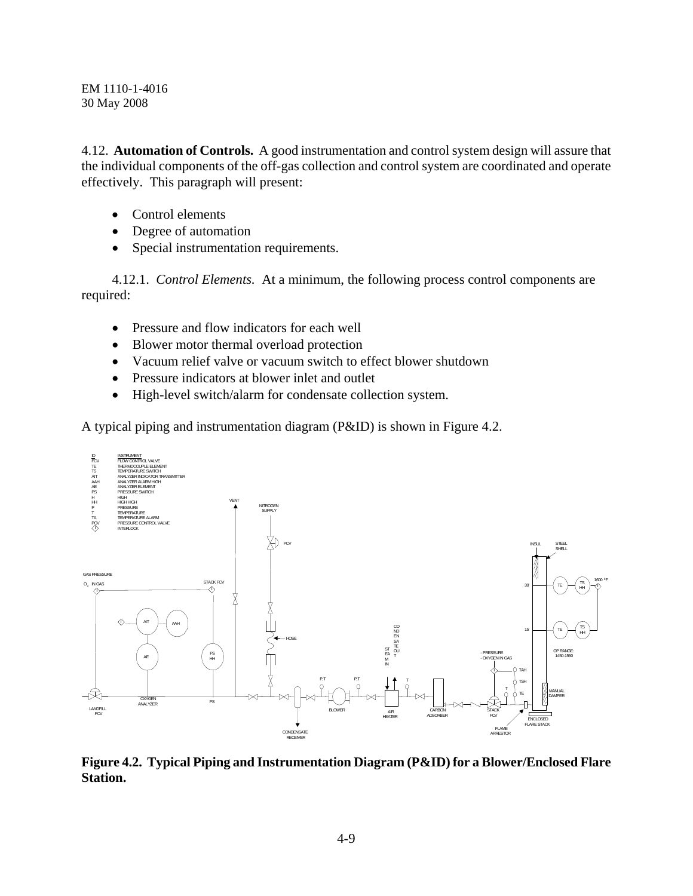4.12. **Automation of Controls.** A good instrumentation and control system design will assure that the individual components of the off-gas collection and control system are coordinated and operate effectively. This paragraph will present:

- Control elements
- Degree of automation
- Special instrumentation requirements.

4.12.1. *Control Elements.* At a minimum, the following process control components are required:

- Pressure and flow indicators for each well
- Blower motor thermal overload protection
- Vacuum relief valve or vacuum switch to effect blower shutdown
- Pressure indicators at blower inlet and outlet
- High-level switch/alarm for condensate collection system.

A typical piping and instrumentation diagram (P&ID) is shown in Figure 4.2.

**Figure 4.2. Typical Piping and Instrumentation Diagram (P&ID) for a Blower/Enclosed Flare Station.**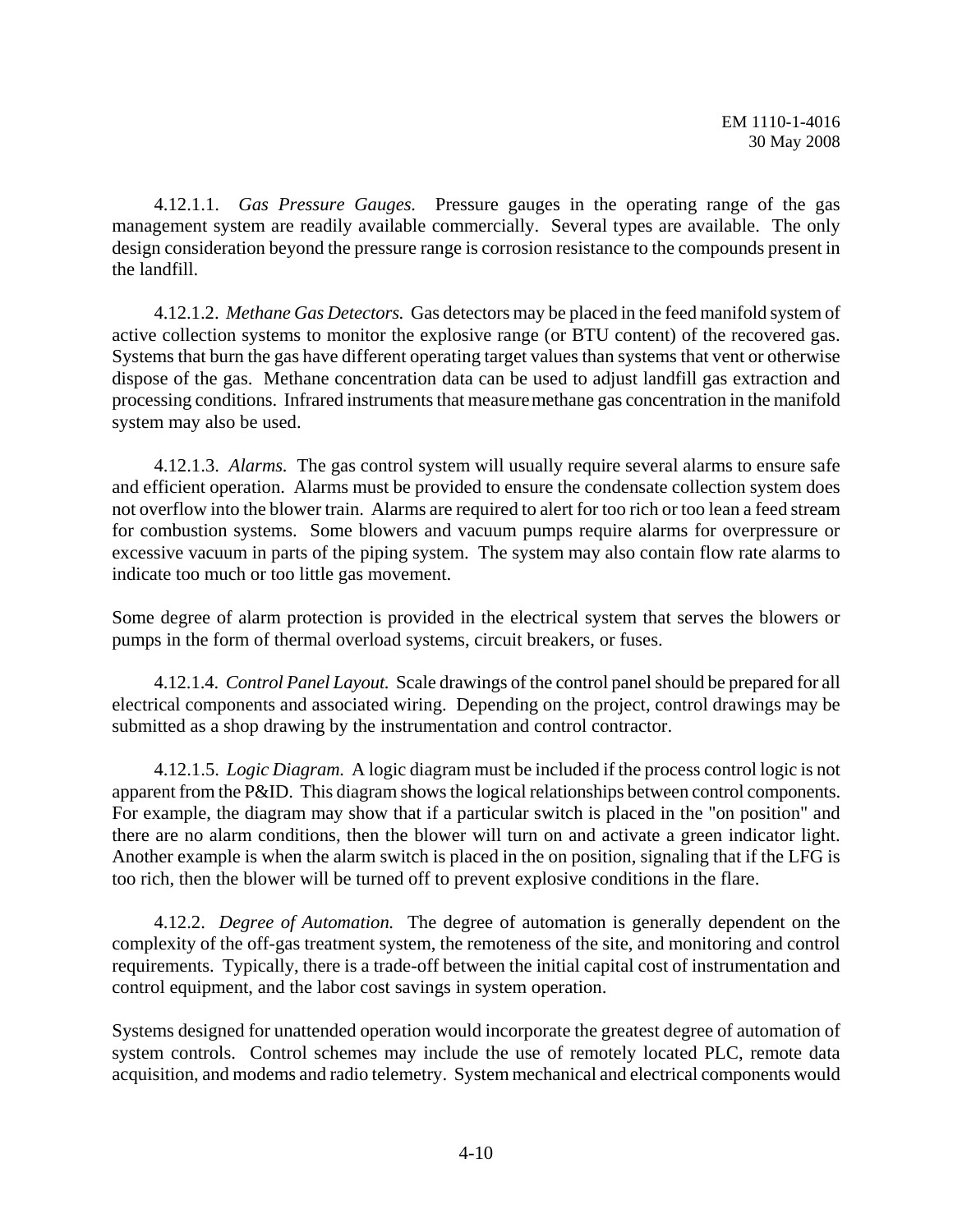4.12.1.1. *Gas Pressure Gauges.* Pressure gauges in the operating range of the gas management system are readily available commercially. Several types are available. The only design consideration beyond the pressure range is corrosion resistance to the compounds present in the landfill.

4.12.1.2. *Methane Gas Detectors.* Gas detectors may be placed in the feed manifold system of active collection systems to monitor the explosive range (or BTU content) of the recovered gas. Systems that burn the gas have different operating target values than systems that vent or otherwise dispose of the gas. Methane concentration data can be used to adjust landfill gas extraction and processing conditions. Infrared instruments that measure methane gas concentration in the manifold system may also be used.

4.12.1.3. *Alarms.* The gas control system will usually require several alarms to ensure safe and efficient operation. Alarms must be provided to ensure the condensate collection system does not overflow into the blower train. Alarms are required to alert for too rich or too lean a feed stream for combustion systems. Some blowers and vacuum pumps require alarms for overpressure or excessive vacuum in parts of the piping system. The system may also contain flow rate alarms to indicate too much or too little gas movement.

Some degree of alarm protection is provided in the electrical system that serves the blowers or pumps in the form of thermal overload systems, circuit breakers, or fuses.

4.12.1.4. *Control Panel Layout.* Scale drawings of the control panel should be prepared for all electrical components and associated wiring. Depending on the project, control drawings may be submitted as a shop drawing by the instrumentation and control contractor.

4.12.1.5. *Logic Diagram.* A logic diagram must be included if the process control logic is not apparent from the P&ID. This diagram shows the logical relationships between control components. For example, the diagram may show that if a particular switch is placed in the "on position" and there are no alarm conditions, then the blower will turn on and activate a green indicator light. Another example is when the alarm switch is placed in the on position, signaling that if the LFG is too rich, then the blower will be turned off to prevent explosive conditions in the flare.

4.12.2. *Degree of Automation.* The degree of automation is generally dependent on the complexity of the off-gas treatment system, the remoteness of the site, and monitoring and control requirements. Typically, there is a trade-off between the initial capital cost of instrumentation and control equipment, and the labor cost savings in system operation.

Systems designed for unattended operation would incorporate the greatest degree of automation of system controls. Control schemes may include the use of remotely located PLC, remote data acquisition, and modems and radio telemetry. System mechanical and electrical components would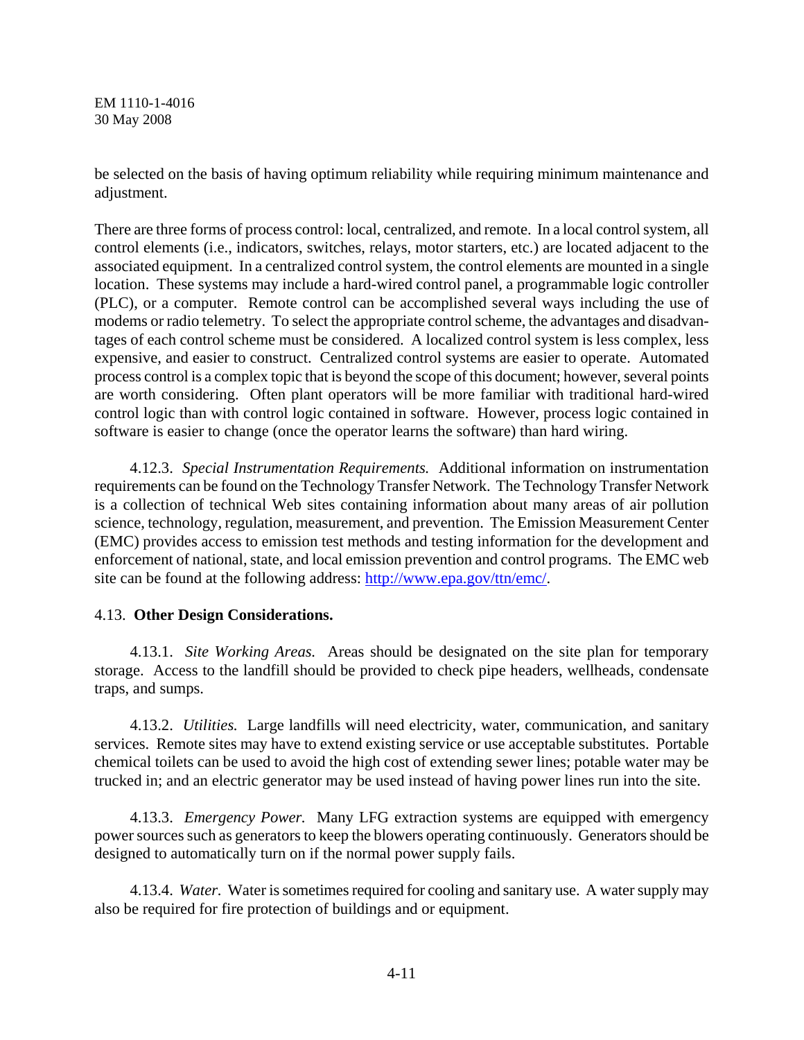be selected on the basis of having optimum reliability while requiring minimum maintenance and adjustment.

There are three forms of process control: local, centralized, and remote. In a local control system, all control elements (i.e., indicators, switches, relays, motor starters, etc.) are located adjacent to the associated equipment. In a centralized control system, the control elements are mounted in a single location. These systems may include a hard-wired control panel, a programmable logic controller (PLC), or a computer. Remote control can be accomplished several ways including the use of modems or radio telemetry. To select the appropriate control scheme, the advantages and disadvantages of each control scheme must be considered. A localized control system is less complex, less expensive, and easier to construct. Centralized control systems are easier to operate. Automated process control is a complex topic that is beyond the scope of this document; however, several points are worth considering. Often plant operators will be more familiar with traditional hard-wired control logic than with control logic contained in software. However, process logic contained in software is easier to change (once the operator learns the software) than hard wiring.

4.12.3. *Special Instrumentation Requirements.* Additional information on instrumentation requirements can be found on the Technology Transfer Network. The Technology Transfer Network is a collection of technical Web sites containing information about many areas of air pollution science, technology, regulation, measurement, and prevention. The Emission Measurement Center (EMC) provides access to emission test methods and testing information for the development and enforcement of national, state, and local emission prevention and control programs. The EMC web site can be found at the following address: http://www.epa.gov/ttn/emc/.

## 4.13. **Other Design Considerations.**

4.13.1. *Site Working Areas.* Areas should be designated on the site plan for temporary storage. Access to the landfill should be provided to check pipe headers, wellheads, condensate traps, and sumps.

4.13.2. *Utilities.* Large landfills will need electricity, water, communication, and sanitary services. Remote sites may have to extend existing service or use acceptable substitutes. Portable chemical toilets can be used to avoid the high cost of extending sewer lines; potable water may be trucked in; and an electric generator may be used instead of having power lines run into the site.

4.13.3. *Emergency Power.* Many LFG extraction systems are equipped with emergency power sources such as generators to keep the blowers operating continuously. Generators should be designed to automatically turn on if the normal power supply fails.

4.13.4. *Water.* Water is sometimes required for cooling and sanitary use. A water supply may also be required for fire protection of buildings and or equipment.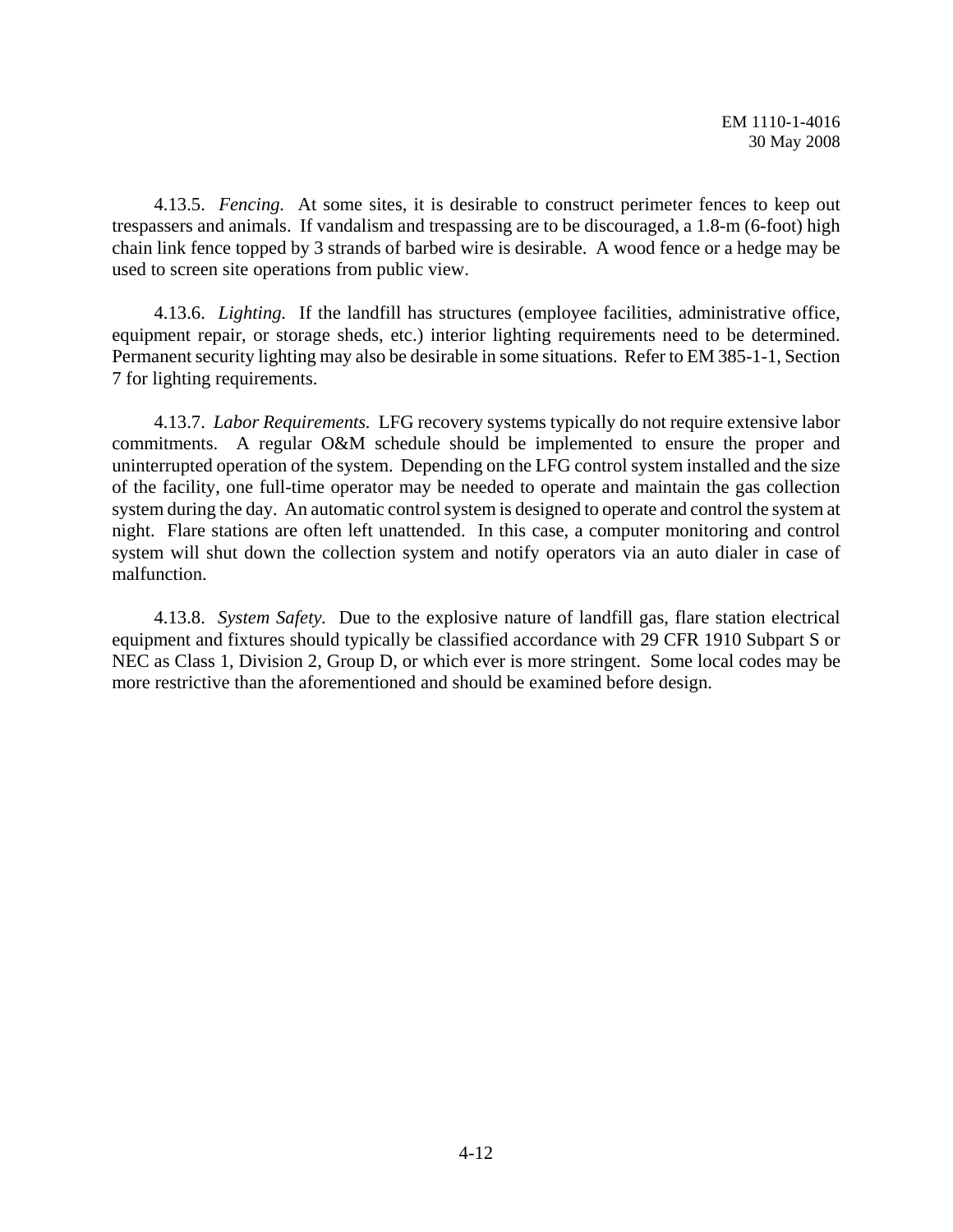4.13.5. *Fencing.* At some sites, it is desirable to construct perimeter fences to keep out trespassers and animals. If vandalism and trespassing are to be discouraged, a 1.8-m (6-foot) high chain link fence topped by 3 strands of barbed wire is desirable. A wood fence or a hedge may be used to screen site operations from public view.

4.13.6. *Lighting.* If the landfill has structures (employee facilities, administrative office, equipment repair, or storage sheds, etc.) interior lighting requirements need to be determined. Permanent security lighting may also be desirable in some situations. Refer to EM 385-1-1, Section 7 for lighting requirements.

4.13.7. *Labor Requirements.* LFG recovery systems typically do not require extensive labor commitments. A regular O&M schedule should be implemented to ensure the proper and uninterrupted operation of the system. Depending on the LFG control system installed and the size of the facility, one full-time operator may be needed to operate and maintain the gas collection system during the day. An automatic control system is designed to operate and control the system at night. Flare stations are often left unattended. In this case, a computer monitoring and control system will shut down the collection system and notify operators via an auto dialer in case of malfunction.

4.13.8. *System Safety.* Due to the explosive nature of landfill gas, flare station electrical equipment and fixtures should typically be classified accordance with 29 CFR 1910 Subpart S or NEC as Class 1, Division 2, Group D, or which ever is more stringent. Some local codes may be more restrictive than the aforementioned and should be examined before design.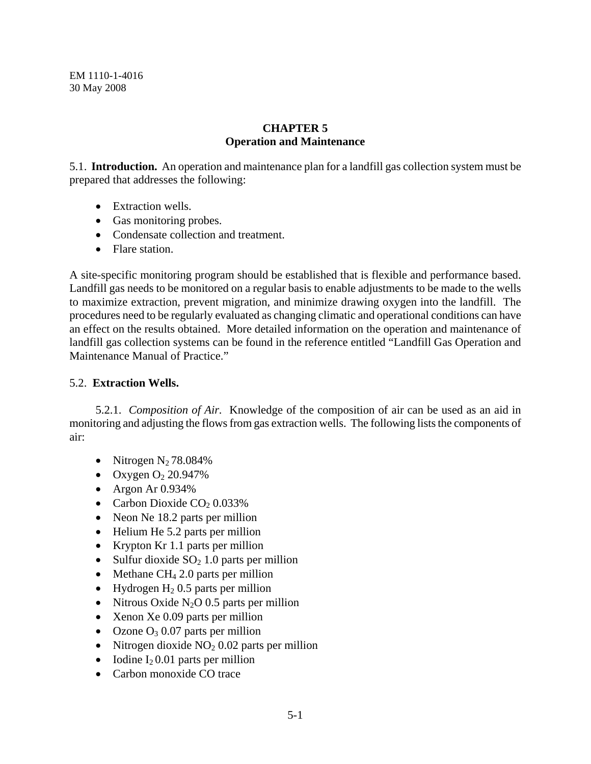# CHAPTER 5
## Operation and Maintenance

5.1. **Introduction.** An operation and maintenance plan for a landfill gas collection system must be prepared that addresses the following:

- Extraction wells.
- Gas monitoring probes.
- Condensate collection and treatment.
- Flare station.

A site-specific monitoring program should be established that is flexible and performance based. Landfill gas needs to be monitored on a regular basis to enable adjustments to be made to the wells to maximize extraction, prevent migration, and minimize drawing oxygen into the landfill. The procedures need to be regularly evaluated as changing climatic and operational conditions can have an effect on the results obtained. More detailed information on the operation and maintenance of landfill gas collection systems can be found in the reference entitled "Landfill Gas Operation and Maintenance Manual of Practice."

5.2. **Extraction Wells.**

5.2.1. *Composition of Air.* Knowledge of the composition of air can be used as an aid in monitoring and adjusting the flows from gas extraction wells. The following lists the components of air:

- Nitrogen $N_2$ 78.084%
- Oxygen $O_2$ 20.947%
- Argon Ar 0.934%
- Carbon Dioxide $CO_2$ 0.033%
- Neon Ne 18.2 parts per million
- Helium He 5.2 parts per million
- Krypton Kr 1.1 parts per million
- Sulfur dioxide $SO_2$ 1.0 parts per million
- Methane $CH_4$ 2.0 parts per million
- Hydrogen $H_2$ 0.5 parts per million
- Nitrous Oxide $N_2O$ 0.5 parts per million
- Xenon Xe 0.09 parts per million
- Ozone $O_3$ 0.07 parts per million
- Nitrogen dioxide $NO_2$ 0.02 parts per million
- Iodine $I_2$ 0.01 parts per million
- Carbon monoxide CO trace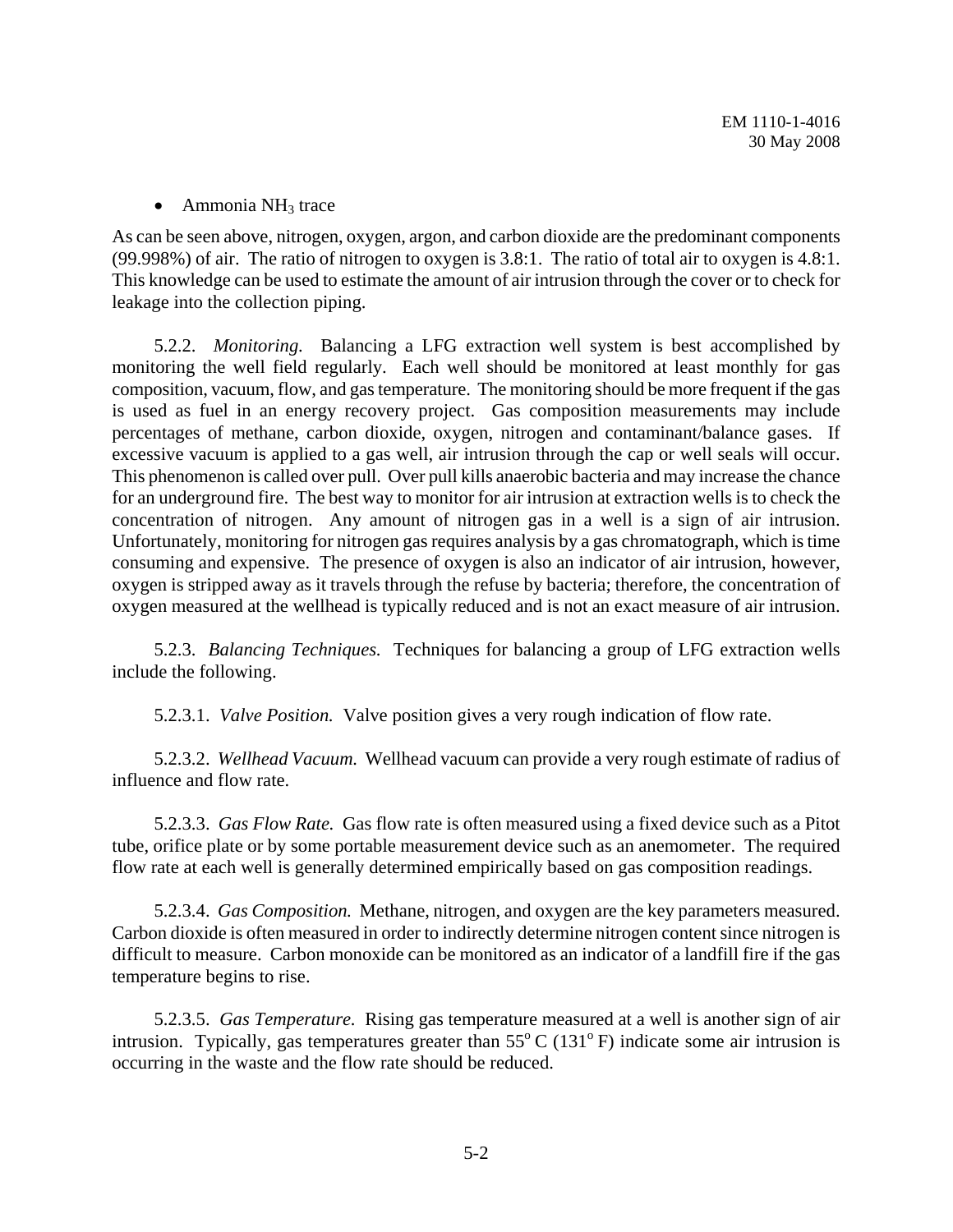- Ammonia $NH_3$ trace

As can be seen above, nitrogen, oxygen, argon, and carbon dioxide are the predominant components (99.998%) of air. The ratio of nitrogen to oxygen is 3.8:1. The ratio of total air to oxygen is 4.8:1. This knowledge can be used to estimate the amount of air intrusion through the cover or to check for leakage into the collection piping.

5.2.2. *Monitoring.* Balancing a LFG extraction well system is best accomplished by monitoring the well field regularly. Each well should be monitored at least monthly for gas composition, vacuum, flow, and gas temperature. The monitoring should be more frequent if the gas is used as fuel in an energy recovery project. Gas composition measurements may include percentages of methane, carbon dioxide, oxygen, nitrogen and contaminant/balance gases. If excessive vacuum is applied to a gas well, air intrusion through the cap or well seals will occur. This phenomenon is called over pull. Over pull kills anaerobic bacteria and may increase the chance for an underground fire. The best way to monitor for air intrusion at extraction wells is to check the concentration of nitrogen. Any amount of nitrogen gas in a well is a sign of air intrusion. Unfortunately, monitoring for nitrogen gas requires analysis by a gas chromatograph, which is time consuming and expensive. The presence of oxygen is also an indicator of air intrusion, however, oxygen is stripped away as it travels through the refuse by bacteria; therefore, the concentration of oxygen measured at the wellhead is typically reduced and is not an exact measure of air intrusion.

5.2.3. *Balancing Techniques.* Techniques for balancing a group of LFG extraction wells include the following.

5.2.3.1. *Valve Position.* Valve position gives a very rough indication of flow rate.

5.2.3.2. *Wellhead Vacuum.* Wellhead vacuum can provide a very rough estimate of radius of influence and flow rate.

5.2.3.3. *Gas Flow Rate.* Gas flow rate is often measured using a fixed device such as a Pitot tube, orifice plate or by some portable measurement device such as an anemometer. The required flow rate at each well is generally determined empirically based on gas composition readings.

5.2.3.4. *Gas Composition.* Methane, nitrogen, and oxygen are the key parameters measured. Carbon dioxide is often measured in order to indirectly determine nitrogen content since nitrogen is difficult to measure. Carbon monoxide can be monitored as an indicator of a landfill fire if the gas temperature begins to rise.

5.2.3.5. *Gas Temperature*. Rising gas temperature measured at a well is another sign of air intrusion. Typically, gas temperatures greater than $55^{o}$ C ($131^{o}$ F) indicate some air intrusion is occurring in the waste and the flow rate should be reduced.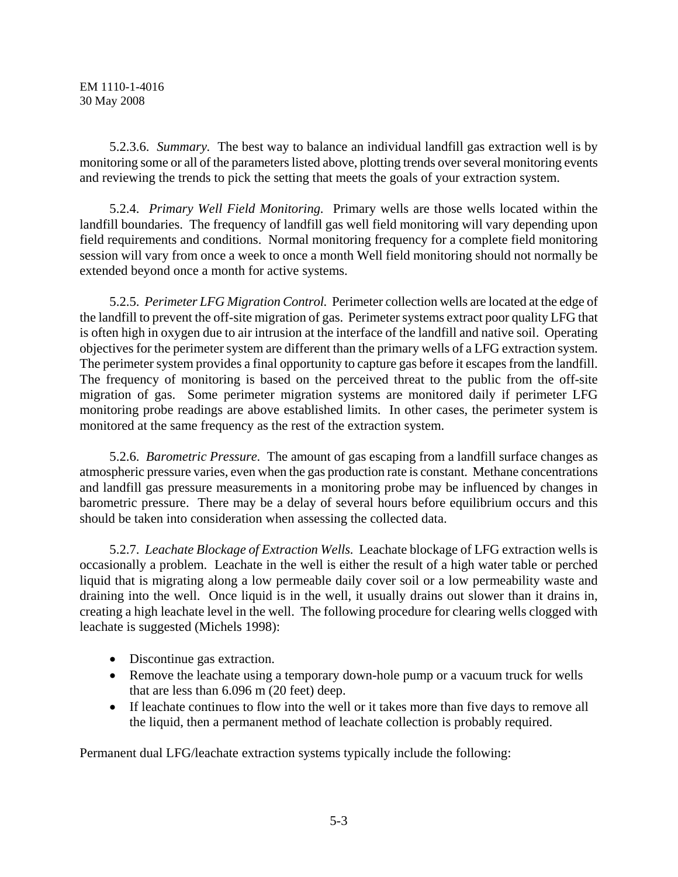5.2.3.6. *Summary.* The best way to balance an individual landfill gas extraction well is by monitoring some or all of the parameters listed above, plotting trends over several monitoring events and reviewing the trends to pick the setting that meets the goals of your extraction system.

5.2.4. *Primary Well Field Monitoring.* Primary wells are those wells located within the landfill boundaries. The frequency of landfill gas well field monitoring will vary depending upon field requirements and conditions. Normal monitoring frequency for a complete field monitoring session will vary from once a week to once a month Well field monitoring should not normally be extended beyond once a month for active systems.

5.2.5. *Perimeter LFG Migration Control.* Perimeter collection wells are located at the edge of the landfill to prevent the off-site migration of gas. Perimeter systems extract poor quality LFG that is often high in oxygen due to air intrusion at the interface of the landfill and native soil. Operating objectives for the perimeter system are different than the primary wells of a LFG extraction system. The perimeter system provides a final opportunity to capture gas before it escapes from the landfill. The frequency of monitoring is based on the perceived threat to the public from the off-site migration of gas. Some perimeter migration systems are monitored daily if perimeter LFG monitoring probe readings are above established limits. In other cases, the perimeter system is monitored at the same frequency as the rest of the extraction system.

5.2.6. *Barometric Pressure.* The amount of gas escaping from a landfill surface changes as atmospheric pressure varies, even when the gas production rate is constant. Methane concentrations and landfill gas pressure measurements in a monitoring probe may be influenced by changes in barometric pressure. There may be a delay of several hours before equilibrium occurs and this should be taken into consideration when assessing the collected data.

5.2.7. *Leachate Blockage of Extraction Wells.* Leachate blockage of LFG extraction wells is occasionally a problem. Leachate in the well is either the result of a high water table or perched liquid that is migrating along a low permeable daily cover soil or a low permeability waste and draining into the well. Once liquid is in the well, it usually drains out slower than it drains in, creating a high leachate level in the well. The following procedure for clearing wells clogged with leachate is suggested (Michels 1998):

- Discontinue gas extraction.
- Remove the leachate using a temporary down-hole pump or a vacuum truck for wells that are less than 6.096 m (20 feet) deep.
- If leachate continues to flow into the well or it takes more than five days to remove all the liquid, then a permanent method of leachate collection is probably required.

Permanent dual LFG/leachate extraction systems typically include the following: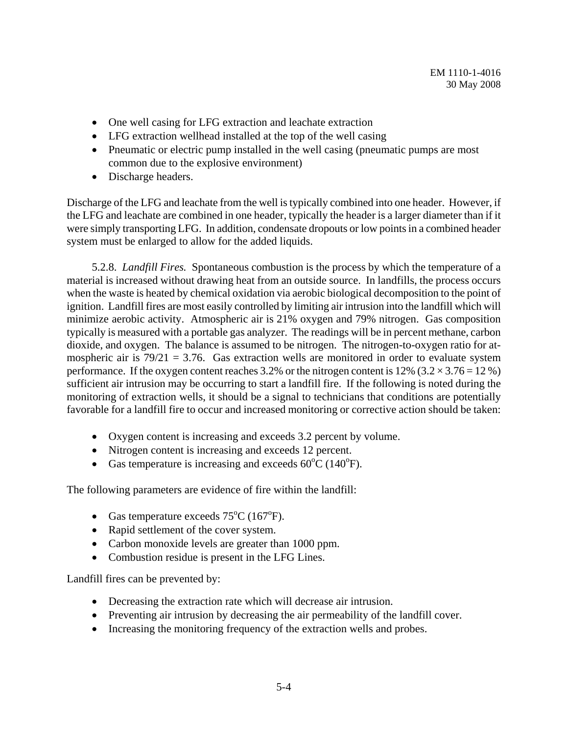- One well casing for LFG extraction and leachate extraction
- LFG extraction wellhead installed at the top of the well casing
- Pneumatic or electric pump installed in the well casing (pneumatic pumps are most common due to the explosive environment)
- Discharge headers.

Discharge of the LFG and leachate from the well is typically combined into one header. However, if the LFG and leachate are combined in one header, typically the header is a larger diameter than if it were simply transporting LFG. In addition, condensate dropouts or low points in a combined header system must be enlarged to allow for the added liquids.

5.2.8. *Landfill Fires.* Spontaneous combustion is the process by which the temperature of a material is increased without drawing heat from an outside source. In landfills, the process occurs when the waste is heated by chemical oxidation via aerobic biological decomposition to the point of ignition. Landfill fires are most easily controlled by limiting air intrusion into the landfill which will minimize aerobic activity. Atmospheric air is 21% oxygen and 79% nitrogen. Gas composition typically is measured with a portable gas analyzer. The readings will be in percent methane, carbon dioxide, and oxygen. The balance is assumed to be nitrogen. The nitrogen-to-oxygen ratio for atmospheric air is $79/21 = 3.76$. Gas extraction wells are monitored in order to evaluate system performance. If the oxygen content reaches 3.2% or the nitrogen content is 12% ($3.2 \times 3.76 = 12$ %) sufficient air intrusion may be occurring to start a landfill fire. If the following is noted during the monitoring of extraction wells, it should be a signal to technicians that conditions are potentially favorable for a landfill fire to occur and increased monitoring or corrective action should be taken:

- Oxygen content is increasing and exceeds 3.2 percent by volume.
- Nitrogen content is increasing and exceeds 12 percent.
- Gas temperature is increasing and exceeds $60^{o}$C ($140^{o}$F).

The following parameters are evidence of fire within the landfill:

- Gas temperature exceeds $75^{o}$C ($167^{o}$F).
- Rapid settlement of the cover system.
- Carbon monoxide levels are greater than 1000 ppm.
- Combustion residue is present in the LFG Lines.

Landfill fires can be prevented by:

- Decreasing the extraction rate which will decrease air intrusion.
- Preventing air intrusion by decreasing the air permeability of the landfill cover.
- Increasing the monitoring frequency of the extraction wells and probes.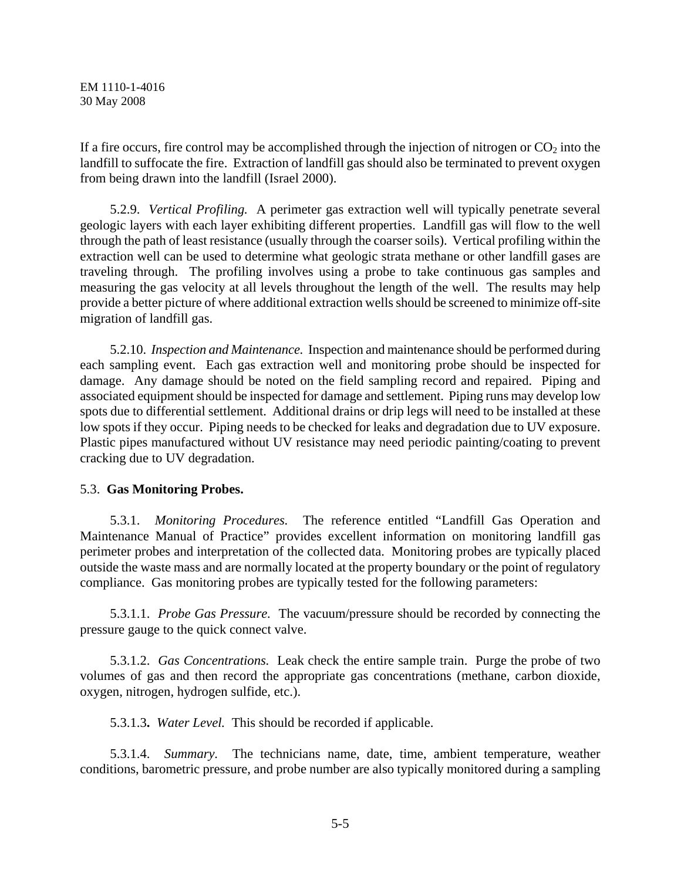If a fire occurs, fire control may be accomplished through the injection of nitrogen or $CO_2$ into the landfill to suffocate the fire. Extraction of landfill gas should also be terminated to prevent oxygen from being drawn into the landfill (Israel 2000).

5.2.9. *Vertical Profiling.* A perimeter gas extraction well will typically penetrate several geologic layers with each layer exhibiting different properties. Landfill gas will flow to the well through the path of least resistance (usually through the coarser soils). Vertical profiling within the extraction well can be used to determine what geologic strata methane or other landfill gases are traveling through. The profiling involves using a probe to take continuous gas samples and measuring the gas velocity at all levels throughout the length of the well. The results may help provide a better picture of where additional extraction wells should be screened to minimize off-site migration of landfill gas.

5.2.10. *Inspection and Maintenance.* Inspection and maintenance should be performed during each sampling event. Each gas extraction well and monitoring probe should be inspected for damage. Any damage should be noted on the field sampling record and repaired. Piping and associated equipment should be inspected for damage and settlement. Piping runs may develop low spots due to differential settlement. Additional drains or drip legs will need to be installed at these low spots if they occur. Piping needs to be checked for leaks and degradation due to UV exposure. Plastic pipes manufactured without UV resistance may need periodic painting/coating to prevent cracking due to UV degradation.

5.3. **Gas Monitoring Probes.**

5.3.1. *Monitoring Procedures.* The reference entitled "Landfill Gas Operation and Maintenance Manual of Practice" provides excellent information on monitoring landfill gas perimeter probes and interpretation of the collected data. Monitoring probes are typically placed outside the waste mass and are normally located at the property boundary or the point of regulatory compliance. Gas monitoring probes are typically tested for the following parameters:

5.3.1.1. *Probe Gas Pressure.* The vacuum/pressure should be recorded by connecting the pressure gauge to the quick connect valve.

5.3.1.2. *Gas Concentrations.* Leak check the entire sample train. Purge the probe of two volumes of gas and then record the appropriate gas concentrations (methane, carbon dioxide, oxygen, nitrogen, hydrogen sulfide, etc.).

5.3.1.3**.** *Water Level.* This should be recorded if applicable.

5.3.1.4. *Summary.* The technicians name, date, time, ambient temperature, weather conditions, barometric pressure, and probe number are also typically monitored during a sampling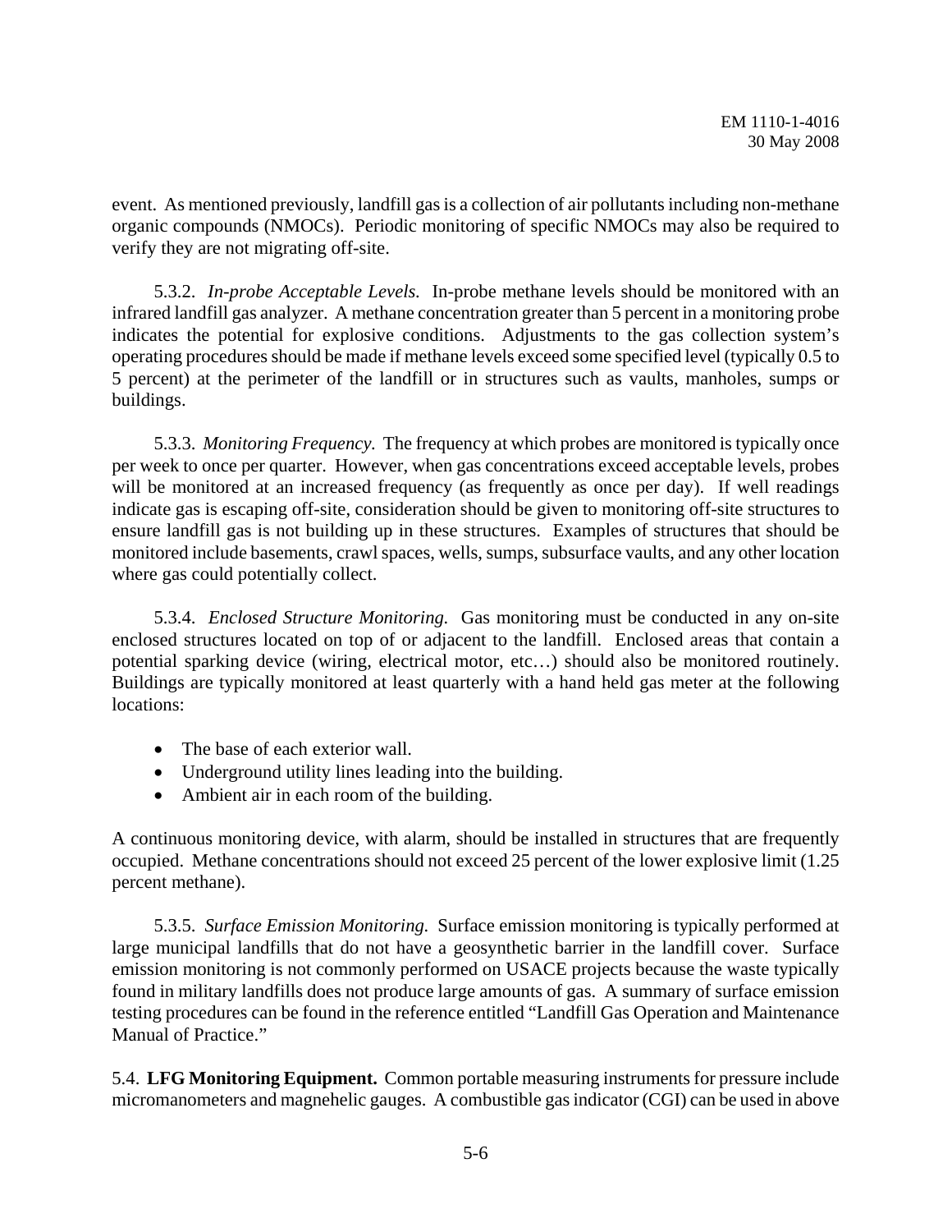event. As mentioned previously, landfill gas is a collection of air pollutants including non-methane organic compounds (NMOCs). Periodic monitoring of specific NMOCs may also be required to verify they are not migrating off-site.

5.3.2. *In-probe Acceptable Levels.* In-probe methane levels should be monitored with an infrared landfill gas analyzer. A methane concentration greater than 5 percent in a monitoring probe indicates the potential for explosive conditions. Adjustments to the gas collection system's operating procedures should be made if methane levels exceed some specified level (typically 0.5 to 5 percent) at the perimeter of the landfill or in structures such as vaults, manholes, sumps or buildings.

5.3.3. *Monitoring Frequency.* The frequency at which probes are monitored is typically once per week to once per quarter. However, when gas concentrations exceed acceptable levels, probes will be monitored at an increased frequency (as frequently as once per day). If well readings indicate gas is escaping off-site, consideration should be given to monitoring off-site structures to ensure landfill gas is not building up in these structures. Examples of structures that should be monitored include basements, crawl spaces, wells, sumps, subsurface vaults, and any other location where gas could potentially collect.

5.3.4. *Enclosed Structure Monitoring.* Gas monitoring must be conducted in any on-site enclosed structures located on top of or adjacent to the landfill. Enclosed areas that contain a potential sparking device (wiring, electrical motor, etc…) should also be monitored routinely. Buildings are typically monitored at least quarterly with a hand held gas meter at the following locations:

- The base of each exterior wall.
- Underground utility lines leading into the building.
- Ambient air in each room of the building.

A continuous monitoring device, with alarm, should be installed in structures that are frequently occupied. Methane concentrations should not exceed 25 percent of the lower explosive limit (1.25 percent methane).

5.3.5. *Surface Emission Monitoring.* Surface emission monitoring is typically performed at large municipal landfills that do not have a geosynthetic barrier in the landfill cover. Surface emission monitoring is not commonly performed on USACE projects because the waste typically found in military landfills does not produce large amounts of gas. A summary of surface emission testing procedures can be found in the reference entitled "Landfill Gas Operation and Maintenance Manual of Practice."

5.4. **LFG Monitoring Equipment.** Common portable measuring instruments for pressure include micromanometers and magnehelic gauges. A combustible gas indicator (CGI) can be used in above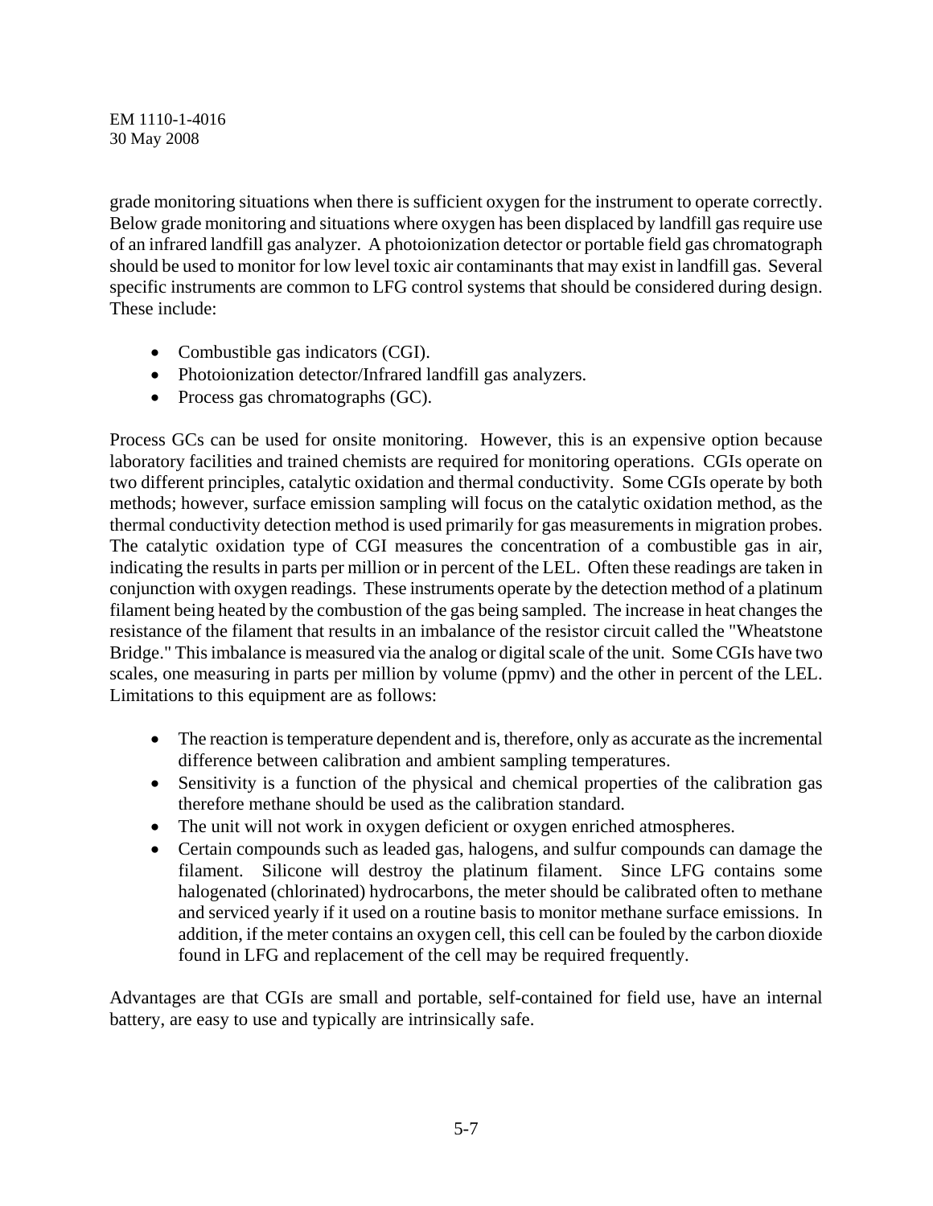grade monitoring situations when there is sufficient oxygen for the instrument to operate correctly. Below grade monitoring and situations where oxygen has been displaced by landfill gas require use of an infrared landfill gas analyzer. A photoionization detector or portable field gas chromatograph should be used to monitor for low level toxic air contaminants that may exist in landfill gas. Several specific instruments are common to LFG control systems that should be considered during design. These include:

- Combustible gas indicators (CGI).
- Photoionization detector/Infrared landfill gas analyzers.
- Process gas chromatographs (GC).

Process GCs can be used for onsite monitoring. However, this is an expensive option because laboratory facilities and trained chemists are required for monitoring operations. CGIs operate on two different principles, catalytic oxidation and thermal conductivity. Some CGIs operate by both methods; however, surface emission sampling will focus on the catalytic oxidation method, as the thermal conductivity detection method is used primarily for gas measurements in migration probes. The catalytic oxidation type of CGI measures the concentration of a combustible gas in air, indicating the results in parts per million or in percent of the LEL. Often these readings are taken in conjunction with oxygen readings. These instruments operate by the detection method of a platinum filament being heated by the combustion of the gas being sampled. The increase in heat changes the resistance of the filament that results in an imbalance of the resistor circuit called the "Wheatstone Bridge." This imbalance is measured via the analog or digital scale of the unit. Some CGIs have two scales, one measuring in parts per million by volume (ppmv) and the other in percent of the LEL. Limitations to this equipment are as follows:

- The reaction is temperature dependent and is, therefore, only as accurate as the incremental difference between calibration and ambient sampling temperatures.
- Sensitivity is a function of the physical and chemical properties of the calibration gas therefore methane should be used as the calibration standard.
- The unit will not work in oxygen deficient or oxygen enriched atmospheres.
- Certain compounds such as leaded gas, halogens, and sulfur compounds can damage the filament. Silicone will destroy the platinum filament. Since LFG contains some halogenated (chlorinated) hydrocarbons, the meter should be calibrated often to methane and serviced yearly if it used on a routine basis to monitor methane surface emissions. In addition, if the meter contains an oxygen cell, this cell can be fouled by the carbon dioxide found in LFG and replacement of the cell may be required frequently.

Advantages are that CGIs are small and portable, self-contained for field use, have an internal battery, are easy to use and typically are intrinsically safe.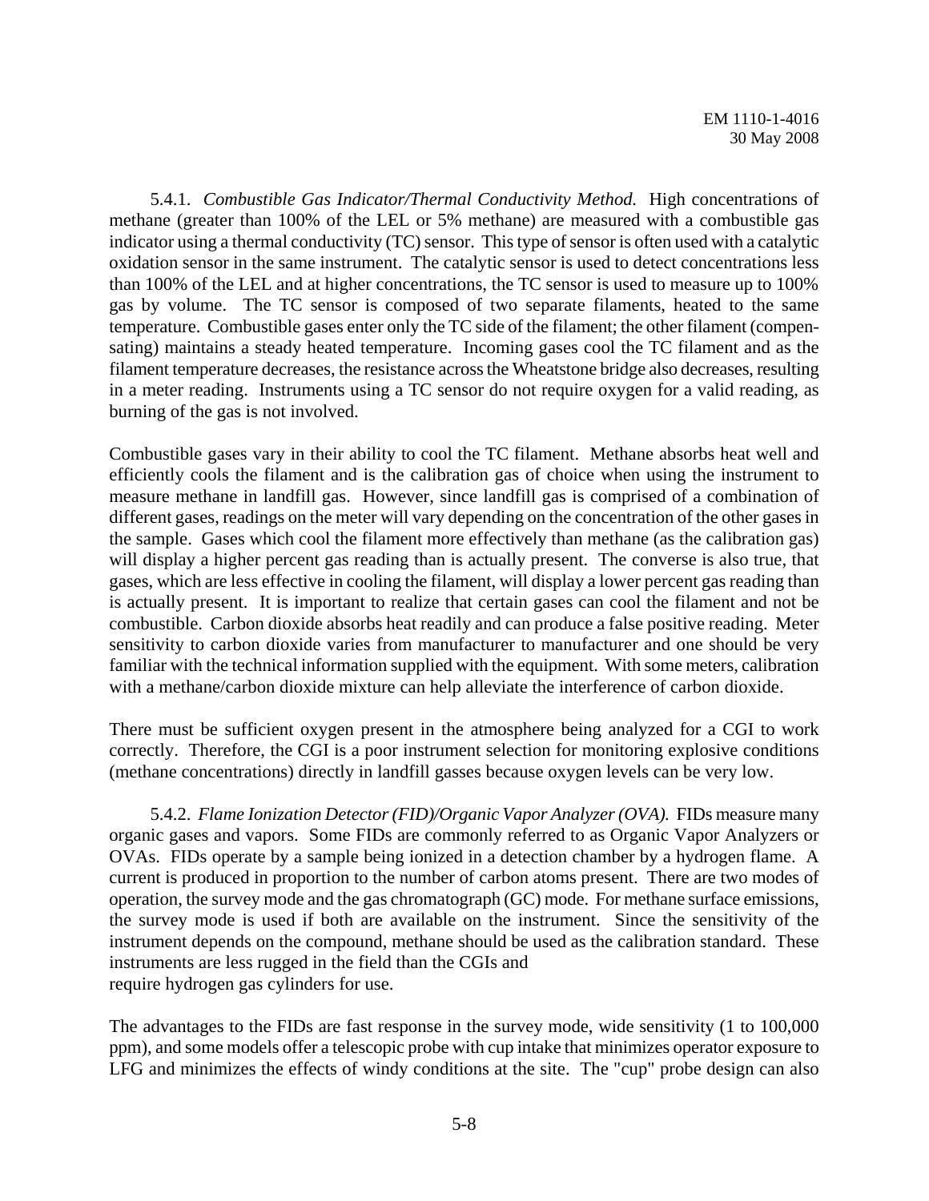5.4.1. *Combustible Gas Indicator/Thermal Conductivity Method.* High concentrations of methane (greater than 100% of the LEL or 5% methane) are measured with a combustible gas indicator using a thermal conductivity (TC) sensor. This type of sensor is often used with a catalytic oxidation sensor in the same instrument. The catalytic sensor is used to detect concentrations less than 100% of the LEL and at higher concentrations, the TC sensor is used to measure up to 100% gas by volume. The TC sensor is composed of two separate filaments, heated to the same temperature. Combustible gases enter only the TC side of the filament; the other filament (compensating) maintains a steady heated temperature. Incoming gases cool the TC filament and as the filament temperature decreases, the resistance across the Wheatstone bridge also decreases, resulting in a meter reading. Instruments using a TC sensor do not require oxygen for a valid reading, as burning of the gas is not involved.

Combustible gases vary in their ability to cool the TC filament. Methane absorbs heat well and efficiently cools the filament and is the calibration gas of choice when using the instrument to measure methane in landfill gas. However, since landfill gas is comprised of a combination of different gases, readings on the meter will vary depending on the concentration of the other gases in the sample. Gases which cool the filament more effectively than methane (as the calibration gas) will display a higher percent gas reading than is actually present. The converse is also true, that gases, which are less effective in cooling the filament, will display a lower percent gas reading than is actually present. It is important to realize that certain gases can cool the filament and not be combustible. Carbon dioxide absorbs heat readily and can produce a false positive reading. Meter sensitivity to carbon dioxide varies from manufacturer to manufacturer and one should be very familiar with the technical information supplied with the equipment. With some meters, calibration with a methane/carbon dioxide mixture can help alleviate the interference of carbon dioxide.

There must be sufficient oxygen present in the atmosphere being analyzed for a CGI to work correctly. Therefore, the CGI is a poor instrument selection for monitoring explosive conditions (methane concentrations) directly in landfill gasses because oxygen levels can be very low.

5.4.2. *Flame Ionization Detector (FID)/Organic Vapor Analyzer (OVA).* FIDs measure many organic gases and vapors. Some FIDs are commonly referred to as Organic Vapor Analyzers or OVAs. FIDs operate by a sample being ionized in a detection chamber by a hydrogen flame. A current is produced in proportion to the number of carbon atoms present. There are two modes of operation, the survey mode and the gas chromatograph (GC) mode. For methane surface emissions, the survey mode is used if both are available on the instrument. Since the sensitivity of the instrument depends on the compound, methane should be used as the calibration standard. These instruments are less rugged in the field than the CGIs and require hydrogen gas cylinders for use.

The advantages to the FIDs are fast response in the survey mode, wide sensitivity (1 to 100,000 ppm), and some models offer a telescopic probe with cup intake that minimizes operator exposure to LFG and minimizes the effects of windy conditions at the site. The "cup" probe design can also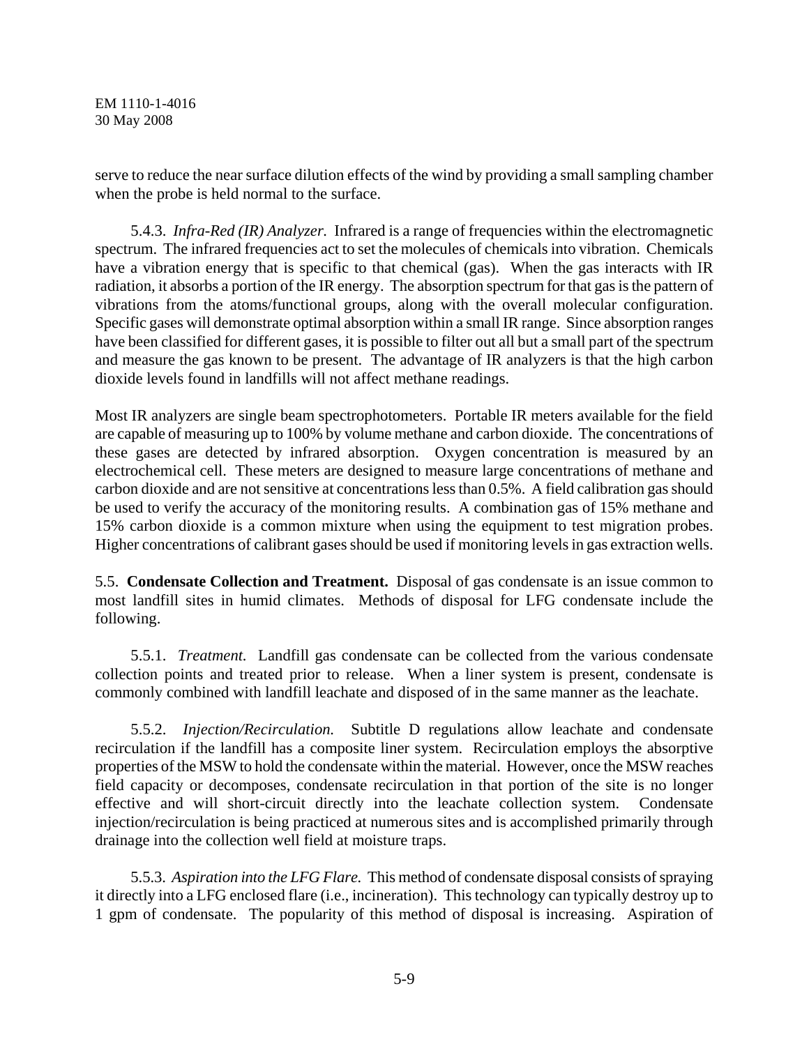serve to reduce the near surface dilution effects of the wind by providing a small sampling chamber when the probe is held normal to the surface.

5.4.3. *Infra-Red (IR) Analyzer.* Infrared is a range of frequencies within the electromagnetic spectrum. The infrared frequencies act to set the molecules of chemicals into vibration. Chemicals have a vibration energy that is specific to that chemical (gas). When the gas interacts with IR radiation, it absorbs a portion of the IR energy. The absorption spectrum for that gas is the pattern of vibrations from the atoms/functional groups, along with the overall molecular configuration. Specific gases will demonstrate optimal absorption within a small IR range. Since absorption ranges have been classified for different gases, it is possible to filter out all but a small part of the spectrum and measure the gas known to be present. The advantage of IR analyzers is that the high carbon dioxide levels found in landfills will not affect methane readings.

Most IR analyzers are single beam spectrophotometers. Portable IR meters available for the field are capable of measuring up to 100% by volume methane and carbon dioxide. The concentrations of these gases are detected by infrared absorption. Oxygen concentration is measured by an electrochemical cell. These meters are designed to measure large concentrations of methane and carbon dioxide and are not sensitive at concentrations less than 0.5%. A field calibration gas should be used to verify the accuracy of the monitoring results. A combination gas of 15% methane and 15% carbon dioxide is a common mixture when using the equipment to test migration probes. Higher concentrations of calibrant gases should be used if monitoring levels in gas extraction wells.

5.5. **Condensate Collection and Treatment.** Disposal of gas condensate is an issue common to most landfill sites in humid climates. Methods of disposal for LFG condensate include the following.

5.5.1. *Treatment.* Landfill gas condensate can be collected from the various condensate collection points and treated prior to release. When a liner system is present, condensate is commonly combined with landfill leachate and disposed of in the same manner as the leachate.

5.5.2. *Injection/Recirculation.* Subtitle D regulations allow leachate and condensate recirculation if the landfill has a composite liner system. Recirculation employs the absorptive properties of the MSW to hold the condensate within the material. However, once the MSW reaches field capacity or decomposes, condensate recirculation in that portion of the site is no longer effective and will short-circuit directly into the leachate collection system. Condensate injection/recirculation is being practiced at numerous sites and is accomplished primarily through drainage into the collection well field at moisture traps.

5.5.3. *Aspiration into the LFG Flare.* This method of condensate disposal consists of spraying it directly into a LFG enclosed flare (i.e., incineration). This technology can typically destroy up to 1 gpm of condensate. The popularity of this method of disposal is increasing. Aspiration of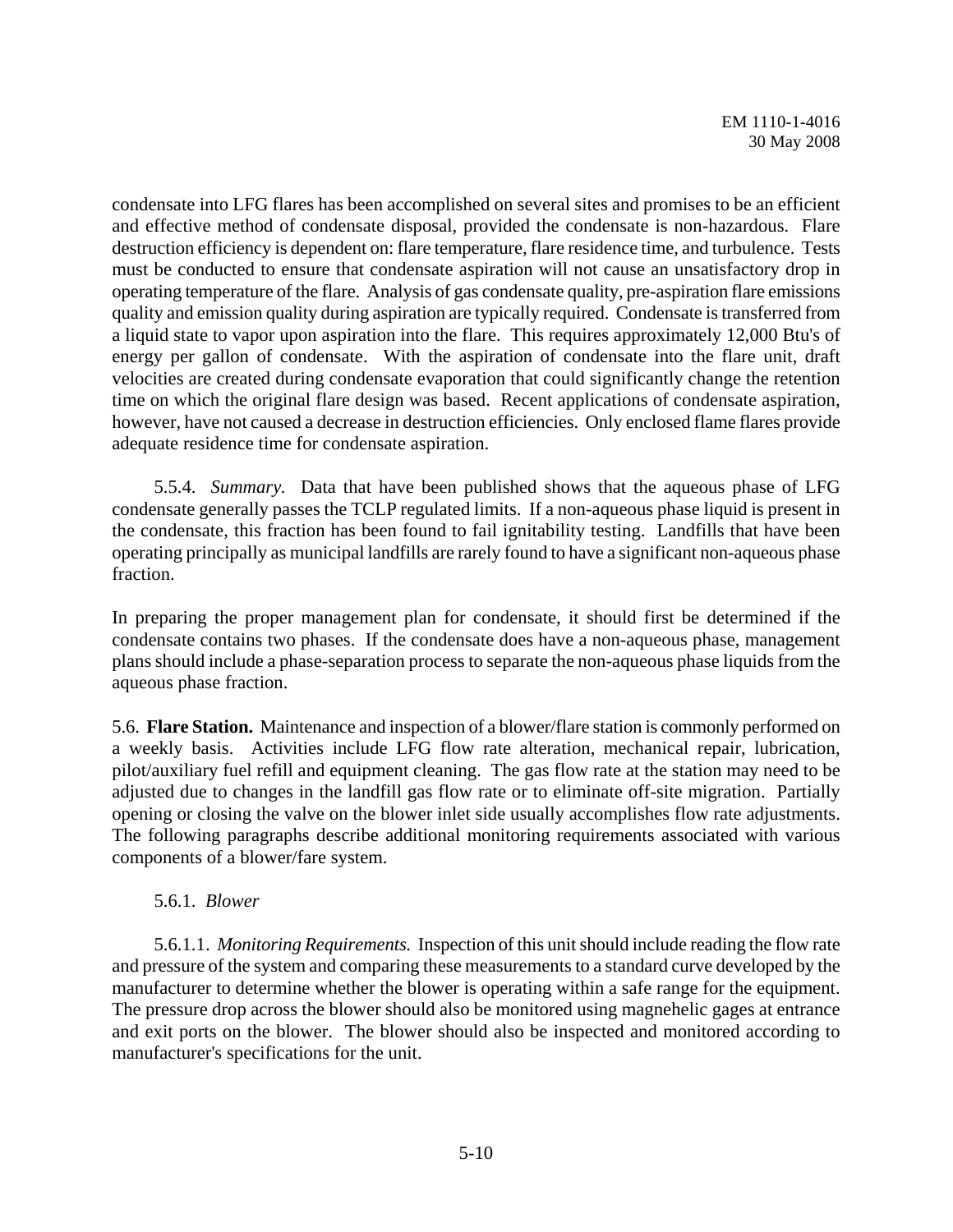condensate into LFG flares has been accomplished on several sites and promises to be an efficient and effective method of condensate disposal, provided the condensate is non-hazardous. Flare destruction efficiency is dependent on: flare temperature, flare residence time, and turbulence. Tests must be conducted to ensure that condensate aspiration will not cause an unsatisfactory drop in operating temperature of the flare. Analysis of gas condensate quality, pre-aspiration flare emissions quality and emission quality during aspiration are typically required. Condensate is transferred from a liquid state to vapor upon aspiration into the flare. This requires approximately 12,000 Btu's of energy per gallon of condensate. With the aspiration of condensate into the flare unit, draft velocities are created during condensate evaporation that could significantly change the retention time on which the original flare design was based. Recent applications of condensate aspiration, however, have not caused a decrease in destruction efficiencies. Only enclosed flame flares provide adequate residence time for condensate aspiration.

5.5.4. *Summary.* Data that have been published shows that the aqueous phase of LFG condensate generally passes the TCLP regulated limits. If a non-aqueous phase liquid is present in the condensate, this fraction has been found to fail ignitability testing. Landfills that have been operating principally as municipal landfills are rarely found to have a significant non-aqueous phase fraction.

In preparing the proper management plan for condensate, it should first be determined if the condensate contains two phases. If the condensate does have a non-aqueous phase, management plans should include a phase-separation process to separate the non-aqueous phase liquids from the aqueous phase fraction.

5.6. **Flare Station.** Maintenance and inspection of a blower/flare station is commonly performed on a weekly basis. Activities include LFG flow rate alteration, mechanical repair, lubrication, pilot/auxiliary fuel refill and equipment cleaning. The gas flow rate at the station may need to be adjusted due to changes in the landfill gas flow rate or to eliminate off-site migration. Partially opening or closing the valve on the blower inlet side usually accomplishes flow rate adjustments. The following paragraphs describe additional monitoring requirements associated with various components of a blower/fare system.

5.6.1. *Blower*

5.6.1.1. *Monitoring Requirements.* Inspection of this unit should include reading the flow rate and pressure of the system and comparing these measurements to a standard curve developed by the manufacturer to determine whether the blower is operating within a safe range for the equipment. The pressure drop across the blower should also be monitored using magnehelic gages at entrance and exit ports on the blower. The blower should also be inspected and monitored according to manufacturer's specifications for the unit.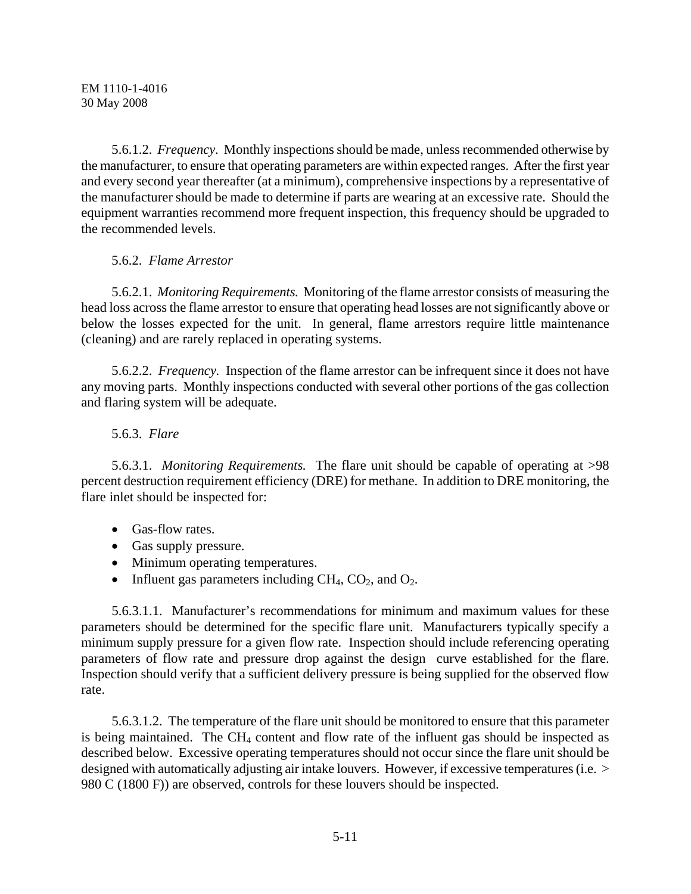5.6.1.2. *Frequency.* Monthly inspections should be made, unless recommended otherwise by the manufacturer, to ensure that operating parameters are within expected ranges. After the first year and every second year thereafter (at a minimum), comprehensive inspections by a representative of the manufacturer should be made to determine if parts are wearing at an excessive rate. Should the equipment warranties recommend more frequent inspection, this frequency should be upgraded to the recommended levels.

5.6.2. *Flame Arrestor*

5.6.2.1. *Monitoring Requirements.* Monitoring of the flame arrestor consists of measuring the head loss across the flame arrestor to ensure that operating head losses are not significantly above or below the losses expected for the unit. In general, flame arrestors require little maintenance (cleaning) and are rarely replaced in operating systems.

5.6.2.2. *Frequency.* Inspection of the flame arrestor can be infrequent since it does not have any moving parts. Monthly inspections conducted with several other portions of the gas collection and flaring system will be adequate.

5.6.3. *Flare*

5.6.3.1. *Monitoring Requirements.* The flare unit should be capable of operating at >98 percent destruction requirement efficiency (DRE) for methane. In addition to DRE monitoring, the flare inlet should be inspected for:

- Gas-flow rates.
- Gas supply pressure.
- Minimum operating temperatures.
- Influent gas parameters including $CH_4$, $CO_2$, and $O_2$.

5.6.3.1.1. Manufacturer's recommendations for minimum and maximum values for these parameters should be determined for the specific flare unit. Manufacturers typically specify a minimum supply pressure for a given flow rate. Inspection should include referencing operating parameters of flow rate and pressure drop against the design curve established for the flare. Inspection should verify that a sufficient delivery pressure is being supplied for the observed flow rate.

5.6.3.1.2. The temperature of the flare unit should be monitored to ensure that this parameter is being maintained. The $CH_4$ content and flow rate of the influent gas should be inspected as described below. Excessive operating temperatures should not occur since the flare unit should be designed with automatically adjusting air intake louvers. However, if excessive temperatures (i.e. > 980 C (1800 F)) are observed, controls for these louvers should be inspected.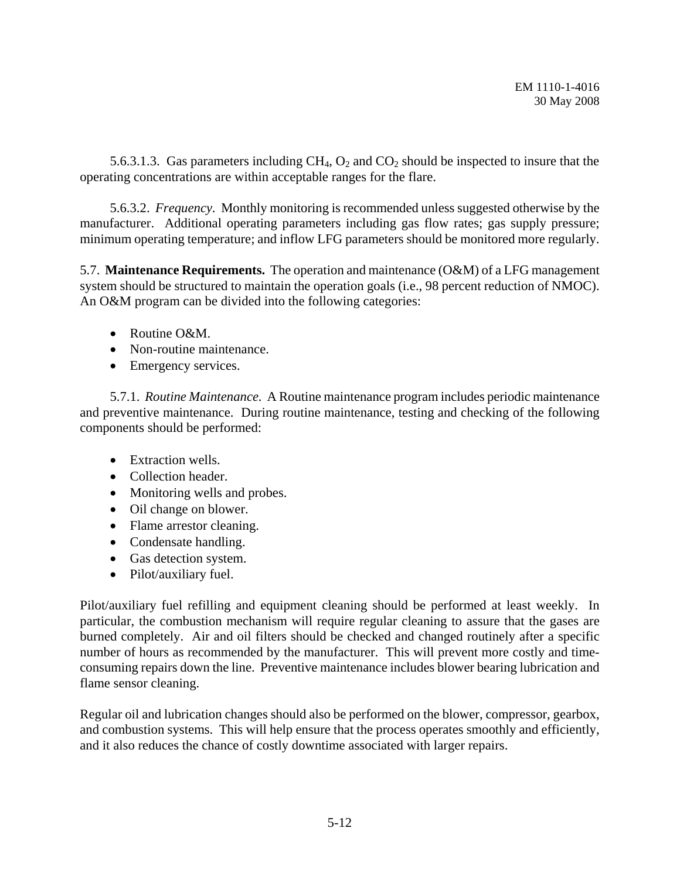5.6.3.1.3. Gas parameters including $CH_4$, $O_2$ and $CO_2$ should be inspected to insure that the operating concentrations are within acceptable ranges for the flare.

5.6.3.2. *Frequency.* Monthly monitoring is recommended unless suggested otherwise by the manufacturer. Additional operating parameters including gas flow rates; gas supply pressure; minimum operating temperature; and inflow LFG parameters should be monitored more regularly.

5.7. **Maintenance Requirements.** The operation and maintenance (O&M) of a LFG management system should be structured to maintain the operation goals (i.e., 98 percent reduction of NMOC). An O&M program can be divided into the following categories:

- Routine O&M.
- Non-routine maintenance.
- Emergency services.

5.7.1. *Routine Maintenance.* A Routine maintenance program includes periodic maintenance and preventive maintenance. During routine maintenance, testing and checking of the following components should be performed:

- Extraction wells.
- Collection header.
- Monitoring wells and probes.
- Oil change on blower.
- Flame arrestor cleaning.
- Condensate handling.
- Gas detection system.
- Pilot/auxiliary fuel.

Pilot/auxiliary fuel refilling and equipment cleaning should be performed at least weekly. In particular, the combustion mechanism will require regular cleaning to assure that the gases are burned completely. Air and oil filters should be checked and changed routinely after a specific number of hours as recommended by the manufacturer. This will prevent more costly and time-consuming repairs down the line. Preventive maintenance includes blower bearing lubrication and flame sensor cleaning.

Regular oil and lubrication changes should also be performed on the blower, compressor, gearbox, and combustion systems. This will help ensure that the process operates smoothly and efficiently, and it also reduces the chance of costly downtime associated with larger repairs.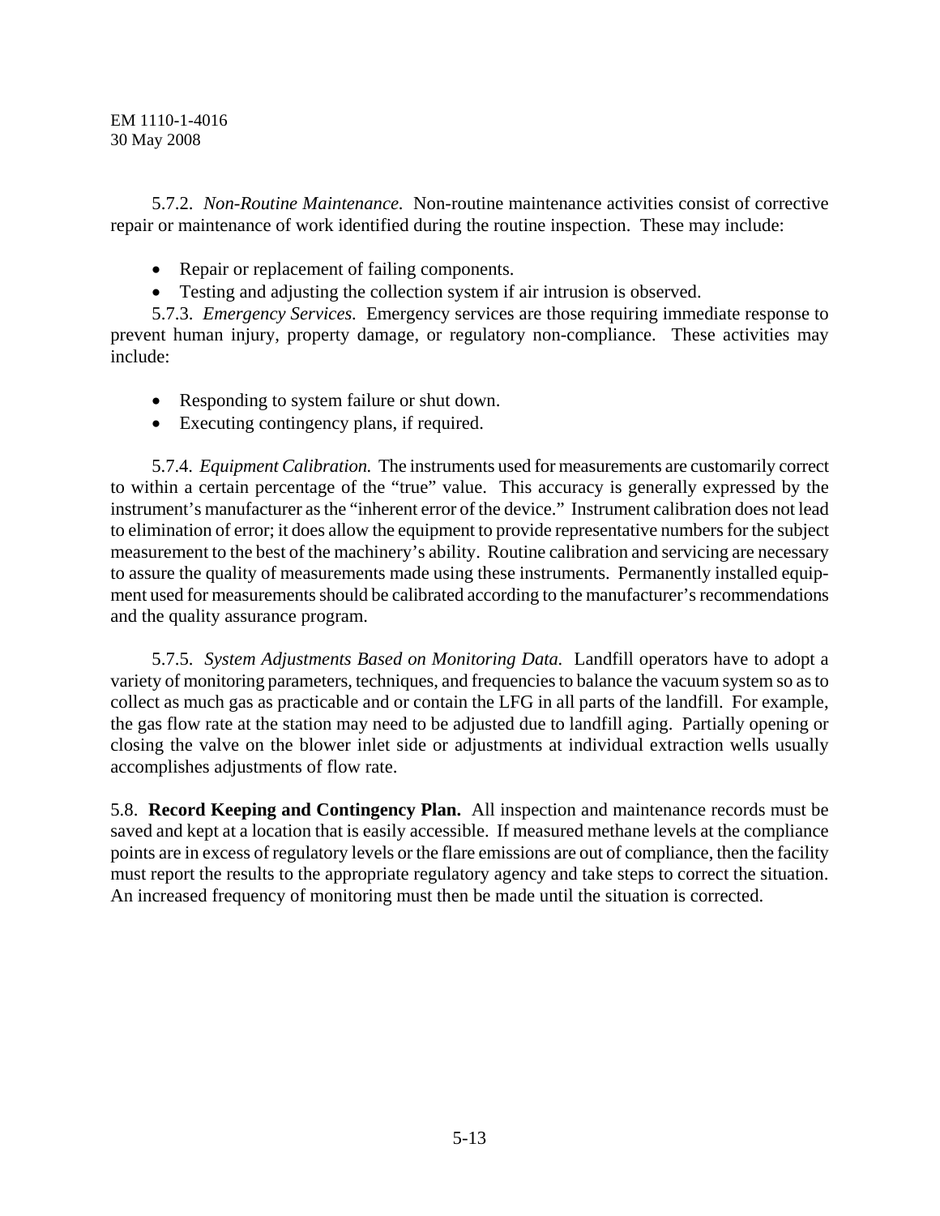5.7.2. *Non-Routine Maintenance.* Non-routine maintenance activities consist of corrective repair or maintenance of work identified during the routine inspection. These may include:

- Repair or replacement of failing components.
- Testing and adjusting the collection system if air intrusion is observed.

5.7.3. *Emergency Services.* Emergency services are those requiring immediate response to prevent human injury, property damage, or regulatory non-compliance. These activities may include:

- Responding to system failure or shut down.
- Executing contingency plans, if required.

5.7.4. *Equipment Calibration.* The instruments used for measurements are customarily correct to within a certain percentage of the "true" value. This accuracy is generally expressed by the instrument's manufacturer as the "inherent error of the device." Instrument calibration does not lead to elimination of error; it does allow the equipment to provide representative numbers for the subject measurement to the best of the machinery's ability. Routine calibration and servicing are necessary to assure the quality of measurements made using these instruments. Permanently installed equipment used for measurements should be calibrated according to the manufacturer's recommendations and the quality assurance program.

5.7.5. *System Adjustments Based on Monitoring Data.* Landfill operators have to adopt a variety of monitoring parameters, techniques, and frequencies to balance the vacuum system so as to collect as much gas as practicable and or contain the LFG in all parts of the landfill. For example, the gas flow rate at the station may need to be adjusted due to landfill aging. Partially opening or closing the valve on the blower inlet side or adjustments at individual extraction wells usually accomplishes adjustments of flow rate.

5.8. **Record Keeping and Contingency Plan.** All inspection and maintenance records must be saved and kept at a location that is easily accessible. If measured methane levels at the compliance points are in excess of regulatory levels or the flare emissions are out of compliance, then the facility must report the results to the appropriate regulatory agency and take steps to correct the situation. An increased frequency of monitoring must then be made until the situation is corrected.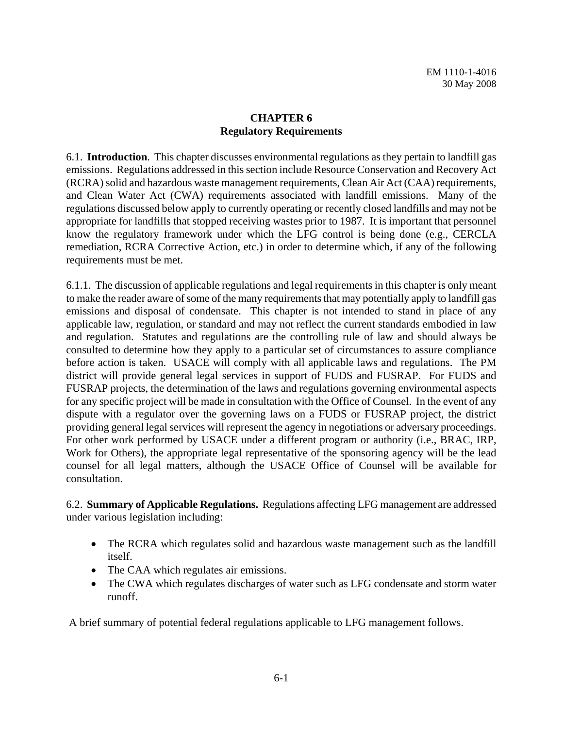# CHAPTER 6
## Regulatory Requirements

6.1. **Introduction**. This chapter discusses environmental regulations as they pertain to landfill gas emissions. Regulations addressed in this section include Resource Conservation and Recovery Act (RCRA) solid and hazardous waste management requirements, Clean Air Act (CAA) requirements, and Clean Water Act (CWA) requirements associated with landfill emissions. Many of the regulations discussed below apply to currently operating or recently closed landfills and may not be appropriate for landfills that stopped receiving wastes prior to 1987. It is important that personnel know the regulatory framework under which the LFG control is being done (e.g., CERCLA remediation, RCRA Corrective Action, etc.) in order to determine which, if any of the following requirements must be met.

6.1.1. The discussion of applicable regulations and legal requirements in this chapter is only meant to make the reader aware of some of the many requirements that may potentially apply to landfill gas emissions and disposal of condensate. This chapter is not intended to stand in place of any applicable law, regulation, or standard and may not reflect the current standards embodied in law and regulation. Statutes and regulations are the controlling rule of law and should always be consulted to determine how they apply to a particular set of circumstances to assure compliance before action is taken. USACE will comply with all applicable laws and regulations. The PM district will provide general legal services in support of FUDS and FUSRAP. For FUDS and FUSRAP projects, the determination of the laws and regulations governing environmental aspects for any specific project will be made in consultation with the Office of Counsel. In the event of any dispute with a regulator over the governing laws on a FUDS or FUSRAP project, the district providing general legal services will represent the agency in negotiations or adversary proceedings. For other work performed by USACE under a different program or authority (i.e., BRAC, IRP, Work for Others), the appropriate legal representative of the sponsoring agency will be the lead counsel for all legal matters, although the USACE Office of Counsel will be available for consultation.

6.2. **Summary of Applicable Regulations.** Regulations affecting LFG management are addressed under various legislation including:

- The RCRA which regulates solid and hazardous waste management such as the landfill itself.
- The CAA which regulates air emissions.
- The CWA which regulates discharges of water such as LFG condensate and storm water runoff.

A brief summary of potential federal regulations applicable to LFG management follows.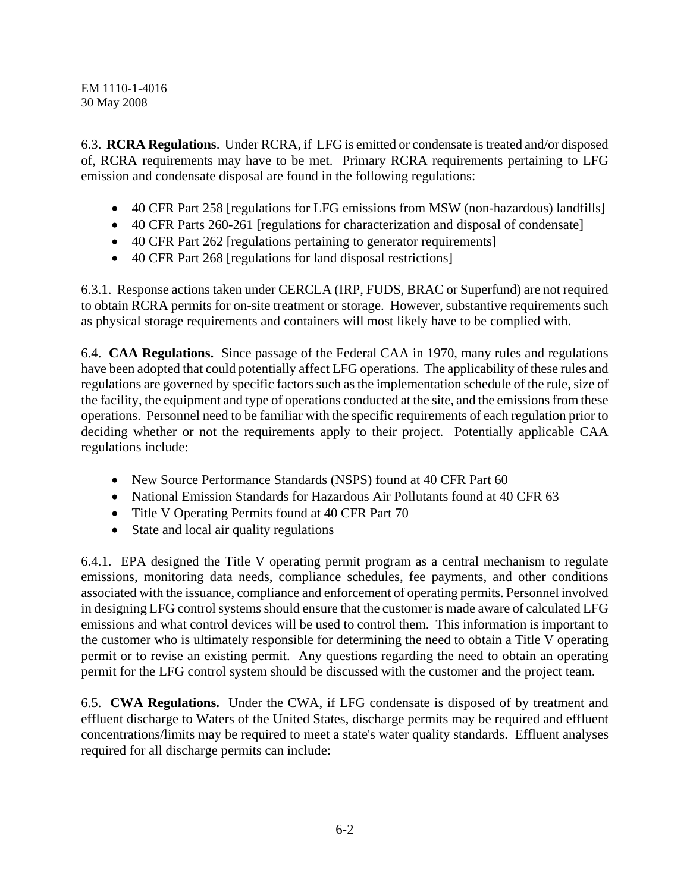6.3. **RCRA Regulations**. Under RCRA, if LFG is emitted or condensate is treated and/or disposed of, RCRA requirements may have to be met. Primary RCRA requirements pertaining to LFG emission and condensate disposal are found in the following regulations:

- 40 CFR Part 258 [regulations for LFG emissions from MSW (non-hazardous) landfills]
- 40 CFR Parts 260-261 [regulations for characterization and disposal of condensate]
- 40 CFR Part 262 [regulations pertaining to generator requirements]
- 40 CFR Part 268 [regulations for land disposal restrictions]

6.3.1. Response actions taken under CERCLA (IRP, FUDS, BRAC or Superfund) are not required to obtain RCRA permits for on-site treatment or storage. However, substantive requirements such as physical storage requirements and containers will most likely have to be complied with.

6.4. **CAA Regulations.** Since passage of the Federal CAA in 1970, many rules and regulations have been adopted that could potentially affect LFG operations. The applicability of these rules and regulations are governed by specific factors such as the implementation schedule of the rule, size of the facility, the equipment and type of operations conducted at the site, and the emissions from these operations. Personnel need to be familiar with the specific requirements of each regulation prior to deciding whether or not the requirements apply to their project. Potentially applicable CAA regulations include:

- New Source Performance Standards (NSPS) found at 40 CFR Part 60
- National Emission Standards for Hazardous Air Pollutants found at 40 CFR 63
- Title V Operating Permits found at 40 CFR Part 70
- State and local air quality regulations

6.4.1. EPA designed the Title V operating permit program as a central mechanism to regulate emissions, monitoring data needs, compliance schedules, fee payments, and other conditions associated with the issuance, compliance and enforcement of operating permits. Personnel involved in designing LFG control systems should ensure that the customer is made aware of calculated LFG emissions and what control devices will be used to control them. This information is important to the customer who is ultimately responsible for determining the need to obtain a Title V operating permit or to revise an existing permit. Any questions regarding the need to obtain an operating permit for the LFG control system should be discussed with the customer and the project team.

6.5. **CWA Regulations.** Under the CWA, if LFG condensate is disposed of by treatment and effluent discharge to Waters of the United States, discharge permits may be required and effluent concentrations/limits may be required to meet a state's water quality standards. Effluent analyses required for all discharge permits can include: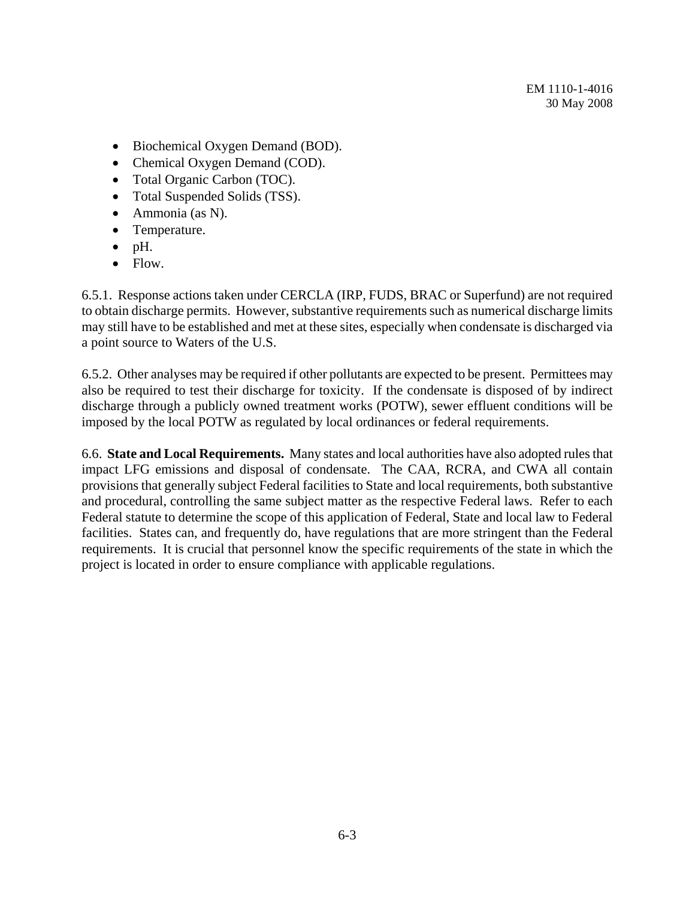- Biochemical Oxygen Demand (BOD).
- Chemical Oxygen Demand (COD).
- Total Organic Carbon (TOC).
- Total Suspended Solids (TSS).
- Ammonia (as N).
- Temperature.
- pH.
- Flow.

6.5.1. Response actions taken under CERCLA (IRP, FUDS, BRAC or Superfund) are not required to obtain discharge permits. However, substantive requirements such as numerical discharge limits may still have to be established and met at these sites, especially when condensate is discharged via a point source to Waters of the U.S.

6.5.2. Other analyses may be required if other pollutants are expected to be present. Permittees may also be required to test their discharge for toxicity. If the condensate is disposed of by indirect discharge through a publicly owned treatment works (POTW), sewer effluent conditions will be imposed by the local POTW as regulated by local ordinances or federal requirements.

6.6. **State and Local Requirements.** Many states and local authorities have also adopted rules that impact LFG emissions and disposal of condensate. The CAA, RCRA, and CWA all contain provisions that generally subject Federal facilities to State and local requirements, both substantive and procedural, controlling the same subject matter as the respective Federal laws. Refer to each Federal statute to determine the scope of this application of Federal, State and local law to Federal facilities. States can, and frequently do, have regulations that are more stringent than the Federal requirements. It is crucial that personnel know the specific requirements of the state in which the project is located in order to ensure compliance with applicable regulations.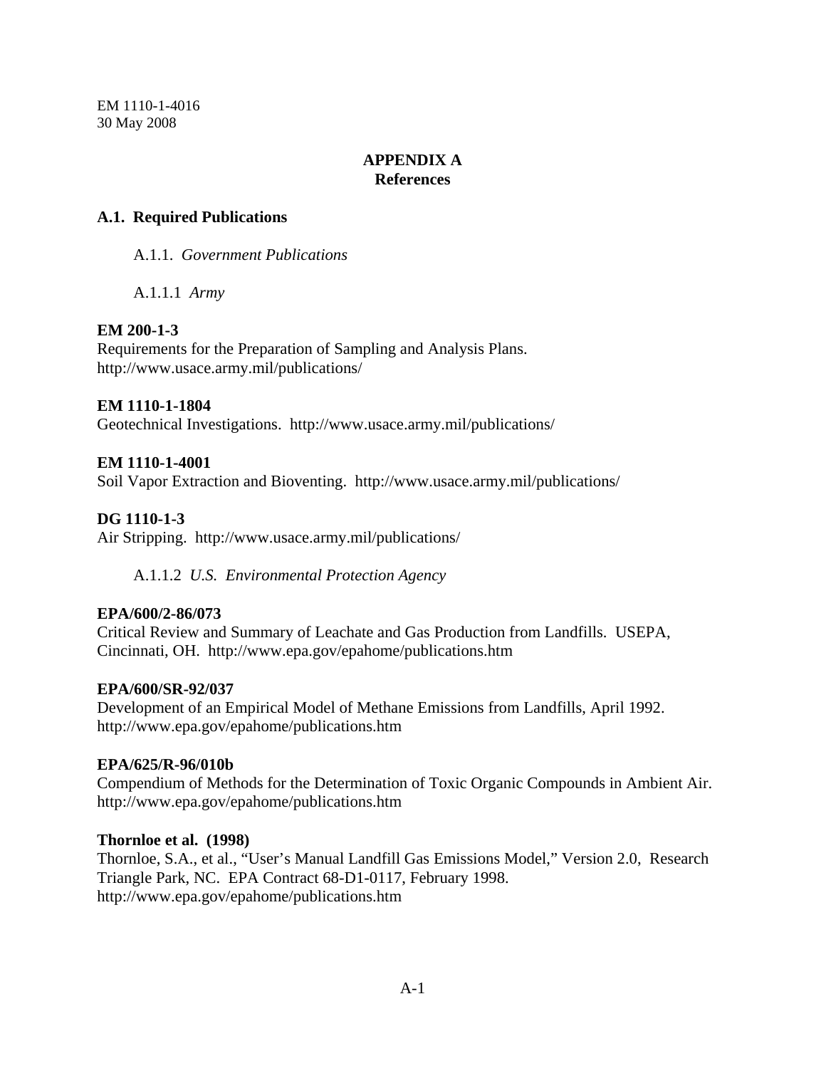# APPENDIX A
# References

## A.1. Required Publications

A.1.1. *Government Publications*

A.1.1.1 *Army*

**EM 200-1-3**
Requirements for the Preparation of Sampling and Analysis Plans.
http://www.usace.army.mil/publications/

**EM 1110-1-1804**
Geotechnical Investigations. http://www.usace.army.mil/publications/

**EM 1110-1-4001**
Soil Vapor Extraction and Bioventing. http://www.usace.army.mil/publications/

**DG 1110-1-3**
Air Stripping. http://www.usace.army.mil/publications/

A.1.1.2 *U.S. Environmental Protection Agency*

**EPA/600/2-86/073**
Critical Review and Summary of Leachate and Gas Production from Landfills. USEPA, Cincinnati, OH. http://www.epa.gov/epahome/publications.htm

**EPA/600/SR-92/037**
Development of an Empirical Model of Methane Emissions from Landfills, April 1992.
http://www.epa.gov/epahome/publications.htm

**EPA/625/R-96/010b**
Compendium of Methods for the Determination of Toxic Organic Compounds in Ambient Air.
http://www.epa.gov/epahome/publications.htm

**Thornloe et al. (1998)**
Thornloe, S.A., et al., "User's Manual Landfill Gas Emissions Model," Version 2.0, Research Triangle Park, NC. EPA Contract 68-D1-0117, February 1998.
http://www.epa.gov/epahome/publications.htm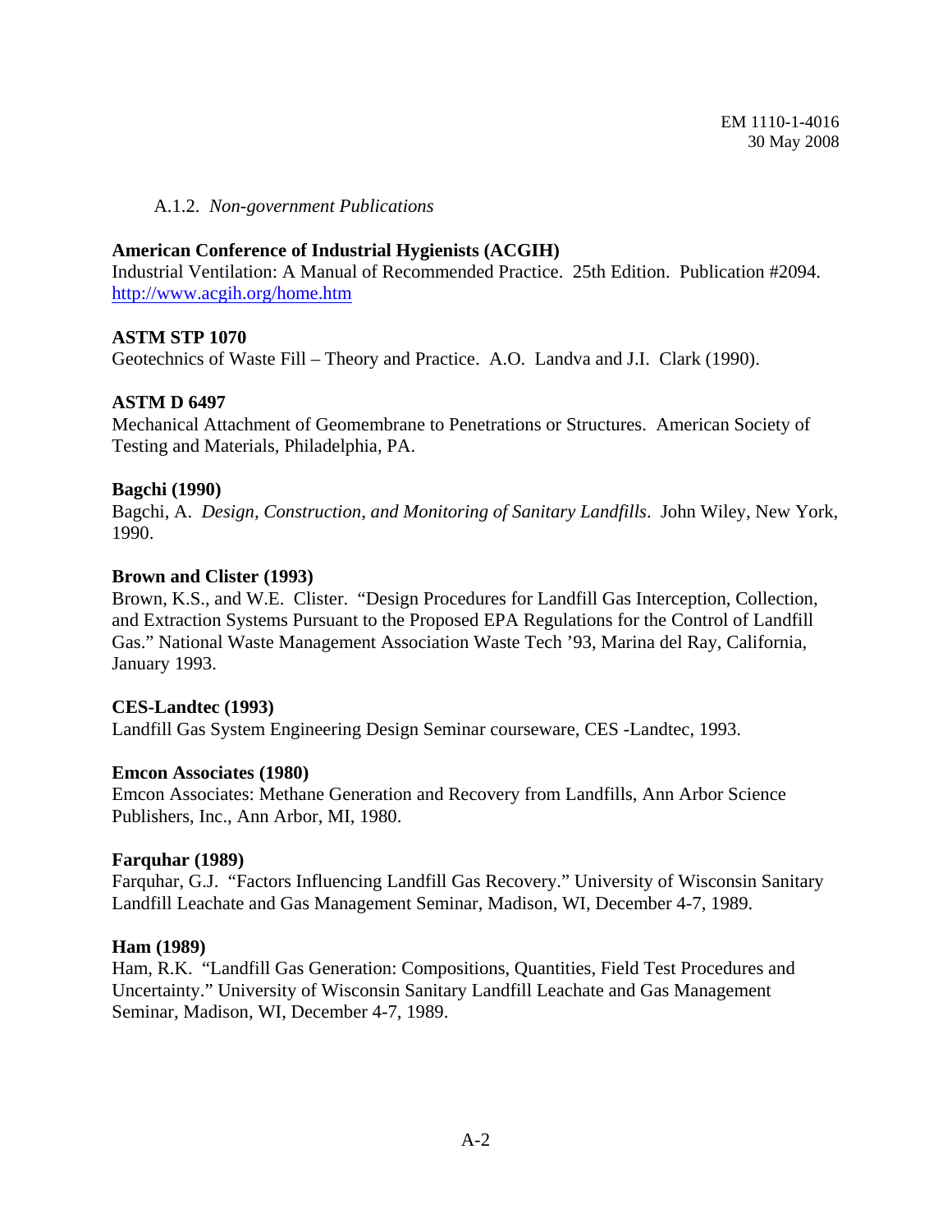A.1.2. *Non-government Publications*

**American Conference of Industrial Hygienists (ACGIH)**
Industrial Ventilation: A Manual of Recommended Practice. 25th Edition. Publication #2094. http://www.acgih.org/home.htm

**ASTM STP 1070**
Geotechnics of Waste Fill – Theory and Practice. A.O. Landva and J.I. Clark (1990).

**ASTM D 6497**
Mechanical Attachment of Geomembrane to Penetrations or Structures. American Society of Testing and Materials, Philadelphia, PA.

**Bagchi (1990)**
Bagchi, A. *Design, Construction, and Monitoring of Sanitary Landfills*. John Wiley, New York, 1990.

**Brown and Clister (1993)**
Brown, K.S., and W.E. Clister. "Design Procedures for Landfill Gas Interception, Collection, and Extraction Systems Pursuant to the Proposed EPA Regulations for the Control of Landfill Gas." National Waste Management Association Waste Tech '93, Marina del Ray, California, January 1993.

**CES-Landtec (1993)**
Landfill Gas System Engineering Design Seminar courseware, CES -Landtec, 1993.

**Emcon Associates (1980)**
Emcon Associates: Methane Generation and Recovery from Landfills, Ann Arbor Science Publishers, Inc., Ann Arbor, MI, 1980.

**Farquhar (1989)**
Farquhar, G.J. "Factors Influencing Landfill Gas Recovery." University of Wisconsin Sanitary Landfill Leachate and Gas Management Seminar, Madison, WI, December 4-7, 1989.

**Ham (1989)**
Ham, R.K. "Landfill Gas Generation: Compositions, Quantities, Field Test Procedures and Uncertainty." University of Wisconsin Sanitary Landfill Leachate and Gas Management Seminar, Madison, WI, December 4-7, 1989.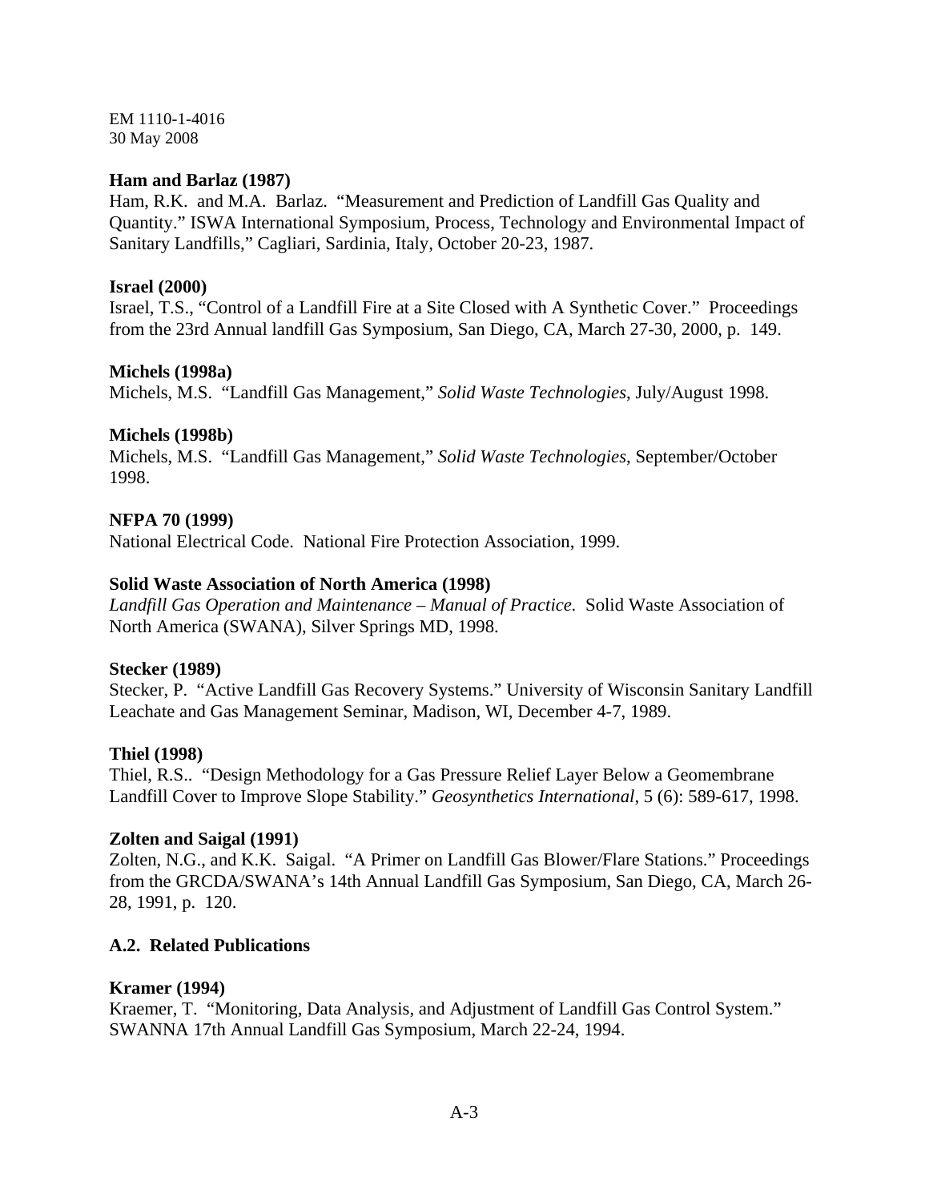**Ham and Barlaz (1987)**
Ham, R.K. and M.A. Barlaz. "Measurement and Prediction of Landfill Gas Quality and Quantity." ISWA International Symposium, Process, Technology and Environmental Impact of Sanitary Landfills," Cagliari, Sardinia, Italy, October 20-23, 1987.

**Israel (2000)**
Israel, T.S., "Control of a Landfill Fire at a Site Closed with A Synthetic Cover." Proceedings from the 23rd Annual landfill Gas Symposium, San Diego, CA, March 27-30, 2000, p. 149.

**Michels (1998a)**
Michels, M.S. "Landfill Gas Management," *Solid Waste Technologies*, July/August 1998.

**Michels (1998b)**
Michels, M.S. "Landfill Gas Management," *Solid Waste Technologies*, September/October 1998.

**NFPA 70 (1999)**
National Electrical Code. National Fire Protection Association, 1999.

**Solid Waste Association of North America (1998)**
*Landfill Gas Operation and Maintenance – Manual of Practice*. Solid Waste Association of North America (SWANA), Silver Springs MD, 1998.

**Stecker (1989)**
Stecker, P. "Active Landfill Gas Recovery Systems." University of Wisconsin Sanitary Landfill Leachate and Gas Management Seminar, Madison, WI, December 4-7, 1989.

**Thiel (1998)**
Thiel, R.S.. "Design Methodology for a Gas Pressure Relief Layer Below a Geomembrane Landfill Cover to Improve Slope Stability." *Geosynthetics International*, 5 (6): 589-617, 1998.

**Zolten and Saigal (1991)**
Zolten, N.G., and K.K. Saigal. "A Primer on Landfill Gas Blower/Flare Stations." Proceedings from the GRCDA/SWANA's 14th Annual Landfill Gas Symposium, San Diego, CA, March 26-28, 1991, p. 120.

### A.2. Related Publications

**Kramer (1994)**
Kraemer, T. "Monitoring, Data Analysis, and Adjustment of Landfill Gas Control System." SWANNA 17th Annual Landfill Gas Symposium, March 22-24, 1994.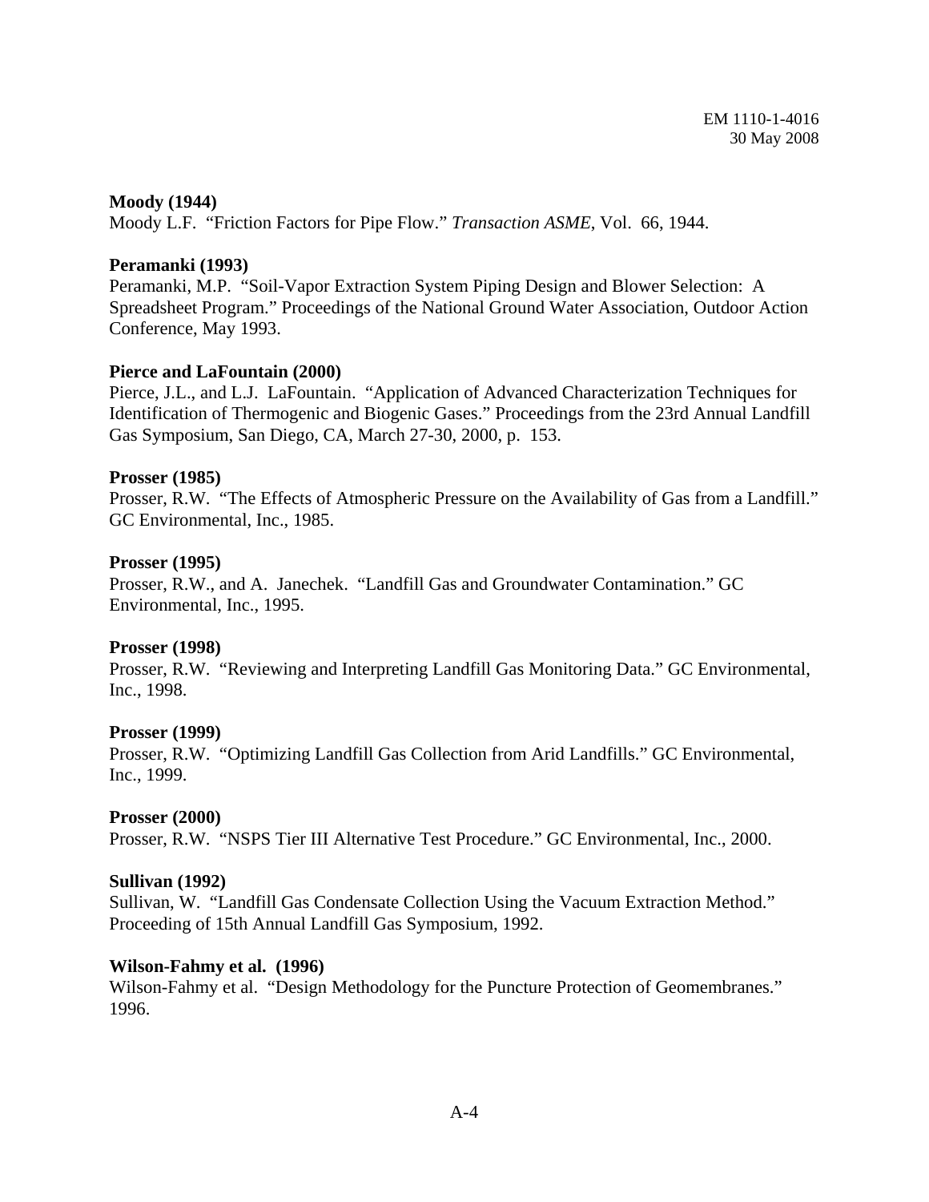**Moody (1944)**
Moody L.F. "Friction Factors for Pipe Flow." *Transaction ASME*, Vol. 66, 1944.

**Peramanki (1993)**
Peramanki, M.P. "Soil-Vapor Extraction System Piping Design and Blower Selection: A Spreadsheet Program." Proceedings of the National Ground Water Association, Outdoor Action Conference, May 1993.

**Pierce and LaFountain (2000)**
Pierce, J.L., and L.J. LaFountain. "Application of Advanced Characterization Techniques for Identification of Thermogenic and Biogenic Gases." Proceedings from the 23rd Annual Landfill Gas Symposium, San Diego, CA, March 27-30, 2000, p. 153.

**Prosser (1985)**
Prosser, R.W. "The Effects of Atmospheric Pressure on the Availability of Gas from a Landfill." GC Environmental, Inc., 1985.

**Prosser (1995)**
Prosser, R.W., and A. Janechek. "Landfill Gas and Groundwater Contamination." GC Environmental, Inc., 1995.

**Prosser (1998)**
Prosser, R.W. "Reviewing and Interpreting Landfill Gas Monitoring Data." GC Environmental, Inc., 1998.

**Prosser (1999)**
Prosser, R.W. "Optimizing Landfill Gas Collection from Arid Landfills." GC Environmental, Inc., 1999.

**Prosser (2000)**
Prosser, R.W. "NSPS Tier III Alternative Test Procedure." GC Environmental, Inc., 2000.

**Sullivan (1992)**
Sullivan, W. "Landfill Gas Condensate Collection Using the Vacuum Extraction Method." Proceeding of 15th Annual Landfill Gas Symposium, 1992.

**Wilson-Fahmy et al. (1996)**
Wilson-Fahmy et al. "Design Methodology for the Puncture Protection of Geomembranes." 1996.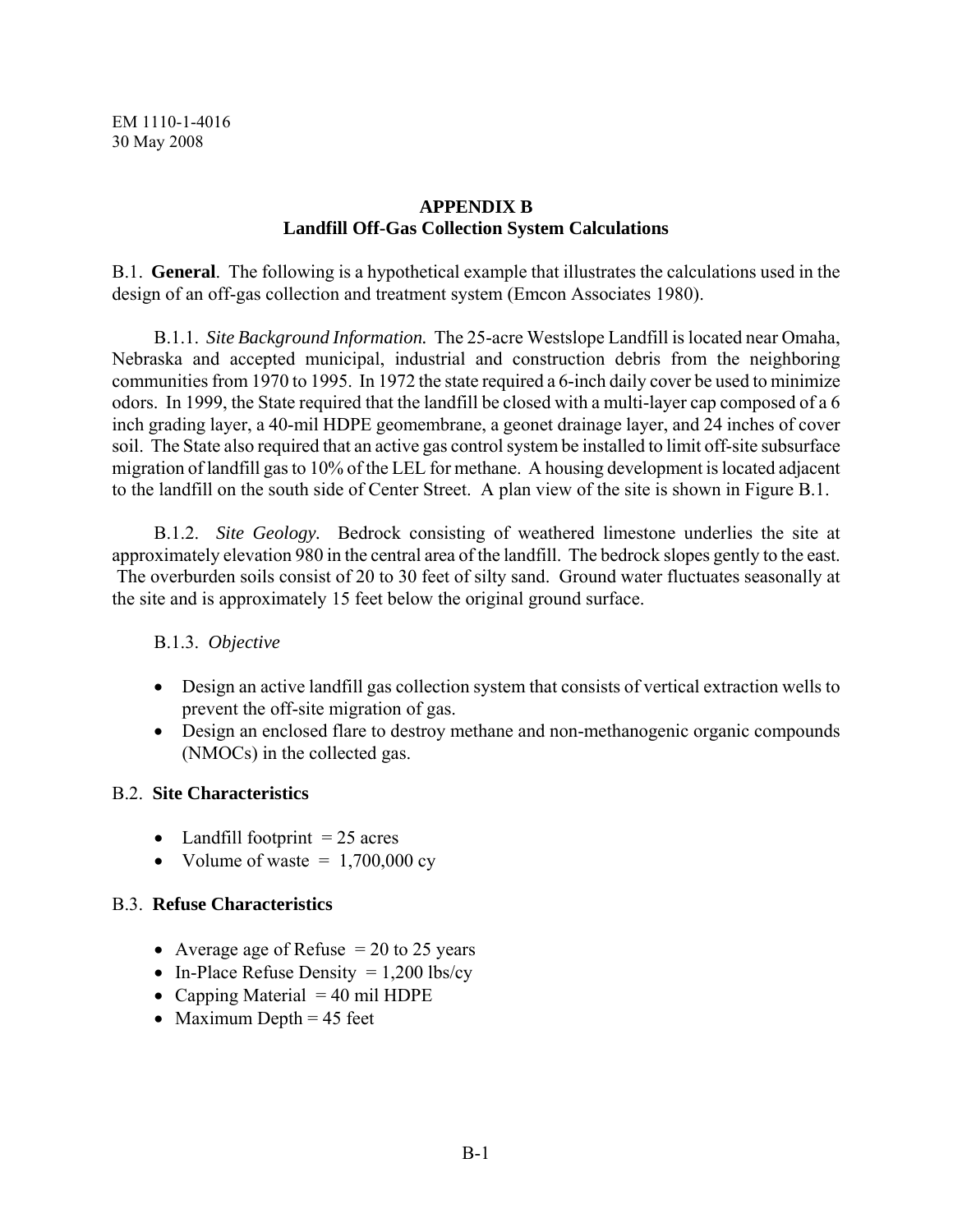## APPENDIX B
## Landfill Off-Gas Collection System Calculations

B.1. **General**. The following is a hypothetical example that illustrates the calculations used in the design of an off-gas collection and treatment system (Emcon Associates 1980).

B.1.1. *Site Background Information.* The 25-acre Westslope Landfill is located near Omaha, Nebraska and accepted municipal, industrial and construction debris from the neighboring communities from 1970 to 1995. In 1972 the state required a 6-inch daily cover be used to minimize odors. In 1999, the State required that the landfill be closed with a multi-layer cap composed of a 6 inch grading layer, a 40-mil HDPE geomembrane, a geonet drainage layer, and 24 inches of cover soil. The State also required that an active gas control system be installed to limit off-site subsurface migration of landfill gas to 10% of the LEL for methane. A housing development is located adjacent to the landfill on the south side of Center Street. A plan view of the site is shown in Figure B.1.

B.1.2. *Site Geology.* Bedrock consisting of weathered limestone underlies the site at approximately elevation 980 in the central area of the landfill. The bedrock slopes gently to the east. The overburden soils consist of 20 to 30 feet of silty sand. Ground water fluctuates seasonally at the site and is approximately 15 feet below the original ground surface.

B.1.3. *Objective*

- Design an active landfill gas collection system that consists of vertical extraction wells to prevent the off-site migration of gas.
- Design an enclosed flare to destroy methane and non-methanogenic organic compounds (NMOCs) in the collected gas.

B.2. **Site Characteristics**

- Landfill footprint = 25 acres
- Volume of waste = 1,700,000 cy

B.3. **Refuse Characteristics**

- Average age of Refuse = 20 to 25 years
- In-Place Refuse Density = 1,200 lbs/cy
- Capping Material = 40 mil HDPE
- Maximum Depth = 45 feet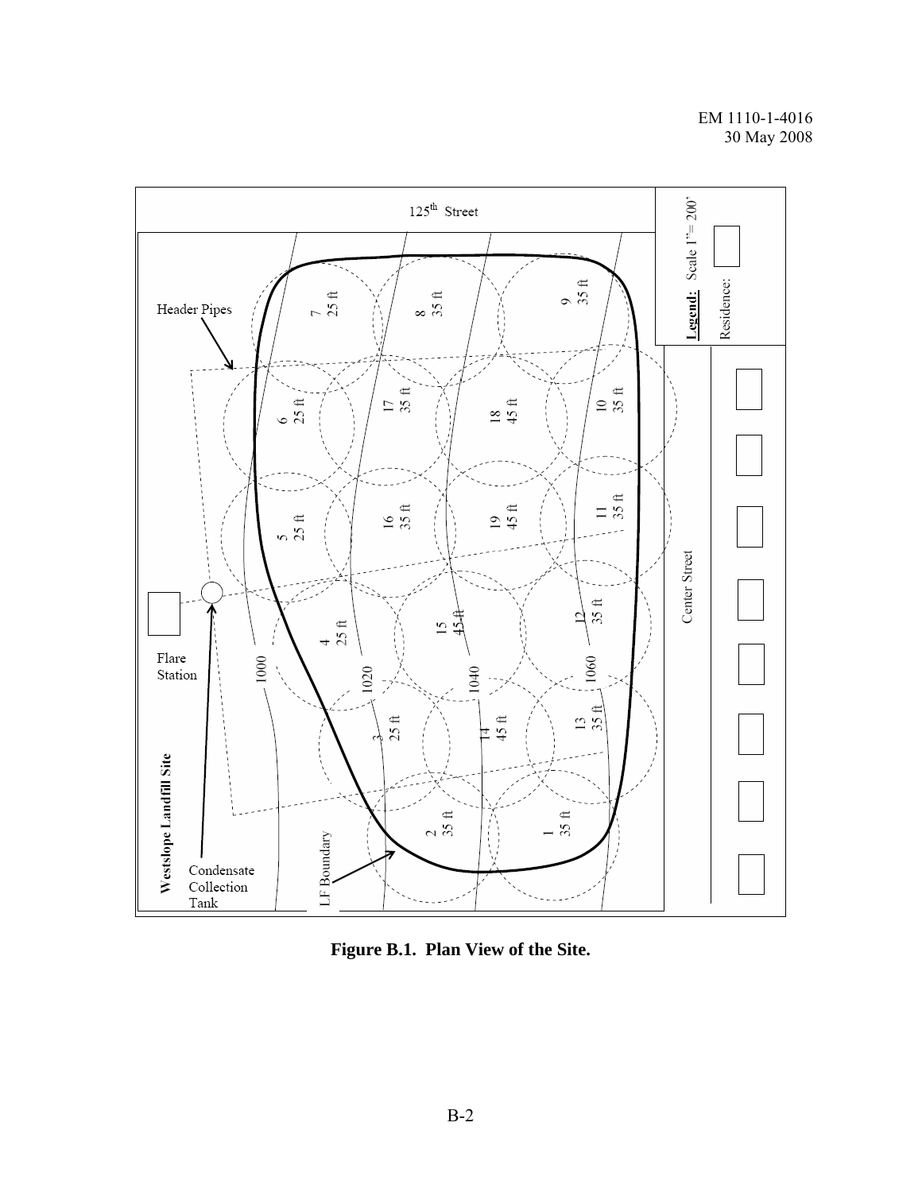**Figure B.1. Plan View of the Site.**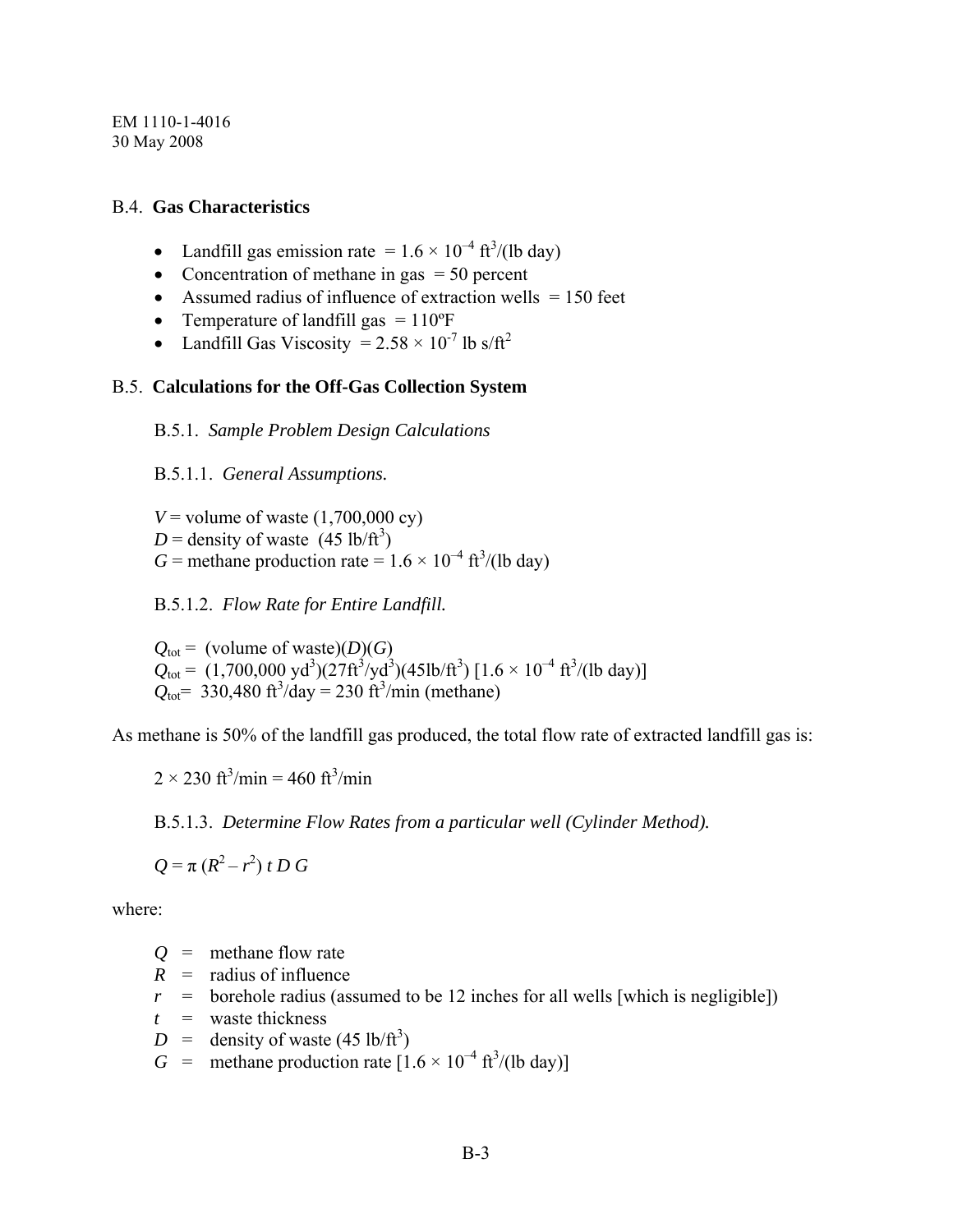## B.4. **Gas Characteristics**

- Landfill gas emission rate $= 1.6 \times 10^{-4}$ ft$^3$/(lb day)
- Concentration of methane in gas = 50 percent
- Assumed radius of influence of extraction wells = 150 feet
- Temperature of landfill gas = 110ºF
- Landfill Gas Viscosity $= 2.58 \times 10^{-7}$ lb s/ft$^2$

## B.5. **Calculations for the Off-Gas Collection System**

B.5.1. *Sample Problem Design Calculations*

B.5.1.1. *General Assumptions.*

$V$ = volume of waste (1,700,000 cy)
$D$ = density of waste (45 lb/ft$^3$)
$G$ = methane production rate $= 1.6 \times 10^{-4}$ ft$^3$/(lb day)

B.5.1.2. *Flow Rate for Entire Landfill.*

$Q_{tot}$ = (volume of waste)($D$)($G$)
$Q_{tot}$ = (1,700,000 yd$^3$)(27ft$^3$/yd$^3$)(45lb/ft$^3$) [$1.6 \times 10^{-4}$ ft$^3$/(lb day)]
$Q_{tot}$= 330,480 ft$^3$/day = 230 ft$^3$/min (methane)

As methane is 50% of the landfill gas produced, the total flow rate of extracted landfill gas is:

$2 \times 230$ ft$^3$/min = 460 ft$^3$/min

B.5.1.3. *Determine Flow Rates from a particular well (Cylinder Method).*

$$Q = \pi (R^2 - r^2)\, t\, D\, G$$

where:

$Q$ = methane flow rate
$R$ = radius of influence
$r$ = borehole radius (assumed to be 12 inches for all wells [which is negligible])
$t$ = waste thickness
$D$ = density of waste (45 lb/ft$^3$)
$G$ = methane production rate [$1.6 \times 10^{-4}$ ft$^3$/(lb day)]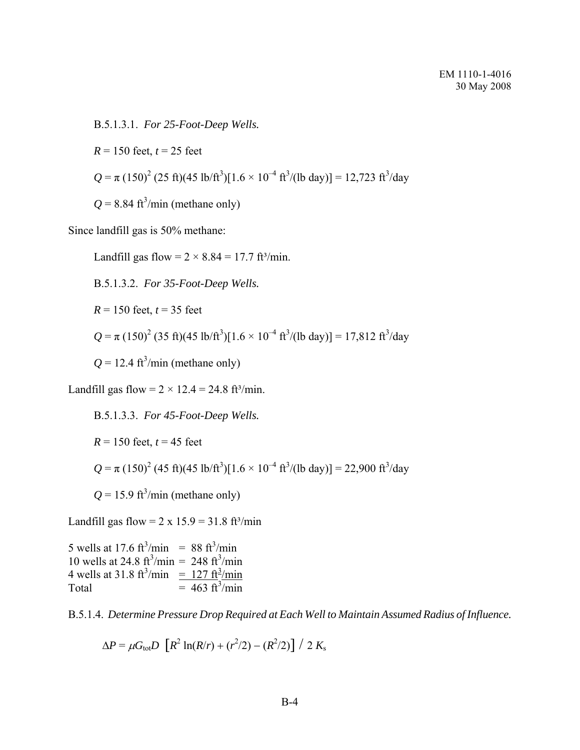B.5.1.3.1. *For 25-Foot-Deep Wells.*

$R$ = 150 feet, $t$ = 25 feet

$Q = \pi\,(150)^2\,(25\text{ ft})(45\text{ lb/ft}^3)[1.6 \times 10^{-4}\text{ ft}^3/(\text{lb day})] = 12{,}723\text{ ft}^3/\text{day}$

$Q = 8.84\text{ ft}^3/\text{min}$ (methane only)

Since landfill gas is 50% methane:

Landfill gas flow = $2 \times 8.84 = 17.7\text{ ft}^3/\text{min}$.

B.5.1.3.2. *For 35-Foot-Deep Wells.*

$R$ = 150 feet, $t$ = 35 feet

$Q = \pi\,(150)^2\,(35\text{ ft})(45\text{ lb/ft}^3)[1.6 \times 10^{-4}\text{ ft}^3/(\text{lb day})] = 17{,}812\text{ ft}^3/\text{day}$

$Q = 12.4\text{ ft}^3/\text{min}$ (methane only)

Landfill gas flow = $2 \times 12.4 = 24.8\text{ ft}^3/\text{min}$.

B.5.1.3.3. *For 45-Foot-Deep Wells.*

$R$ = 150 feet, $t$ = 45 feet

$Q = \pi\,(150)^2\,(45\text{ ft})(45\text{ lb/ft}^3)[1.6 \times 10^{-4}\text{ ft}^3/(\text{lb day})] = 22{,}900\text{ ft}^3/\text{day}$

$Q = 15.9\text{ ft}^3/\text{min}$ (methane only)

Landfill gas flow = 2 x 15.9 = $31.8\text{ ft}^3/\text{min}$

| | |
|---|---|
| 5 wells at $17.6\text{ ft}^3/\text{min}$ | = $88\text{ ft}^3/\text{min}$ |
| 10 wells at $24.8\text{ ft}^3/\text{min}$ | = $248\text{ ft}^3/\text{min}$ |
| 4 wells at $31.8\text{ ft}^3/\text{min}$ | = $127\text{ ft}^3/\text{min}$ |
| Total | = $463\text{ ft}^3/\text{min}$ |

B.5.1.4. *Determine Pressure Drop Required at Each Well to Maintain Assumed Radius of Influence.*

$$\Delta P = \mu G_{\text{tot}} D\ \left[R^2 \ln(R/r) + (r^2/2) - (R^2/2)\right] \Big/\ 2\,K_s$$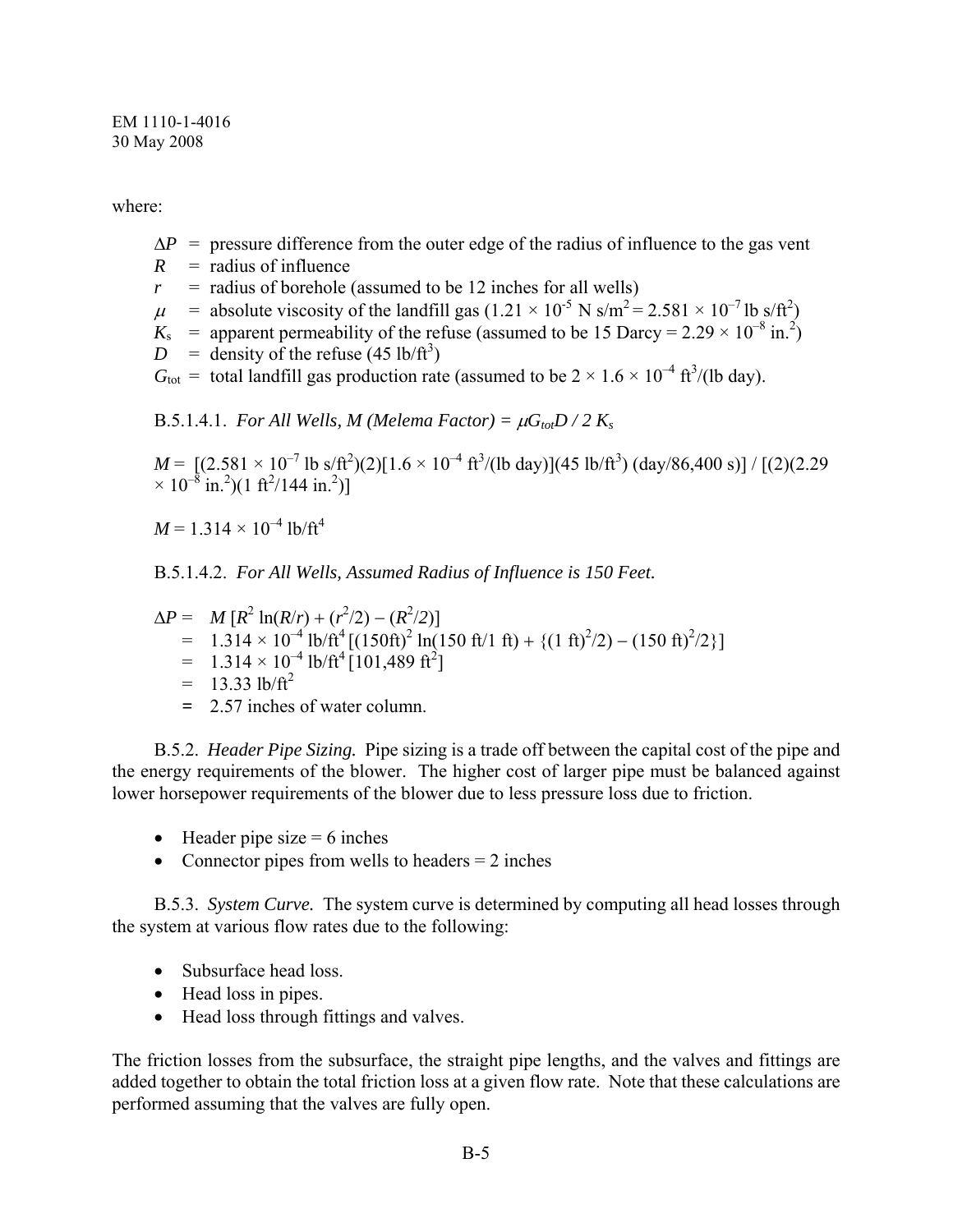where:

- $\Delta P$ = pressure difference from the outer edge of the radius of influence to the gas vent
- $R$ = radius of influence
- $r$ = radius of borehole (assumed to be 12 inches for all wells)
- $\mu$ = absolute viscosity of the landfill gas ($1.21 \times 10^{-5}$ N s/m$^2$ = $2.581 \times 10^{-7}$ lb s/ft$^2$)
- $K_s$ = apparent permeability of the refuse (assumed to be 15 Darcy = $2.29 \times 10^{-8}$ in.$^2$)
- $D$ = density of the refuse (45 lb/ft$^3$)
- $G_{tot}$ = total landfill gas production rate (assumed to be $2 \times 1.6 \times 10^{-4}$ ft$^3$/(lb day).

B.5.1.4.1. *For All Wells, M (Melema Factor) = $\mu G_{tot} D / 2\, K_s$*

$M$ = [($2.581 \times 10^{-7}$ lb s/ft$^2$)(2)[$1.6 \times 10^{-4}$ ft$^3$/(lb day)](45 lb/ft$^3$) (day/86,400 s)] / [(2)($2.29 \times 10^{-8}$ in.$^2$)(1 ft$^2$/144 in.$^2$)]

$M = 1.314 \times 10^{-4}$ lb/ft$^4$

B.5.1.4.2. *For All Wells, Assumed Radius of Influence is 150 Feet.*

$$
\begin{aligned}
\Delta P &= M\,[R^2 \ln(R/r) + (r^2/2) - (R^2/2)] \\
&= 1.314 \times 10^{-4}\ \text{lb/ft}^4\,[(150\text{ft})^2 \ln(150\text{ ft}/1\text{ ft}) + \{(1\text{ ft})^2/2) - (150\text{ ft})^2/2\}] \\
&= 1.314 \times 10^{-4}\ \text{lb/ft}^4\,[101{,}489\ \text{ft}^2] \\
&= 13.33\ \text{lb/ft}^2 \\
&= 2.57\ \text{inches of water column.}
\end{aligned}
$$

B.5.2. *Header Pipe Sizing.* Pipe sizing is a trade off between the capital cost of the pipe and the energy requirements of the blower. The higher cost of larger pipe must be balanced against lower horsepower requirements of the blower due to less pressure loss due to friction.

- Header pipe size = 6 inches
- Connector pipes from wells to headers = 2 inches

B.5.3. *System Curve.* The system curve is determined by computing all head losses through the system at various flow rates due to the following:

- Subsurface head loss.
- Head loss in pipes.
- Head loss through fittings and valves.

The friction losses from the subsurface, the straight pipe lengths, and the valves and fittings are added together to obtain the total friction loss at a given flow rate. Note that these calculations are performed assuming that the valves are fully open.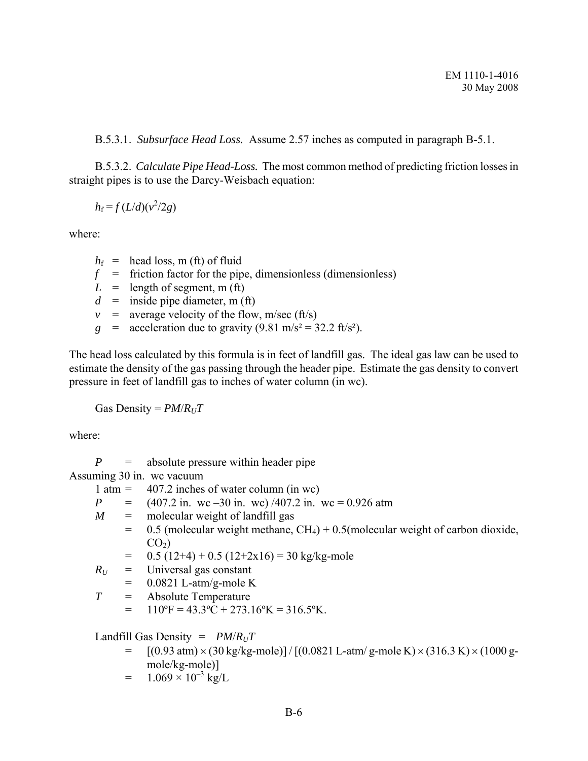B.5.3.1. *Subsurface Head Loss.* Assume 2.57 inches as computed in paragraph B-5.1.

B.5.3.2. *Calculate Pipe Head-Loss.* The most common method of predicting friction losses in straight pipes is to use the Darcy-Weisbach equation:

$$h_f = f\,(L/d)(v^2/2g)$$

where:

- $h_f$ = head loss, m (ft) of fluid
- $f$ = friction factor for the pipe, dimensionless (dimensionless)
- $L$ = length of segment, m (ft)
- $d$ = inside pipe diameter, m (ft)
- $v$ = average velocity of the flow, m/sec (ft/s)
- $g$ = acceleration due to gravity (9.81 m/s² = 32.2 ft/s²).

The head loss calculated by this formula is in feet of landfill gas. The ideal gas law can be used to estimate the density of the gas passing through the header pipe. Estimate the gas density to convert pressure in feet of landfill gas to inches of water column (in wc).

Gas Density = $PM/R_UT$

where:

$P$ = absolute pressure within header pipe

Assuming 30 in. wc vacuum

- 1 atm = 407.2 inches of water column (in wc)
- $P$ = (407.2 in. wc –30 in. wc) /407.2 in. wc = 0.926 atm
- $M$ = molecular weight of landfill gas
  - = 0.5 (molecular weight methane, $CH_4$) + 0.5(molecular weight of carbon dioxide, $CO_2$)
  - = 0.5 (12+4) + 0.5 (12+2x16) = 30 kg/kg-mole
- $R_U$ = Universal gas constant
  - = 0.0821 L-atm/g-mole K
- $T$ = Absolute Temperature
  - = 110ºF = 43.3ºC + 273.16ºK = 316.5ºK.

Landfill Gas Density = $PM/R_UT$

= [(0.93 atm) × (30 kg/kg-mole)] / [(0.0821 L-atm/ g-mole K) × (316.3 K) × (1000 g-mole/kg-mole)]

= $1.069 \times 10^{-3}$ kg/L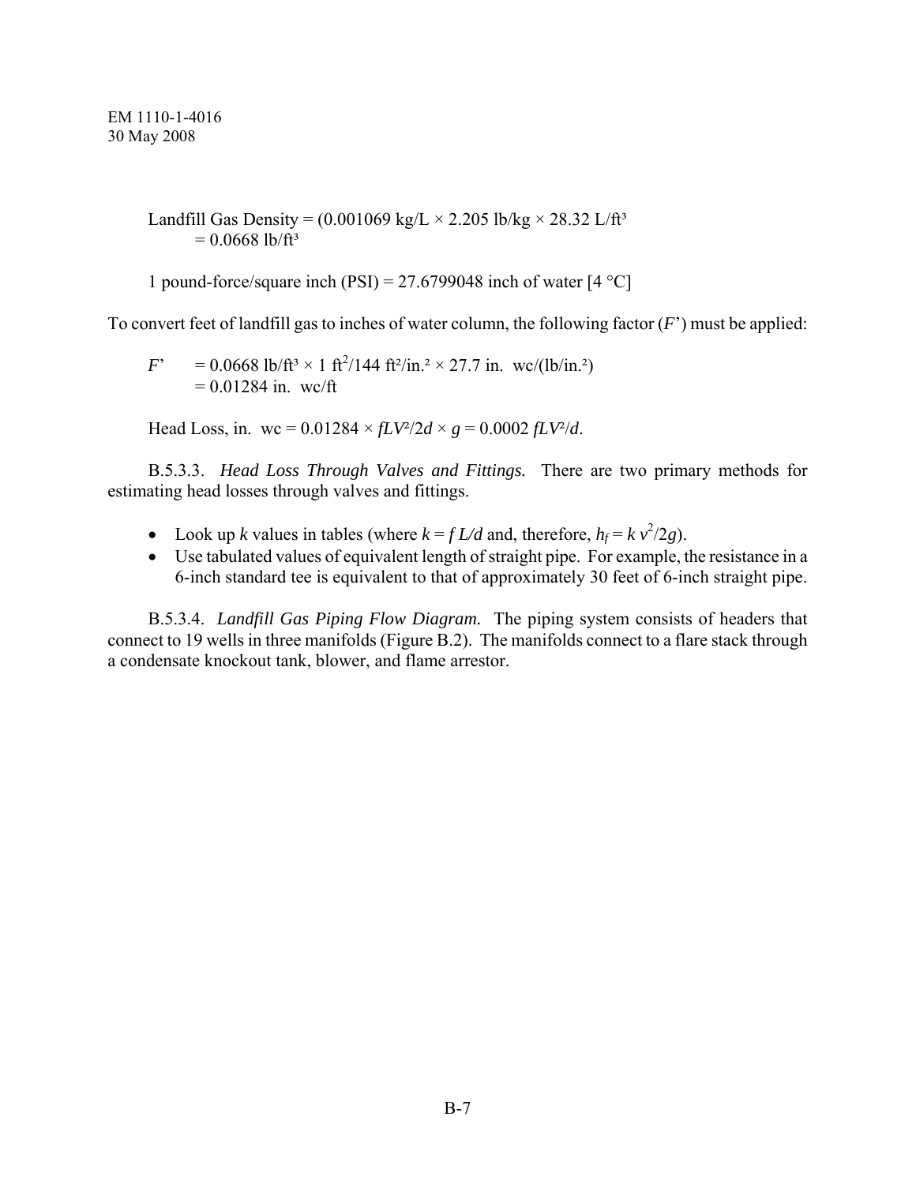Landfill Gas Density = (0.001069 kg/L × 2.205 lb/kg × 28.32 L/ft³
= 0.0668 lb/ft³

1 pound-force/square inch (PSI) = 27.6799048 inch of water [4 °C]

To convert feet of landfill gas to inches of water column, the following factor (*F*') must be applied:

*F*' = 0.0668 lb/ft³ × 1 ft²/144 ft²/in.² × 27.7 in. wc/(lb/in.²)
= 0.01284 in. wc/ft

Head Loss, in. wc = $0.01284 \times fLV^2/2d \times g = 0.0002\, fLV^2/d$.

B.5.3.3. *Head Loss Through Valves and Fittings.* There are two primary methods for estimating head losses through valves and fittings.

- Look up $k$ values in tables (where $k = f\,L/d$ and, therefore, $h_f = k\,v^2/2g$).
- Use tabulated values of equivalent length of straight pipe. For example, the resistance in a 6-inch standard tee is equivalent to that of approximately 30 feet of 6-inch straight pipe.

B.5.3.4. *Landfill Gas Piping Flow Diagram.* The piping system consists of headers that connect to 19 wells in three manifolds (Figure B.2). The manifolds connect to a flare stack through a condensate knockout tank, blower, and flame arrestor.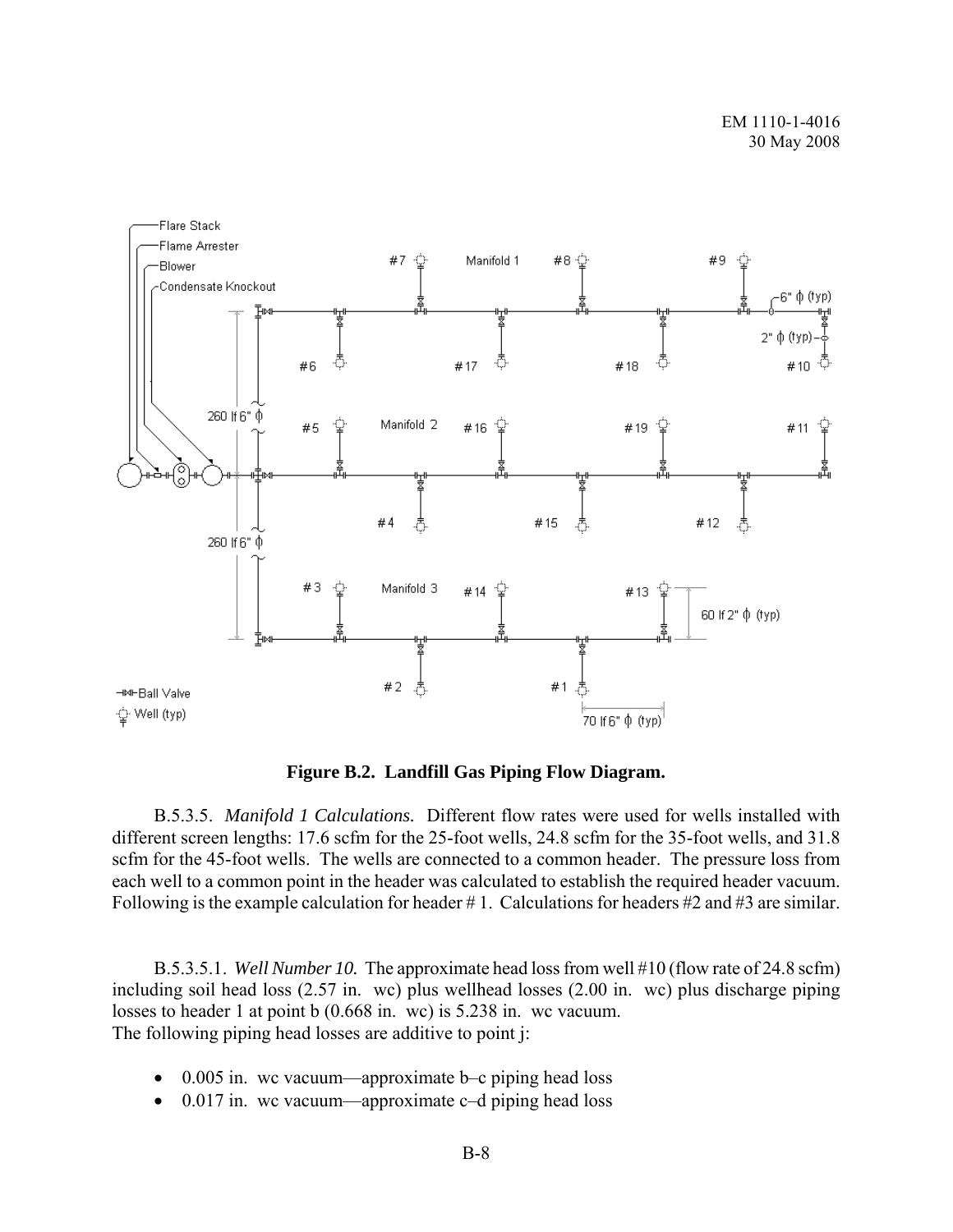**Figure B.2. Landfill Gas Piping Flow Diagram.**

B.5.3.5. *Manifold 1 Calculations.* Different flow rates were used for wells installed with different screen lengths: 17.6 scfm for the 25-foot wells, 24.8 scfm for the 35-foot wells, and 31.8 scfm for the 45-foot wells. The wells are connected to a common header. The pressure loss from each well to a common point in the header was calculated to establish the required header vacuum. Following is the example calculation for header # 1. Calculations for headers #2 and #3 are similar.

B.5.3.5.1. *Well Number 10.* The approximate head loss from well #10 (flow rate of 24.8 scfm) including soil head loss (2.57 in. wc) plus wellhead losses (2.00 in. wc) plus discharge piping losses to header 1 at point b (0.668 in. wc) is 5.238 in. wc vacuum.
The following piping head losses are additive to point j:

- 0.005 in. wc vacuum—approximate b–c piping head loss
- 0.017 in. wc vacuum—approximate c–d piping head loss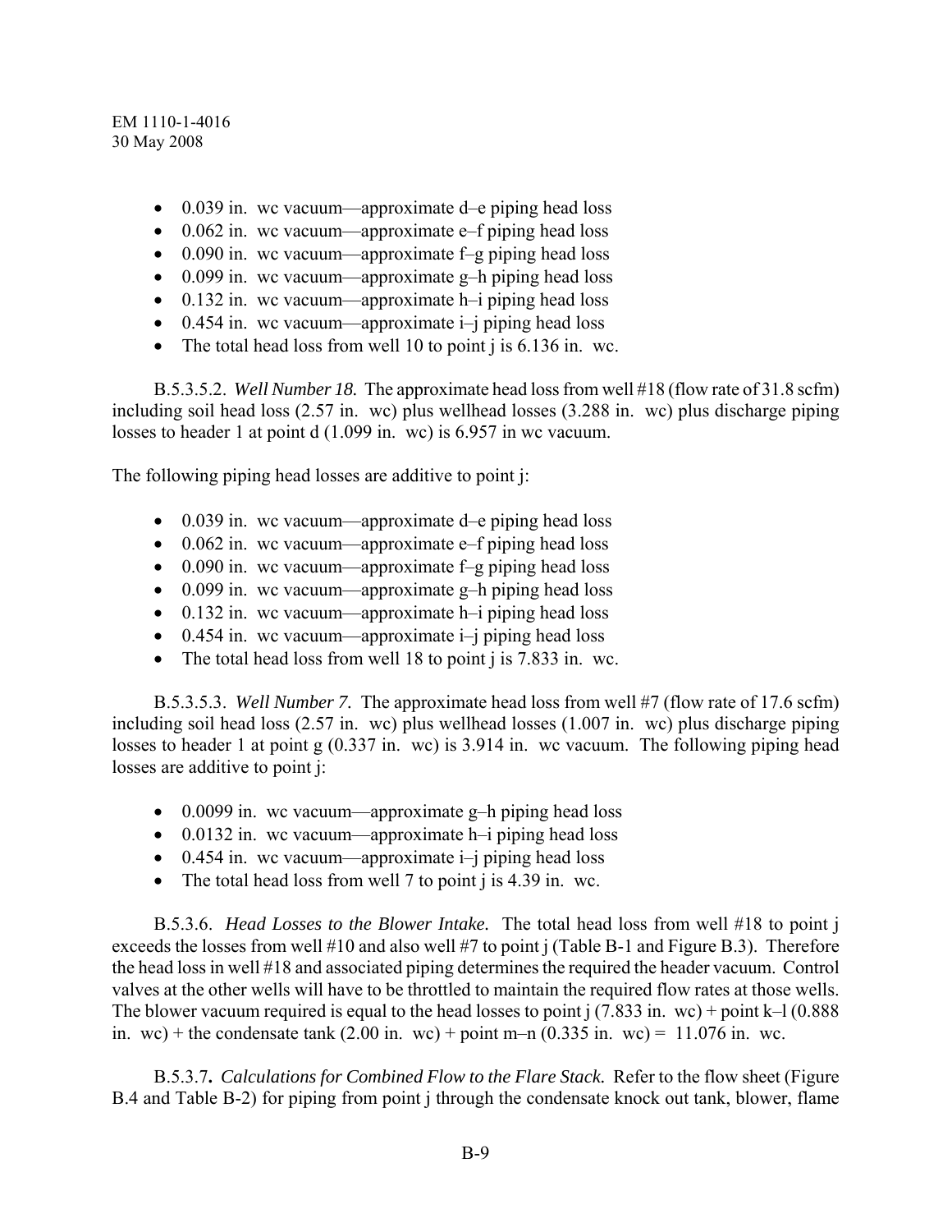- 0.039 in. wc vacuum—approximate d–e piping head loss
- 0.062 in. wc vacuum—approximate e–f piping head loss
- 0.090 in. wc vacuum—approximate f–g piping head loss
- 0.099 in. wc vacuum—approximate g–h piping head loss
- 0.132 in. wc vacuum—approximate h–i piping head loss
- 0.454 in. wc vacuum—approximate i–j piping head loss
- The total head loss from well 10 to point j is 6.136 in. wc.

B.5.3.5.2. *Well Number 18.* The approximate head loss from well #18 (flow rate of 31.8 scfm) including soil head loss (2.57 in. wc) plus wellhead losses (3.288 in. wc) plus discharge piping losses to header 1 at point d (1.099 in. wc) is 6.957 in wc vacuum.

The following piping head losses are additive to point j:

- 0.039 in. wc vacuum—approximate d–e piping head loss
- 0.062 in. wc vacuum—approximate e–f piping head loss
- 0.090 in. wc vacuum—approximate f–g piping head loss
- 0.099 in. wc vacuum—approximate g–h piping head loss
- 0.132 in. wc vacuum—approximate h–i piping head loss
- 0.454 in. wc vacuum—approximate i–j piping head loss
- The total head loss from well 18 to point j is 7.833 in. wc.

B.5.3.5.3. *Well Number 7.* The approximate head loss from well #7 (flow rate of 17.6 scfm) including soil head loss (2.57 in. wc) plus wellhead losses (1.007 in. wc) plus discharge piping losses to header 1 at point g (0.337 in. wc) is 3.914 in. wc vacuum. The following piping head losses are additive to point j:

- 0.0099 in. wc vacuum—approximate g–h piping head loss
- 0.0132 in. wc vacuum—approximate h–i piping head loss
- 0.454 in. wc vacuum—approximate i–j piping head loss
- The total head loss from well 7 to point j is 4.39 in. wc.

B.5.3.6. *Head Losses to the Blower Intake.* The total head loss from well #18 to point j exceeds the losses from well #10 and also well #7 to point j (Table B-1 and Figure B.3). Therefore the head loss in well #18 and associated piping determines the required the header vacuum. Control valves at the other wells will have to be throttled to maintain the required flow rates at those wells. The blower vacuum required is equal to the head losses to point j (7.833 in. wc) + point k–l (0.888 in. wc) + the condensate tank (2.00 in. wc) + point m–n (0.335 in. wc) = 11.076 in. wc.

B.5.3.7**.** *Calculations for Combined Flow to the Flare Stack.* Refer to the flow sheet (Figure B.4 and Table B-2) for piping from point j through the condensate knock out tank, blower, flame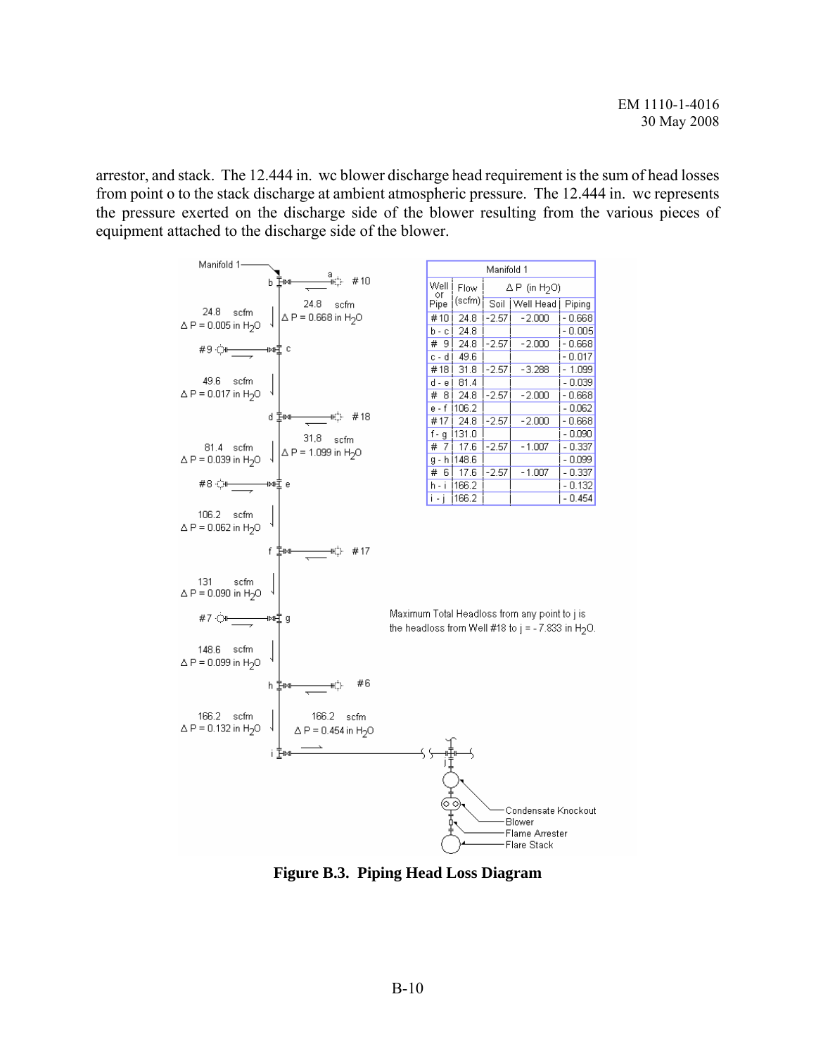arrestor, and stack. The 12.444 in. wc blower discharge head requirement is the sum of head losses from point o to the stack discharge at ambient atmospheric pressure. The 12.444 in. wc represents the pressure exerted on the discharge side of the blower resulting from the various pieces of equipment attached to the discharge side of the blower.

Manifold 1

| Well or Pipe | Flow (scfm) | ΔP (in $H_2O$) | | |
|---|---|---|---|---|
| | | Soil | Well Head | Piping |
| #10 | 24.8 | -2.57 | -2.000 | -0.668 |
| b - c | 24.8 | | | -0.005 |
| # 9 | 24.8 | -2.57 | -2.000 | -0.668 |
| c - d | 49.6 | | | -0.017 |
| #18 | 31.8 | -2.57 | -3.288 | -1.099 |
| d - e | 81.4 | | | -0.039 |
| # 8 | 24.8 | -2.57 | -2.000 | -0.668 |
| e - f | 106.2 | | | -0.062 |
| #17 | 24.8 | -2.57 | -2.000 | -0.668 |
| f - g | 131.0 | | | -0.090 |
| # 7 | 17.6 | -2.57 | -1.007 | -0.337 |
| g - h | 148.6 | | | -0.099 |
| # 6 | 17.6 | -2.57 | -1.007 | -0.337 |
| h - i | 166.2 | | | -0.132 |
| i - j | 166.2 | | | -0.454 |

Diagram labels (Manifold 1):

- #10 (a to b): 24.8 scfm, ΔP = 0.668 in $H_2O$
- b to c: 24.8 scfm, ΔP = 0.005 in $H_2O$
- #9 (to c)
- c to d: 49.6 scfm, ΔP = 0.017 in $H_2O$
- #18 (to d): 31.8 scfm, ΔP = 1.099 in $H_2O$
- d to e: 81.4 scfm, ΔP = 0.039 in $H_2O$
- #8 (to e)
- e to f: 106.2 scfm, ΔP = 0.062 in $H_2O$
- #17 (to f)
- f to g: 131 scfm, ΔP = 0.090 in $H_2O$
- #7 (to g)
- g to h: 148.6 scfm, ΔP = 0.099 in $H_2O$
- #6 (to h)
- h to i: 166.2 scfm, ΔP = 0.132 in $H_2O$
- i to j: 166.2 scfm, ΔP = 0.454 in $H_2O$
- Condensate Knockout, Blower, Flame Arrester, Flare Stack

Maximum Total Headloss from any point to j is the headloss from Well #18 to j = -7.833 in $H_2O$.

**Figure B.3. Piping Head Loss Diagram**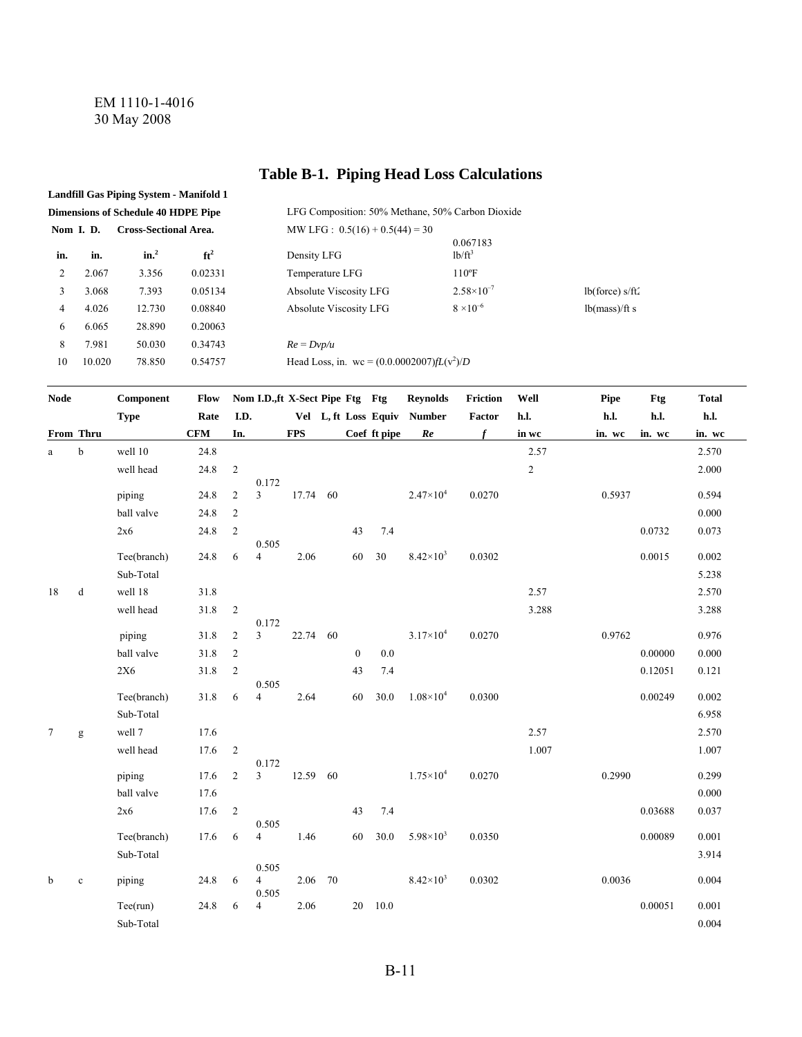# Table B-1. Piping Head Loss Calculations

**Landfill Gas Piping System - Manifold 1**

**Dimensions of Schedule 40 HDPE Pipe**

| Nom | I. D. | Cross-Sectional Area. | |
|---|---|---|---|
| in. | in. | in.$^2$ | ft$^2$ |
| 2 | 2.067 | 3.356 | 0.02331 |
| 3 | 3.068 | 7.393 | 0.05134 |
| 4 | 4.026 | 12.730 | 0.08840 |
| 6 | 6.065 | 28.890 | 0.20063 |
| 8 | 7.981 | 50.030 | 0.34743 |
| 10 | 10.020 | 78.850 | 0.54757 |

LFG Composition: 50% Methane, 50% Carbon Dioxide

MW LFG : 0.5(16) + 0.5(44) = 30

| | | |
|---|---|---|
| Density LFG | 0.067183 lb/ft$^3$ | |
| Temperature LFG | 110ºF | |
| Absolute Viscosity LFG | $2.58\times10^{-7}$ | lb(force) s/ft2 |
| Absolute Viscosity LFG | $8\times10^{-6}$ | lb(mass)/ft s |

$Re = Dvp/u$

Head Loss, in. wc = $(0.0.0002007)fL(v^2)/D$

| Node From | Node Thru | Component Type | Flow Rate CFM | Nom I.D. In. | I.D.,ft | X-Sect Vel FPS | Pipe L, ft | Ftg Loss Coef | Ftg Equiv ft pipe | Reynolds Number $Re$ | Friction Factor $f$ | Well h.l. in wc | Pipe h.l. in. wc | Ftg h.l. in. wc | Total h.l. in. wc |
|---|---|---|---|---|---|---|---|---|---|---|---|---|---|---|---|
| a | b | well 10 | 24.8 | | | | | | | | | 2.57 | | | 2.570 |
| | | well head | 24.8 | 2 | | | | | | | | 2 | | | 2.000 |
| | | piping | 24.8 | 2 | 0.1723 | 17.74 | 60 | | | $2.47\times10^4$ | 0.0270 | | 0.5937 | | 0.594 |
| | | ball valve | 24.8 | 2 | | | | | | | | | | | 0.000 |
| | | 2x6 | 24.8 | 2 | | | | 43 | 7.4 | | | | | 0.0732 | 0.073 |
| | | Tee(branch) | 24.8 | 6 | 0.5054 | 2.06 | | 60 | 30 | $8.42\times10^3$ | 0.0302 | | | 0.0015 | 0.002 |
| | | Sub-Total | | | | | | | | | | | | | 5.238 |
| 18 | d | well 18 | 31.8 | | | | | | | | | 2.57 | | | 2.570 |
| | | well head | 31.8 | 2 | | | | | | | | 3.288 | | | 3.288 |
| | | piping | 31.8 | 2 | 0.1723 | 22.74 | 60 | | | $3.17\times10^4$ | 0.0270 | | 0.9762 | | 0.976 |
| | | ball valve | 31.8 | 2 | | | | 0 | 0.0 | | | | | 0.00000 | 0.000 |
| | | 2X6 | 31.8 | 2 | | | | 43 | 7.4 | | | | | 0.12051 | 0.121 |
| | | Tee(branch) | 31.8 | 6 | 0.5054 | 2.64 | | 60 | 30.0 | $1.08\times10^4$ | 0.0300 | | | 0.00249 | 0.002 |
| | | Sub-Total | | | | | | | | | | | | | 6.958 |
| 7 | g | well 7 | 17.6 | | | | | | | | | 2.57 | | | 2.570 |
| | | well head | 17.6 | 2 | | | | | | | | 1.007 | | | 1.007 |
| | | piping | 17.6 | 2 | 0.1723 | 12.59 | 60 | | | $1.75\times10^4$ | 0.0270 | | 0.2990 | | 0.299 |
| | | ball valve | 17.6 | | | | | | | | | | | | 0.000 |
| | | 2x6 | 17.6 | 2 | | | | 43 | 7.4 | | | | | 0.03688 | 0.037 |
| | | Tee(branch) | 17.6 | 6 | 0.5054 | 1.46 | | 60 | 30.0 | $5.98\times10^3$ | 0.0350 | | | 0.00089 | 0.001 |
| | | Sub-Total | | | | | | | | | | | | | 3.914 |
| b | c | piping | 24.8 | 6 | 0.5054 | 2.06 | 70 | | | $8.42\times10^3$ | 0.0302 | | 0.0036 | | 0.004 |
| | | Tee(run) | 24.8 | 6 | 0.5054 | 2.06 | | 20 | 10.0 | | | | | 0.00051 | 0.001 |
| | | Sub-Total | | | | | | | | | | | | | 0.004 |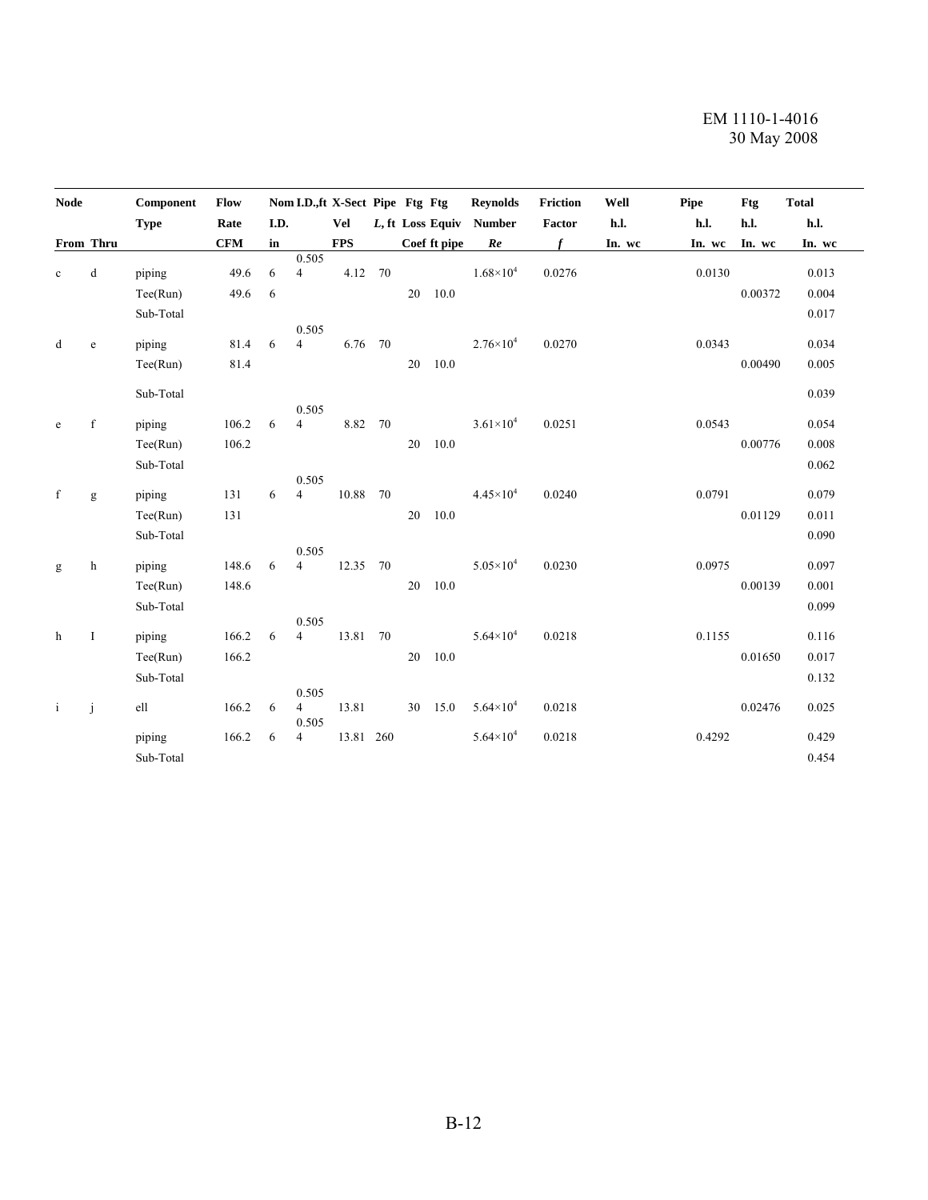| Node | | Component | Flow | Nom | I.D.,ft | X-Sect | Pipe | Ftg | Ftg | Reynolds | Friction | Well | Pipe | Ftg | Total |
|---|---|---|---|---|---|---|---|---|---|---|---|---|---|---|---|
| | | Type | Rate | I.D. | | Vel | *L*, ft | Loss | Equiv | Number | Factor | h.l. | h.l. | h.l. | h.l. |
| From | Thru | | CFM | in | | FPS | | Coef | ft pipe | *Re* | *f* | In. wc | In. wc | In. wc | In. wc |
| c | d | piping | 49.6 | 6 | 0.5054 | 4.12 | 70 | | | $1.68{\times}10^4$ | 0.0276 | | 0.0130 | | 0.013 |
| | | Tee(Run) | 49.6 | 6 | | | | 20 | 10.0 | | | | | 0.00372 | 0.004 |
| | | Sub-Total | | | | | | | | | | | | | 0.017 |
| d | e | piping | 81.4 | 6 | 0.5054 | 6.76 | 70 | | | $2.76{\times}10^4$ | 0.0270 | | 0.0343 | | 0.034 |
| | | Tee(Run) | 81.4 | | | | | 20 | 10.0 | | | | | 0.00490 | 0.005 |
| | | Sub-Total | | | | | | | | | | | | | 0.039 |
| e | f | piping | 106.2 | 6 | 0.5054 | 8.82 | 70 | | | $3.61{\times}10^4$ | 0.0251 | | 0.0543 | | 0.054 |
| | | Tee(Run) | 106.2 | | | | | 20 | 10.0 | | | | | 0.00776 | 0.008 |
| | | Sub-Total | | | | | | | | | | | | | 0.062 |
| f | g | piping | 131 | 6 | 0.5054 | 10.88 | 70 | | | $4.45{\times}10^4$ | 0.0240 | | 0.0791 | | 0.079 |
| | | Tee(Run) | 131 | | | | | 20 | 10.0 | | | | | 0.01129 | 0.011 |
| | | Sub-Total | | | | | | | | | | | | | 0.090 |
| g | h | piping | 148.6 | 6 | 0.5054 | 12.35 | 70 | | | $5.05{\times}10^4$ | 0.0230 | | 0.0975 | | 0.097 |
| | | Tee(Run) | 148.6 | | | | | 20 | 10.0 | | | | | 0.00139 | 0.001 |
| | | Sub-Total | | | | | | | | | | | | | 0.099 |
| h | I | piping | 166.2 | 6 | 0.5054 | 13.81 | 70 | | | $5.64{\times}10^4$ | 0.0218 | | 0.1155 | | 0.116 |
| | | Tee(Run) | 166.2 | | | | | 20 | 10.0 | | | | | 0.01650 | 0.017 |
| | | Sub-Total | | | | | | | | | | | | | 0.132 |
| i | j | ell | 166.2 | 6 | 0.5054 | 13.81 | | 30 | 15.0 | $5.64{\times}10^4$ | 0.0218 | | | 0.02476 | 0.025 |
| | | piping | 166.2 | 6 | 0.5054 | 13.81 | 260 | | | $5.64{\times}10^4$ | 0.0218 | | 0.4292 | | 0.429 |
| | | Sub-Total | | | | | | | | | | | | | 0.454 |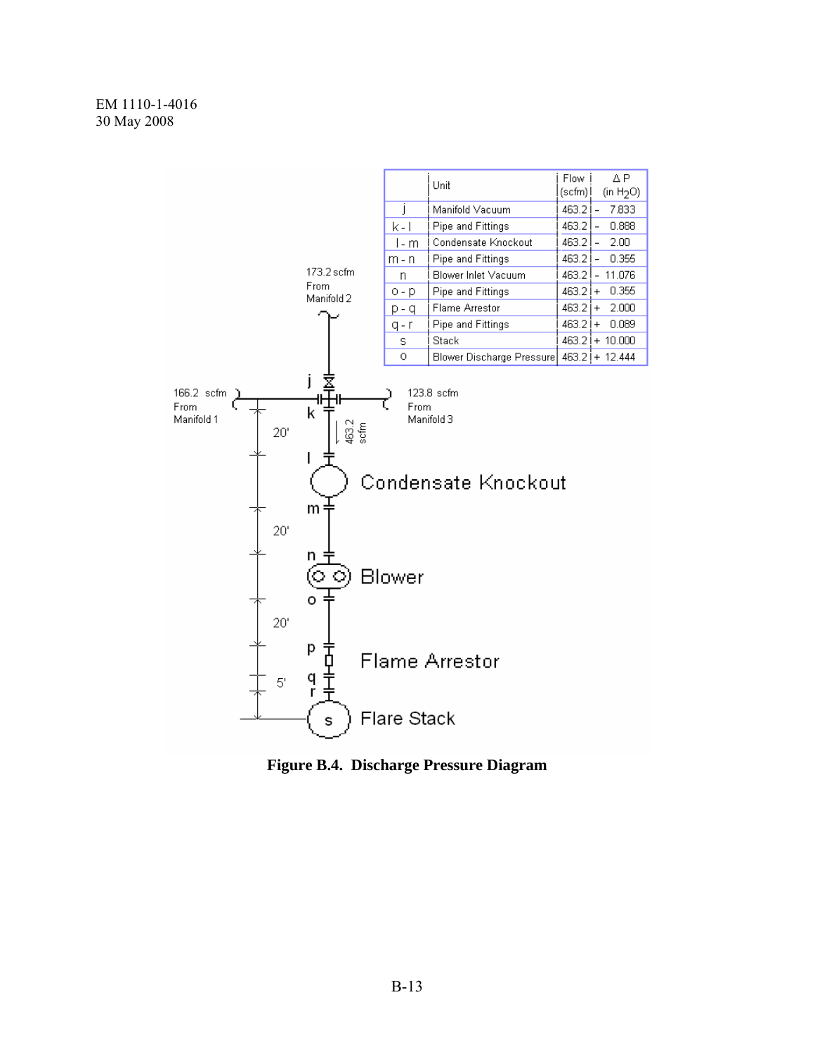| | Unit | Flow (scfm) | ΔP (in $H_2O$) |
|---|---|---|---|
| j | Manifold Vacuum | 463.2 | - 7.833 |
| k - l | Pipe and Fittings | 463.2 | - 0.888 |
| l - m | Condensate Knockout | 463.2 | - 2.00 |
| m - n | Pipe and Fittings | 463.2 | - 0.355 |
| n | Blower Inlet Vacuum | 463.2 | - 11.076 |
| o - p | Pipe and Fittings | 463.2 | + 0.355 |
| p - q | Flame Arrestor | 463.2 | + 2.000 |
| q - r | Pipe and Fittings | 463.2 | + 0.089 |
| s | Stack | 463.2 | + 10.000 |
| o | Blower Discharge Pressure | 463.2 | + 12.444 |

173.2 scfm From Manifold 2

166.2 scfm From Manifold 1

123.8 scfm From Manifold 3

463.2 scfm

Condensate Knockout

Blower

Flame Arrestor

Flare Stack

20' 20' 20' 5'

**Figure B.4. Discharge Pressure Diagram**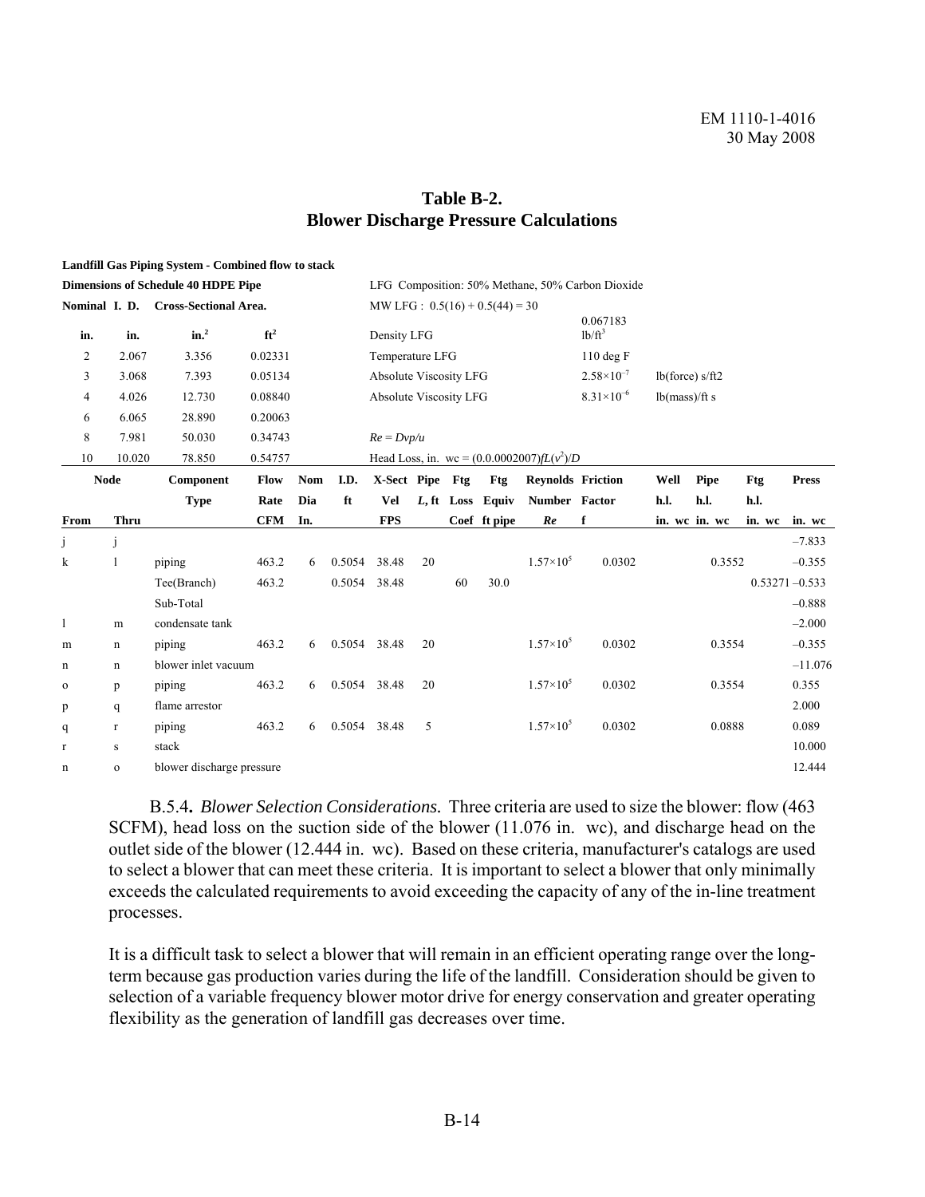# Table B-2.
# Blower Discharge Pressure Calculations

**Landfill Gas Piping System - Combined flow to stack**

**Dimensions of Schedule 40 HDPE Pipe**

| Nominal in. | I. D. in. | Cross-Sectional Area. in.$^2$ | ft$^2$ |
|---|---|---|---|
| 2 | 2.067 | 3.356 | 0.02331 |
| 3 | 3.068 | 7.393 | 0.05134 |
| 4 | 4.026 | 12.730 | 0.08840 |
| 6 | 6.065 | 28.890 | 0.20063 |
| 8 | 7.981 | 50.030 | 0.34743 |
| 10 | 10.020 | 78.850 | 0.54757 |

LFG Composition: 50% Methane, 50% Carbon Dioxide

MW LFG : 0.5(16) + 0.5(44) = 30

| | | |
|---|---|---|
| Density LFG | 0.067183 lb/ft$^3$ | |
| Temperature LFG | 110 deg F | |
| Absolute Viscosity LFG | $2.58 \times 10^{-7}$ | lb(force) s/ft2 |
| Absolute Viscosity LFG | $8.31 \times 10^{-6}$ | lb(mass)/ft s |

$Re = Dvp/u$

Head Loss, in. wc = $(0.0.0002007)fL(v^2)/D$

| Node From | Node Thru | Component Type | Flow Rate CFM | Nom Dia In. | I.D. ft | X-Sect Vel FPS | Pipe L, ft | Ftg Loss Coef | Ftg Equiv ft pipe | Reynolds Number Re | Friction Factor f | Well h.l. in. wc | Pipe h.l. in. wc | Ftg h.l. in. wc | Press in. wc |
|---|---|---|---|---|---|---|---|---|---|---|---|---|---|---|---|
| j | j | | | | | | | | | | | | | | –7.833 |
| k | l | piping | 463.2 | 6 | 0.5054 | 38.48 | 20 | | | $1.57 \times 10^5$ | 0.0302 | | 0.3552 | | –0.355 |
| | | Tee(Branch) | 463.2 | | 0.5054 | 38.48 | | 60 | 30.0 | | | | | 0.53271 | –0.533 |
| | | Sub-Total | | | | | | | | | | | | | –0.888 |
| l | m | condensate tank | | | | | | | | | | | | | –2.000 |
| m | n | piping | 463.2 | 6 | 0.5054 | 38.48 | 20 | | | $1.57 \times 10^5$ | 0.0302 | | 0.3554 | | –0.355 |
| n | n | blower inlet vacuum | | | | | | | | | | | | | –11.076 |
| o | p | piping | 463.2 | 6 | 0.5054 | 38.48 | 20 | | | $1.57 \times 10^5$ | 0.0302 | | 0.3554 | | 0.355 |
| p | q | flame arrestor | | | | | | | | | | | | | 2.000 |
| q | r | piping | 463.2 | 6 | 0.5054 | 38.48 | 5 | | | $1.57 \times 10^5$ | 0.0302 | | 0.0888 | | 0.089 |
| r | s | stack | | | | | | | | | | | | | 10.000 |
| n | o | blower discharge pressure | | | | | | | | | | | | | 12.444 |

B.5.4**.** *Blower Selection Considerations.* Three criteria are used to size the blower: flow (463 SCFM), head loss on the suction side of the blower (11.076 in. wc), and discharge head on the outlet side of the blower (12.444 in. wc). Based on these criteria, manufacturer's catalogs are used to select a blower that can meet these criteria. It is important to select a blower that only minimally exceeds the calculated requirements to avoid exceeding the capacity of any of the in-line treatment processes.

It is a difficult task to select a blower that will remain in an efficient operating range over the long-term because gas production varies during the life of the landfill. Consideration should be given to selection of a variable frequency blower motor drive for energy conservation and greater operating flexibility as the generation of landfill gas decreases over time.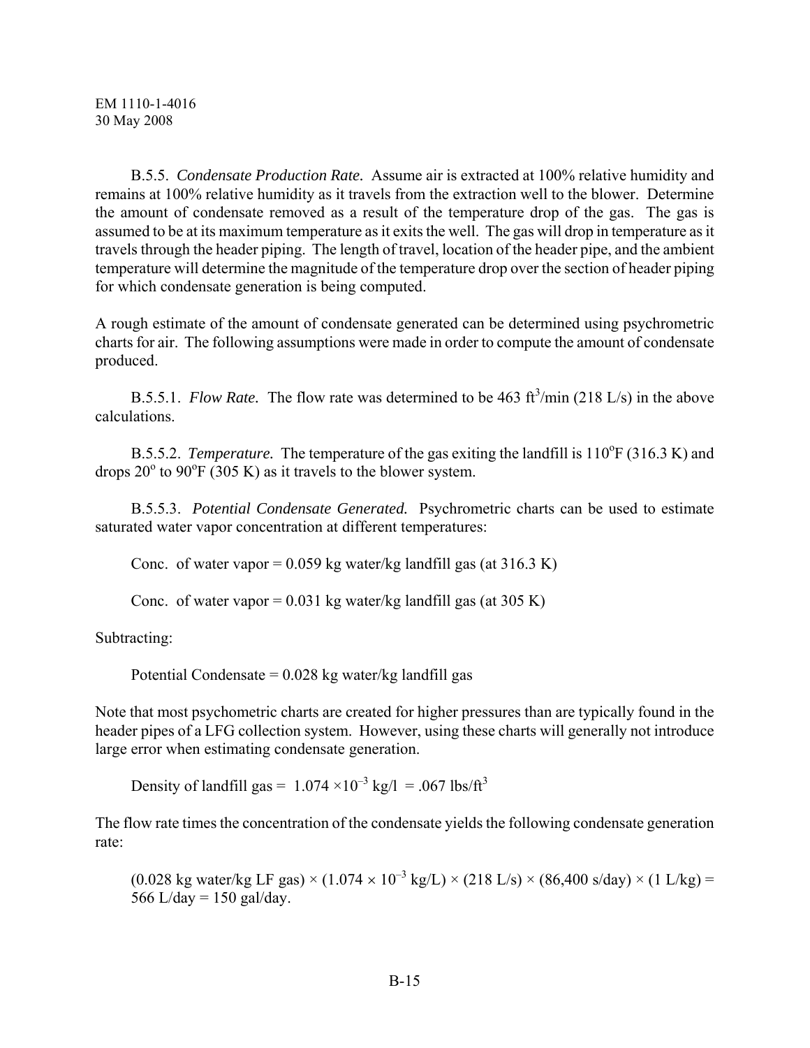B.5.5. *Condensate Production Rate.* Assume air is extracted at 100% relative humidity and remains at 100% relative humidity as it travels from the extraction well to the blower. Determine the amount of condensate removed as a result of the temperature drop of the gas. The gas is assumed to be at its maximum temperature as it exits the well. The gas will drop in temperature as it travels through the header piping. The length of travel, location of the header pipe, and the ambient temperature will determine the magnitude of the temperature drop over the section of header piping for which condensate generation is being computed.

A rough estimate of the amount of condensate generated can be determined using psychrometric charts for air. The following assumptions were made in order to compute the amount of condensate produced.

B.5.5.1. *Flow Rate.* The flow rate was determined to be 463 $ft^3$/min (218 L/s) in the above calculations.

B.5.5.2. *Temperature.* The temperature of the gas exiting the landfill is 110$^o$F (316.3 K) and drops 20$^o$ to 90$^o$F (305 K) as it travels to the blower system.

B.5.5.3. *Potential Condensate Generated.* Psychrometric charts can be used to estimate saturated water vapor concentration at different temperatures:

Conc. of water vapor = 0.059 kg water/kg landfill gas (at 316.3 K)

Conc. of water vapor = 0.031 kg water/kg landfill gas (at 305 K)

Subtracting:

Potential Condensate = 0.028 kg water/kg landfill gas

Note that most psychometric charts are created for higher pressures than are typically found in the header pipes of a LFG collection system. However, using these charts will generally not introduce large error when estimating condensate generation.

Density of landfill gas = $1.074 \times 10^{-3}$ kg/l = .067 lbs/$ft^3$

The flow rate times the concentration of the condensate yields the following condensate generation rate:

$(0.028 \text{ kg water/kg LF gas}) \times (1.074 \times 10^{-3} \text{ kg/L}) \times (218 \text{ L/s}) \times (86{,}400 \text{ s/day}) \times (1 \text{ L/kg}) =$ 566 L/day = 150 gal/day.